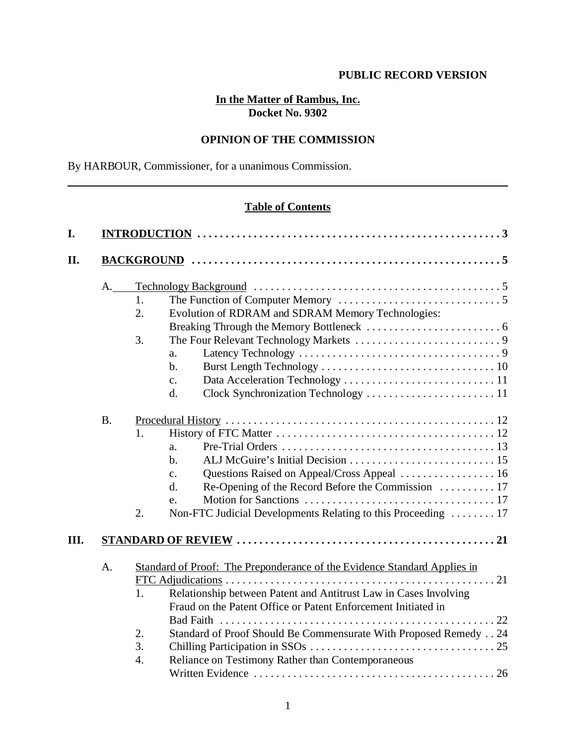**PUBLIC RECORD VERSION**

**In the Matter of Rambus, Inc.**
**Docket No. 9302**

**OPINION OF THE COMMISSION**

By HARBOUR, Commissioner, for a unanimous Commission.

---

**Table of Contents**

**I. INTRODUCTION . . . . . . . . . . . . . . . . . . . . . . . . . . . . . . . . . . . . . . . . . . . . . . . . . . . . 3**

**II. BACKGROUND . . . . . . . . . . . . . . . . . . . . . . . . . . . . . . . . . . . . . . . . . . . . . . . . . . . . . 5**

- A. Technology Background . . . . . . . . . . . . . . . . . . . . . . . . . . . . . . . . . . . . . . . . . . . . 5
  - 1. The Function of Computer Memory . . . . . . . . . . . . . . . . . . . . . . . . . . . . . 5
  - 2. Evolution of RDRAM and SDRAM Memory Technologies: Breaking Through the Memory Bottleneck . . . . . . . . . . . . . . . . . . . . . . . . . 6
  - 3. The Four Relevant Technology Markets . . . . . . . . . . . . . . . . . . . . . . . . . . . 9
    - a. Latency Technology . . . . . . . . . . . . . . . . . . . . . . . . . . . . . . . . . . . . 9
    - b. Burst Length Technology . . . . . . . . . . . . . . . . . . . . . . . . . . . . . . . 10
    - c. Data Acceleration Technology . . . . . . . . . . . . . . . . . . . . . . . . . . . 11
    - d. Clock Synchronization Technology . . . . . . . . . . . . . . . . . . . . . . . 11
- B. Procedural History . . . . . . . . . . . . . . . . . . . . . . . . . . . . . . . . . . . . . . . . . . . . . . . 12
  - 1. History of FTC Matter . . . . . . . . . . . . . . . . . . . . . . . . . . . . . . . . . . . . . . . 12
    - a. Pre-Trial Orders . . . . . . . . . . . . . . . . . . . . . . . . . . . . . . . . . . . . . . 13
    - b. ALJ McGuire's Initial Decision . . . . . . . . . . . . . . . . . . . . . . . . . . 15
    - c. Questions Raised on Appeal/Cross Appeal . . . . . . . . . . . . . . . . . 16
    - d. Re-Opening of the Record Before the Commission . . . . . . . . . . 17
    - e. Motion for Sanctions . . . . . . . . . . . . . . . . . . . . . . . . . . . . . . . . . . 17
  - 2. Non-FTC Judicial Developments Relating to this Proceeding . . . . . . . . 17

**III. STANDARD OF REVIEW . . . . . . . . . . . . . . . . . . . . . . . . . . . . . . . . . . . . . . . . . . . . . . 21**

- A. Standard of Proof: The Preponderance of the Evidence Standard Applies in FTC Adjudications . . . . . . . . . . . . . . . . . . . . . . . . . . . . . . . . . . . . . . . . . . . . . . . . 21
  - 1. Relationship between Patent and Antitrust Law in Cases Involving Fraud on the Patent Office or Patent Enforcement Initiated in Bad Faith . . . . . . . . . . . . . . . . . . . . . . . . . . . . . . . . . . . . . . . . . . . . . . . . . 22
  - 2. Standard of Proof Should Be Commensurate With Proposed Remedy . . 24
  - 3. Chilling Participation in SSOs . . . . . . . . . . . . . . . . . . . . . . . . . . . . . . . . . 25
  - 4. Reliance on Testimony Rather than Contemporaneous Written Evidence . . . . . . . . . . . . . . . . . . . . . . . . . . . . . . . . . . . . . . . . . . . 26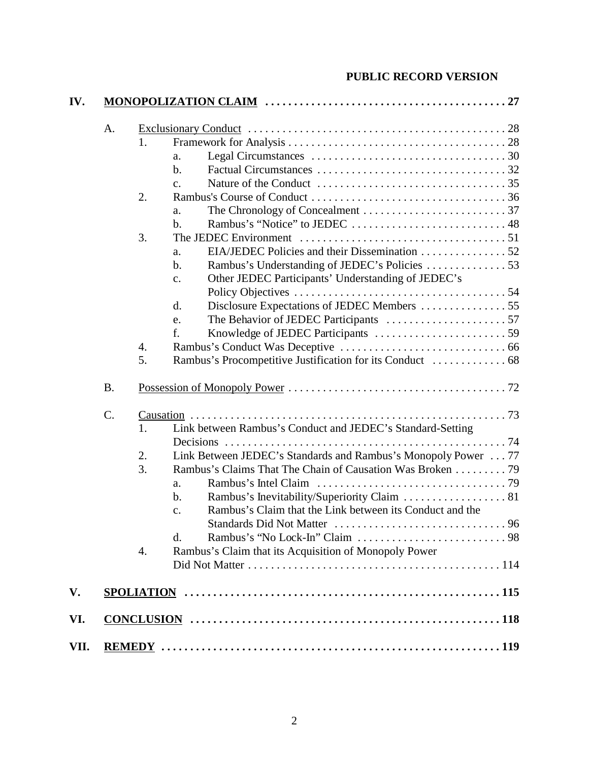**PUBLIC RECORD VERSION**

- **IV. MONOPOLIZATION CLAIM** ........ 27
  - A. Exclusionary Conduct ........ 28
    - 1. Framework for Analysis ........ 28
      - a. Legal Circumstances ........ 30
      - b. Factual Circumstances ........ 32
      - c. Nature of the Conduct ........ 35
    - 2. Rambus's Course of Conduct ........ 36
      - a. The Chronology of Concealment ........ 37
      - b. Rambus's "Notice" to JEDEC ........ 48
    - 3. The JEDEC Environment ........ 51
      - a. EIA/JEDEC Policies and their Dissemination ........ 52
      - b. Rambus's Understanding of JEDEC's Policies ........ 53
      - c. Other JEDEC Participants' Understanding of JEDEC's Policy Objectives ........ 54
      - d. Disclosure Expectations of JEDEC Members ........ 55
      - e. The Behavior of JEDEC Participants ........ 57
      - f. Knowledge of JEDEC Participants ........ 59
    - 4. Rambus's Conduct Was Deceptive ........ 66
    - 5. Rambus's Procompetitive Justification for its Conduct ........ 68
  - B. Possession of Monopoly Power ........ 72
  - C. Causation ........ 73
    - 1. Link between Rambus's Conduct and JEDEC's Standard-Setting Decisions ........ 74
    - 2. Link Between JEDEC's Standards and Rambus's Monopoly Power ........ 77
    - 3. Rambus's Claims That The Chain of Causation Was Broken ........ 79
      - a. Rambus's Intel Claim ........ 79
      - b. Rambus's Inevitability/Superiority Claim ........ 81
      - c. Rambus's Claim that the Link between its Conduct and the Standards Did Not Matter ........ 96
      - d. Rambus's "No Lock-In" Claim ........ 98
    - 4. Rambus's Claim that its Acquisition of Monopoly Power Did Not Matter ........ 114
- **V. SPOLIATION** ........ 115
- **VI. CONCLUSION** ........ 118
- **VII. REMEDY** ........ 119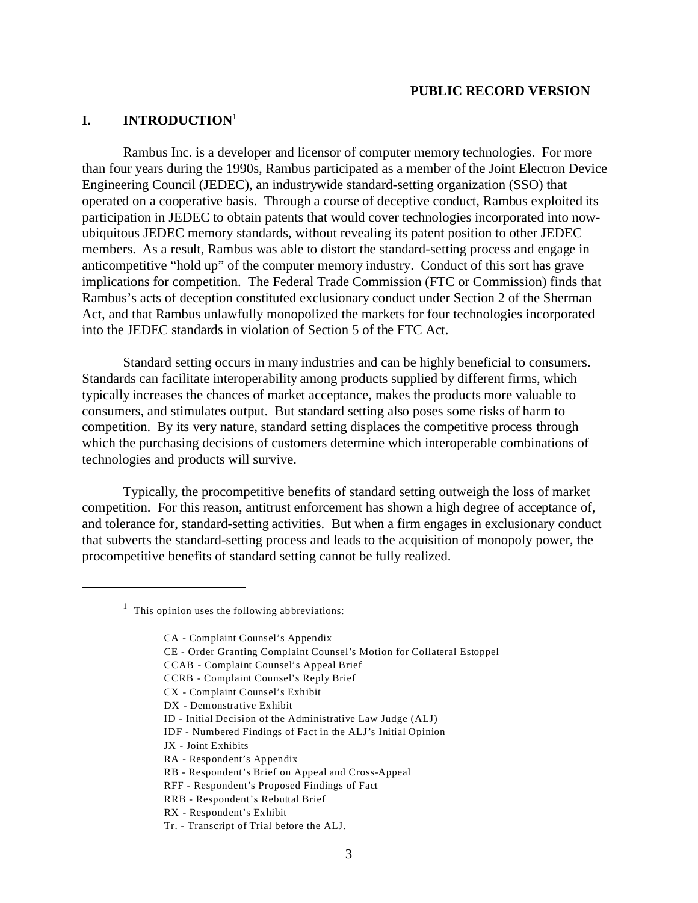**PUBLIC RECORD VERSION**

## I. INTRODUCTION[1]

Rambus Inc. is a developer and licensor of computer memory technologies. For more than four years during the 1990s, Rambus participated as a member of the Joint Electron Device Engineering Council (JEDEC), an industrywide standard-setting organization (SSO) that operated on a cooperative basis. Through a course of deceptive conduct, Rambus exploited its participation in JEDEC to obtain patents that would cover technologies incorporated into now-ubiquitous JEDEC memory standards, without revealing its patent position to other JEDEC members. As a result, Rambus was able to distort the standard-setting process and engage in anticompetitive "hold up" of the computer memory industry. Conduct of this sort has grave implications for competition. The Federal Trade Commission (FTC or Commission) finds that Rambus's acts of deception constituted exclusionary conduct under Section 2 of the Sherman Act, and that Rambus unlawfully monopolized the markets for four technologies incorporated into the JEDEC standards in violation of Section 5 of the FTC Act.

Standard setting occurs in many industries and can be highly beneficial to consumers. Standards can facilitate interoperability among products supplied by different firms, which typically increases the chances of market acceptance, makes the products more valuable to consumers, and stimulates output. But standard setting also poses some risks of harm to competition. By its very nature, standard setting displaces the competitive process through which the purchasing decisions of customers determine which interoperable combinations of technologies and products will survive.

Typically, the procompetitive benefits of standard setting outweigh the loss of market competition. For this reason, antitrust enforcement has shown a high degree of acceptance of, and tolerance for, standard-setting activities. But when a firm engages in exclusionary conduct that subverts the standard-setting process and leads to the acquisition of monopoly power, the procompetitive benefits of standard setting cannot be fully realized.

---

[1] This opinion uses the following abbreviations:

- CA - Complaint Counsel's Appendix
- CE - Order Granting Complaint Counsel's Motion for Collateral Estoppel
- CCAB - Complaint Counsel's Appeal Brief
- CCRB - Complaint Counsel's Reply Brief
- CX - Complaint Counsel's Exhibit
- DX - Demonstrative Exhibit
- ID - Initial Decision of the Administrative Law Judge (ALJ)
- IDF - Numbered Findings of Fact in the ALJ's Initial Opinion
- JX - Joint Exhibits
- RA - Respondent's Appendix
- RB - Respondent's Brief on Appeal and Cross-Appeal
- RFF - Respondent's Proposed Findings of Fact
- RRB - Respondent's Rebuttal Brief
- RX - Respondent's Exhibit
- Tr. - Transcript of Trial before the ALJ.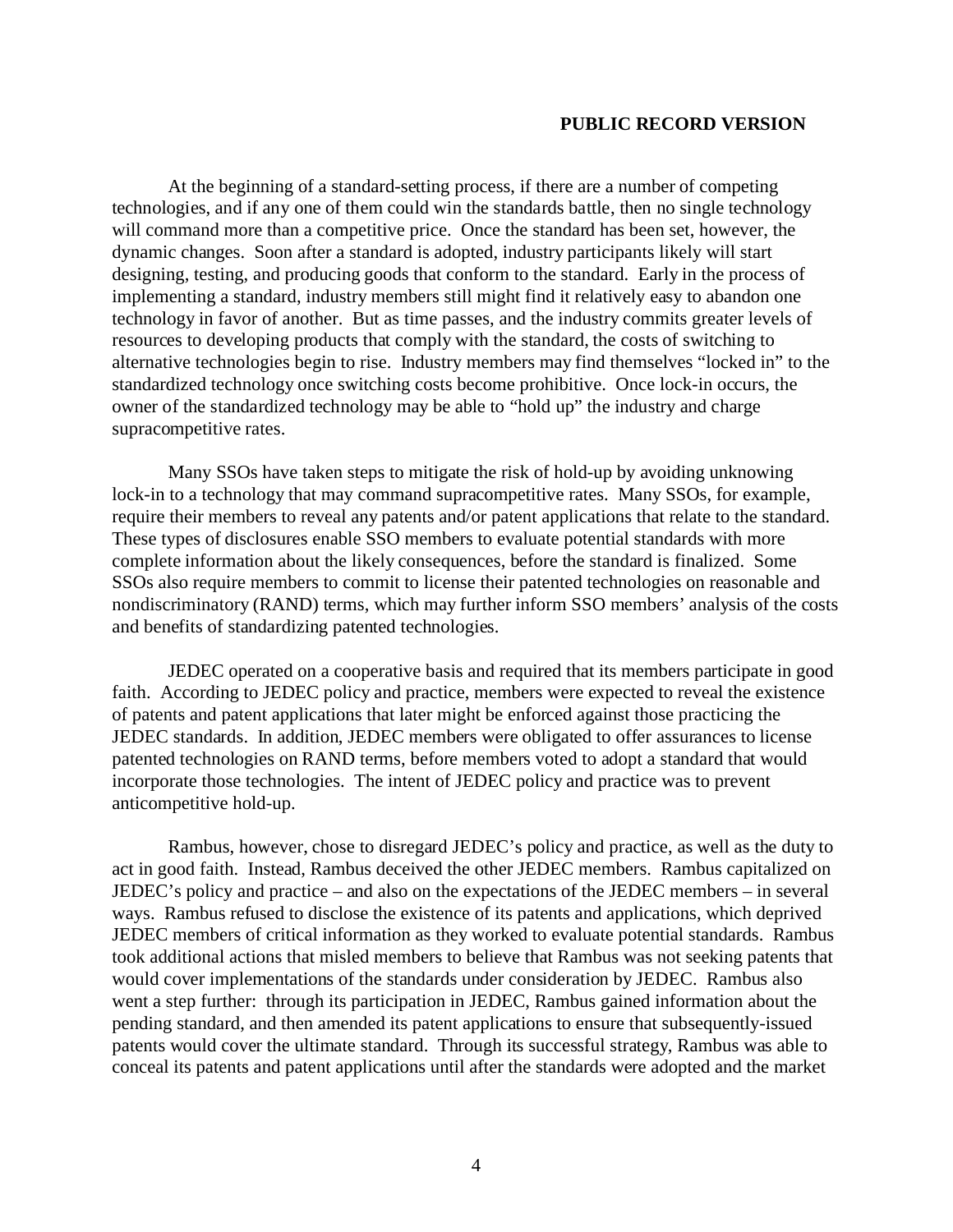At the beginning of a standard-setting process, if there are a number of competing technologies, and if any one of them could win the standards battle, then no single technology will command more than a competitive price. Once the standard has been set, however, the dynamic changes. Soon after a standard is adopted, industry participants likely will start designing, testing, and producing goods that conform to the standard. Early in the process of implementing a standard, industry members still might find it relatively easy to abandon one technology in favor of another. But as time passes, and the industry commits greater levels of resources to developing products that comply with the standard, the costs of switching to alternative technologies begin to rise. Industry members may find themselves "locked in" to the standardized technology once switching costs become prohibitive. Once lock-in occurs, the owner of the standardized technology may be able to "hold up" the industry and charge supracompetitive rates.

Many SSOs have taken steps to mitigate the risk of hold-up by avoiding unknowing lock-in to a technology that may command supracompetitive rates. Many SSOs, for example, require their members to reveal any patents and/or patent applications that relate to the standard. These types of disclosures enable SSO members to evaluate potential standards with more complete information about the likely consequences, before the standard is finalized. Some SSOs also require members to commit to license their patented technologies on reasonable and nondiscriminatory (RAND) terms, which may further inform SSO members' analysis of the costs and benefits of standardizing patented technologies.

JEDEC operated on a cooperative basis and required that its members participate in good faith. According to JEDEC policy and practice, members were expected to reveal the existence of patents and patent applications that later might be enforced against those practicing the JEDEC standards. In addition, JEDEC members were obligated to offer assurances to license patented technologies on RAND terms, before members voted to adopt a standard that would incorporate those technologies. The intent of JEDEC policy and practice was to prevent anticompetitive hold-up.

Rambus, however, chose to disregard JEDEC's policy and practice, as well as the duty to act in good faith. Instead, Rambus deceived the other JEDEC members. Rambus capitalized on JEDEC's policy and practice – and also on the expectations of the JEDEC members – in several ways. Rambus refused to disclose the existence of its patents and applications, which deprived JEDEC members of critical information as they worked to evaluate potential standards. Rambus took additional actions that misled members to believe that Rambus was not seeking patents that would cover implementations of the standards under consideration by JEDEC. Rambus also went a step further: through its participation in JEDEC, Rambus gained information about the pending standard, and then amended its patent applications to ensure that subsequently-issued patents would cover the ultimate standard. Through its successful strategy, Rambus was able to conceal its patents and patent applications until after the standards were adopted and the market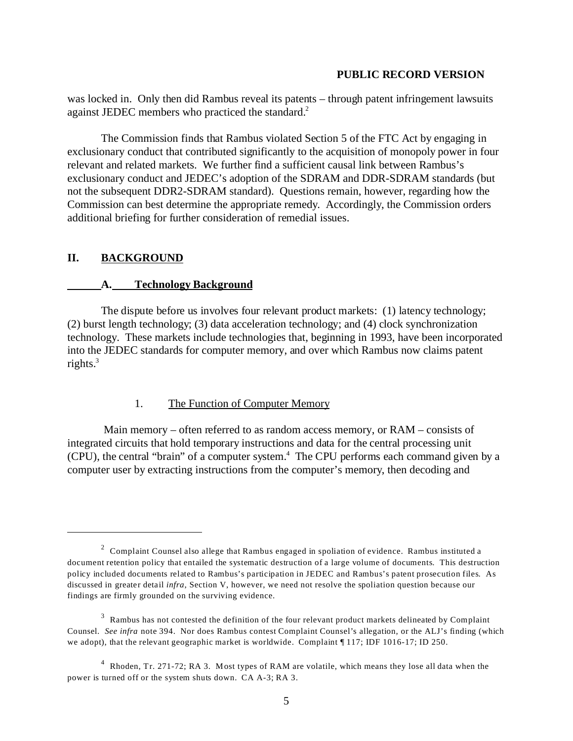was locked in. Only then did Rambus reveal its patents – through patent infringement lawsuits against JEDEC members who practiced the standard.[2]

The Commission finds that Rambus violated Section 5 of the FTC Act by engaging in exclusionary conduct that contributed significantly to the acquisition of monopoly power in four relevant and related markets. We further find a sufficient causal link between Rambus's exclusionary conduct and JEDEC's adoption of the SDRAM and DDR-SDRAM standards (but not the subsequent DDR2-SDRAM standard). Questions remain, however, regarding how the Commission can best determine the appropriate remedy. Accordingly, the Commission orders additional briefing for further consideration of remedial issues.

## II. BACKGROUND

### A. Technology Background

The dispute before us involves four relevant product markets: (1) latency technology; (2) burst length technology; (3) data acceleration technology; and (4) clock synchronization technology. These markets include technologies that, beginning in 1993, have been incorporated into the JEDEC standards for computer memory, and over which Rambus now claims patent rights.[3]

#### 1. The Function of Computer Memory

Main memory – often referred to as random access memory, or RAM – consists of integrated circuits that hold temporary instructions and data for the central processing unit (CPU), the central "brain" of a computer system.[4] The CPU performs each command given by a computer user by extracting instructions from the computer's memory, then decoding and

---

[2] Complaint Counsel also allege that Rambus engaged in spoliation of evidence. Rambus instituted a document retention policy that entailed the systematic destruction of a large volume of documents. This destruction policy included documents related to Rambus's participation in JEDEC and Rambus's patent prosecution files. As discussed in greater detail *infra*, Section V, however, we need not resolve the spoliation question because our findings are firmly grounded on the surviving evidence.

[3] Rambus has not contested the definition of the four relevant product markets delineated by Complaint Counsel. *See infra* note 394. Nor does Rambus contest Complaint Counsel's allegation, or the ALJ's finding (which we adopt), that the relevant geographic market is worldwide. Complaint ¶ 117; IDF 1016-17; ID 250.

[4] Rhoden, Tr. 271-72; RA 3. Most types of RAM are volatile, which means they lose all data when the power is turned off or the system shuts down. CA A-3; RA 3.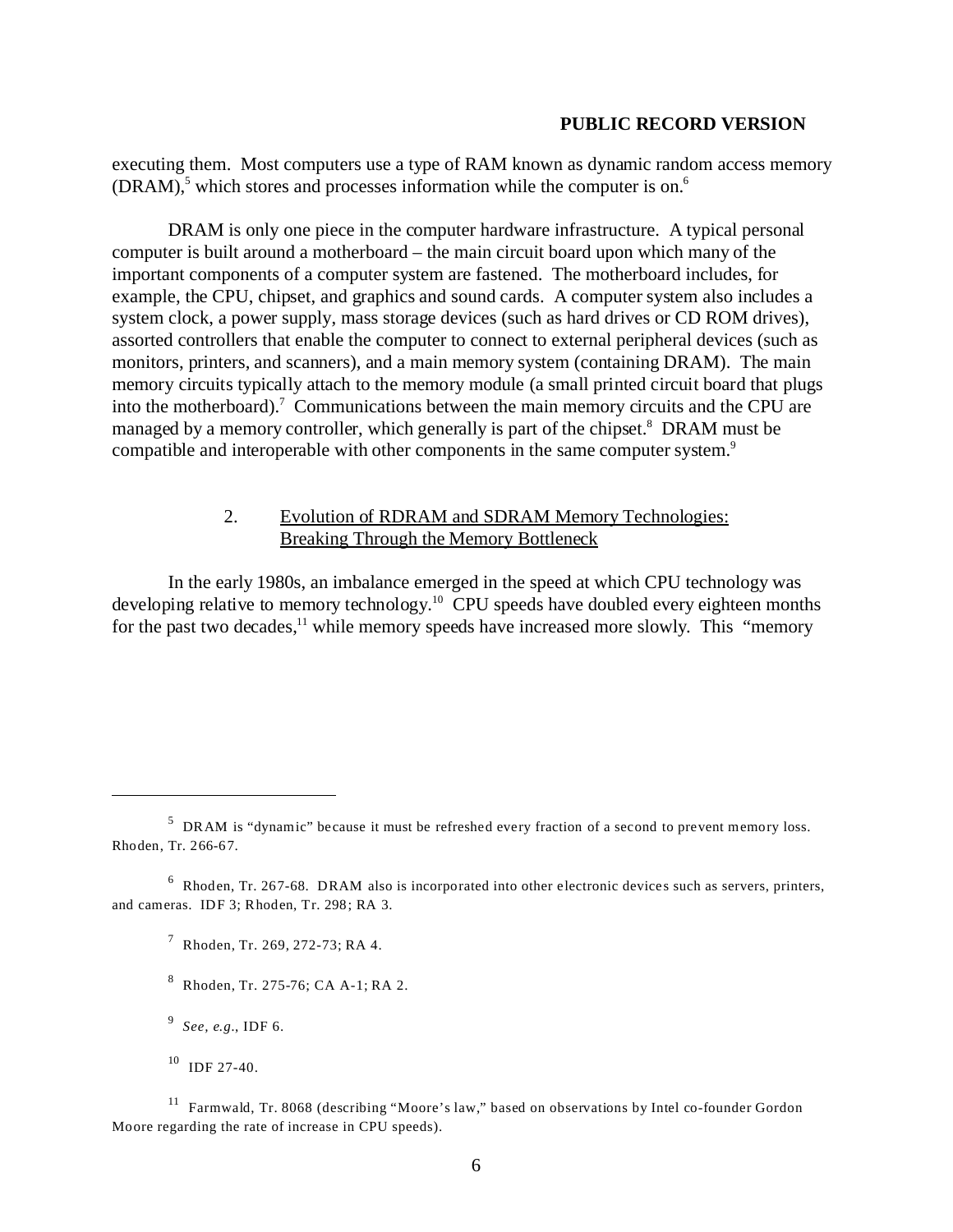executing them. Most computers use a type of RAM known as dynamic random access memory (DRAM),[5] which stores and processes information while the computer is on.[6]

DRAM is only one piece in the computer hardware infrastructure. A typical personal computer is built around a motherboard – the main circuit board upon which many of the important components of a computer system are fastened. The motherboard includes, for example, the CPU, chipset, and graphics and sound cards. A computer system also includes a system clock, a power supply, mass storage devices (such as hard drives or CD ROM drives), assorted controllers that enable the computer to connect to external peripheral devices (such as monitors, printers, and scanners), and a main memory system (containing DRAM). The main memory circuits typically attach to the memory module (a small printed circuit board that plugs into the motherboard).[7] Communications between the main memory circuits and the CPU are managed by a memory controller, which generally is part of the chipset.[8] DRAM must be compatible and interoperable with other components in the same computer system.[9]

### 2. Evolution of RDRAM and SDRAM Memory Technologies: Breaking Through the Memory Bottleneck

In the early 1980s, an imbalance emerged in the speed at which CPU technology was developing relative to memory technology.[10] CPU speeds have doubled every eighteen months for the past two decades,[11] while memory speeds have increased more slowly. This "memory

---

[5] DRAM is "dynamic" because it must be refreshed every fraction of a second to prevent memory loss. Rhoden, Tr. 266-67.

[6] Rhoden, Tr. 267-68. DRAM also is incorporated into other electronic devices such as servers, printers, and cameras. IDF 3; Rhoden, Tr. 298; RA 3.

[7] Rhoden, Tr. 269, 272-73; RA 4.

[8] Rhoden, Tr. 275-76; CA A-1; RA 2.

[9] *See, e.g.*, IDF 6.

[10] IDF 27-40.

[11] Farmwald, Tr. 8068 (describing "Moore's law," based on observations by Intel co-founder Gordon Moore regarding the rate of increase in CPU speeds).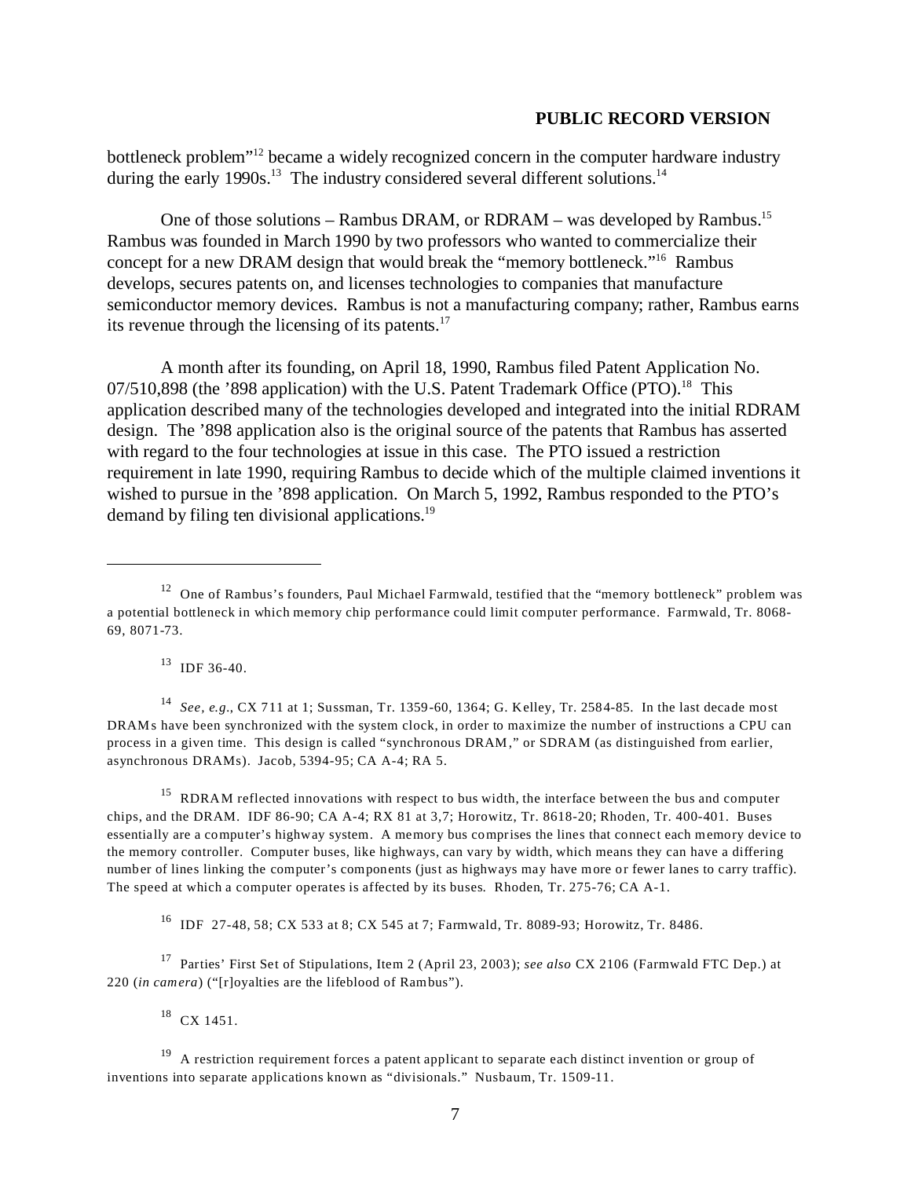bottleneck problem"[12] became a widely recognized concern in the computer hardware industry during the early 1990s.[13] The industry considered several different solutions.[14]

One of those solutions – Rambus DRAM, or RDRAM – was developed by Rambus.[15] Rambus was founded in March 1990 by two professors who wanted to commercialize their concept for a new DRAM design that would break the "memory bottleneck."[16] Rambus develops, secures patents on, and licenses technologies to companies that manufacture semiconductor memory devices. Rambus is not a manufacturing company; rather, Rambus earns its revenue through the licensing of its patents.[17]

A month after its founding, on April 18, 1990, Rambus filed Patent Application No. 07/510,898 (the '898 application) with the U.S. Patent Trademark Office (PTO).[18] This application described many of the technologies developed and integrated into the initial RDRAM design. The '898 application also is the original source of the patents that Rambus has asserted with regard to the four technologies at issue in this case. The PTO issued a restriction requirement in late 1990, requiring Rambus to decide which of the multiple claimed inventions it wished to pursue in the '898 application. On March 5, 1992, Rambus responded to the PTO's demand by filing ten divisional applications.[19]

---

[12] One of Rambus's founders, Paul Michael Farmwald, testified that the "memory bottleneck" problem was a potential bottleneck in which memory chip performance could limit computer performance. Farmwald, Tr. 8068-69, 8071-73.

[13] IDF 36-40.

[14] *See, e.g.*, CX 711 at 1; Sussman, Tr. 1359-60, 1364; G. Kelley, Tr. 2584-85. In the last decade most DRAMs have been synchronized with the system clock, in order to maximize the number of instructions a CPU can process in a given time. This design is called "synchronous DRAM," or SDRAM (as distinguished from earlier, asynchronous DRAMs). Jacob, 5394-95; CA A-4; RA 5.

[15] RDRAM reflected innovations with respect to bus width, the interface between the bus and computer chips, and the DRAM. IDF 86-90; CA A-4; RX 81 at 3,7; Horowitz, Tr. 8618-20; Rhoden, Tr. 400-401. Buses essentially are a computer's highway system. A memory bus comprises the lines that connect each memory device to the memory controller. Computer buses, like highways, can vary by width, which means they can have a differing number of lines linking the computer's components (just as highways may have more or fewer lanes to carry traffic). The speed at which a computer operates is affected by its buses. Rhoden, Tr. 275-76; CA A-1.

[16] IDF 27-48, 58; CX 533 at 8; CX 545 at 7; Farmwald, Tr. 8089-93; Horowitz, Tr. 8486.

[17] Parties' First Set of Stipulations, Item 2 (April 23, 2003); *see also* CX 2106 (Farmwald FTC Dep.) at 220 (*in camera*) ("[r]oyalties are the lifeblood of Rambus").

[18] CX 1451.

[19] A restriction requirement forces a patent applicant to separate each distinct invention or group of inventions into separate applications known as "divisionals." Nusbaum, Tr. 1509-11.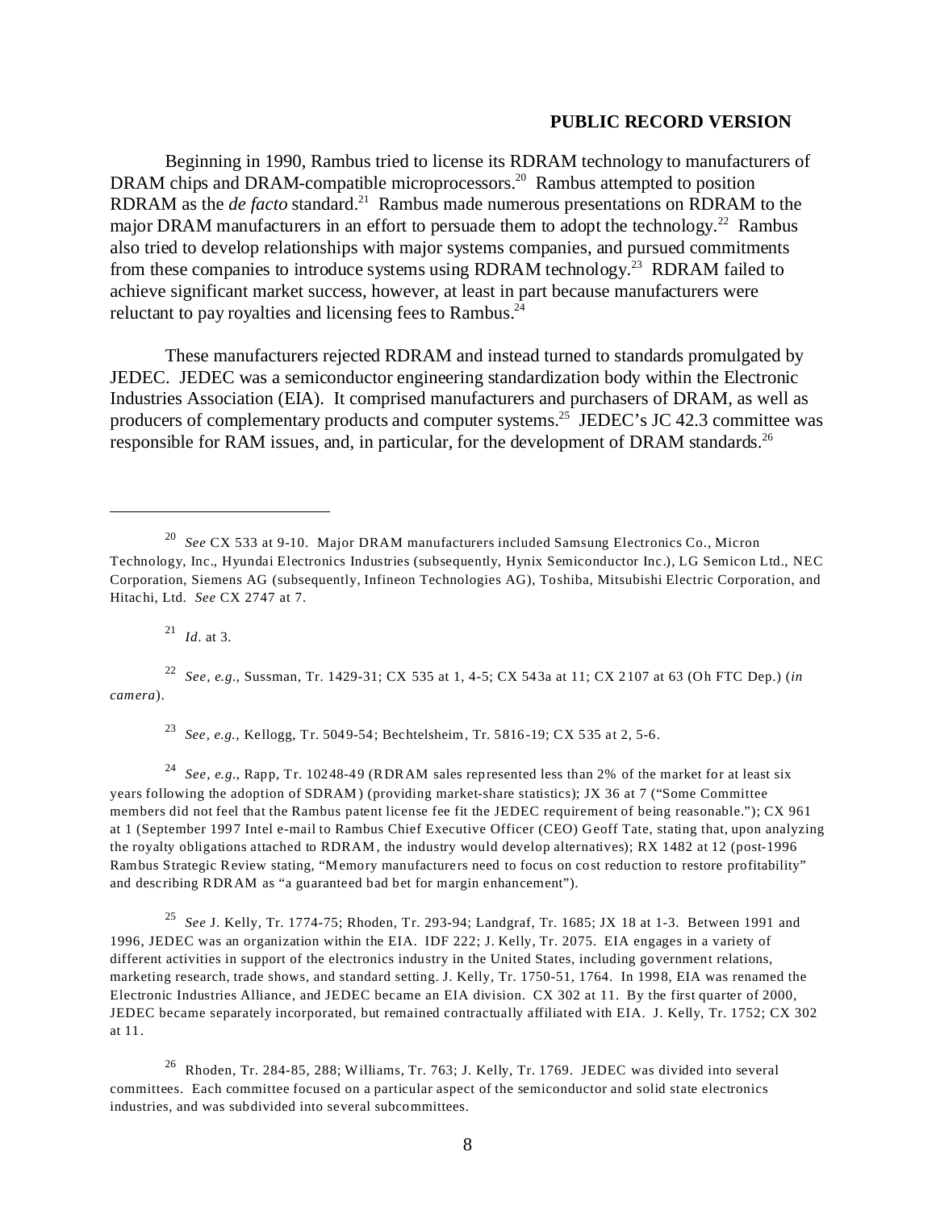**PUBLIC RECORD VERSION**

Beginning in 1990, Rambus tried to license its RDRAM technology to manufacturers of DRAM chips and DRAM-compatible microprocessors.[20] Rambus attempted to position RDRAM as the *de facto* standard.[21] Rambus made numerous presentations on RDRAM to the major DRAM manufacturers in an effort to persuade them to adopt the technology.[22] Rambus also tried to develop relationships with major systems companies, and pursued commitments from these companies to introduce systems using RDRAM technology.[23] RDRAM failed to achieve significant market success, however, at least in part because manufacturers were reluctant to pay royalties and licensing fees to Rambus.[24]

These manufacturers rejected RDRAM and instead turned to standards promulgated by JEDEC. JEDEC was a semiconductor engineering standardization body within the Electronic Industries Association (EIA). It comprised manufacturers and purchasers of DRAM, as well as producers of complementary products and computer systems.[25] JEDEC's JC 42.3 committee was responsible for RAM issues, and, in particular, for the development of DRAM standards.[26]

---

[20] *See* CX 533 at 9-10. Major DRAM manufacturers included Samsung Electronics Co., Micron Technology, Inc., Hyundai Electronics Industries (subsequently, Hynix Semiconductor Inc.), LG Semicon Ltd., NEC Corporation, Siemens AG (subsequently, Infineon Technologies AG), Toshiba, Mitsubishi Electric Corporation, and Hitachi, Ltd. *See* CX 2747 at 7.

[21] *Id.* at 3.

[22] *See, e.g.*, Sussman, Tr. 1429-31; CX 535 at 1, 4-5; CX 543a at 11; CX 2107 at 63 (Oh FTC Dep.) (*in camera*).

[23] *See, e.g.*, Kellogg, Tr. 5049-54; Bechtelsheim, Tr. 5816-19; CX 535 at 2, 5-6.

[24] *See, e.g.*, Rapp, Tr. 10248-49 (RDRAM sales represented less than 2% of the market for at least six years following the adoption of SDRAM) (providing market-share statistics); JX 36 at 7 ("Some Committee members did not feel that the Rambus patent license fee fit the JEDEC requirement of being reasonable."); CX 961 at 1 (September 1997 Intel e-mail to Rambus Chief Executive Officer (CEO) Geoff Tate, stating that, upon analyzing the royalty obligations attached to RDRAM, the industry would develop alternatives); RX 1482 at 12 (post-1996 Rambus Strategic Review stating, "Memory manufacturers need to focus on cost reduction to restore profitability" and describing RDRAM as "a guaranteed bad bet for margin enhancement").

[25] *See* J. Kelly, Tr. 1774-75; Rhoden, Tr. 293-94; Landgraf, Tr. 1685; JX 18 at 1-3. Between 1991 and 1996, JEDEC was an organization within the EIA. IDF 222; J. Kelly, Tr. 2075. EIA engages in a variety of different activities in support of the electronics industry in the United States, including government relations, marketing research, trade shows, and standard setting. J. Kelly, Tr. 1750-51, 1764. In 1998, EIA was renamed the Electronic Industries Alliance, and JEDEC became an EIA division. CX 302 at 11. By the first quarter of 2000, JEDEC became separately incorporated, but remained contractually affiliated with EIA. J. Kelly, Tr. 1752; CX 302 at 11.

[26] Rhoden, Tr. 284-85, 288; Williams, Tr. 763; J. Kelly, Tr. 1769. JEDEC was divided into several committees. Each committee focused on a particular aspect of the semiconductor and solid state electronics industries, and was subdivided into several subcommittees.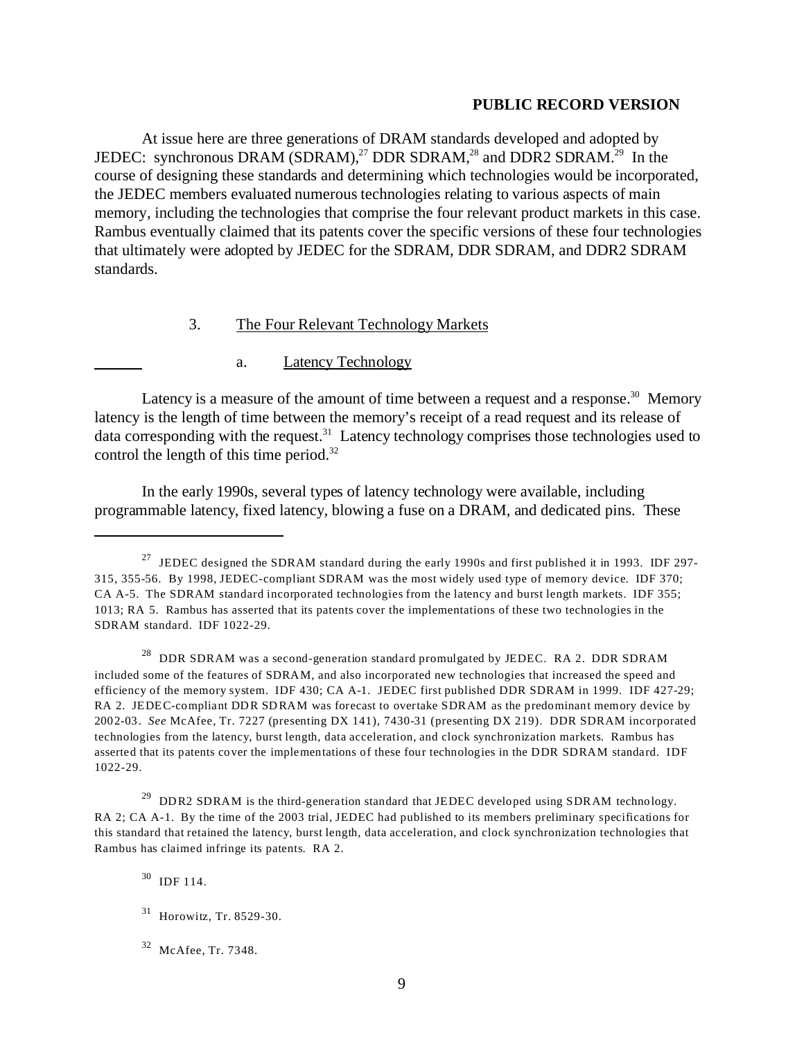PUBLIC RECORD VERSION

At issue here are three generations of DRAM standards developed and adopted by JEDEC: synchronous DRAM (SDRAM),[27] DDR SDRAM,[28] and DDR2 SDRAM.[29] In the course of designing these standards and determining which technologies would be incorporated, the JEDEC members evaluated numerous technologies relating to various aspects of main memory, including the technologies that comprise the four relevant product markets in this case. Rambus eventually claimed that its patents cover the specific versions of these four technologies that ultimately were adopted by JEDEC for the SDRAM, DDR SDRAM, and DDR2 SDRAM standards.

### 3. The Four Relevant Technology Markets

#### a. Latency Technology

Latency is a measure of the amount of time between a request and a response.[30] Memory latency is the length of time between the memory's receipt of a read request and its release of data corresponding with the request.[31] Latency technology comprises those technologies used to control the length of this time period.[32]

In the early 1990s, several types of latency technology were available, including programmable latency, fixed latency, blowing a fuse on a DRAM, and dedicated pins. These

---

[27] JEDEC designed the SDRAM standard during the early 1990s and first published it in 1993. IDF 297-315, 355-56. By 1998, JEDEC-compliant SDRAM was the most widely used type of memory device. IDF 370; CA A-5. The SDRAM standard incorporated technologies from the latency and burst length markets. IDF 355; 1013; RA 5. Rambus has asserted that its patents cover the implementations of these two technologies in the SDRAM standard. IDF 1022-29.

[28] DDR SDRAM was a second-generation standard promulgated by JEDEC. RA 2. DDR SDRAM included some of the features of SDRAM, and also incorporated new technologies that increased the speed and efficiency of the memory system. IDF 430; CA A-1. JEDEC first published DDR SDRAM in 1999. IDF 427-29; RA 2. JEDEC-compliant DDR SDRAM was forecast to overtake SDRAM as the predominant memory device by 2002-03. *See* McAfee, Tr. 7227 (presenting DX 141), 7430-31 (presenting DX 219). DDR SDRAM incorporated technologies from the latency, burst length, data acceleration, and clock synchronization markets. Rambus has asserted that its patents cover the implementations of these four technologies in the DDR SDRAM standard. IDF 1022-29.

[29] DDR2 SDRAM is the third-generation standard that JEDEC developed using SDRAM technology. RA 2; CA A-1. By the time of the 2003 trial, JEDEC had published to its members preliminary specifications for this standard that retained the latency, burst length, data acceleration, and clock synchronization technologies that Rambus has claimed infringe its patents. RA 2.

[30] IDF 114.

[31] Horowitz, Tr. 8529-30.

[32] McAfee, Tr. 7348.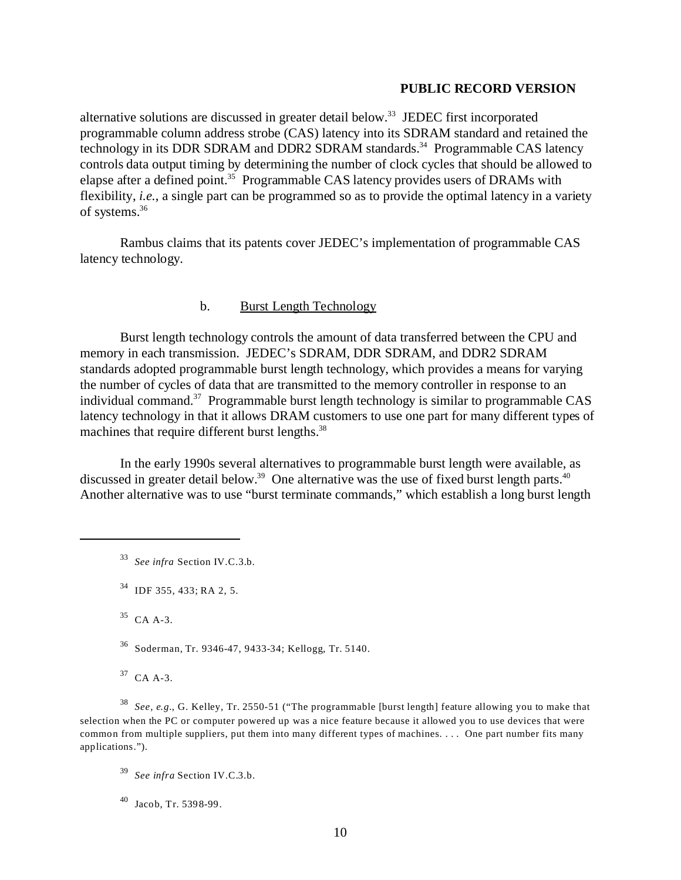alternative solutions are discussed in greater detail below.[33] JEDEC first incorporated programmable column address strobe (CAS) latency into its SDRAM standard and retained the technology in its DDR SDRAM and DDR2 SDRAM standards.[34] Programmable CAS latency controls data output timing by determining the number of clock cycles that should be allowed to elapse after a defined point.[35] Programmable CAS latency provides users of DRAMs with flexibility, *i.e.*, a single part can be programmed so as to provide the optimal latency in a variety of systems.[36]

Rambus claims that its patents cover JEDEC's implementation of programmable CAS latency technology.

b. <u>Burst Length Technology</u>

Burst length technology controls the amount of data transferred between the CPU and memory in each transmission. JEDEC's SDRAM, DDR SDRAM, and DDR2 SDRAM standards adopted programmable burst length technology, which provides a means for varying the number of cycles of data that are transmitted to the memory controller in response to an individual command.[37] Programmable burst length technology is similar to programmable CAS latency technology in that it allows DRAM customers to use one part for many different types of machines that require different burst lengths.[38]

In the early 1990s several alternatives to programmable burst length were available, as discussed in greater detail below.[39] One alternative was the use of fixed burst length parts.[40] Another alternative was to use "burst terminate commands," which establish a long burst length

---

[33] *See infra* Section IV.C.3.b.

[34] IDF 355, 433; RA 2, 5.

[35] CA A-3.

[36] Soderman, Tr. 9346-47, 9433-34; Kellogg, Tr. 5140.

[37] CA A-3.

[38] *See, e.g.*, G. Kelley, Tr. 2550-51 ("The programmable [burst length] feature allowing you to make that selection when the PC or computer powered up was a nice feature because it allowed you to use devices that were common from multiple suppliers, put them into many different types of machines. . . . One part number fits many applications.").

[39] *See infra* Section IV.C.3.b.

[40] Jacob, Tr. 5398-99.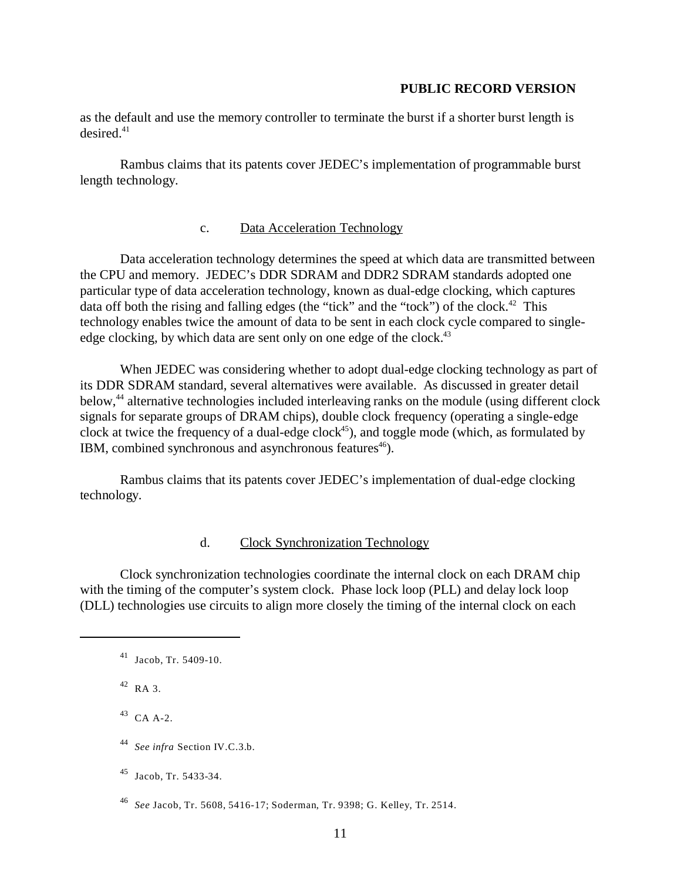as the default and use the memory controller to terminate the burst if a shorter burst length is desired.[41]

Rambus claims that its patents cover JEDEC's implementation of programmable burst length technology.

#### c. Data Acceleration Technology

Data acceleration technology determines the speed at which data are transmitted between the CPU and memory. JEDEC's DDR SDRAM and DDR2 SDRAM standards adopted one particular type of data acceleration technology, known as dual-edge clocking, which captures data off both the rising and falling edges (the "tick" and the "tock") of the clock.[42] This technology enables twice the amount of data to be sent in each clock cycle compared to single-edge clocking, by which data are sent only on one edge of the clock.[43]

When JEDEC was considering whether to adopt dual-edge clocking technology as part of its DDR SDRAM standard, several alternatives were available. As discussed in greater detail below,[44] alternative technologies included interleaving ranks on the module (using different clock signals for separate groups of DRAM chips), double clock frequency (operating a single-edge clock at twice the frequency of a dual-edge clock[45]), and toggle mode (which, as formulated by IBM, combined synchronous and asynchronous features[46]).

Rambus claims that its patents cover JEDEC's implementation of dual-edge clocking technology.

#### d. Clock Synchronization Technology

Clock synchronization technologies coordinate the internal clock on each DRAM chip with the timing of the computer's system clock. Phase lock loop (PLL) and delay lock loop (DLL) technologies use circuits to align more closely the timing of the internal clock on each

---

[41] Jacob, Tr. 5409-10.

[42] RA 3.

[43] CA A-2.

[44] *See infra* Section IV.C.3.b.

[45] Jacob, Tr. 5433-34.

[46] *See* Jacob, Tr. 5608, 5416-17; Soderman, Tr. 9398; G. Kelley, Tr. 2514.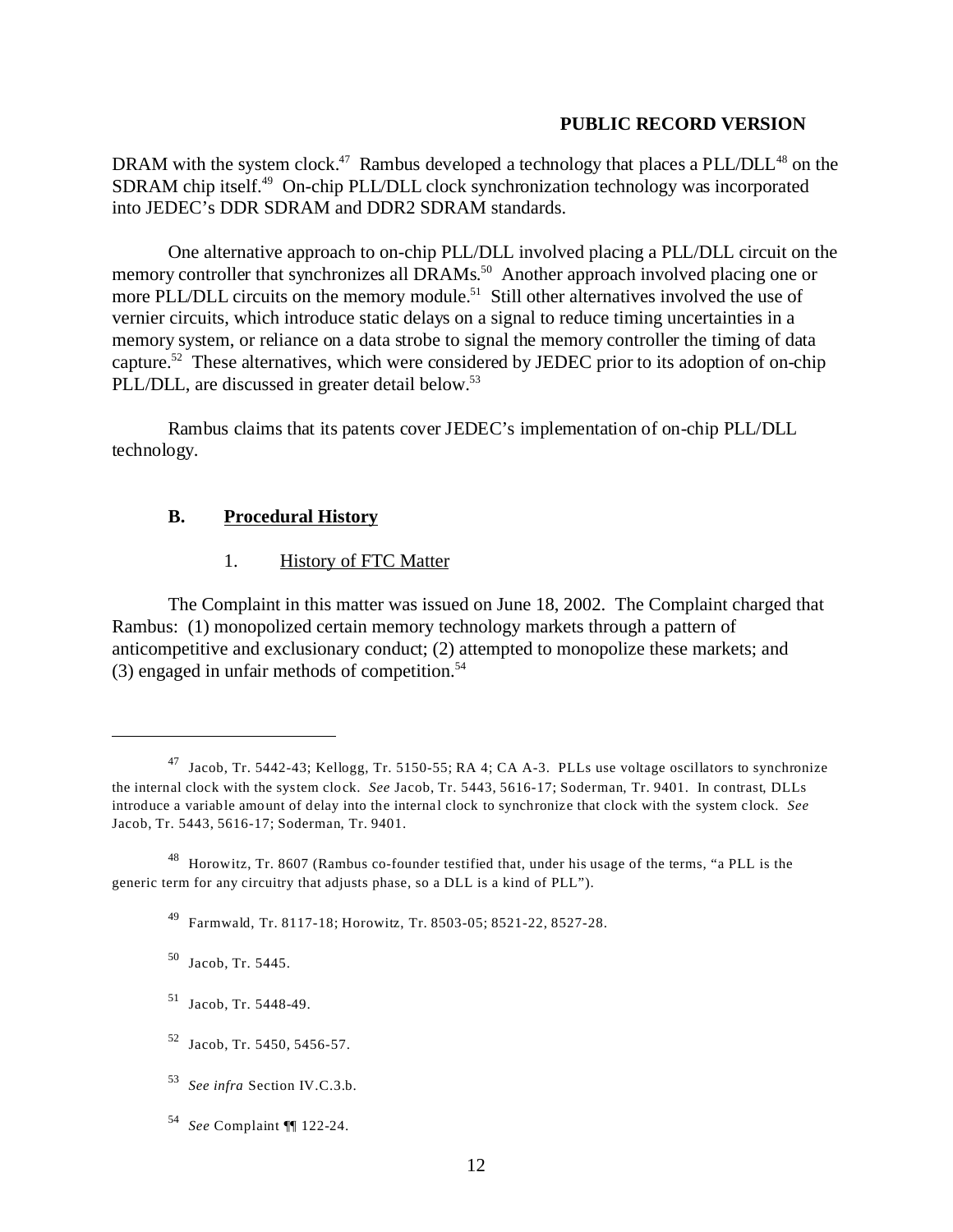DRAM with the system clock.[47] Rambus developed a technology that places a PLL/DLL[48] on the SDRAM chip itself.[49] On-chip PLL/DLL clock synchronization technology was incorporated into JEDEC's DDR SDRAM and DDR2 SDRAM standards.

One alternative approach to on-chip PLL/DLL involved placing a PLL/DLL circuit on the memory controller that synchronizes all DRAMs.[50] Another approach involved placing one or more PLL/DLL circuits on the memory module.[51] Still other alternatives involved the use of vernier circuits, which introduce static delays on a signal to reduce timing uncertainties in a memory system, or reliance on a data strobe to signal the memory controller the timing of data capture.[52] These alternatives, which were considered by JEDEC prior to its adoption of on-chip PLL/DLL, are discussed in greater detail below.[53]

Rambus claims that its patents cover JEDEC's implementation of on-chip PLL/DLL technology.

### B. Procedural History

#### 1. History of FTC Matter

The Complaint in this matter was issued on June 18, 2002. The Complaint charged that Rambus: (1) monopolized certain memory technology markets through a pattern of anticompetitive and exclusionary conduct; (2) attempted to monopolize these markets; and (3) engaged in unfair methods of competition.[54]

---

[47] Jacob, Tr. 5442-43; Kellogg, Tr. 5150-55; RA 4; CA A-3. PLLs use voltage oscillators to synchronize the internal clock with the system clock. *See* Jacob, Tr. 5443, 5616-17; Soderman, Tr. 9401. In contrast, DLLs introduce a variable amount of delay into the internal clock to synchronize that clock with the system clock. *See* Jacob, Tr. 5443, 5616-17; Soderman, Tr. 9401.

[48] Horowitz, Tr. 8607 (Rambus co-founder testified that, under his usage of the terms, "a PLL is the generic term for any circuitry that adjusts phase, so a DLL is a kind of PLL").

[49] Farmwald, Tr. 8117-18; Horowitz, Tr. 8503-05; 8521-22, 8527-28.

[50] Jacob, Tr. 5445.

[51] Jacob, Tr. 5448-49.

[52] Jacob, Tr. 5450, 5456-57.

[53] *See infra* Section IV.C.3.b.

[54] *See* Complaint ¶¶ 122-24.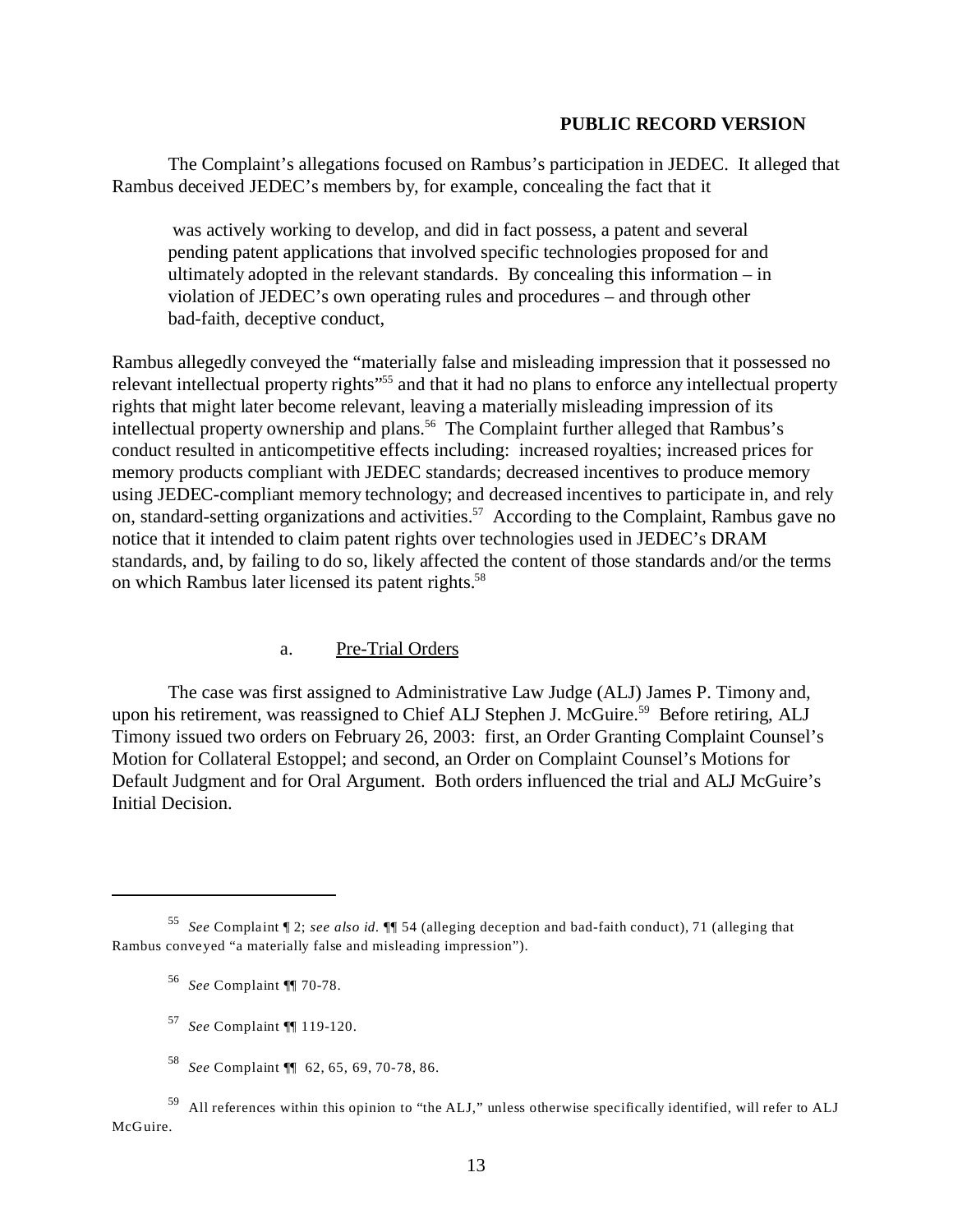**PUBLIC RECORD VERSION**

The Complaint's allegations focused on Rambus's participation in JEDEC. It alleged that Rambus deceived JEDEC's members by, for example, concealing the fact that it

> was actively working to develop, and did in fact possess, a patent and several pending patent applications that involved specific technologies proposed for and ultimately adopted in the relevant standards. By concealing this information – in violation of JEDEC's own operating rules and procedures – and through other bad-faith, deceptive conduct,

Rambus allegedly conveyed the "materially false and misleading impression that it possessed no relevant intellectual property rights"[55] and that it had no plans to enforce any intellectual property rights that might later become relevant, leaving a materially misleading impression of its intellectual property ownership and plans.[56] The Complaint further alleged that Rambus's conduct resulted in anticompetitive effects including: increased royalties; increased prices for memory products compliant with JEDEC standards; decreased incentives to produce memory using JEDEC-compliant memory technology; and decreased incentives to participate in, and rely on, standard-setting organizations and activities.[57] According to the Complaint, Rambus gave no notice that it intended to claim patent rights over technologies used in JEDEC's DRAM standards, and, by failing to do so, likely affected the content of those standards and/or the terms on which Rambus later licensed its patent rights.[58]

a. Pre-Trial Orders

The case was first assigned to Administrative Law Judge (ALJ) James P. Timony and, upon his retirement, was reassigned to Chief ALJ Stephen J. McGuire.[59] Before retiring, ALJ Timony issued two orders on February 26, 2003: first, an Order Granting Complaint Counsel's Motion for Collateral Estoppel; and second, an Order on Complaint Counsel's Motions for Default Judgment and for Oral Argument. Both orders influenced the trial and ALJ McGuire's Initial Decision.

---

[55] *See* Complaint ¶ 2; *see also id.* ¶¶ 54 (alleging deception and bad-faith conduct), 71 (alleging that Rambus conveyed "a materially false and misleading impression").

[56] *See* Complaint ¶¶ 70-78.

[57] *See* Complaint ¶¶ 119-120.

[58] *See* Complaint ¶¶ 62, 65, 69, 70-78, 86.

[59] All references within this opinion to "the ALJ," unless otherwise specifically identified, will refer to ALJ McGuire.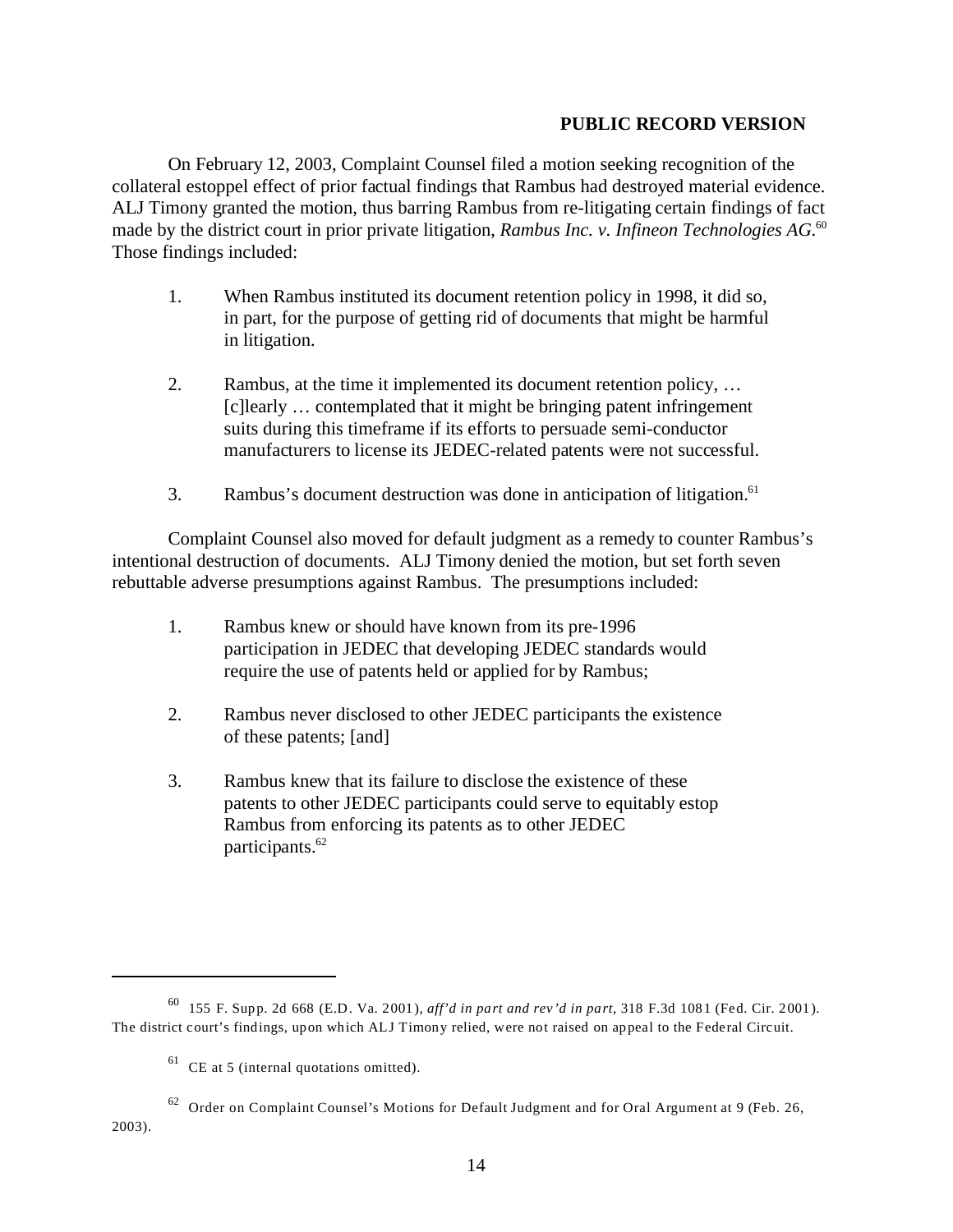**PUBLIC RECORD VERSION**

On February 12, 2003, Complaint Counsel filed a motion seeking recognition of the collateral estoppel effect of prior factual findings that Rambus had destroyed material evidence. ALJ Timony granted the motion, thus barring Rambus from re-litigating certain findings of fact made by the district court in prior private litigation, *Rambus Inc. v. Infineon Technologies AG*.[60] Those findings included:

> 1. When Rambus instituted its document retention policy in 1998, it did so, in part, for the purpose of getting rid of documents that might be harmful in litigation.
>
> 2. Rambus, at the time it implemented its document retention policy, … [c]learly … contemplated that it might be bringing patent infringement suits during this timeframe if its efforts to persuade semi-conductor manufacturers to license its JEDEC-related patents were not successful.
>
> 3. Rambus's document destruction was done in anticipation of litigation.[61]

Complaint Counsel also moved for default judgment as a remedy to counter Rambus's intentional destruction of documents. ALJ Timony denied the motion, but set forth seven rebuttable adverse presumptions against Rambus. The presumptions included:

> 1. Rambus knew or should have known from its pre-1996 participation in JEDEC that developing JEDEC standards would require the use of patents held or applied for by Rambus;
>
> 2. Rambus never disclosed to other JEDEC participants the existence of these patents; [and]
>
> 3. Rambus knew that its failure to disclose the existence of these patents to other JEDEC participants could serve to equitably estop Rambus from enforcing its patents as to other JEDEC participants.[62]

---

[60] 155 F. Supp. 2d 668 (E.D. Va. 2001), *aff'd in part and rev'd in part*, 318 F.3d 1081 (Fed. Cir. 2001). The district court's findings, upon which ALJ Timony relied, were not raised on appeal to the Federal Circuit.

[61] CE at 5 (internal quotations omitted).

[62] Order on Complaint Counsel's Motions for Default Judgment and for Oral Argument at 9 (Feb. 26, 2003).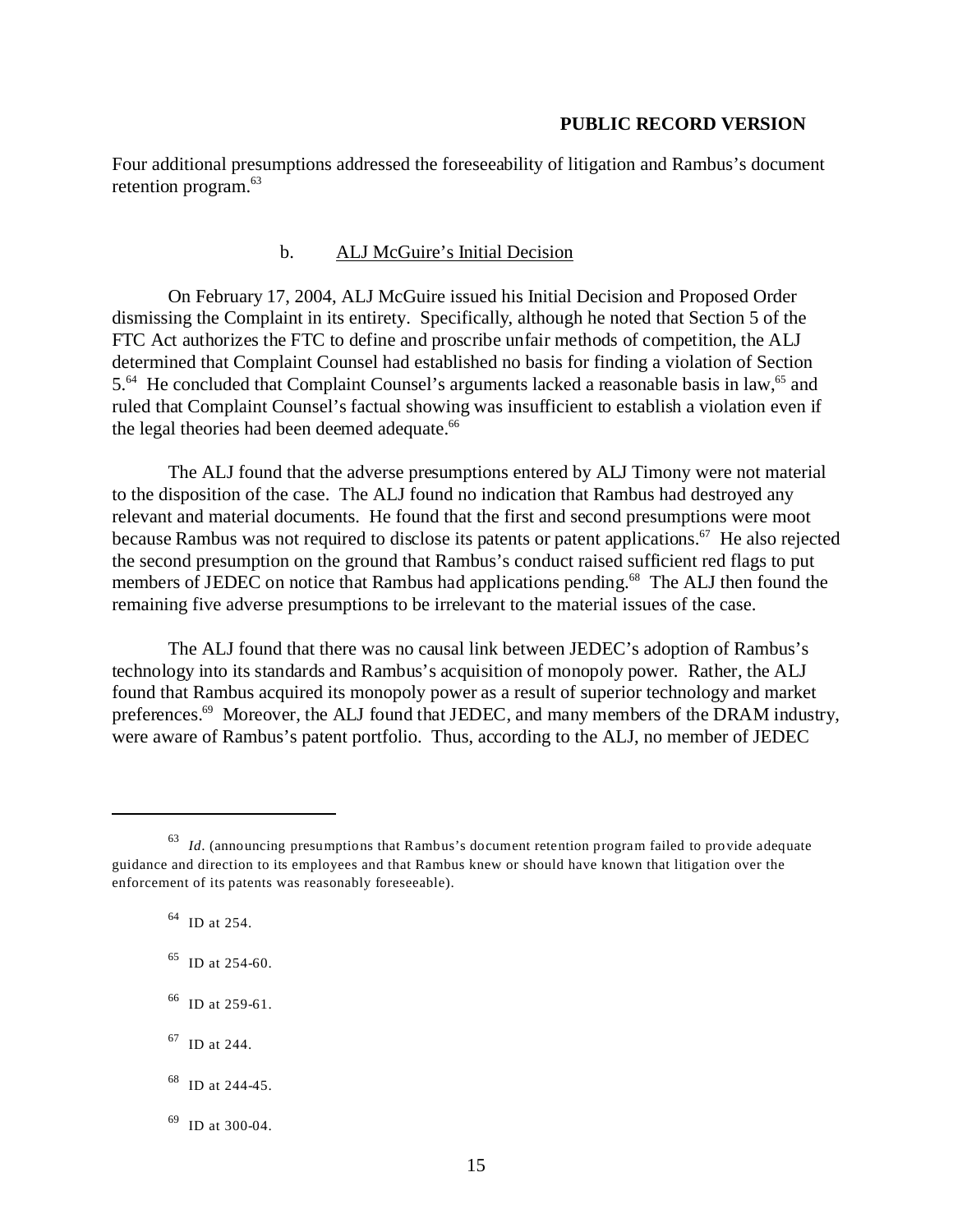Four additional presumptions addressed the foreseeability of litigation and Rambus's document retention program.[63]

b. ALJ McGuire's Initial Decision

On February 17, 2004, ALJ McGuire issued his Initial Decision and Proposed Order dismissing the Complaint in its entirety. Specifically, although he noted that Section 5 of the FTC Act authorizes the FTC to define and proscribe unfair methods of competition, the ALJ determined that Complaint Counsel had established no basis for finding a violation of Section 5.[64] He concluded that Complaint Counsel's arguments lacked a reasonable basis in law,[65] and ruled that Complaint Counsel's factual showing was insufficient to establish a violation even if the legal theories had been deemed adequate.[66]

The ALJ found that the adverse presumptions entered by ALJ Timony were not material to the disposition of the case. The ALJ found no indication that Rambus had destroyed any relevant and material documents. He found that the first and second presumptions were moot because Rambus was not required to disclose its patents or patent applications.[67] He also rejected the second presumption on the ground that Rambus's conduct raised sufficient red flags to put members of JEDEC on notice that Rambus had applications pending.[68] The ALJ then found the remaining five adverse presumptions to be irrelevant to the material issues of the case.

The ALJ found that there was no causal link between JEDEC's adoption of Rambus's technology into its standards and Rambus's acquisition of monopoly power. Rather, the ALJ found that Rambus acquired its monopoly power as a result of superior technology and market preferences.[69] Moreover, the ALJ found that JEDEC, and many members of the DRAM industry, were aware of Rambus's patent portfolio. Thus, according to the ALJ, no member of JEDEC

---

[63] *Id*. (announcing presumptions that Rambus's document retention program failed to provide adequate guidance and direction to its employees and that Rambus knew or should have known that litigation over the enforcement of its patents was reasonably foreseeable).

[64] ID at 254.

[65] ID at 254-60.

[66] ID at 259-61.

[67] ID at 244.

[68] ID at 244-45.

[69] ID at 300-04.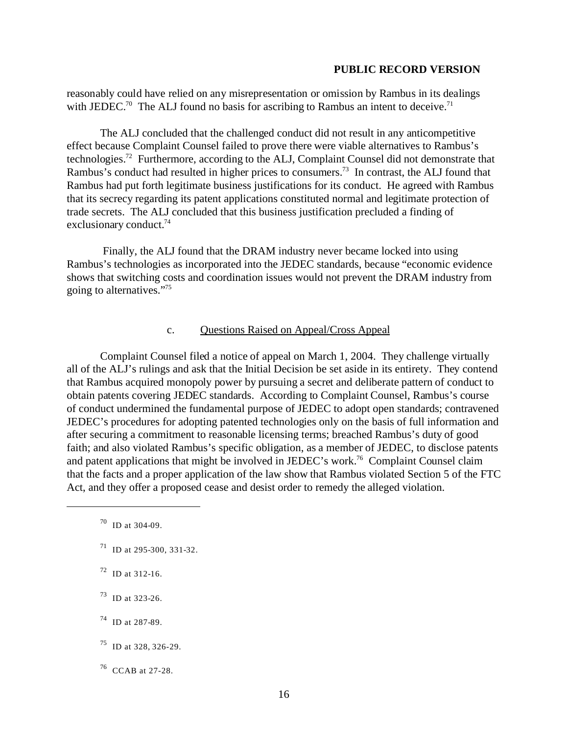reasonably could have relied on any misrepresentation or omission by Rambus in its dealings with JEDEC.[70] The ALJ found no basis for ascribing to Rambus an intent to deceive.[71]

The ALJ concluded that the challenged conduct did not result in any anticompetitive effect because Complaint Counsel failed to prove there were viable alternatives to Rambus's technologies.[72] Furthermore, according to the ALJ, Complaint Counsel did not demonstrate that Rambus's conduct had resulted in higher prices to consumers.[73] In contrast, the ALJ found that Rambus had put forth legitimate business justifications for its conduct. He agreed with Rambus that its secrecy regarding its patent applications constituted normal and legitimate protection of trade secrets. The ALJ concluded that this business justification precluded a finding of exclusionary conduct.[74]

Finally, the ALJ found that the DRAM industry never became locked into using Rambus's technologies as incorporated into the JEDEC standards, because "economic evidence shows that switching costs and coordination issues would not prevent the DRAM industry from going to alternatives."[75]

c. Questions Raised on Appeal/Cross Appeal

Complaint Counsel filed a notice of appeal on March 1, 2004. They challenge virtually all of the ALJ's rulings and ask that the Initial Decision be set aside in its entirety. They contend that Rambus acquired monopoly power by pursuing a secret and deliberate pattern of conduct to obtain patents covering JEDEC standards. According to Complaint Counsel, Rambus's course of conduct undermined the fundamental purpose of JEDEC to adopt open standards; contravened JEDEC's procedures for adopting patented technologies only on the basis of full information and after securing a commitment to reasonable licensing terms; breached Rambus's duty of good faith; and also violated Rambus's specific obligation, as a member of JEDEC, to disclose patents and patent applications that might be involved in JEDEC's work.[76] Complaint Counsel claim that the facts and a proper application of the law show that Rambus violated Section 5 of the FTC Act, and they offer a proposed cease and desist order to remedy the alleged violation.

---

[70] ID at 304-09.

[71] ID at 295-300, 331-32.

[72] ID at 312-16.

[73] ID at 323-26.

[74] ID at 287-89.

[75] ID at 328, 326-29.

[76] CCAB at 27-28.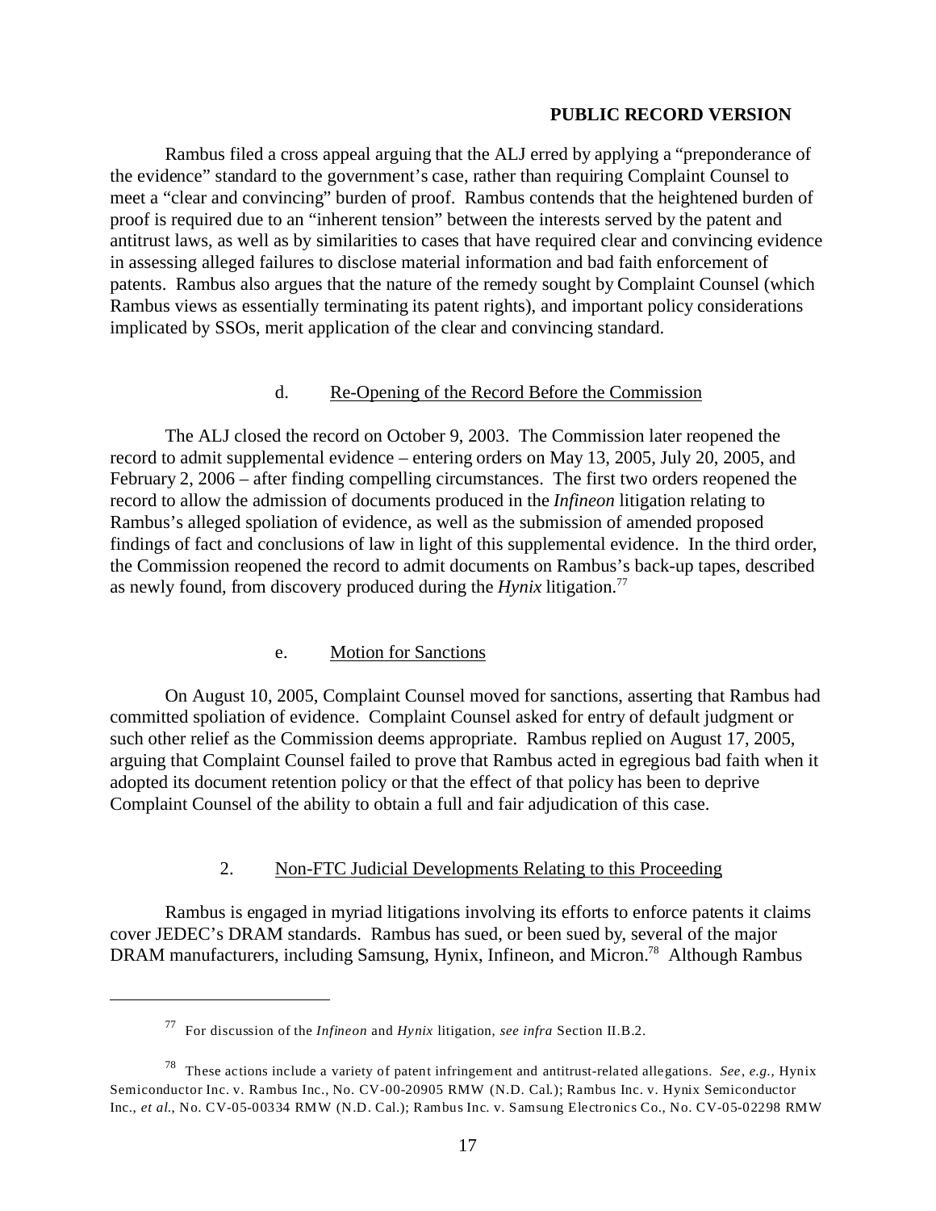**PUBLIC RECORD VERSION**

Rambus filed a cross appeal arguing that the ALJ erred by applying a "preponderance of the evidence" standard to the government's case, rather than requiring Complaint Counsel to meet a "clear and convincing" burden of proof. Rambus contends that the heightened burden of proof is required due to an "inherent tension" between the interests served by the patent and antitrust laws, as well as by similarities to cases that have required clear and convincing evidence in assessing alleged failures to disclose material information and bad faith enforcement of patents. Rambus also argues that the nature of the remedy sought by Complaint Counsel (which Rambus views as essentially terminating its patent rights), and important policy considerations implicated by SSOs, merit application of the clear and convincing standard.

#### d. Re-Opening of the Record Before the Commission

The ALJ closed the record on October 9, 2003. The Commission later reopened the record to admit supplemental evidence – entering orders on May 13, 2005, July 20, 2005, and February 2, 2006 – after finding compelling circumstances. The first two orders reopened the record to allow the admission of documents produced in the *Infineon* litigation relating to Rambus's alleged spoliation of evidence, as well as the submission of amended proposed findings of fact and conclusions of law in light of this supplemental evidence. In the third order, the Commission reopened the record to admit documents on Rambus's back-up tapes, described as newly found, from discovery produced during the *Hynix* litigation.[77]

#### e. Motion for Sanctions

On August 10, 2005, Complaint Counsel moved for sanctions, asserting that Rambus had committed spoliation of evidence. Complaint Counsel asked for entry of default judgment or such other relief as the Commission deems appropriate. Rambus replied on August 17, 2005, arguing that Complaint Counsel failed to prove that Rambus acted in egregious bad faith when it adopted its document retention policy or that the effect of that policy has been to deprive Complaint Counsel of the ability to obtain a full and fair adjudication of this case.

### 2. Non-FTC Judicial Developments Relating to this Proceeding

Rambus is engaged in myriad litigations involving its efforts to enforce patents it claims cover JEDEC's DRAM standards. Rambus has sued, or been sued by, several of the major DRAM manufacturers, including Samsung, Hynix, Infineon, and Micron.[78] Although Rambus

---

[77] For discussion of the *Infineon* and *Hynix* litigation, *see infra* Section II.B.2.

[78] These actions include a variety of patent infringement and antitrust-related allegations. *See, e.g.,* Hynix Semiconductor Inc. v. Rambus Inc., No. CV-00-20905 RMW (N.D. Cal.); Rambus Inc. v. Hynix Semiconductor Inc., *et al.*, No. CV-05-00334 RMW (N.D. Cal.); Rambus Inc. v. Samsung Electronics Co., No. CV-05-02298 RMW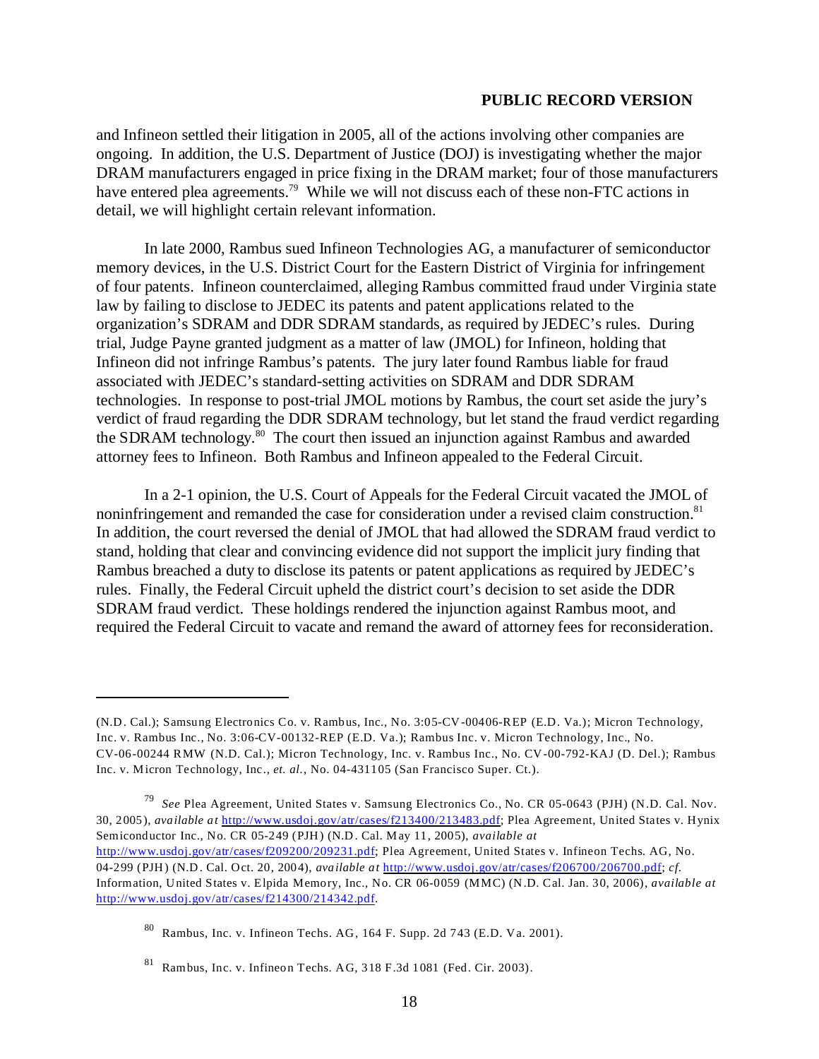and Infineon settled their litigation in 2005, all of the actions involving other companies are ongoing. In addition, the U.S. Department of Justice (DOJ) is investigating whether the major DRAM manufacturers engaged in price fixing in the DRAM market; four of those manufacturers have entered plea agreements.[79] While we will not discuss each of these non-FTC actions in detail, we will highlight certain relevant information.

In late 2000, Rambus sued Infineon Technologies AG, a manufacturer of semiconductor memory devices, in the U.S. District Court for the Eastern District of Virginia for infringement of four patents. Infineon counterclaimed, alleging Rambus committed fraud under Virginia state law by failing to disclose to JEDEC its patents and patent applications related to the organization's SDRAM and DDR SDRAM standards, as required by JEDEC's rules. During trial, Judge Payne granted judgment as a matter of law (JMOL) for Infineon, holding that Infineon did not infringe Rambus's patents. The jury later found Rambus liable for fraud associated with JEDEC's standard-setting activities on SDRAM and DDR SDRAM technologies. In response to post-trial JMOL motions by Rambus, the court set aside the jury's verdict of fraud regarding the DDR SDRAM technology, but let stand the fraud verdict regarding the SDRAM technology.[80] The court then issued an injunction against Rambus and awarded attorney fees to Infineon. Both Rambus and Infineon appealed to the Federal Circuit.

In a 2-1 opinion, the U.S. Court of Appeals for the Federal Circuit vacated the JMOL of noninfringement and remanded the case for consideration under a revised claim construction.[81] In addition, the court reversed the denial of JMOL that had allowed the SDRAM fraud verdict to stand, holding that clear and convincing evidence did not support the implicit jury finding that Rambus breached a duty to disclose its patents or patent applications as required by JEDEC's rules. Finally, the Federal Circuit upheld the district court's decision to set aside the DDR SDRAM fraud verdict. These holdings rendered the injunction against Rambus moot, and required the Federal Circuit to vacate and remand the award of attorney fees for reconsideration.

---

(N.D. Cal.); Samsung Electronics Co. v. Rambus, Inc., No. 3:05-CV-00406-REP (E.D. Va.); Micron Technology, Inc. v. Rambus Inc., No. 3:06-CV-00132-REP (E.D. Va.); Rambus Inc. v. Micron Technology, Inc., No. CV-06-00244 RMW (N.D. Cal.); Micron Technology, Inc. v. Rambus Inc., No. CV-00-792-KAJ (D. Del.); Rambus Inc. v. Micron Technology, Inc., *et. al.*, No. 04-431105 (San Francisco Super. Ct.).

[79] *See* Plea Agreement, United States v. Samsung Electronics Co., No. CR 05-0643 (PJH) (N.D. Cal. Nov. 30, 2005), *available at* http://www.usdoj.gov/atr/cases/f213400/213483.pdf; Plea Agreement, United States v. Hynix Semiconductor Inc., No. CR 05-249 (PJH) (N.D. Cal. May 11, 2005), *available at* http://www.usdoj.gov/atr/cases/f209200/209231.pdf; Plea Agreement, United States v. Infineon Techs. AG, No. 04-299 (PJH) (N.D. Cal. Oct. 20, 2004), *available at* http://www.usdoj.gov/atr/cases/f206700/206700.pdf; *cf.* Information, United States v. Elpida Memory, Inc., No. CR 06-0059 (MMC) (N.D. Cal. Jan. 30, 2006), *available at* http://www.usdoj.gov/atr/cases/f214300/214342.pdf.

[80] Rambus, Inc. v. Infineon Techs. AG, 164 F. Supp. 2d 743 (E.D. Va. 2001).

[81] Rambus, Inc. v. Infineon Techs. AG, 318 F.3d 1081 (Fed. Cir. 2003).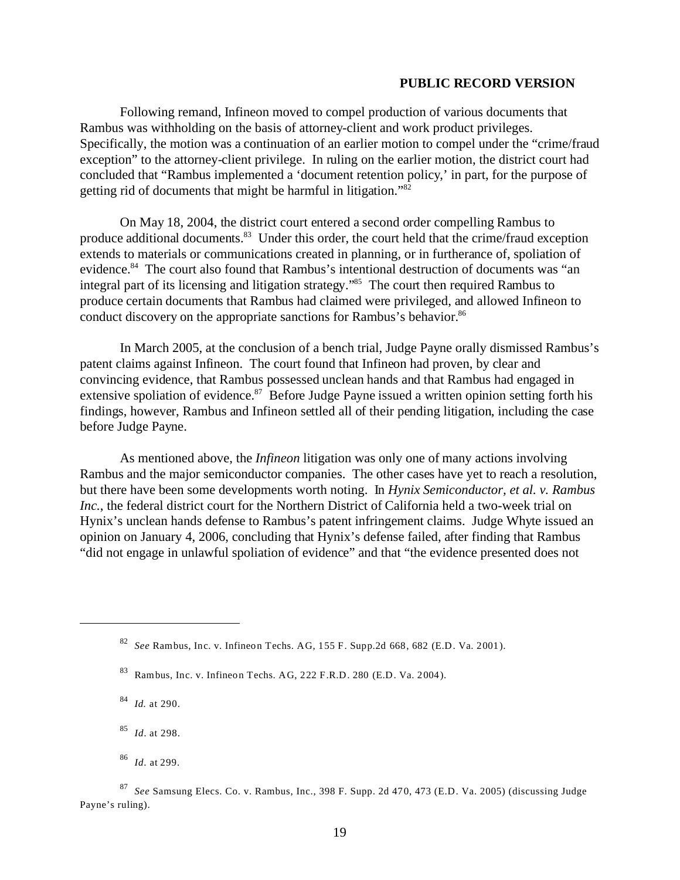Following remand, Infineon moved to compel production of various documents that Rambus was withholding on the basis of attorney-client and work product privileges. Specifically, the motion was a continuation of an earlier motion to compel under the "crime/fraud exception" to the attorney-client privilege. In ruling on the earlier motion, the district court had concluded that "Rambus implemented a 'document retention policy,' in part, for the purpose of getting rid of documents that might be harmful in litigation."[82]

On May 18, 2004, the district court entered a second order compelling Rambus to produce additional documents.[83] Under this order, the court held that the crime/fraud exception extends to materials or communications created in planning, or in furtherance of, spoliation of evidence.[84] The court also found that Rambus's intentional destruction of documents was "an integral part of its licensing and litigation strategy."[85] The court then required Rambus to produce certain documents that Rambus had claimed were privileged, and allowed Infineon to conduct discovery on the appropriate sanctions for Rambus's behavior.[86]

In March 2005, at the conclusion of a bench trial, Judge Payne orally dismissed Rambus's patent claims against Infineon. The court found that Infineon had proven, by clear and convincing evidence, that Rambus possessed unclean hands and that Rambus had engaged in extensive spoliation of evidence.[87] Before Judge Payne issued a written opinion setting forth his findings, however, Rambus and Infineon settled all of their pending litigation, including the case before Judge Payne.

As mentioned above, the *Infineon* litigation was only one of many actions involving Rambus and the major semiconductor companies. The other cases have yet to reach a resolution, but there have been some developments worth noting. In *Hynix Semiconductor, et al. v. Rambus Inc.*, the federal district court for the Northern District of California held a two-week trial on Hynix's unclean hands defense to Rambus's patent infringement claims. Judge Whyte issued an opinion on January 4, 2006, concluding that Hynix's defense failed, after finding that Rambus "did not engage in unlawful spoliation of evidence" and that "the evidence presented does not

---

[82] *See* Rambus, Inc. v. Infineon Techs. AG, 155 F. Supp.2d 668, 682 (E.D. Va. 2001).

[83] Rambus, Inc. v. Infineon Techs. AG, 222 F.R.D. 280 (E.D. Va. 2004).

[84] *Id.* at 290.

[85] *Id*. at 298.

[86] *Id*. at 299.

[87] *See* Samsung Elecs. Co. v. Rambus, Inc., 398 F. Supp. 2d 470, 473 (E.D. Va. 2005) (discussing Judge Payne's ruling).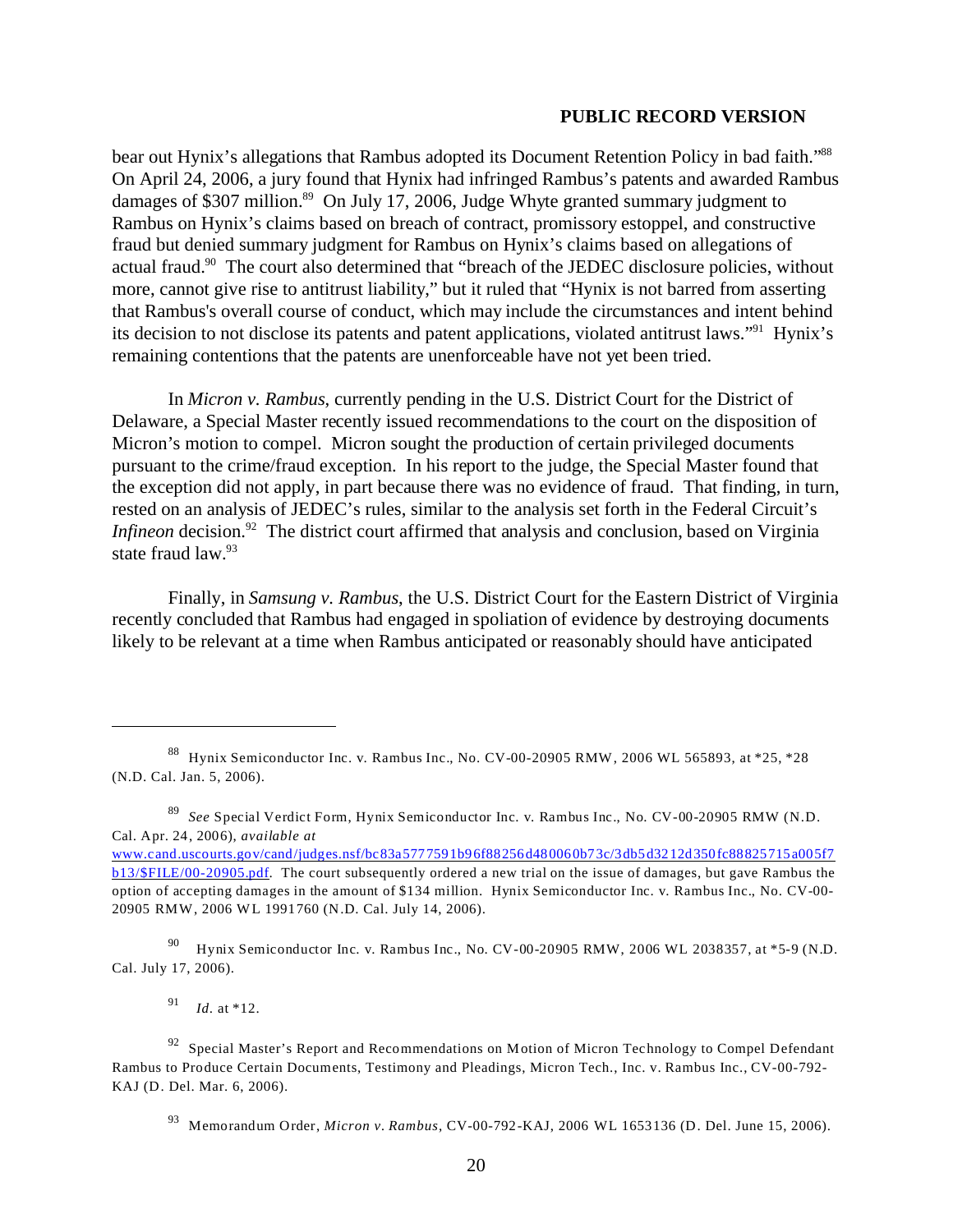bear out Hynix's allegations that Rambus adopted its Document Retention Policy in bad faith."[88] On April 24, 2006, a jury found that Hynix had infringed Rambus's patents and awarded Rambus damages of $307 million.[89] On July 17, 2006, Judge Whyte granted summary judgment to Rambus on Hynix's claims based on breach of contract, promissory estoppel, and constructive fraud but denied summary judgment for Rambus on Hynix's claims based on allegations of actual fraud.[90] The court also determined that "breach of the JEDEC disclosure policies, without more, cannot give rise to antitrust liability," but it ruled that "Hynix is not barred from asserting that Rambus's overall course of conduct, which may include the circumstances and intent behind its decision to not disclose its patents and patent applications, violated antitrust laws."[91] Hynix's remaining contentions that the patents are unenforceable have not yet been tried.

In *Micron v. Rambus*, currently pending in the U.S. District Court for the District of Delaware, a Special Master recently issued recommendations to the court on the disposition of Micron's motion to compel. Micron sought the production of certain privileged documents pursuant to the crime/fraud exception. In his report to the judge, the Special Master found that the exception did not apply, in part because there was no evidence of fraud. That finding, in turn, rested on an analysis of JEDEC's rules, similar to the analysis set forth in the Federal Circuit's *Infineon* decision.[92] The district court affirmed that analysis and conclusion, based on Virginia state fraud law.[93]

Finally, in *Samsung v. Rambus*, the U.S. District Court for the Eastern District of Virginia recently concluded that Rambus had engaged in spoliation of evidence by destroying documents likely to be relevant at a time when Rambus anticipated or reasonably should have anticipated

---

[88] Hynix Semiconductor Inc. v. Rambus Inc., No. CV-00-20905 RMW, 2006 WL 565893, at *25, *28 (N.D. Cal. Jan. 5, 2006).

[89] *See* Special Verdict Form, Hynix Semiconductor Inc. v. Rambus Inc., No. CV-00-20905 RMW (N.D. Cal. Apr. 24, 2006), *available at* www.cand.uscourts.gov/cand/judges.nsf/bc83a5777591b96f88256d480060b73c/3db5d3212d350fc88825715a005f7b13/$FILE/00-20905.pdf. The court subsequently ordered a new trial on the issue of damages, but gave Rambus the option of accepting damages in the amount of $134 million. Hynix Semiconductor Inc. v. Rambus Inc., No. CV-00-20905 RMW, 2006 WL 1991760 (N.D. Cal. July 14, 2006).

[90] Hynix Semiconductor Inc. v. Rambus Inc., No. CV-00-20905 RMW, 2006 WL 2038357, at *5-9 (N.D. Cal. July 17, 2006).

[91] *Id.* at *12.

[92] Special Master's Report and Recommendations on Motion of Micron Technology to Compel Defendant Rambus to Produce Certain Documents, Testimony and Pleadings, Micron Tech., Inc. v. Rambus Inc., CV-00-792-KAJ (D. Del. Mar. 6, 2006).

[93] Memorandum Order, *Micron v. Rambus*, CV-00-792-KAJ, 2006 WL 1653136 (D. Del. June 15, 2006).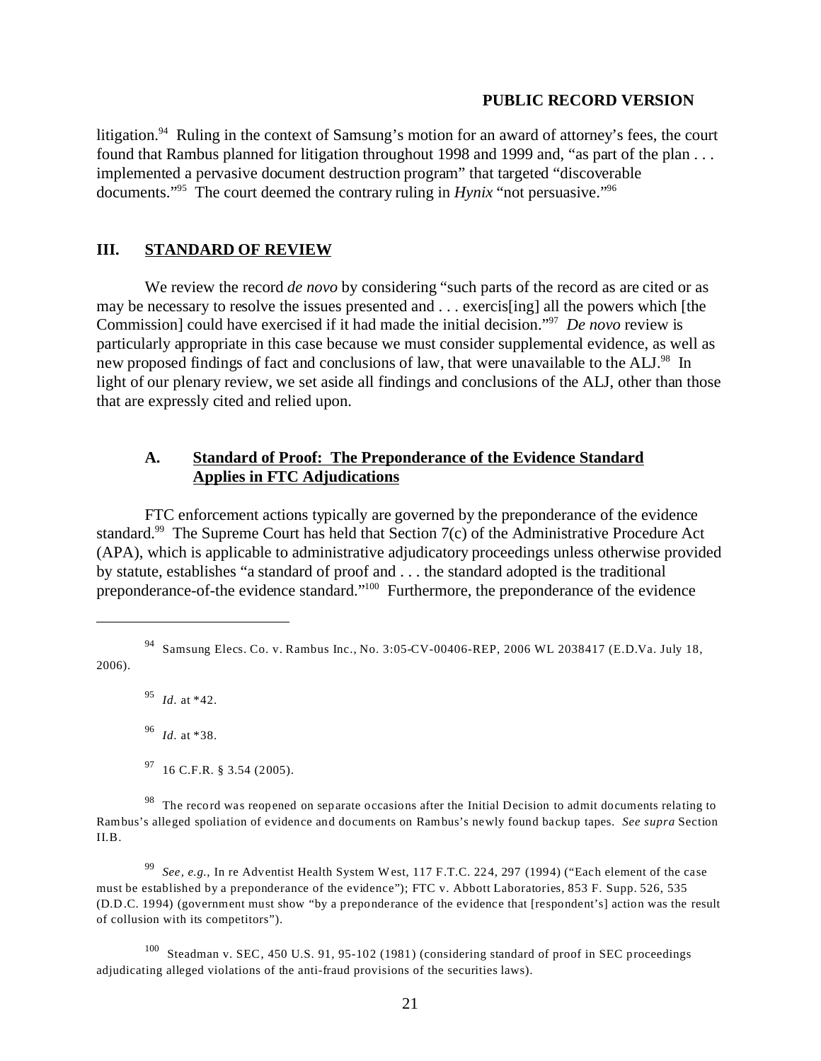litigation.[94] Ruling in the context of Samsung's motion for an award of attorney's fees, the court found that Rambus planned for litigation throughout 1998 and 1999 and, "as part of the plan . . . implemented a pervasive document destruction program" that targeted "discoverable documents."[95] The court deemed the contrary ruling in *Hynix* "not persuasive."[96]

## III. STANDARD OF REVIEW

We review the record *de novo* by considering "such parts of the record as are cited or as may be necessary to resolve the issues presented and . . . exercis[ing] all the powers which [the Commission] could have exercised if it had made the initial decision."[97] *De novo* review is particularly appropriate in this case because we must consider supplemental evidence, as well as new proposed findings of fact and conclusions of law, that were unavailable to the ALJ.[98] In light of our plenary review, we set aside all findings and conclusions of the ALJ, other than those that are expressly cited and relied upon.

### A. Standard of Proof: The Preponderance of the Evidence Standard Applies in FTC Adjudications

FTC enforcement actions typically are governed by the preponderance of the evidence standard.[99] The Supreme Court has held that Section 7(c) of the Administrative Procedure Act (APA), which is applicable to administrative adjudicatory proceedings unless otherwise provided by statute, establishes "a standard of proof and . . . the standard adopted is the traditional preponderance-of-the evidence standard."[100] Furthermore, the preponderance of the evidence

---

[94] Samsung Elecs. Co. v. Rambus Inc., No. 3:05-CV-00406-REP, 2006 WL 2038417 (E.D.Va. July 18, 2006).

[95] *Id.* at *42.

[96] *Id.* at *38.

[97] 16 C.F.R. § 3.54 (2005).

[98] The record was reopened on separate occasions after the Initial Decision to admit documents relating to Rambus's alleged spoliation of evidence and documents on Rambus's newly found backup tapes. *See supra* Section II.B.

[99] *See, e.g.*, In re Adventist Health System West, 117 F.T.C. 224, 297 (1994) ("Each element of the case must be established by a preponderance of the evidence"); FTC v. Abbott Laboratories, 853 F. Supp. 526, 535 (D.D.C. 1994) (government must show "by a preponderance of the evidence that [respondent's] action was the result of collusion with its competitors").

[100] Steadman v. SEC, 450 U.S. 91, 95-102 (1981) (considering standard of proof in SEC proceedings adjudicating alleged violations of the anti-fraud provisions of the securities laws).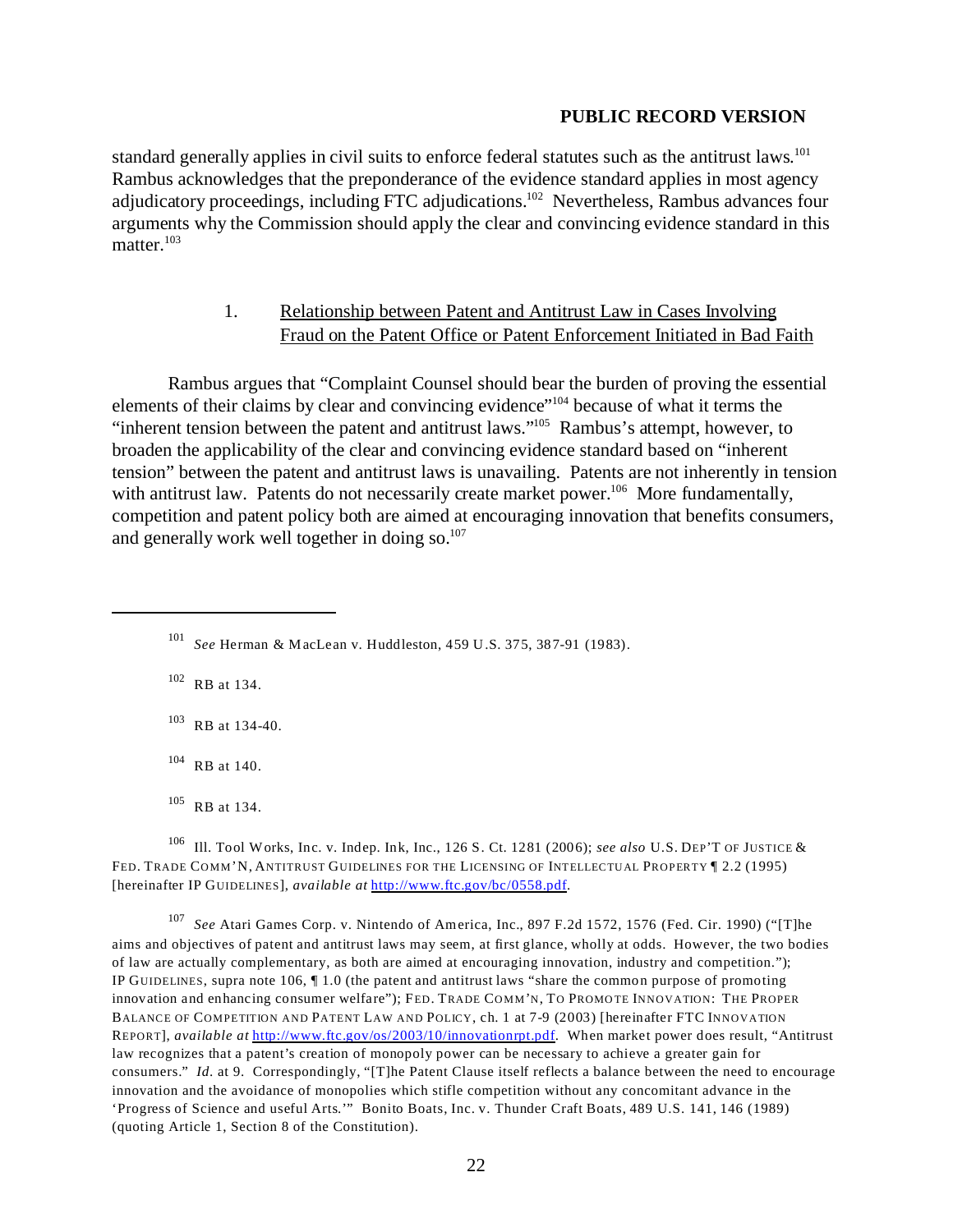standard generally applies in civil suits to enforce federal statutes such as the antitrust laws.[101] Rambus acknowledges that the preponderance of the evidence standard applies in most agency adjudicatory proceedings, including FTC adjudications.[102] Nevertheless, Rambus advances four arguments why the Commission should apply the clear and convincing evidence standard in this matter.[103]

### 1. Relationship between Patent and Antitrust Law in Cases Involving Fraud on the Patent Office or Patent Enforcement Initiated in Bad Faith

Rambus argues that "Complaint Counsel should bear the burden of proving the essential elements of their claims by clear and convincing evidence"[104] because of what it terms the "inherent tension between the patent and antitrust laws."[105] Rambus's attempt, however, to broaden the applicability of the clear and convincing evidence standard based on "inherent tension" between the patent and antitrust laws is unavailing. Patents are not inherently in tension with antitrust law. Patents do not necessarily create market power.[106] More fundamentally, competition and patent policy both are aimed at encouraging innovation that benefits consumers, and generally work well together in doing so.[107]

---

[101] *See* Herman & MacLean v. Huddleston, 459 U.S. 375, 387-91 (1983).

[102] RB at 134.

[103] RB at 134-40.

[104] RB at 140.

[105] RB at 134.

[106] Ill. Tool Works, Inc. v. Indep. Ink, Inc., 126 S. Ct. 1281 (2006); *see also* U.S. DEP'T OF JUSTICE & FED. TRADE COMM'N, ANTITRUST GUIDELINES FOR THE LICENSING OF INTELLECTUAL PROPERTY ¶ 2.2 (1995) [hereinafter IP GUIDELINES], *available at* http://www.ftc.gov/bc/0558.pdf.

[107] *See* Atari Games Corp. v. Nintendo of America, Inc., 897 F.2d 1572, 1576 (Fed. Cir. 1990) ("[T]he aims and objectives of patent and antitrust laws may seem, at first glance, wholly at odds. However, the two bodies of law are actually complementary, as both are aimed at encouraging innovation, industry and competition."); IP GUIDELINES, supra note 106, ¶ 1.0 (the patent and antitrust laws "share the common purpose of promoting innovation and enhancing consumer welfare"); FED. TRADE COMM'N, TO PROMOTE INNOVATION: THE PROPER BALANCE OF COMPETITION AND PATENT LAW AND POLICY, ch. 1 at 7-9 (2003) [hereinafter FTC INNOVATION REPORT], *available at* http://www.ftc.gov/os/2003/10/innovationrpt.pdf. When market power does result, "Antitrust law recognizes that a patent's creation of monopoly power can be necessary to achieve a greater gain for consumers." *Id.* at 9. Correspondingly, "[T]he Patent Clause itself reflects a balance between the need to encourage innovation and the avoidance of monopolies which stifle competition without any concomitant advance in the 'Progress of Science and useful Arts.'" Bonito Boats, Inc. v. Thunder Craft Boats, 489 U.S. 141, 146 (1989) (quoting Article 1, Section 8 of the Constitution).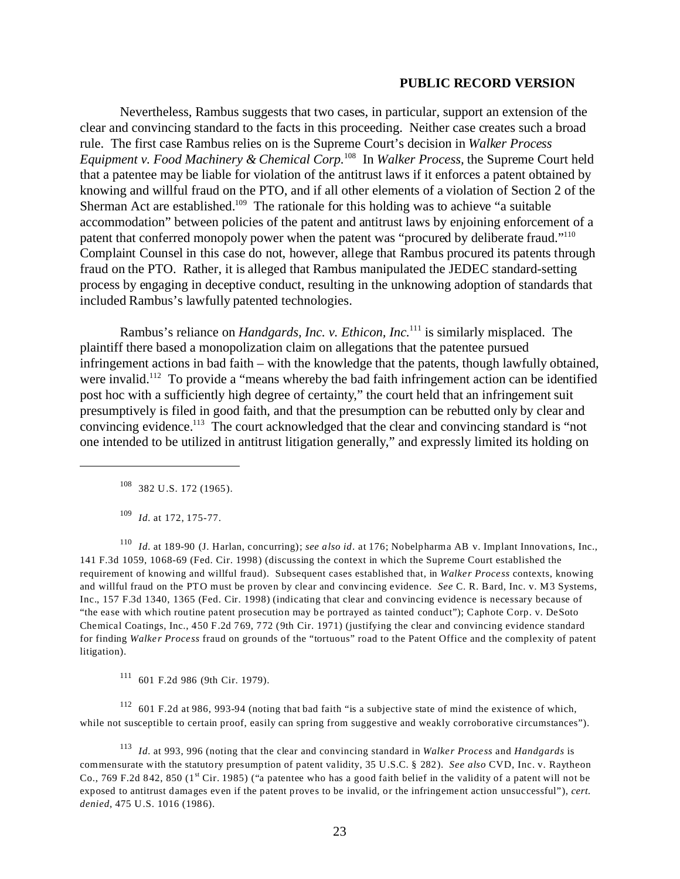Nevertheless, Rambus suggests that two cases, in particular, support an extension of the clear and convincing standard to the facts in this proceeding. Neither case creates such a broad rule. The first case Rambus relies on is the Supreme Court's decision in *Walker Process Equipment v. Food Machinery & Chemical Corp.*[108] In *Walker Process*, the Supreme Court held that a patentee may be liable for violation of the antitrust laws if it enforces a patent obtained by knowing and willful fraud on the PTO, and if all other elements of a violation of Section 2 of the Sherman Act are established.[109] The rationale for this holding was to achieve "a suitable accommodation" between policies of the patent and antitrust laws by enjoining enforcement of a patent that conferred monopoly power when the patent was "procured by deliberate fraud."[110] Complaint Counsel in this case do not, however, allege that Rambus procured its patents through fraud on the PTO. Rather, it is alleged that Rambus manipulated the JEDEC standard-setting process by engaging in deceptive conduct, resulting in the unknowing adoption of standards that included Rambus's lawfully patented technologies.

Rambus's reliance on *Handgards, Inc. v. Ethicon, Inc.*[111] is similarly misplaced. The plaintiff there based a monopolization claim on allegations that the patentee pursued infringement actions in bad faith – with the knowledge that the patents, though lawfully obtained, were invalid.[112] To provide a "means whereby the bad faith infringement action can be identified post hoc with a sufficiently high degree of certainty," the court held that an infringement suit presumptively is filed in good faith, and that the presumption can be rebutted only by clear and convincing evidence.[113] The court acknowledged that the clear and convincing standard is "not one intended to be utilized in antitrust litigation generally," and expressly limited its holding on

---

[108] 382 U.S. 172 (1965).

[109] *Id.* at 172, 175-77.

[110] *Id.* at 189-90 (J. Harlan, concurring); *see also id.* at 176; Nobelpharma AB v. Implant Innovations, Inc., 141 F.3d 1059, 1068-69 (Fed. Cir. 1998) (discussing the context in which the Supreme Court established the requirement of knowing and willful fraud). Subsequent cases established that, in *Walker Process* contexts, knowing and willful fraud on the PTO must be proven by clear and convincing evidence. *See* C. R. Bard, Inc. v. M3 Systems, Inc., 157 F.3d 1340, 1365 (Fed. Cir. 1998) (indicating that clear and convincing evidence is necessary because of "the ease with which routine patent prosecution may be portrayed as tainted conduct"); Caphote Corp. v. DeSoto Chemical Coatings, Inc., 450 F.2d 769, 772 (9th Cir. 1971) (justifying the clear and convincing evidence standard for finding *Walker Process* fraud on grounds of the "tortuous" road to the Patent Office and the complexity of patent litigation).

[111] 601 F.2d 986 (9th Cir. 1979).

[112] 601 F.2d at 986, 993-94 (noting that bad faith "is a subjective state of mind the existence of which, while not susceptible to certain proof, easily can spring from suggestive and weakly corroborative circumstances").

[113] *Id.* at 993, 996 (noting that the clear and convincing standard in *Walker Process* and *Handgards* is commensurate with the statutory presumption of patent validity, 35 U.S.C. § 282). *See also* CVD, Inc. v. Raytheon Co., 769 F.2d 842, 850 (1st Cir. 1985) ("a patentee who has a good faith belief in the validity of a patent will not be exposed to antitrust damages even if the patent proves to be invalid, or the infringement action unsuccessful"), *cert. denied*, 475 U.S. 1016 (1986).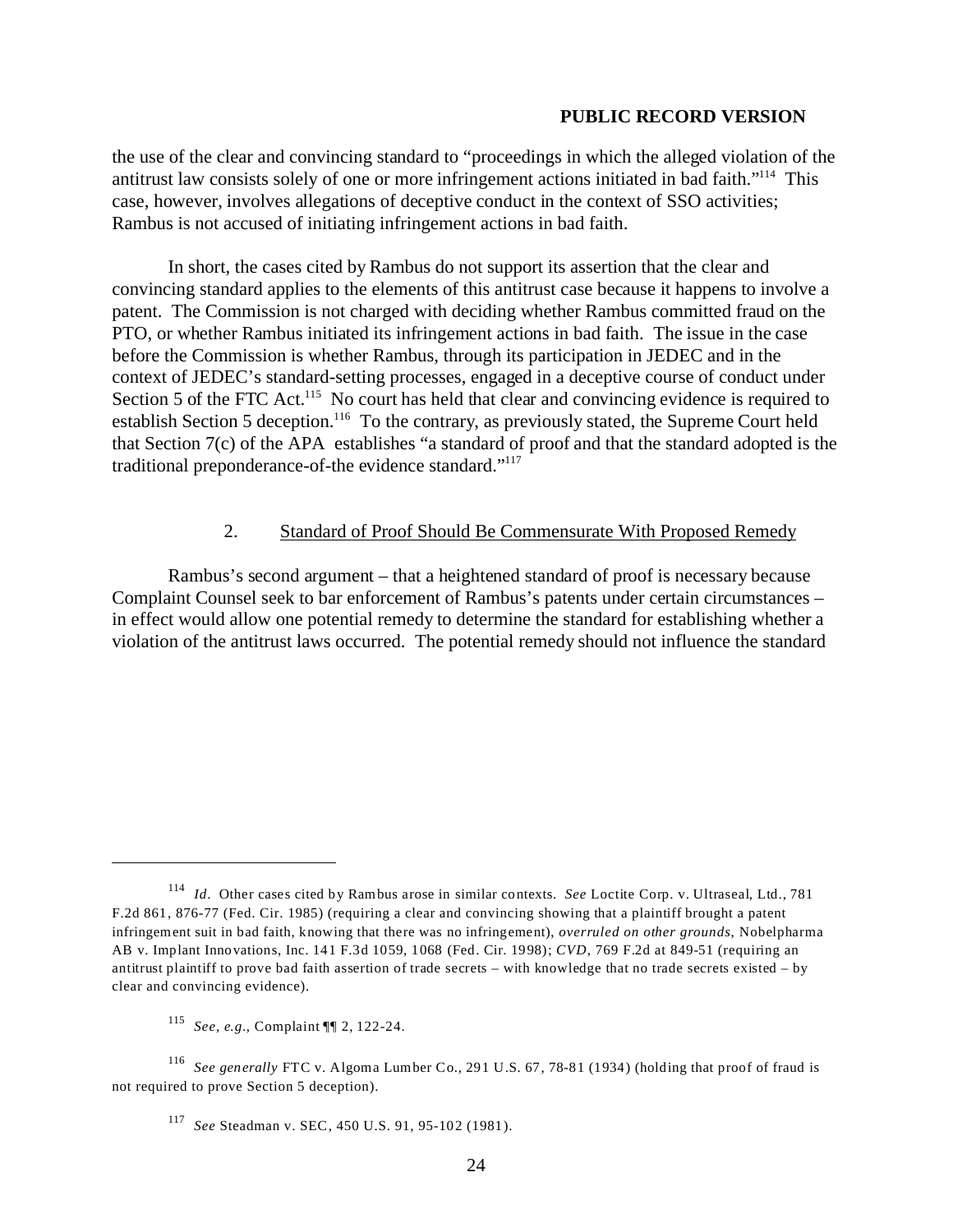the use of the clear and convincing standard to "proceedings in which the alleged violation of the antitrust law consists solely of one or more infringement actions initiated in bad faith."[114] This case, however, involves allegations of deceptive conduct in the context of SSO activities; Rambus is not accused of initiating infringement actions in bad faith.

In short, the cases cited by Rambus do not support its assertion that the clear and convincing standard applies to the elements of this antitrust case because it happens to involve a patent. The Commission is not charged with deciding whether Rambus committed fraud on the PTO, or whether Rambus initiated its infringement actions in bad faith. The issue in the case before the Commission is whether Rambus, through its participation in JEDEC and in the context of JEDEC's standard-setting processes, engaged in a deceptive course of conduct under Section 5 of the FTC Act.[115] No court has held that clear and convincing evidence is required to establish Section 5 deception.[116] To the contrary, as previously stated, the Supreme Court held that Section 7(c) of the APA establishes "a standard of proof and that the standard adopted is the traditional preponderance-of-the evidence standard."[117]

2. Standard of Proof Should Be Commensurate With Proposed Remedy

Rambus's second argument – that a heightened standard of proof is necessary because Complaint Counsel seek to bar enforcement of Rambus's patents under certain circumstances – in effect would allow one potential remedy to determine the standard for establishing whether a violation of the antitrust laws occurred. The potential remedy should not influence the standard

---

[114] *Id*. Other cases cited by Rambus arose in similar contexts. *See* Loctite Corp. v. Ultraseal, Ltd., 781 F.2d 861, 876-77 (Fed. Cir. 1985) (requiring a clear and convincing showing that a plaintiff brought a patent infringement suit in bad faith, knowing that there was no infringement), *overruled on other grounds*, Nobelpharma AB v. Implant Innovations, Inc. 141 F.3d 1059, 1068 (Fed. Cir. 1998); *CVD*, 769 F.2d at 849-51 (requiring an antitrust plaintiff to prove bad faith assertion of trade secrets – with knowledge that no trade secrets existed – by clear and convincing evidence).

[115] *See, e.g.*, Complaint ¶¶ 2, 122-24.

[116] *See generally* FTC v. Algoma Lumber Co., 291 U.S. 67, 78-81 (1934) (holding that proof of fraud is not required to prove Section 5 deception).

[117] *See* Steadman v. SEC, 450 U.S. 91, 95-102 (1981).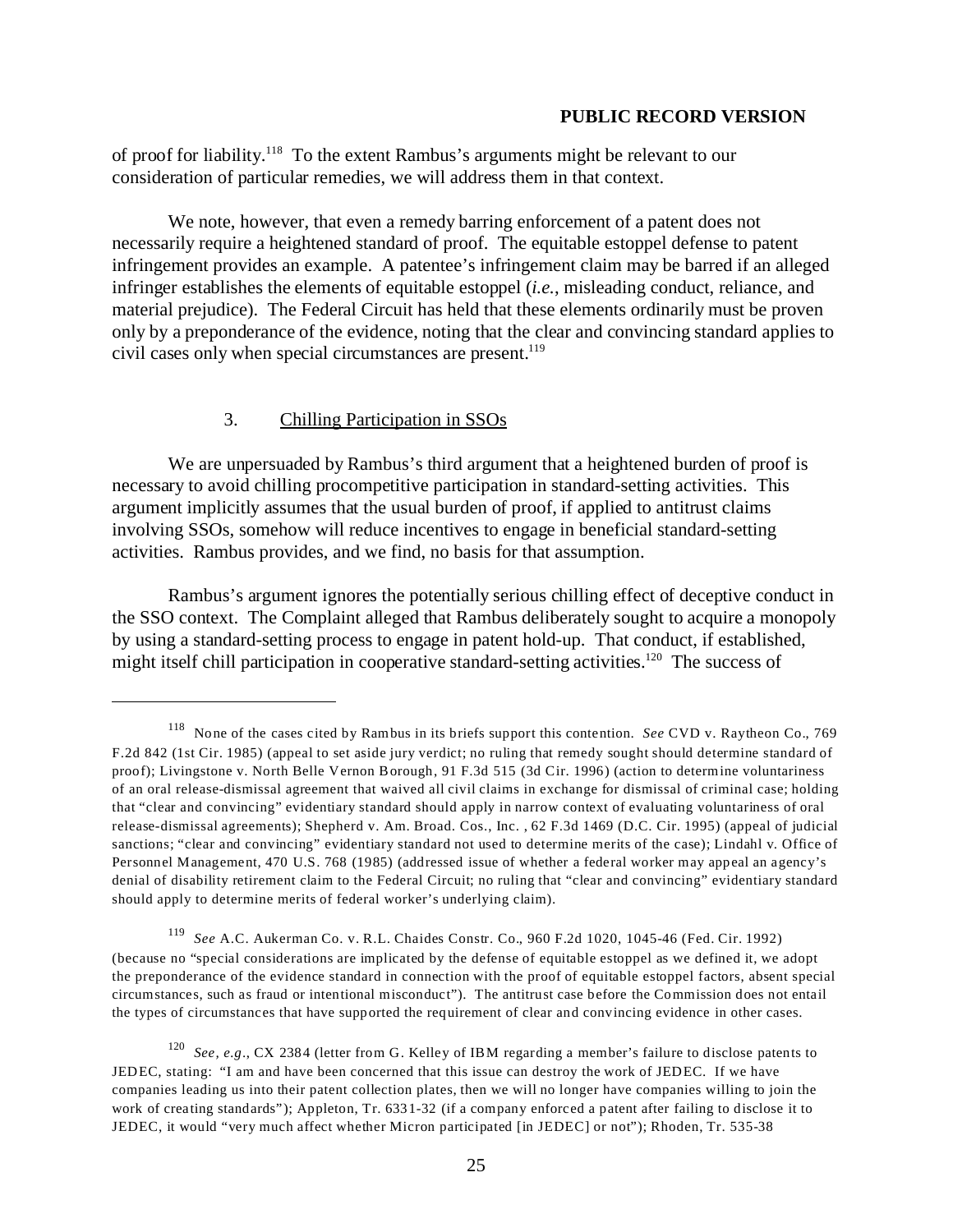of proof for liability.[118] To the extent Rambus's arguments might be relevant to our consideration of particular remedies, we will address them in that context.

We note, however, that even a remedy barring enforcement of a patent does not necessarily require a heightened standard of proof. The equitable estoppel defense to patent infringement provides an example. A patentee's infringement claim may be barred if an alleged infringer establishes the elements of equitable estoppel (*i.e.*, misleading conduct, reliance, and material prejudice). The Federal Circuit has held that these elements ordinarily must be proven only by a preponderance of the evidence, noting that the clear and convincing standard applies to civil cases only when special circumstances are present.[119]

### 3. Chilling Participation in SSOs

We are unpersuaded by Rambus's third argument that a heightened burden of proof is necessary to avoid chilling procompetitive participation in standard-setting activities. This argument implicitly assumes that the usual burden of proof, if applied to antitrust claims involving SSOs, somehow will reduce incentives to engage in beneficial standard-setting activities. Rambus provides, and we find, no basis for that assumption.

Rambus's argument ignores the potentially serious chilling effect of deceptive conduct in the SSO context. The Complaint alleged that Rambus deliberately sought to acquire a monopoly by using a standard-setting process to engage in patent hold-up. That conduct, if established, might itself chill participation in cooperative standard-setting activities.[120] The success of

---

[118] None of the cases cited by Rambus in its briefs support this contention. *See* CVD v. Raytheon Co., 769 F.2d 842 (1st Cir. 1985) (appeal to set aside jury verdict; no ruling that remedy sought should determine standard of proof); Livingstone v. North Belle Vernon Borough, 91 F.3d 515 (3d Cir. 1996) (action to determine voluntariness of an oral release-dismissal agreement that waived all civil claims in exchange for dismissal of criminal case; holding that "clear and convincing" evidentiary standard should apply in narrow context of evaluating voluntariness of oral release-dismissal agreements); Shepherd v. Am. Broad. Cos., Inc. , 62 F.3d 1469 (D.C. Cir. 1995) (appeal of judicial sanctions; "clear and convincing" evidentiary standard not used to determine merits of the case); Lindahl v. Office of Personnel Management, 470 U.S. 768 (1985) (addressed issue of whether a federal worker may appeal an agency's denial of disability retirement claim to the Federal Circuit; no ruling that "clear and convincing" evidentiary standard should apply to determine merits of federal worker's underlying claim).

[119] *See* A.C. Aukerman Co. v. R.L. Chaides Constr. Co., 960 F.2d 1020, 1045-46 (Fed. Cir. 1992) (because no "special considerations are implicated by the defense of equitable estoppel as we defined it, we adopt the preponderance of the evidence standard in connection with the proof of equitable estoppel factors, absent special circumstances, such as fraud or intentional misconduct"). The antitrust case before the Commission does not entail the types of circumstances that have supported the requirement of clear and convincing evidence in other cases.

[120] *See, e.g.*, CX 2384 (letter from G. Kelley of IBM regarding a member's failure to disclose patents to JEDEC, stating: "I am and have been concerned that this issue can destroy the work of JEDEC. If we have companies leading us into their patent collection plates, then we will no longer have companies willing to join the work of creating standards"); Appleton, Tr. 6331-32 (if a company enforced a patent after failing to disclose it to JEDEC, it would "very much affect whether Micron participated [in JEDEC] or not"); Rhoden, Tr. 535-38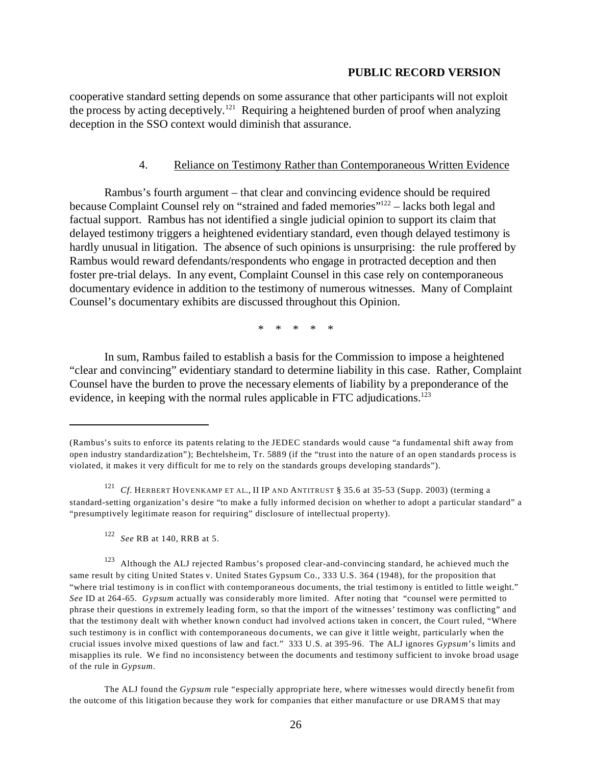cooperative standard setting depends on some assurance that other participants will not exploit the process by acting deceptively.[121] Requiring a heightened burden of proof when analyzing deception in the SSO context would diminish that assurance.

### 4. Reliance on Testimony Rather than Contemporaneous Written Evidence

Rambus's fourth argument – that clear and convincing evidence should be required because Complaint Counsel rely on "strained and faded memories"[122] – lacks both legal and factual support. Rambus has not identified a single judicial opinion to support its claim that delayed testimony triggers a heightened evidentiary standard, even though delayed testimony is hardly unusual in litigation. The absence of such opinions is unsurprising: the rule proffered by Rambus would reward defendants/respondents who engage in protracted deception and then foster pre-trial delays. In any event, Complaint Counsel in this case rely on contemporaneous documentary evidence in addition to the testimony of numerous witnesses. Many of Complaint Counsel's documentary exhibits are discussed throughout this Opinion.

\* \* \* \* \*

In sum, Rambus failed to establish a basis for the Commission to impose a heightened "clear and convincing" evidentiary standard to determine liability in this case. Rather, Complaint Counsel have the burden to prove the necessary elements of liability by a preponderance of the evidence, in keeping with the normal rules applicable in FTC adjudications.[123]

---

(Rambus's suits to enforce its patents relating to the JEDEC standards would cause "a fundamental shift away from open industry standardization"); Bechtelsheim, Tr. 5889 (if the "trust into the nature of an open standards process is violated, it makes it very difficult for me to rely on the standards groups developing standards").

[121] *Cf.* HERBERT HOVENKAMP ET AL., II IP AND ANTITRUST § 35.6 at 35-53 (Supp. 2003) (terming a standard-setting organization's desire "to make a fully informed decision on whether to adopt a particular standard" a "presumptively legitimate reason for requiring" disclosure of intellectual property).

[122] *See* RB at 140, RRB at 5.

[123] Although the ALJ rejected Rambus's proposed clear-and-convincing standard, he achieved much the same result by citing United States v. United States Gypsum Co., 333 U.S. 364 (1948), for the proposition that "where trial testimony is in conflict with contemporaneous documents, the trial testimony is entitled to little weight." *See* ID at 264-65. *Gypsum* actually was considerably more limited. After noting that "counsel were permitted to phrase their questions in extremely leading form, so that the import of the witnesses' testimony was conflicting" and that the testimony dealt with whether known conduct had involved actions taken in concert, the Court ruled, "Where such testimony is in conflict with contemporaneous documents, we can give it little weight, particularly when the crucial issues involve mixed questions of law and fact." 333 U.S. at 395-96. The ALJ ignores *Gypsum*'s limits and misapplies its rule. We find no inconsistency between the documents and testimony sufficient to invoke broad usage of the rule in *Gypsum*.

The ALJ found the *Gypsum* rule "especially appropriate here, where witnesses would directly benefit from the outcome of this litigation because they work for companies that either manufacture or use DRAMS that may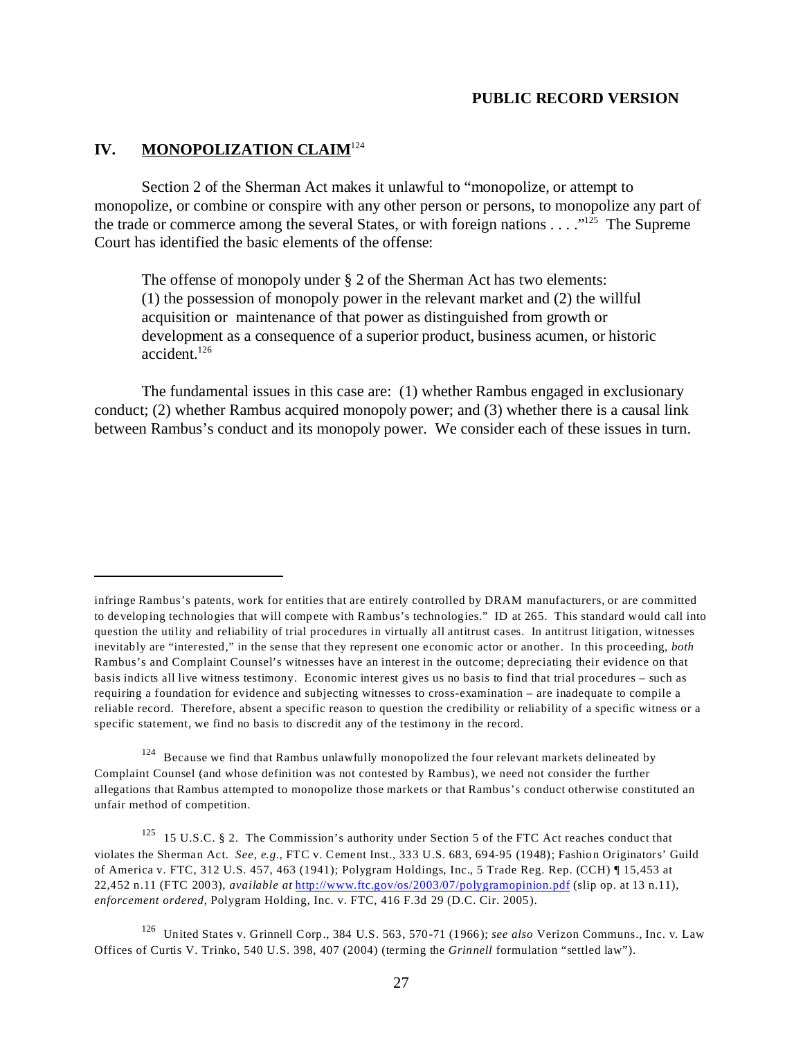## IV. MONOPOLIZATION CLAIM[124]

Section 2 of the Sherman Act makes it unlawful to "monopolize, or attempt to monopolize, or combine or conspire with any other person or persons, to monopolize any part of the trade or commerce among the several States, or with foreign nations . . . ."[125] The Supreme Court has identified the basic elements of the offense:

> The offense of monopoly under § 2 of the Sherman Act has two elements: (1) the possession of monopoly power in the relevant market and (2) the willful acquisition or maintenance of that power as distinguished from growth or development as a consequence of a superior product, business acumen, or historic accident.[126]

The fundamental issues in this case are: (1) whether Rambus engaged in exclusionary conduct; (2) whether Rambus acquired monopoly power; and (3) whether there is a causal link between Rambus's conduct and its monopoly power. We consider each of these issues in turn.

---

infringe Rambus's patents, work for entities that are entirely controlled by DRAM manufacturers, or are committed to developing technologies that will compete with Rambus's technologies." ID at 265. This standard would call into question the utility and reliability of trial procedures in virtually all antitrust cases. In antitrust litigation, witnesses inevitably are "interested," in the sense that they represent one economic actor or another. In this proceeding, *both* Rambus's and Complaint Counsel's witnesses have an interest in the outcome; depreciating their evidence on that basis indicts all live witness testimony. Economic interest gives us no basis to find that trial procedures – such as requiring a foundation for evidence and subjecting witnesses to cross-examination – are inadequate to compile a reliable record. Therefore, absent a specific reason to question the credibility or reliability of a specific witness or a specific statement, we find no basis to discredit any of the testimony in the record.

[124] Because we find that Rambus unlawfully monopolized the four relevant markets delineated by Complaint Counsel (and whose definition was not contested by Rambus), we need not consider the further allegations that Rambus attempted to monopolize those markets or that Rambus's conduct otherwise constituted an unfair method of competition.

[125] 15 U.S.C. § 2. The Commission's authority under Section 5 of the FTC Act reaches conduct that violates the Sherman Act. *See, e.g.*, FTC v. Cement Inst., 333 U.S. 683, 694-95 (1948); Fashion Originators' Guild of America v. FTC, 312 U.S. 457, 463 (1941); Polygram Holdings, Inc., 5 Trade Reg. Rep. (CCH) ¶ 15,453 at 22,452 n.11 (FTC 2003), *available at* http://www.ftc.gov/os/2003/07/polygramopinion.pdf (slip op. at 13 n.11), *enforcement ordered*, Polygram Holding, Inc. v. FTC, 416 F.3d 29 (D.C. Cir. 2005).

[126] United States v. Grinnell Corp., 384 U.S. 563, 570-71 (1966); *see also* Verizon Communs., Inc. v. Law Offices of Curtis V. Trinko, 540 U.S. 398, 407 (2004) (terming the *Grinnell* formulation "settled law").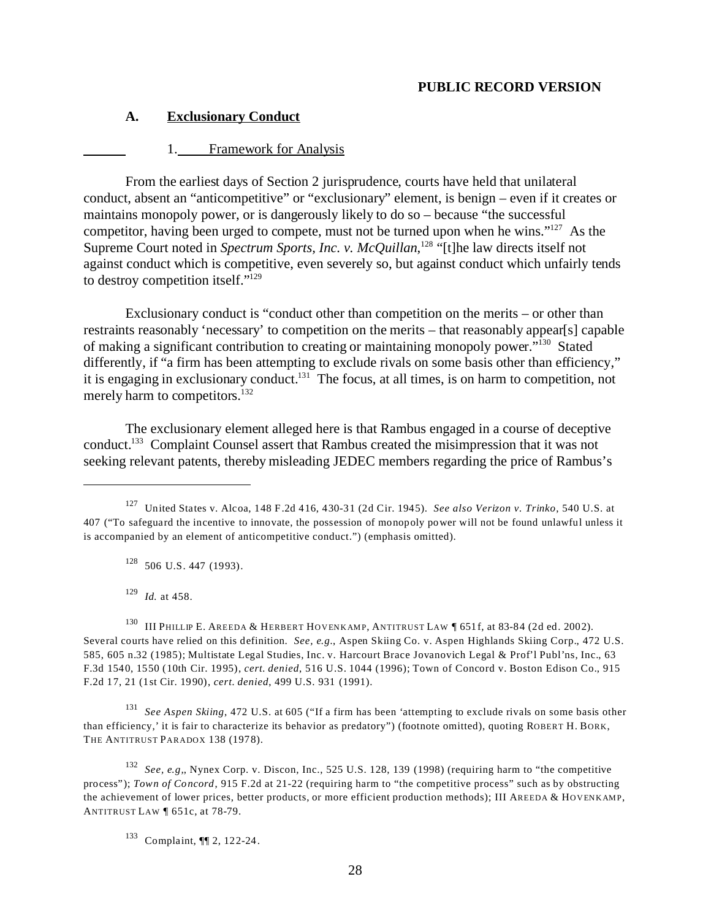**PUBLIC RECORD VERSION**

### A. Exclusionary Conduct

#### 1. Framework for Analysis

From the earliest days of Section 2 jurisprudence, courts have held that unilateral conduct, absent an "anticompetitive" or "exclusionary" element, is benign – even if it creates or maintains monopoly power, or is dangerously likely to do so – because "the successful competitor, having been urged to compete, must not be turned upon when he wins."[127] As the Supreme Court noted in *Spectrum Sports, Inc. v. McQuillan*,[128] "[t]he law directs itself not against conduct which is competitive, even severely so, but against conduct which unfairly tends to destroy competition itself."[129]

Exclusionary conduct is "conduct other than competition on the merits – or other than restraints reasonably 'necessary' to competition on the merits – that reasonably appear[s] capable of making a significant contribution to creating or maintaining monopoly power."[130] Stated differently, if "a firm has been attempting to exclude rivals on some basis other than efficiency," it is engaging in exclusionary conduct.[131] The focus, at all times, is on harm to competition, not merely harm to competitors.[132]

The exclusionary element alleged here is that Rambus engaged in a course of deceptive conduct.[133] Complaint Counsel assert that Rambus created the misimpression that it was not seeking relevant patents, thereby misleading JEDEC members regarding the price of Rambus's

---

[127] United States v. Alcoa, 148 F.2d 416, 430-31 (2d Cir. 1945). *See also Verizon v. Trinko*, 540 U.S. at 407 ("To safeguard the incentive to innovate, the possession of monopoly power will not be found unlawful unless it is accompanied by an element of anticompetitive conduct.") (emphasis omitted).

[128] 506 U.S. 447 (1993).

[129] *Id.* at 458.

[130] III PHILLIP E. AREEDA & HERBERT HOVENKAMP, ANTITRUST LAW ¶ 651f, at 83-84 (2d ed. 2002). Several courts have relied on this definition. *See, e.g.*, Aspen Skiing Co. v. Aspen Highlands Skiing Corp., 472 U.S. 585, 605 n.32 (1985); Multistate Legal Studies, Inc. v. Harcourt Brace Jovanovich Legal & Prof'l Publ'ns, Inc., 63 F.3d 1540, 1550 (10th Cir. 1995), *cert. denied*, 516 U.S. 1044 (1996); Town of Concord v. Boston Edison Co., 915 F.2d 17, 21 (1st Cir. 1990), *cert. denied*, 499 U.S. 931 (1991).

[131] *See Aspen Skiing*, 472 U.S. at 605 ("If a firm has been 'attempting to exclude rivals on some basis other than efficiency,' it is fair to characterize its behavior as predatory") (footnote omitted), quoting ROBERT H. BORK, THE ANTITRUST PARADOX 138 (1978).

[132] *See, e.g,*, Nynex Corp. v. Discon, Inc., 525 U.S. 128, 139 (1998) (requiring harm to "the competitive process"); *Town of Concord*, 915 F.2d at 21-22 (requiring harm to "the competitive process" such as by obstructing the achievement of lower prices, better products, or more efficient production methods); III AREEDA & HOVENKAMP, ANTITRUST LAW ¶ 651c, at 78-79.

[133] Complaint, ¶¶ 2, 122-24.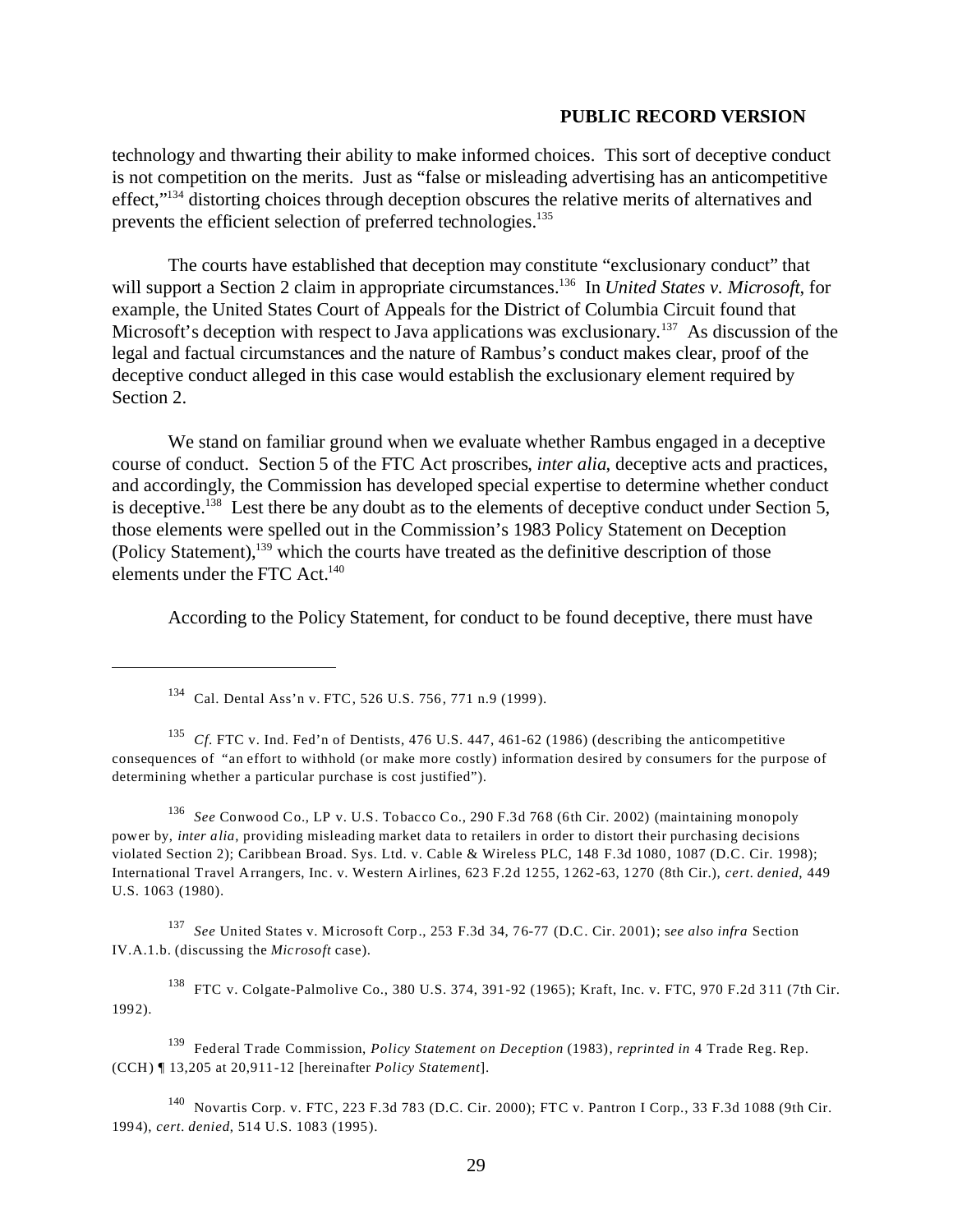technology and thwarting their ability to make informed choices. This sort of deceptive conduct is not competition on the merits. Just as "false or misleading advertising has an anticompetitive effect,"[134] distorting choices through deception obscures the relative merits of alternatives and prevents the efficient selection of preferred technologies.[135]

The courts have established that deception may constitute "exclusionary conduct" that will support a Section 2 claim in appropriate circumstances.[136] In *United States v. Microsoft*, for example, the United States Court of Appeals for the District of Columbia Circuit found that Microsoft's deception with respect to Java applications was exclusionary.[137] As discussion of the legal and factual circumstances and the nature of Rambus's conduct makes clear, proof of the deceptive conduct alleged in this case would establish the exclusionary element required by Section 2.

We stand on familiar ground when we evaluate whether Rambus engaged in a deceptive course of conduct. Section 5 of the FTC Act proscribes, *inter alia*, deceptive acts and practices, and accordingly, the Commission has developed special expertise to determine whether conduct is deceptive.[138] Lest there be any doubt as to the elements of deceptive conduct under Section 5, those elements were spelled out in the Commission's 1983 Policy Statement on Deception (Policy Statement),[139] which the courts have treated as the definitive description of those elements under the FTC Act.[140]

According to the Policy Statement, for conduct to be found deceptive, there must have

---

[134] Cal. Dental Ass'n v. FTC, 526 U.S. 756, 771 n.9 (1999).

[135] *Cf.* FTC v. Ind. Fed'n of Dentists, 476 U.S. 447, 461-62 (1986) (describing the anticompetitive consequences of "an effort to withhold (or make more costly) information desired by consumers for the purpose of determining whether a particular purchase is cost justified").

[136] *See* Conwood Co., LP v. U.S. Tobacco Co., 290 F.3d 768 (6th Cir. 2002) (maintaining monopoly power by, *inter alia*, providing misleading market data to retailers in order to distort their purchasing decisions violated Section 2); Caribbean Broad. Sys. Ltd. v. Cable & Wireless PLC, 148 F.3d 1080, 1087 (D.C. Cir. 1998); International Travel Arrangers, Inc. v. Western Airlines, 623 F.2d 1255, 1262-63, 1270 (8th Cir.), *cert. denied*, 449 U.S. 1063 (1980).

[137] *See* United States v. Microsoft Corp., 253 F.3d 34, 76-77 (D.C. Cir. 2001); *see also infra* Section IV.A.1.b. (discussing the *Microsoft* case).

[138] FTC v. Colgate-Palmolive Co., 380 U.S. 374, 391-92 (1965); Kraft, Inc. v. FTC, 970 F.2d 311 (7th Cir. 1992).

[139] Federal Trade Commission, *Policy Statement on Deception* (1983), *reprinted in* 4 Trade Reg. Rep. (CCH) ¶ 13,205 at 20,911-12 [hereinafter *Policy Statement*].

[140] Novartis Corp. v. FTC, 223 F.3d 783 (D.C. Cir. 2000); FTC v. Pantron I Corp., 33 F.3d 1088 (9th Cir. 1994), *cert. denied*, 514 U.S. 1083 (1995).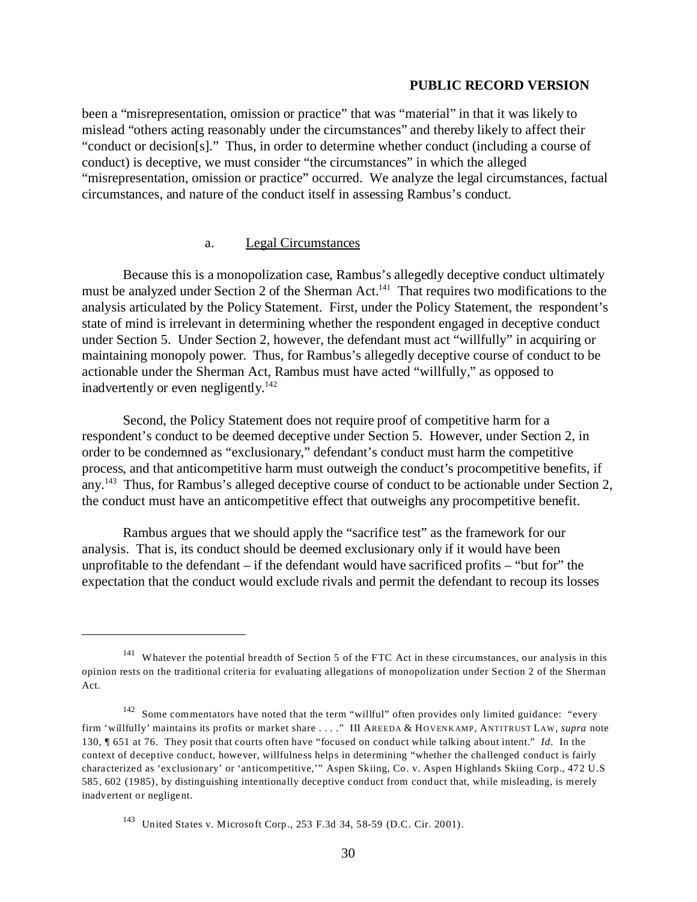been a "misrepresentation, omission or practice" that was "material" in that it was likely to mislead "others acting reasonably under the circumstances" and thereby likely to affect their "conduct or decision[s]." Thus, in order to determine whether conduct (including a course of conduct) is deceptive, we must consider "the circumstances" in which the alleged "misrepresentation, omission or practice" occurred. We analyze the legal circumstances, factual circumstances, and nature of the conduct itself in assessing Rambus's conduct.

a. Legal Circumstances

Because this is a monopolization case, Rambus's allegedly deceptive conduct ultimately must be analyzed under Section 2 of the Sherman Act.[141] That requires two modifications to the analysis articulated by the Policy Statement. First, under the Policy Statement, the respondent's state of mind is irrelevant in determining whether the respondent engaged in deceptive conduct under Section 5. Under Section 2, however, the defendant must act "willfully" in acquiring or maintaining monopoly power. Thus, for Rambus's allegedly deceptive course of conduct to be actionable under the Sherman Act, Rambus must have acted "willfully," as opposed to inadvertently or even negligently.[142]

Second, the Policy Statement does not require proof of competitive harm for a respondent's conduct to be deemed deceptive under Section 5. However, under Section 2, in order to be condemned as "exclusionary," defendant's conduct must harm the competitive process, and that anticompetitive harm must outweigh the conduct's procompetitive benefits, if any.[143] Thus, for Rambus's alleged deceptive course of conduct to be actionable under Section 2, the conduct must have an anticompetitive effect that outweighs any procompetitive benefit.

Rambus argues that we should apply the "sacrifice test" as the framework for our analysis. That is, its conduct should be deemed exclusionary only if it would have been unprofitable to the defendant – if the defendant would have sacrificed profits – "but for" the expectation that the conduct would exclude rivals and permit the defendant to recoup its losses

---

[141] Whatever the potential breadth of Section 5 of the FTC Act in these circumstances, our analysis in this opinion rests on the traditional criteria for evaluating allegations of monopolization under Section 2 of the Sherman Act.

[142] Some commentators have noted that the term "willful" often provides only limited guidance: "every firm 'willfully' maintains its profits or market share . . . ." III AREEDA & HOVENKAMP, ANTITRUST LAW, *supra* note 130, ¶ 651 at 76. They posit that courts often have "focused on conduct while talking about intent." *Id.* In the context of deceptive conduct, however, willfulness helps in determining "whether the challenged conduct is fairly characterized as 'exclusionary' or 'anticompetitive,'" Aspen Skiing, Co. v. Aspen Highlands Skiing Corp., 472 U.S 585, 602 (1985), by distinguishing intentionally deceptive conduct from conduct that, while misleading, is merely inadvertent or negligent.

[143] United States v. Microsoft Corp., 253 F.3d 34, 58-59 (D.C. Cir. 2001).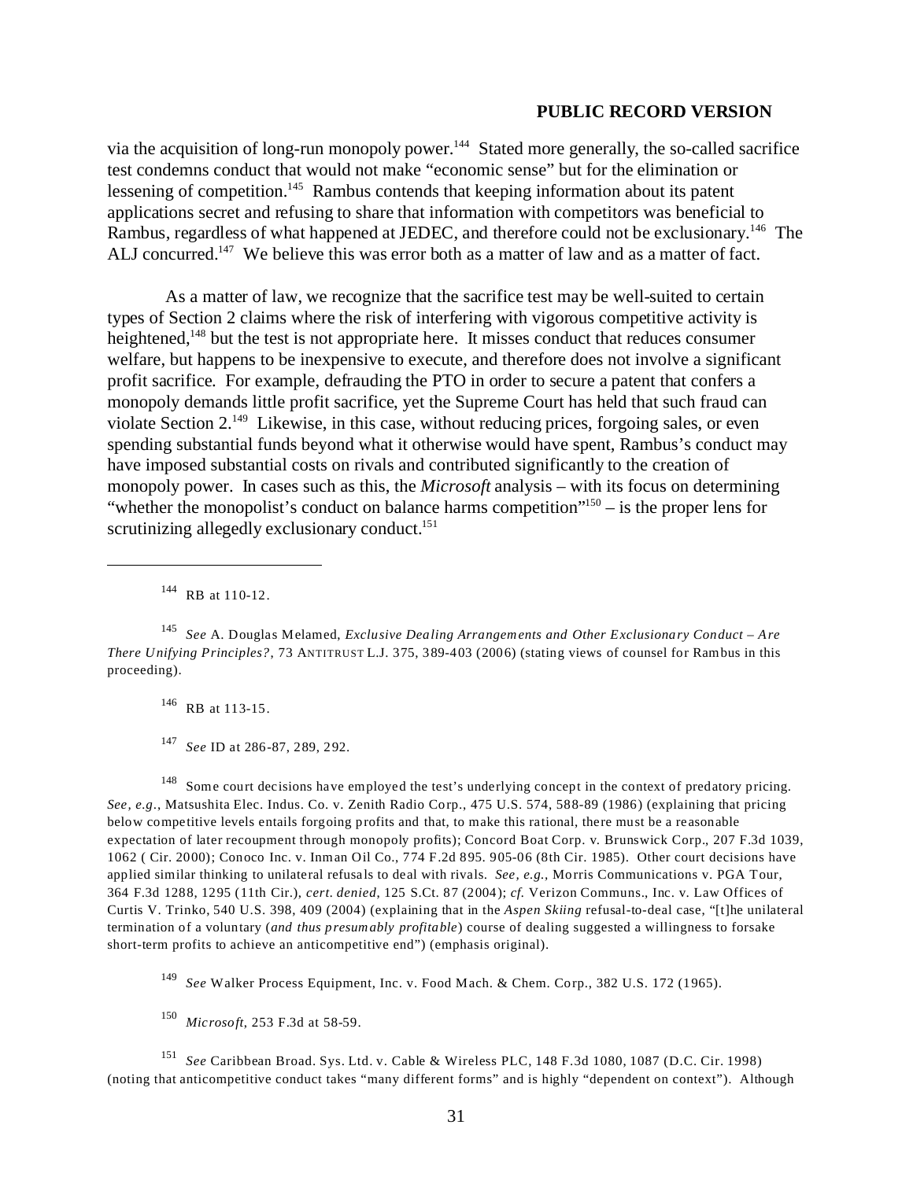via the acquisition of long-run monopoly power.[144] Stated more generally, the so-called sacrifice test condemns conduct that would not make "economic sense" but for the elimination or lessening of competition.[145] Rambus contends that keeping information about its patent applications secret and refusing to share that information with competitors was beneficial to Rambus, regardless of what happened at JEDEC, and therefore could not be exclusionary.[146] The ALJ concurred.[147] We believe this was error both as a matter of law and as a matter of fact.

As a matter of law, we recognize that the sacrifice test may be well-suited to certain types of Section 2 claims where the risk of interfering with vigorous competitive activity is heightened,[148] but the test is not appropriate here. It misses conduct that reduces consumer welfare, but happens to be inexpensive to execute, and therefore does not involve a significant profit sacrifice. For example, defrauding the PTO in order to secure a patent that confers a monopoly demands little profit sacrifice, yet the Supreme Court has held that such fraud can violate Section 2.[149] Likewise, in this case, without reducing prices, forgoing sales, or even spending substantial funds beyond what it otherwise would have spent, Rambus's conduct may have imposed substantial costs on rivals and contributed significantly to the creation of monopoly power. In cases such as this, the *Microsoft* analysis – with its focus on determining "whether the monopolist's conduct on balance harms competition"[150] – is the proper lens for scrutinizing allegedly exclusionary conduct.[151]

---

[144] RB at 110-12.

[145] *See* A. Douglas Melamed, *Exclusive Dealing Arrangements and Other Exclusionary Conduct – Are There Unifying Principles?*, 73 ANTITRUST L.J. 375, 389-403 (2006) (stating views of counsel for Rambus in this proceeding).

[146] RB at 113-15.

[147] *See* ID at 286-87, 289, 292.

[148] Some court decisions have employed the test's underlying concept in the context of predatory pricing. *See, e.g.*, Matsushita Elec. Indus. Co. v. Zenith Radio Corp., 475 U.S. 574, 588-89 (1986) (explaining that pricing below competitive levels entails forgoing profits and that, to make this rational, there must be a reasonable expectation of later recoupment through monopoly profits); Concord Boat Corp. v. Brunswick Corp., 207 F.3d 1039, 1062 ( Cir. 2000); Conoco Inc. v. Inman Oil Co., 774 F.2d 895. 905-06 (8th Cir. 1985). Other court decisions have applied similar thinking to unilateral refusals to deal with rivals. *See, e.g.*, Morris Communications v. PGA Tour, 364 F.3d 1288, 1295 (11th Cir.), *cert. denied*, 125 S.Ct. 87 (2004); *cf.* Verizon Communs., Inc. v. Law Offices of Curtis V. Trinko, 540 U.S. 398, 409 (2004) (explaining that in the *Aspen Skiing* refusal-to-deal case, "[t]he unilateral termination of a voluntary (*and thus presumably profitable*) course of dealing suggested a willingness to forsake short-term profits to achieve an anticompetitive end") (emphasis original).

[149] *See* Walker Process Equipment, Inc. v. Food Mach. & Chem. Corp., 382 U.S. 172 (1965).

[150] *Microsoft*, 253 F.3d at 58-59.

[151] *See* Caribbean Broad. Sys. Ltd. v. Cable & Wireless PLC, 148 F.3d 1080, 1087 (D.C. Cir. 1998) (noting that anticompetitive conduct takes "many different forms" and is highly "dependent on context"). Although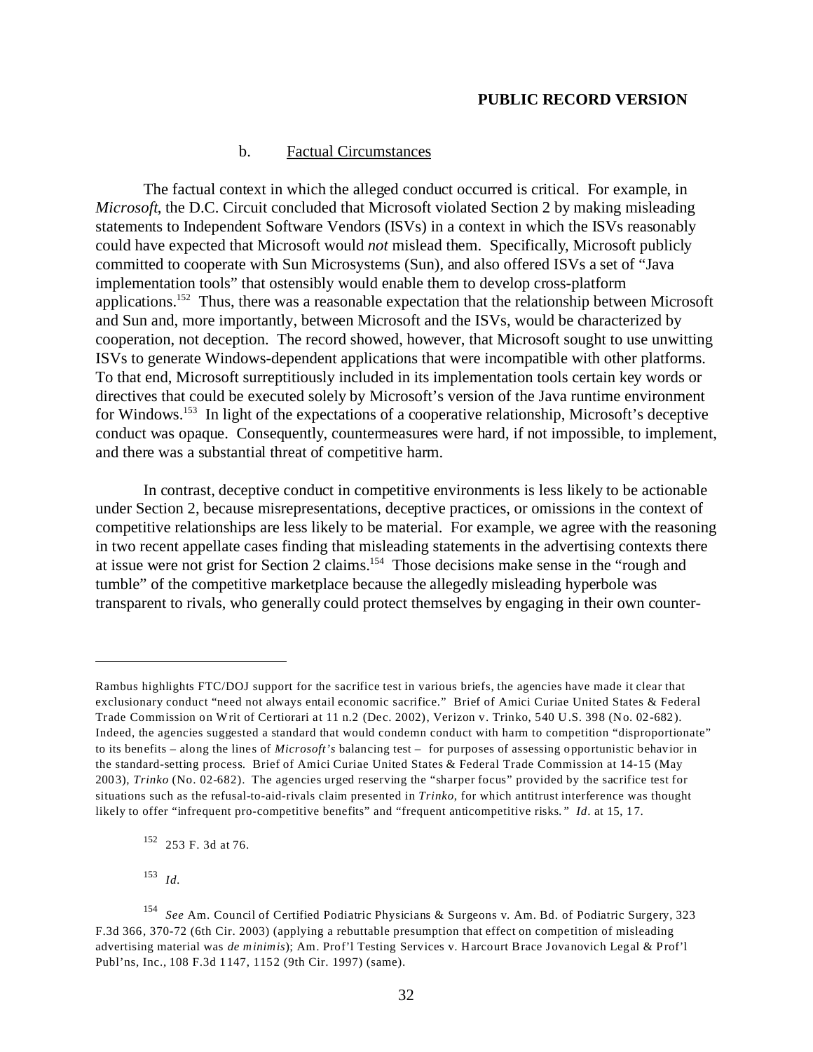**PUBLIC RECORD VERSION**

b. <u>Factual Circumstances</u>

The factual context in which the alleged conduct occurred is critical. For example, in *Microsoft*, the D.C. Circuit concluded that Microsoft violated Section 2 by making misleading statements to Independent Software Vendors (ISVs) in a context in which the ISVs reasonably could have expected that Microsoft would *not* mislead them. Specifically, Microsoft publicly committed to cooperate with Sun Microsystems (Sun), and also offered ISVs a set of "Java implementation tools" that ostensibly would enable them to develop cross-platform applications.[152] Thus, there was a reasonable expectation that the relationship between Microsoft and Sun and, more importantly, between Microsoft and the ISVs, would be characterized by cooperation, not deception. The record showed, however, that Microsoft sought to use unwitting ISVs to generate Windows-dependent applications that were incompatible with other platforms. To that end, Microsoft surreptitiously included in its implementation tools certain key words or directives that could be executed solely by Microsoft's version of the Java runtime environment for Windows.[153] In light of the expectations of a cooperative relationship, Microsoft's deceptive conduct was opaque. Consequently, countermeasures were hard, if not impossible, to implement, and there was a substantial threat of competitive harm.

In contrast, deceptive conduct in competitive environments is less likely to be actionable under Section 2, because misrepresentations, deceptive practices, or omissions in the context of competitive relationships are less likely to be material. For example, we agree with the reasoning in two recent appellate cases finding that misleading statements in the advertising contexts there at issue were not grist for Section 2 claims.[154] Those decisions make sense in the "rough and tumble" of the competitive marketplace because the allegedly misleading hyperbole was transparent to rivals, who generally could protect themselves by engaging in their own counter-

---

Rambus highlights FTC/DOJ support for the sacrifice test in various briefs, the agencies have made it clear that exclusionary conduct "need not always entail economic sacrifice." Brief of Amici Curiae United States & Federal Trade Commission on Writ of Certiorari at 11 n.2 (Dec. 2002), Verizon v. Trinko, 540 U.S. 398 (No. 02-682). Indeed, the agencies suggested a standard that would condemn conduct with harm to competition "disproportionate" to its benefits – along the lines of *Microsoft's* balancing test – for purposes of assessing opportunistic behavior in the standard-setting process. Brief of Amici Curiae United States & Federal Trade Commission at 14-15 (May 2003), *Trinko* (No. 02-682). The agencies urged reserving the "sharper focus" provided by the sacrifice test for situations such as the refusal-to-aid-rivals claim presented in *Trinko*, for which antitrust interference was thought likely to offer "infrequent pro-competitive benefits" and "frequent anticompetitive risks." *Id*. at 15, 17.

[152] 253 F. 3d at 76.

[153] *Id*.

[154] *See* Am. Council of Certified Podiatric Physicians & Surgeons v. Am. Bd. of Podiatric Surgery, 323 F.3d 366, 370-72 (6th Cir. 2003) (applying a rebuttable presumption that effect on competition of misleading advertising material was *de minimis*); Am. Prof'l Testing Services v. Harcourt Brace Jovanovich Legal & Prof'l Publ'ns, Inc., 108 F.3d 1147, 1152 (9th Cir. 1997) (same).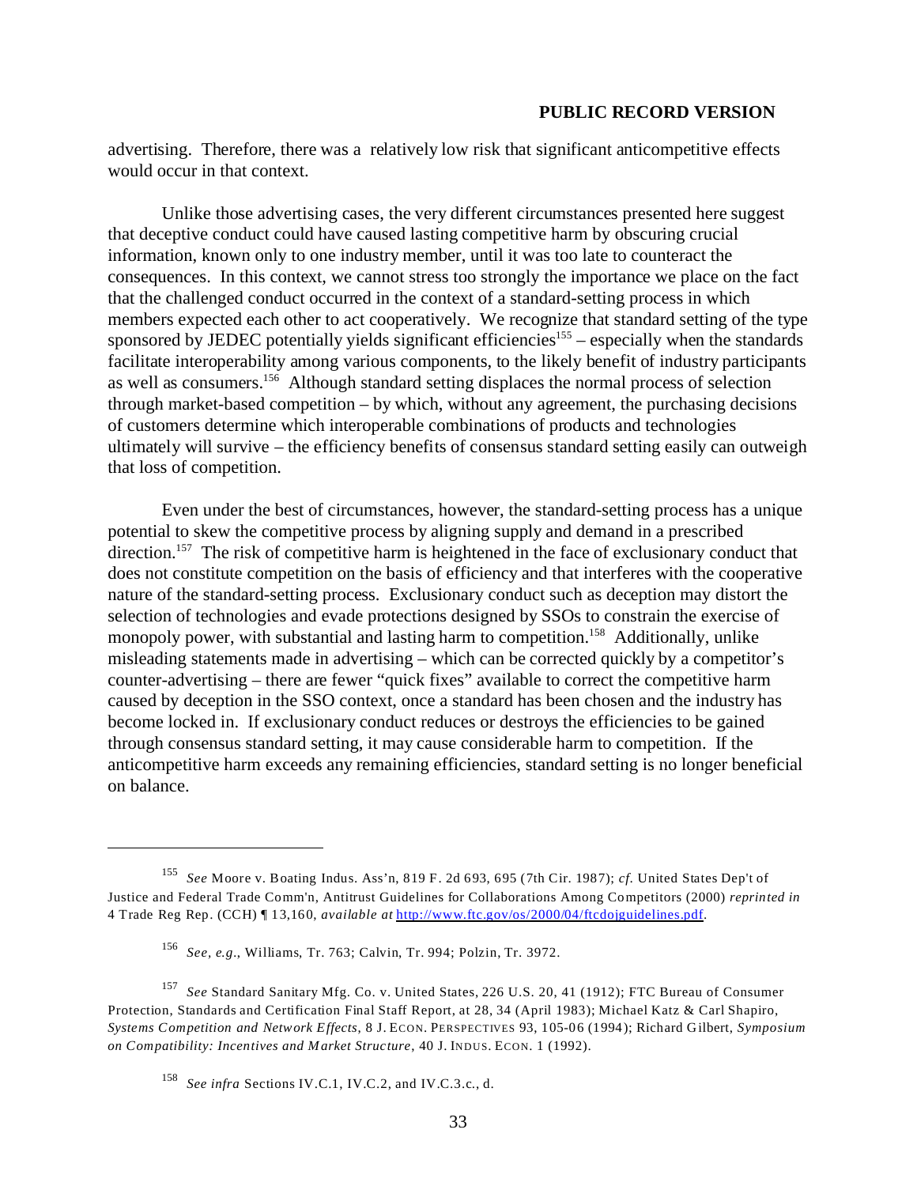advertising. Therefore, there was a relatively low risk that significant anticompetitive effects would occur in that context.

Unlike those advertising cases, the very different circumstances presented here suggest that deceptive conduct could have caused lasting competitive harm by obscuring crucial information, known only to one industry member, until it was too late to counteract the consequences. In this context, we cannot stress too strongly the importance we place on the fact that the challenged conduct occurred in the context of a standard-setting process in which members expected each other to act cooperatively. We recognize that standard setting of the type sponsored by JEDEC potentially yields significant efficiencies[155] – especially when the standards facilitate interoperability among various components, to the likely benefit of industry participants as well as consumers.[156] Although standard setting displaces the normal process of selection through market-based competition – by which, without any agreement, the purchasing decisions of customers determine which interoperable combinations of products and technologies ultimately will survive – the efficiency benefits of consensus standard setting easily can outweigh that loss of competition.

Even under the best of circumstances, however, the standard-setting process has a unique potential to skew the competitive process by aligning supply and demand in a prescribed direction.[157] The risk of competitive harm is heightened in the face of exclusionary conduct that does not constitute competition on the basis of efficiency and that interferes with the cooperative nature of the standard-setting process. Exclusionary conduct such as deception may distort the selection of technologies and evade protections designed by SSOs to constrain the exercise of monopoly power, with substantial and lasting harm to competition.[158] Additionally, unlike misleading statements made in advertising – which can be corrected quickly by a competitor's counter-advertising – there are fewer "quick fixes" available to correct the competitive harm caused by deception in the SSO context, once a standard has been chosen and the industry has become locked in. If exclusionary conduct reduces or destroys the efficiencies to be gained through consensus standard setting, it may cause considerable harm to competition. If the anticompetitive harm exceeds any remaining efficiencies, standard setting is no longer beneficial on balance.

---

[155] *See* Moore v. Boating Indus. Ass'n, 819 F. 2d 693, 695 (7th Cir. 1987); *cf.* United States Dep't of Justice and Federal Trade Comm'n, Antitrust Guidelines for Collaborations Among Competitors (2000) *reprinted in* 4 Trade Reg Rep. (CCH) ¶ 13,160, *available at* http://www.ftc.gov/os/2000/04/ftcdojguidelines.pdf.

[156] *See, e.g.*, Williams, Tr. 763; Calvin, Tr. 994; Polzin, Tr. 3972.

[157] *See* Standard Sanitary Mfg. Co. v. United States, 226 U.S. 20, 41 (1912); FTC Bureau of Consumer Protection, Standards and Certification Final Staff Report, at 28, 34 (April 1983); Michael Katz & Carl Shapiro, *Systems Competition and Network Effects*, 8 J. ECON. PERSPECTIVES 93, 105-06 (1994); Richard Gilbert, *Symposium on Compatibility: Incentives and Market Structure*, 40 J. INDUS. ECON. 1 (1992).

[158] *See infra* Sections IV.C.1, IV.C.2, and IV.C.3.c., d.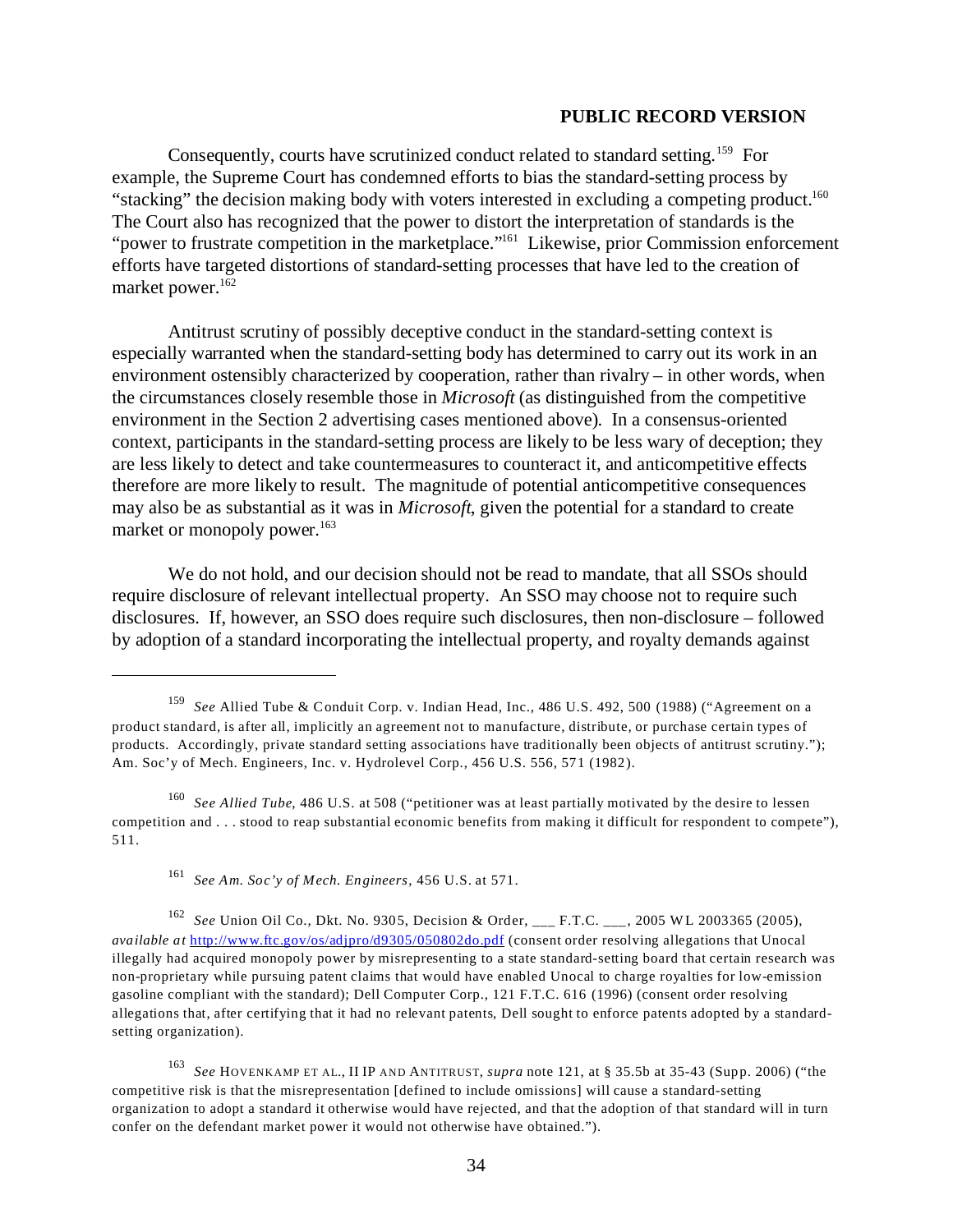**PUBLIC RECORD VERSION**

Consequently, courts have scrutinized conduct related to standard setting.[159] For example, the Supreme Court has condemned efforts to bias the standard-setting process by "stacking" the decision making body with voters interested in excluding a competing product.[160] The Court also has recognized that the power to distort the interpretation of standards is the "power to frustrate competition in the marketplace."[161] Likewise, prior Commission enforcement efforts have targeted distortions of standard-setting processes that have led to the creation of market power.[162]

Antitrust scrutiny of possibly deceptive conduct in the standard-setting context is especially warranted when the standard-setting body has determined to carry out its work in an environment ostensibly characterized by cooperation, rather than rivalry – in other words, when the circumstances closely resemble those in *Microsoft* (as distinguished from the competitive environment in the Section 2 advertising cases mentioned above). In a consensus-oriented context, participants in the standard-setting process are likely to be less wary of deception; they are less likely to detect and take countermeasures to counteract it, and anticompetitive effects therefore are more likely to result. The magnitude of potential anticompetitive consequences may also be as substantial as it was in *Microsoft*, given the potential for a standard to create market or monopoly power.[163]

We do not hold, and our decision should not be read to mandate, that all SSOs should require disclosure of relevant intellectual property. An SSO may choose not to require such disclosures. If, however, an SSO does require such disclosures, then non-disclosure – followed by adoption of a standard incorporating the intellectual property, and royalty demands against

---

[159] *See* Allied Tube & Conduit Corp. v. Indian Head, Inc., 486 U.S. 492, 500 (1988) ("Agreement on a product standard, is after all, implicitly an agreement not to manufacture, distribute, or purchase certain types of products. Accordingly, private standard setting associations have traditionally been objects of antitrust scrutiny."); Am. Soc'y of Mech. Engineers, Inc. v. Hydrolevel Corp., 456 U.S. 556, 571 (1982).

[160] *See Allied Tube*, 486 U.S. at 508 ("petitioner was at least partially motivated by the desire to lessen competition and . . . stood to reap substantial economic benefits from making it difficult for respondent to compete"), 511.

[161] *See Am. Soc'y of Mech. Engineers*, 456 U.S. at 571.

[162] *See* Union Oil Co., Dkt. No. 9305, Decision & Order, ___ F.T.C. ___, 2005 WL 2003365 (2005), *available at* http://www.ftc.gov/os/adjpro/d9305/050802do.pdf (consent order resolving allegations that Unocal illegally had acquired monopoly power by misrepresenting to a state standard-setting board that certain research was non-proprietary while pursuing patent claims that would have enabled Unocal to charge royalties for low-emission gasoline compliant with the standard); Dell Computer Corp., 121 F.T.C. 616 (1996) (consent order resolving allegations that, after certifying that it had no relevant patents, Dell sought to enforce patents adopted by a standard-setting organization).

[163] *See* HOVENKAMP ET AL., II IP AND ANTITRUST, *supra* note 121, at § 35.5b at 35-43 (Supp. 2006) ("the competitive risk is that the misrepresentation [defined to include omissions] will cause a standard-setting organization to adopt a standard it otherwise would have rejected, and that the adoption of that standard will in turn confer on the defendant market power it would not otherwise have obtained.").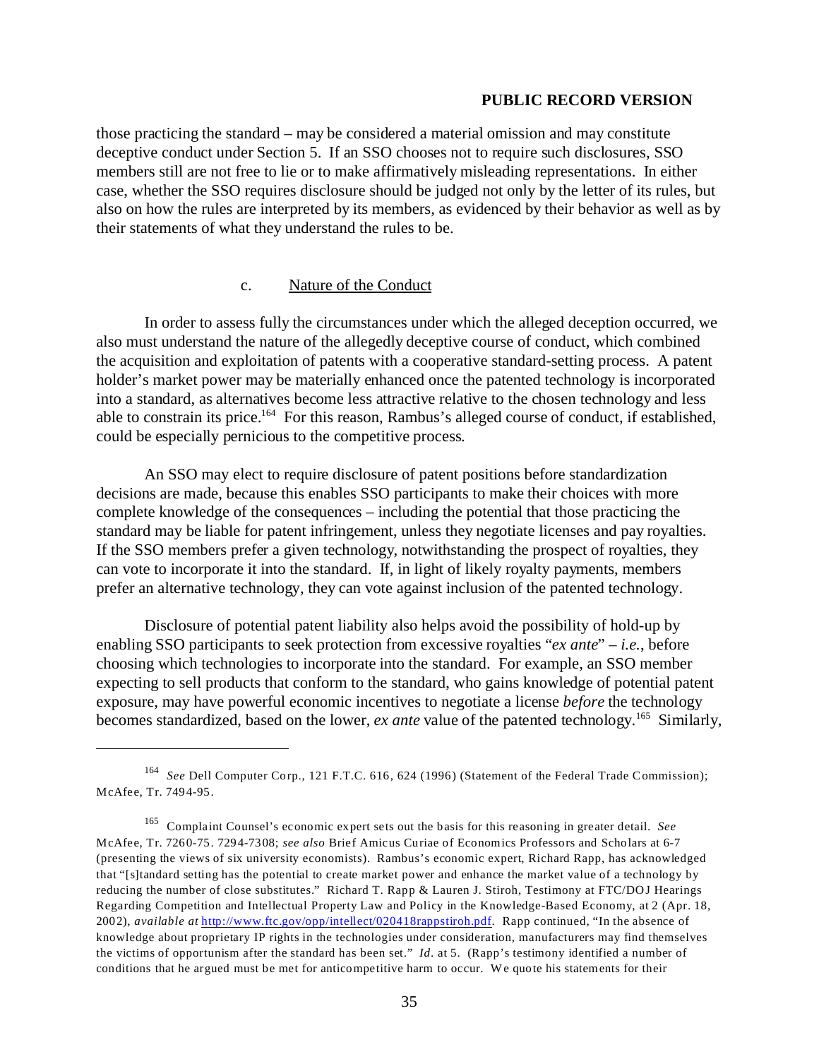those practicing the standard – may be considered a material omission and may constitute deceptive conduct under Section 5. If an SSO chooses not to require such disclosures, SSO members still are not free to lie or to make affirmatively misleading representations. In either case, whether the SSO requires disclosure should be judged not only by the letter of its rules, but also on how the rules are interpreted by its members, as evidenced by their behavior as well as by their statements of what they understand the rules to be.

#### c. Nature of the Conduct

In order to assess fully the circumstances under which the alleged deception occurred, we also must understand the nature of the allegedly deceptive course of conduct, which combined the acquisition and exploitation of patents with a cooperative standard-setting process. A patent holder's market power may be materially enhanced once the patented technology is incorporated into a standard, as alternatives become less attractive relative to the chosen technology and less able to constrain its price.[164] For this reason, Rambus's alleged course of conduct, if established, could be especially pernicious to the competitive process.

An SSO may elect to require disclosure of patent positions before standardization decisions are made, because this enables SSO participants to make their choices with more complete knowledge of the consequences – including the potential that those practicing the standard may be liable for patent infringement, unless they negotiate licenses and pay royalties. If the SSO members prefer a given technology, notwithstanding the prospect of royalties, they can vote to incorporate it into the standard. If, in light of likely royalty payments, members prefer an alternative technology, they can vote against inclusion of the patented technology.

Disclosure of potential patent liability also helps avoid the possibility of hold-up by enabling SSO participants to seek protection from excessive royalties "*ex ante*" – *i.e.*, before choosing which technologies to incorporate into the standard. For example, an SSO member expecting to sell products that conform to the standard, who gains knowledge of potential patent exposure, may have powerful economic incentives to negotiate a license *before* the technology becomes standardized, based on the lower, *ex ante* value of the patented technology.[165] Similarly,

---

[164] *See* Dell Computer Corp., 121 F.T.C. 616, 624 (1996) (Statement of the Federal Trade Commission); McAfee, Tr. 7494-95.

[165] Complaint Counsel's economic expert sets out the basis for this reasoning in greater detail. *See* McAfee, Tr. 7260-75. 7294-7308; *see also* Brief Amicus Curiae of Economics Professors and Scholars at 6-7 (presenting the views of six university economists). Rambus's economic expert, Richard Rapp, has acknowledged that "[s]tandard setting has the potential to create market power and enhance the market value of a technology by reducing the number of close substitutes." Richard T. Rapp & Lauren J. Stiroh, Testimony at FTC/DOJ Hearings Regarding Competition and Intellectual Property Law and Policy in the Knowledge-Based Economy, at 2 (Apr. 18, 2002), *available at* http://www.ftc.gov/opp/intellect/020418rappstiroh.pdf. Rapp continued, "In the absence of knowledge about proprietary IP rights in the technologies under consideration, manufacturers may find themselves the victims of opportunism after the standard has been set." *Id*. at 5. (Rapp's testimony identified a number of conditions that he argued must be met for anticompetitive harm to occur. We quote his statements for their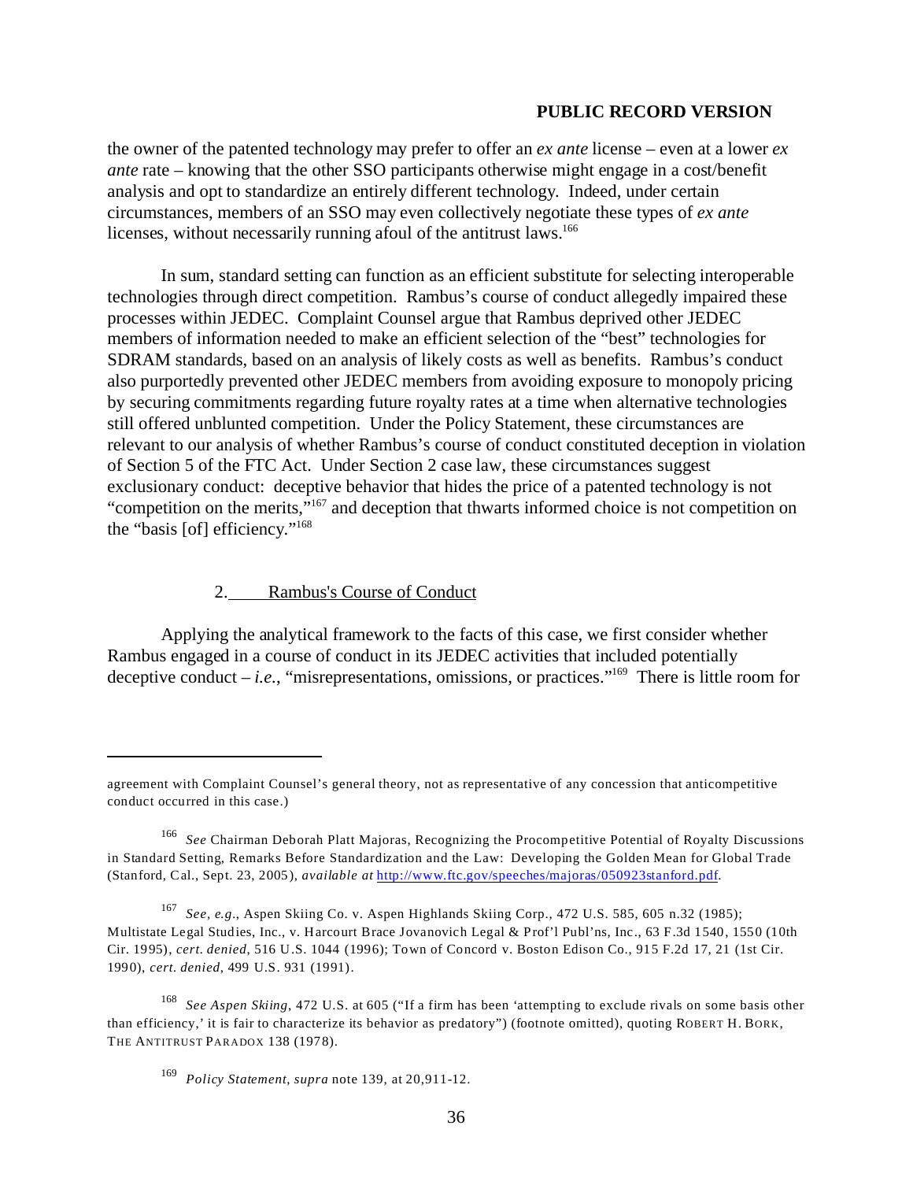the owner of the patented technology may prefer to offer an *ex ante* license – even at a lower *ex ante* rate – knowing that the other SSO participants otherwise might engage in a cost/benefit analysis and opt to standardize an entirely different technology. Indeed, under certain circumstances, members of an SSO may even collectively negotiate these types of *ex ante* licenses, without necessarily running afoul of the antitrust laws.[166]

In sum, standard setting can function as an efficient substitute for selecting interoperable technologies through direct competition. Rambus's course of conduct allegedly impaired these processes within JEDEC. Complaint Counsel argue that Rambus deprived other JEDEC members of information needed to make an efficient selection of the "best" technologies for SDRAM standards, based on an analysis of likely costs as well as benefits. Rambus's conduct also purportedly prevented other JEDEC members from avoiding exposure to monopoly pricing by securing commitments regarding future royalty rates at a time when alternative technologies still offered unblunted competition. Under the Policy Statement, these circumstances are relevant to our analysis of whether Rambus's course of conduct constituted deception in violation of Section 5 of the FTC Act. Under Section 2 case law, these circumstances suggest exclusionary conduct: deceptive behavior that hides the price of a patented technology is not "competition on the merits,"[167] and deception that thwarts informed choice is not competition on the "basis [of] efficiency."[168]

### 2. Rambus's Course of Conduct

Applying the analytical framework to the facts of this case, we first consider whether Rambus engaged in a course of conduct in its JEDEC activities that included potentially deceptive conduct – *i.e.*, "misrepresentations, omissions, or practices."[169] There is little room for

---

agreement with Complaint Counsel's general theory, not as representative of any concession that anticompetitive conduct occurred in this case.)

[166] *See* Chairman Deborah Platt Majoras, Recognizing the Procompetitive Potential of Royalty Discussions in Standard Setting, Remarks Before Standardization and the Law: Developing the Golden Mean for Global Trade (Stanford, Cal., Sept. 23, 2005), *available at* http://www.ftc.gov/speeches/majoras/050923stanford.pdf.

[167] *See, e.g.*, Aspen Skiing Co. v. Aspen Highlands Skiing Corp., 472 U.S. 585, 605 n.32 (1985); Multistate Legal Studies, Inc., v. Harcourt Brace Jovanovich Legal & Prof'l Publ'ns, Inc., 63 F.3d 1540, 1550 (10th Cir. 1995), *cert. denied*, 516 U.S. 1044 (1996); Town of Concord v. Boston Edison Co., 915 F.2d 17, 21 (1st Cir. 1990), *cert. denied*, 499 U.S. 931 (1991).

[168] *See Aspen Skiing*, 472 U.S. at 605 ("If a firm has been 'attempting to exclude rivals on some basis other than efficiency,' it is fair to characterize its behavior as predatory") (footnote omitted), quoting ROBERT H. BORK, THE ANTITRUST PARADOX 138 (1978).

[169] *Policy Statement*, *supra* note 139, at 20,911-12.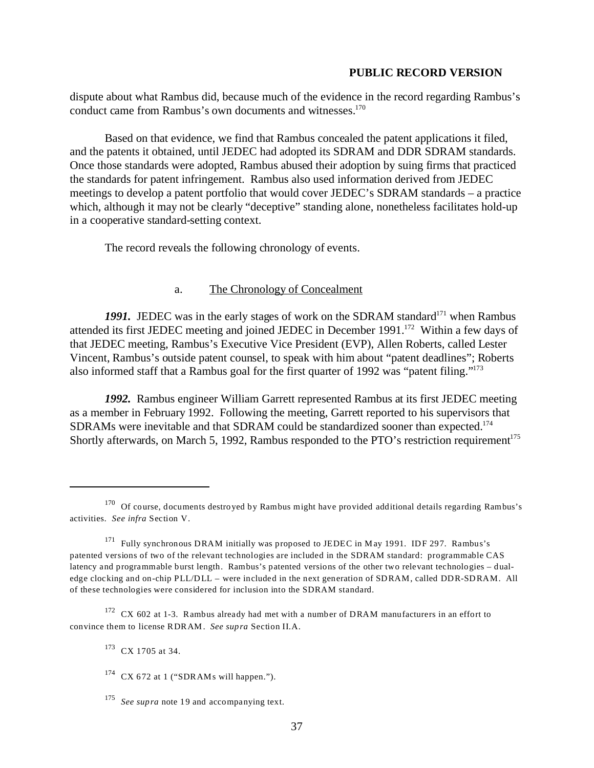dispute about what Rambus did, because much of the evidence in the record regarding Rambus's conduct came from Rambus's own documents and witnesses.[170]

Based on that evidence, we find that Rambus concealed the patent applications it filed, and the patents it obtained, until JEDEC had adopted its SDRAM and DDR SDRAM standards. Once those standards were adopted, Rambus abused their adoption by suing firms that practiced the standards for patent infringement. Rambus also used information derived from JEDEC meetings to develop a patent portfolio that would cover JEDEC's SDRAM standards – a practice which, although it may not be clearly "deceptive" standing alone, nonetheless facilitates hold-up in a cooperative standard-setting context.

The record reveals the following chronology of events.

a. The Chronology of Concealment

***1991.*** JEDEC was in the early stages of work on the SDRAM standard[171] when Rambus attended its first JEDEC meeting and joined JEDEC in December 1991.[172] Within a few days of that JEDEC meeting, Rambus's Executive Vice President (EVP), Allen Roberts, called Lester Vincent, Rambus's outside patent counsel, to speak with him about "patent deadlines"; Roberts also informed staff that a Rambus goal for the first quarter of 1992 was "patent filing."[173]

***1992.*** Rambus engineer William Garrett represented Rambus at its first JEDEC meeting as a member in February 1992. Following the meeting, Garrett reported to his supervisors that SDRAMs were inevitable and that SDRAM could be standardized sooner than expected.[174] Shortly afterwards, on March 5, 1992, Rambus responded to the PTO's restriction requirement[175]

---

[170] Of course, documents destroyed by Rambus might have provided additional details regarding Rambus's activities. *See infra* Section V.

[171] Fully synchronous DRAM initially was proposed to JEDEC in May 1991. IDF 297. Rambus's patented versions of two of the relevant technologies are included in the SDRAM standard: programmable CAS latency and programmable burst length. Rambus's patented versions of the other two relevant technologies – dual-edge clocking and on-chip PLL/DLL – were included in the next generation of SDRAM, called DDR-SDRAM. All of these technologies were considered for inclusion into the SDRAM standard.

[172] CX 602 at 1-3. Rambus already had met with a number of DRAM manufacturers in an effort to convince them to license RDRAM. *See supra* Section II.A.

[173] CX 1705 at 34.

[174] CX 672 at 1 ("SDRAMs will happen.").

[175] *See supra* note 19 and accompanying text.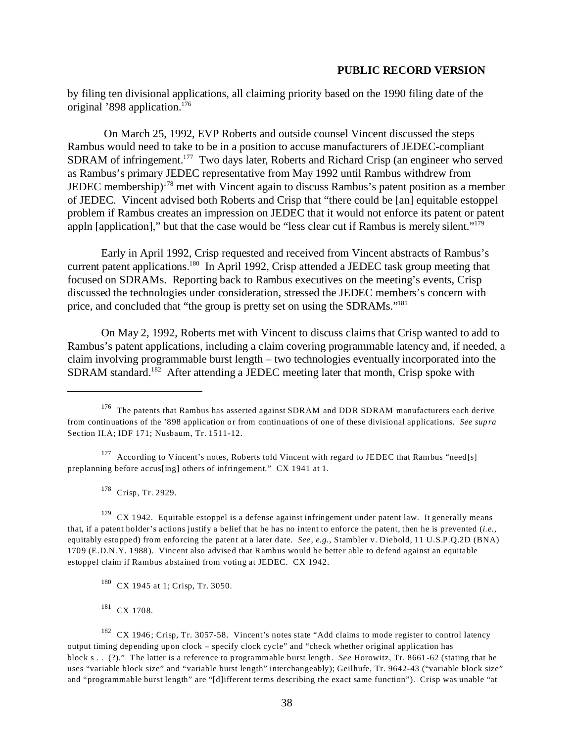**PUBLIC RECORD VERSION**

by filing ten divisional applications, all claiming priority based on the 1990 filing date of the original '898 application.[176]

On March 25, 1992, EVP Roberts and outside counsel Vincent discussed the steps Rambus would need to take to be in a position to accuse manufacturers of JEDEC-compliant SDRAM of infringement.[177] Two days later, Roberts and Richard Crisp (an engineer who served as Rambus's primary JEDEC representative from May 1992 until Rambus withdrew from JEDEC membership)[178] met with Vincent again to discuss Rambus's patent position as a member of JEDEC. Vincent advised both Roberts and Crisp that "there could be [an] equitable estoppel problem if Rambus creates an impression on JEDEC that it would not enforce its patent or patent appln [application]," but that the case would be "less clear cut if Rambus is merely silent."[179]

Early in April 1992, Crisp requested and received from Vincent abstracts of Rambus's current patent applications.[180] In April 1992, Crisp attended a JEDEC task group meeting that focused on SDRAMs. Reporting back to Rambus executives on the meeting's events, Crisp discussed the technologies under consideration, stressed the JEDEC members's concern with price, and concluded that "the group is pretty set on using the SDRAMs."[181]

On May 2, 1992, Roberts met with Vincent to discuss claims that Crisp wanted to add to Rambus's patent applications, including a claim covering programmable latency and, if needed, a claim involving programmable burst length – two technologies eventually incorporated into the SDRAM standard.[182] After attending a JEDEC meeting later that month, Crisp spoke with

---

[176] The patents that Rambus has asserted against SDRAM and DDR SDRAM manufacturers each derive from continuations of the '898 application or from continuations of one of these divisional applications. *See supra* Section II.A; IDF 171; Nusbaum, Tr. 1511-12.

[177] According to Vincent's notes, Roberts told Vincent with regard to JEDEC that Rambus "need[s] preplanning before accus[ing] others of infringement." CX 1941 at 1.

[178] Crisp, Tr. 2929.

[179] CX 1942. Equitable estoppel is a defense against infringement under patent law. It generally means that, if a patent holder's actions justify a belief that he has no intent to enforce the patent, then he is prevented (*i.e.*, equitably estopped) from enforcing the patent at a later date. *See, e.g.*, Stambler v. Diebold, 11 U.S.P.Q.2D (BNA) 1709 (E.D.N.Y. 1988). Vincent also advised that Rambus would be better able to defend against an equitable estoppel claim if Rambus abstained from voting at JEDEC. CX 1942.

[180] CX 1945 at 1; Crisp, Tr. 3050.

[181] CX 1708.

[182] CX 1946; Crisp, Tr. 3057-58. Vincent's notes state "Add claims to mode register to control latency output timing depending upon clock – specify clock cycle" and "check whether original application has block s . . (?)." The latter is a reference to programmable burst length. *See* Horowitz, Tr. 8661-62 (stating that he uses "variable block size" and "variable burst length" interchangeably); Geilhufe, Tr. 9642-43 ("variable block size" and "programmable burst length" are "[d]ifferent terms describing the exact same function"). Crisp was unable "at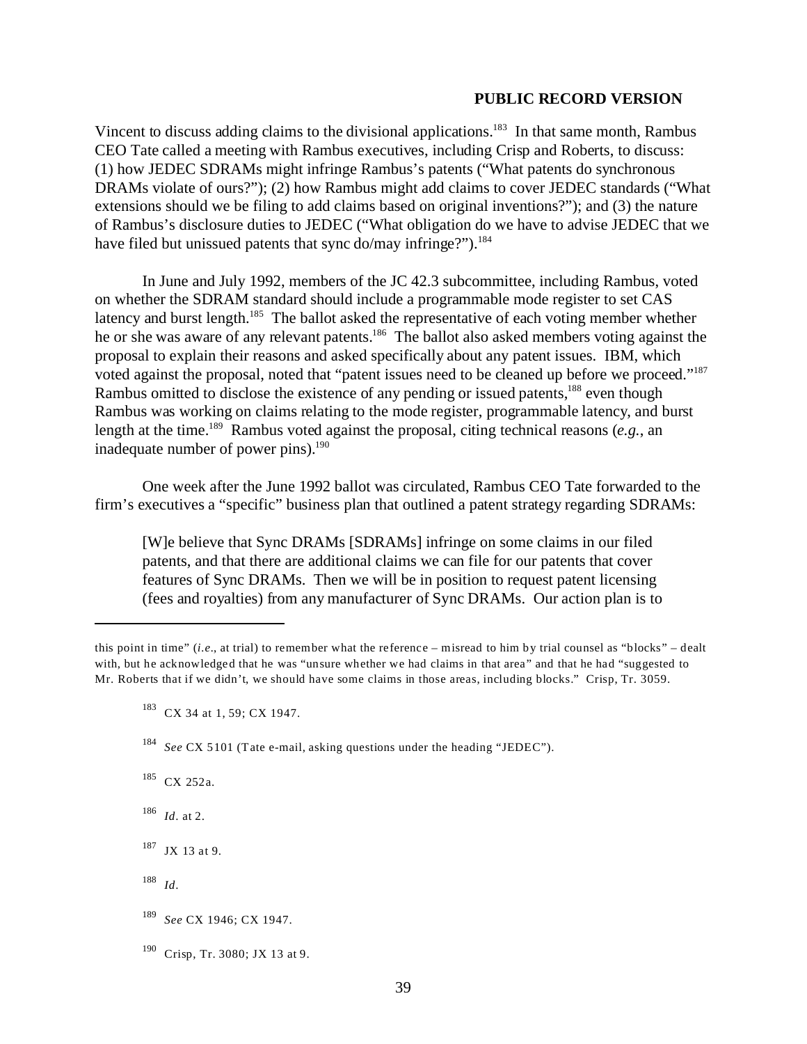**PUBLIC RECORD VERSION**

Vincent to discuss adding claims to the divisional applications.[183] In that same month, Rambus CEO Tate called a meeting with Rambus executives, including Crisp and Roberts, to discuss: (1) how JEDEC SDRAMs might infringe Rambus's patents ("What patents do synchronous DRAMs violate of ours?"); (2) how Rambus might add claims to cover JEDEC standards ("What extensions should we be filing to add claims based on original inventions?"); and (3) the nature of Rambus's disclosure duties to JEDEC ("What obligation do we have to advise JEDEC that we have filed but unissued patents that sync do/may infringe?").[184]

In June and July 1992, members of the JC 42.3 subcommittee, including Rambus, voted on whether the SDRAM standard should include a programmable mode register to set CAS latency and burst length.[185] The ballot asked the representative of each voting member whether he or she was aware of any relevant patents.[186] The ballot also asked members voting against the proposal to explain their reasons and asked specifically about any patent issues. IBM, which voted against the proposal, noted that "patent issues need to be cleaned up before we proceed."[187] Rambus omitted to disclose the existence of any pending or issued patents,[188] even though Rambus was working on claims relating to the mode register, programmable latency, and burst length at the time.[189] Rambus voted against the proposal, citing technical reasons (*e.g.*, an inadequate number of power pins).[190]

One week after the June 1992 ballot was circulated, Rambus CEO Tate forwarded to the firm's executives a "specific" business plan that outlined a patent strategy regarding SDRAMs:

> [W]e believe that Sync DRAMs [SDRAMs] infringe on some claims in our filed patents, and that there are additional claims we can file for our patents that cover features of Sync DRAMs. Then we will be in position to request patent licensing (fees and royalties) from any manufacturer of Sync DRAMs. Our action plan is to

---

this point in time" (*i.e.*, at trial) to remember what the reference – misread to him by trial counsel as "blocks" – dealt with, but he acknowledged that he was "unsure whether we had claims in that area" and that he had "suggested to Mr. Roberts that if we didn't, we should have some claims in those areas, including blocks." Crisp, Tr. 3059.

[183] CX 34 at 1, 59; CX 1947.

[184] *See* CX 5101 (Tate e-mail, asking questions under the heading "JEDEC").

[185] CX 252a.

[186] *Id*. at 2.

[187] JX 13 at 9.

[188] *Id*.

[189] *See* CX 1946; CX 1947.

[190] Crisp, Tr. 3080; JX 13 at 9.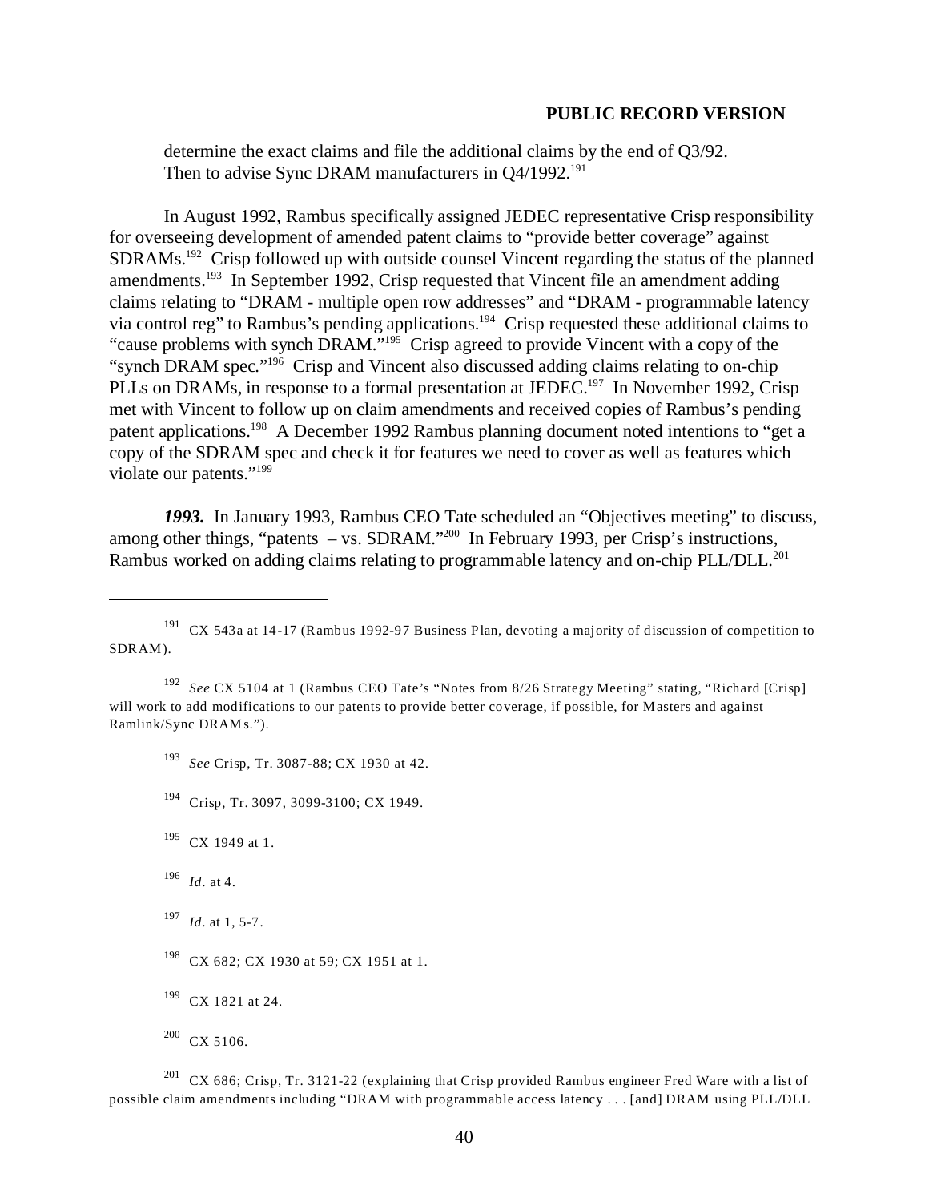determine the exact claims and file the additional claims by the end of Q3/92. Then to advise Sync DRAM manufacturers in Q4/1992.[191]

In August 1992, Rambus specifically assigned JEDEC representative Crisp responsibility for overseeing development of amended patent claims to "provide better coverage" against SDRAMs.[192] Crisp followed up with outside counsel Vincent regarding the status of the planned amendments.[193] In September 1992, Crisp requested that Vincent file an amendment adding claims relating to "DRAM - multiple open row addresses" and "DRAM - programmable latency via control reg" to Rambus's pending applications.[194] Crisp requested these additional claims to "cause problems with synch DRAM."[195] Crisp agreed to provide Vincent with a copy of the "synch DRAM spec."[196] Crisp and Vincent also discussed adding claims relating to on-chip PLLs on DRAMs, in response to a formal presentation at JEDEC.[197] In November 1992, Crisp met with Vincent to follow up on claim amendments and received copies of Rambus's pending patent applications.[198] A December 1992 Rambus planning document noted intentions to "get a copy of the SDRAM spec and check it for features we need to cover as well as features which violate our patents."[199]

***1993.*** In January 1993, Rambus CEO Tate scheduled an "Objectives meeting" to discuss, among other things, "patents – vs. SDRAM."[200] In February 1993, per Crisp's instructions, Rambus worked on adding claims relating to programmable latency and on-chip PLL/DLL.[201]

---

[191] CX 543a at 14-17 (Rambus 1992-97 Business Plan, devoting a majority of discussion of competition to SDRAM).

[192] *See* CX 5104 at 1 (Rambus CEO Tate's "Notes from 8/26 Strategy Meeting" stating, "Richard [Crisp] will work to add modifications to our patents to provide better coverage, if possible, for Masters and against Ramlink/Sync DRAMs.").

[193] *See* Crisp, Tr. 3087-88; CX 1930 at 42.

[194] Crisp, Tr. 3097, 3099-3100; CX 1949.

[195] CX 1949 at 1.

[196] *Id.* at 4.

[197] *Id.* at 1, 5-7.

[198] CX 682; CX 1930 at 59; CX 1951 at 1.

[199] CX 1821 at 24.

[200] CX 5106.

[201] CX 686; Crisp, Tr. 3121-22 (explaining that Crisp provided Rambus engineer Fred Ware with a list of possible claim amendments including "DRAM with programmable access latency . . . [and] DRAM using PLL/DLL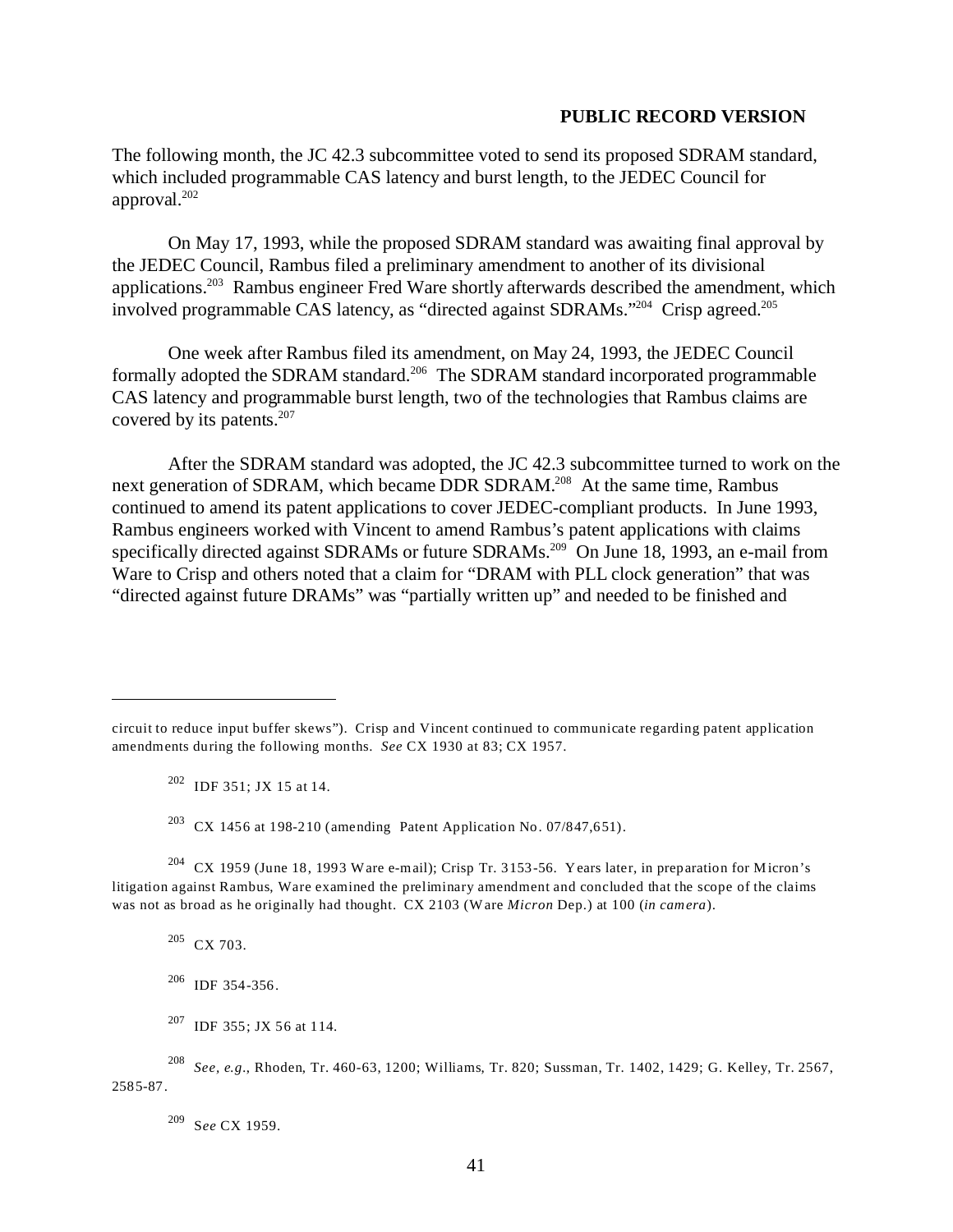**PUBLIC RECORD VERSION**

The following month, the JC 42.3 subcommittee voted to send its proposed SDRAM standard, which included programmable CAS latency and burst length, to the JEDEC Council for approval.[202]

On May 17, 1993, while the proposed SDRAM standard was awaiting final approval by the JEDEC Council, Rambus filed a preliminary amendment to another of its divisional applications.[203] Rambus engineer Fred Ware shortly afterwards described the amendment, which involved programmable CAS latency, as "directed against SDRAMs."[204] Crisp agreed.[205]

One week after Rambus filed its amendment, on May 24, 1993, the JEDEC Council formally adopted the SDRAM standard.[206] The SDRAM standard incorporated programmable CAS latency and programmable burst length, two of the technologies that Rambus claims are covered by its patents.[207]

After the SDRAM standard was adopted, the JC 42.3 subcommittee turned to work on the next generation of SDRAM, which became DDR SDRAM.[208] At the same time, Rambus continued to amend its patent applications to cover JEDEC-compliant products. In June 1993, Rambus engineers worked with Vincent to amend Rambus's patent applications with claims specifically directed against SDRAMs or future SDRAMs.[209] On June 18, 1993, an e-mail from Ware to Crisp and others noted that a claim for "DRAM with PLL clock generation" that was "directed against future DRAMs" was "partially written up" and needed to be finished and

---

circuit to reduce input buffer skews"). Crisp and Vincent continued to communicate regarding patent application amendments during the following months. *See* CX 1930 at 83; CX 1957.

[202] IDF 351; JX 15 at 14.

[203] CX 1456 at 198-210 (amending Patent Application No. 07/847,651).

[204] CX 1959 (June 18, 1993 Ware e-mail); Crisp Tr. 3153-56. Years later, in preparation for Micron's litigation against Rambus, Ware examined the preliminary amendment and concluded that the scope of the claims was not as broad as he originally had thought. CX 2103 (Ware *Micron* Dep.) at 100 (*in camera*).

[205] CX 703.

[206] IDF 354-356.

[207] IDF 355; JX 56 at 114.

[208] *See, e.g.*, Rhoden, Tr. 460-63, 1200; Williams, Tr. 820; Sussman, Tr. 1402, 1429; G. Kelley, Tr. 2567, 2585-87.

[209] *See* CX 1959.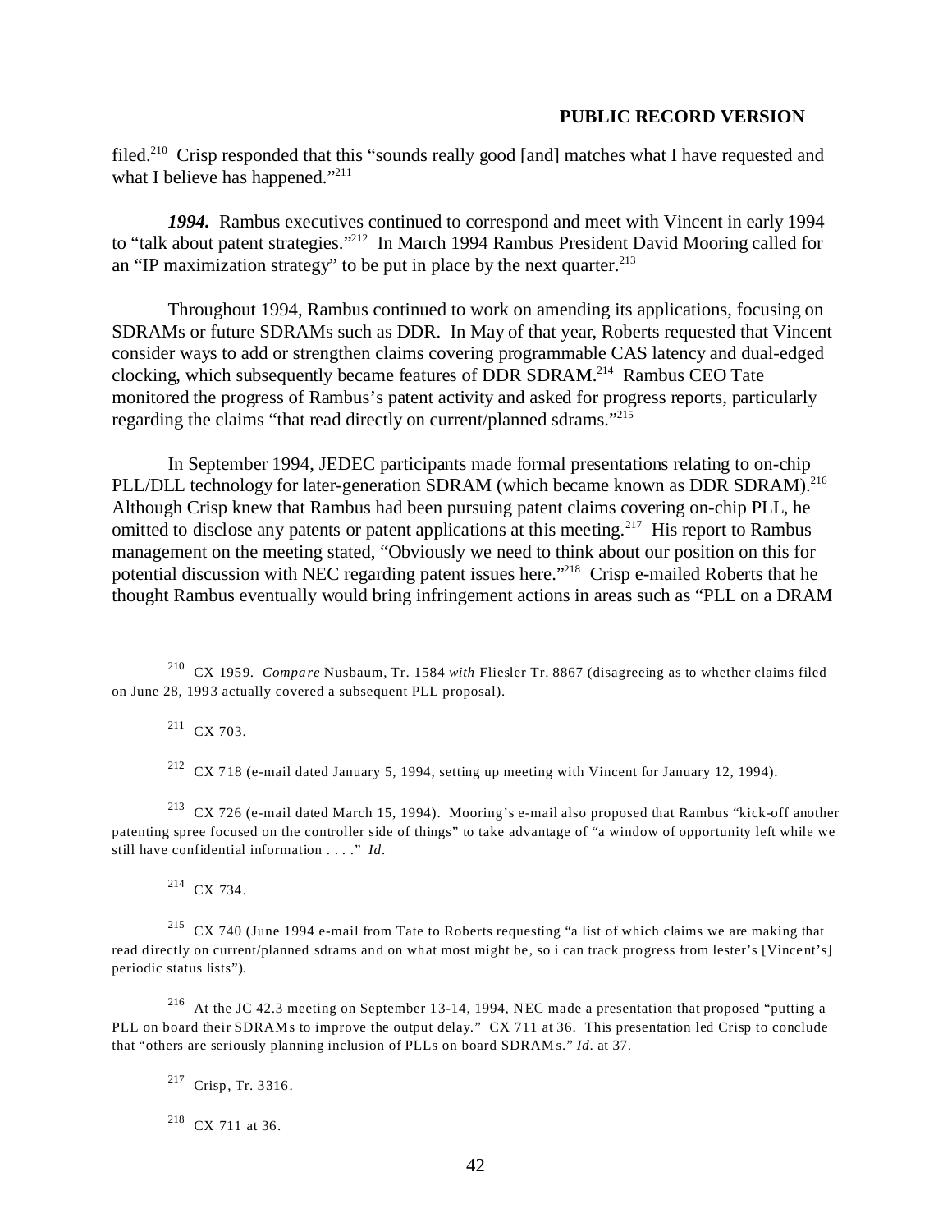filed.[210] Crisp responded that this "sounds really good [and] matches what I have requested and what I believe has happened."[211]

***1994.*** Rambus executives continued to correspond and meet with Vincent in early 1994 to "talk about patent strategies."[212] In March 1994 Rambus President David Mooring called for an "IP maximization strategy" to be put in place by the next quarter.[213]

Throughout 1994, Rambus continued to work on amending its applications, focusing on SDRAMs or future SDRAMs such as DDR. In May of that year, Roberts requested that Vincent consider ways to add or strengthen claims covering programmable CAS latency and dual-edged clocking, which subsequently became features of DDR SDRAM.[214] Rambus CEO Tate monitored the progress of Rambus's patent activity and asked for progress reports, particularly regarding the claims "that read directly on current/planned sdrams."[215]

In September 1994, JEDEC participants made formal presentations relating to on-chip PLL/DLL technology for later-generation SDRAM (which became known as DDR SDRAM).[216] Although Crisp knew that Rambus had been pursuing patent claims covering on-chip PLL, he omitted to disclose any patents or patent applications at this meeting.[217] His report to Rambus management on the meeting stated, "Obviously we need to think about our position on this for potential discussion with NEC regarding patent issues here."[218] Crisp e-mailed Roberts that he thought Rambus eventually would bring infringement actions in areas such as "PLL on a DRAM

---

[210] CX 1959. *Compare* Nusbaum, Tr. 1584 *with* Fliesler Tr. 8867 (disagreeing as to whether claims filed on June 28, 1993 actually covered a subsequent PLL proposal).

[211] CX 703.

[212] CX 718 (e-mail dated January 5, 1994, setting up meeting with Vincent for January 12, 1994).

[213] CX 726 (e-mail dated March 15, 1994). Mooring's e-mail also proposed that Rambus "kick-off another patenting spree focused on the controller side of things" to take advantage of "a window of opportunity left while we still have confidential information . . . ." *Id.*

[214] CX 734.

[215] CX 740 (June 1994 e-mail from Tate to Roberts requesting "a list of which claims we are making that read directly on current/planned sdrams and on what most might be, so i can track progress from lester's [Vincent's] periodic status lists").

[216] At the JC 42.3 meeting on September 13-14, 1994, NEC made a presentation that proposed "putting a PLL on board their SDRAMs to improve the output delay." CX 711 at 36. This presentation led Crisp to conclude that "others are seriously planning inclusion of PLLs on board SDRAMs." *Id.* at 37.

[217] Crisp, Tr. 3316.

[218] CX 711 at 36.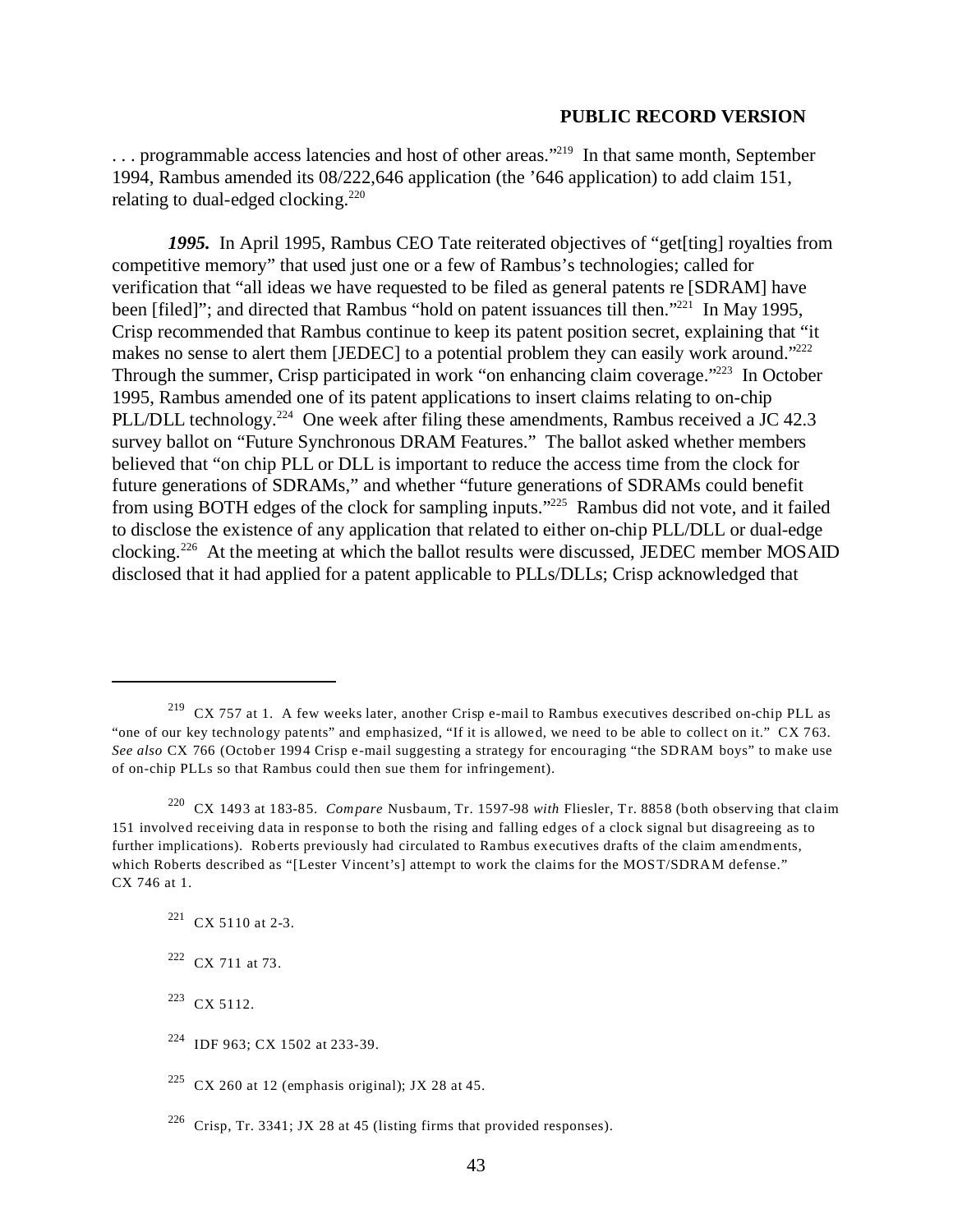. . . programmable access latencies and host of other areas."[219] In that same month, September 1994, Rambus amended its 08/222,646 application (the '646 application) to add claim 151, relating to dual-edged clocking.[220]

***1995.*** In April 1995, Rambus CEO Tate reiterated objectives of "get[ting] royalties from competitive memory" that used just one or a few of Rambus's technologies; called for verification that "all ideas we have requested to be filed as general patents re [SDRAM] have been [filed]"; and directed that Rambus "hold on patent issuances till then."[221] In May 1995, Crisp recommended that Rambus continue to keep its patent position secret, explaining that "it makes no sense to alert them [JEDEC] to a potential problem they can easily work around."[222] Through the summer, Crisp participated in work "on enhancing claim coverage."[223] In October 1995, Rambus amended one of its patent applications to insert claims relating to on-chip PLL/DLL technology.[224] One week after filing these amendments, Rambus received a JC 42.3 survey ballot on "Future Synchronous DRAM Features." The ballot asked whether members believed that "on chip PLL or DLL is important to reduce the access time from the clock for future generations of SDRAMs," and whether "future generations of SDRAMs could benefit from using BOTH edges of the clock for sampling inputs."[225] Rambus did not vote, and it failed to disclose the existence of any application that related to either on-chip PLL/DLL or dual-edge clocking.[226] At the meeting at which the ballot results were discussed, JEDEC member MOSAID disclosed that it had applied for a patent applicable to PLLs/DLLs; Crisp acknowledged that

---

[219] CX 757 at 1. A few weeks later, another Crisp e-mail to Rambus executives described on-chip PLL as "one of our key technology patents" and emphasized, "If it is allowed, we need to be able to collect on it." CX 763. *See also* CX 766 (October 1994 Crisp e-mail suggesting a strategy for encouraging "the SDRAM boys" to make use of on-chip PLLs so that Rambus could then sue them for infringement).

[220] CX 1493 at 183-85. *Compare* Nusbaum, Tr. 1597-98 *with* Fliesler, Tr. 8858 (both observing that claim 151 involved receiving data in response to both the rising and falling edges of a clock signal but disagreeing as to further implications). Roberts previously had circulated to Rambus executives drafts of the claim amendments, which Roberts described as "[Lester Vincent's] attempt to work the claims for the MOST/SDRAM defense." CX 746 at 1.

[221] CX 5110 at 2-3.

[222] CX 711 at 73.

[223] CX 5112.

[224] IDF 963; CX 1502 at 233-39.

[225] CX 260 at 12 (emphasis original); JX 28 at 45.

[226] Crisp, Tr. 3341; JX 28 at 45 (listing firms that provided responses).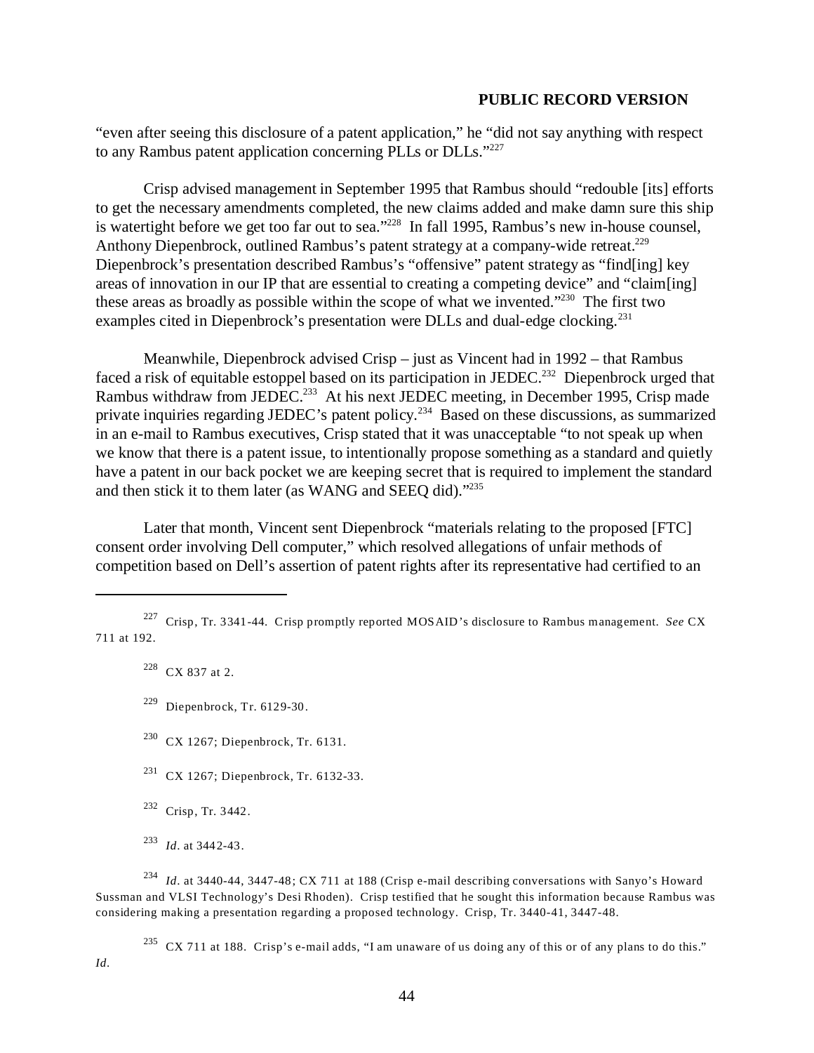"even after seeing this disclosure of a patent application," he "did not say anything with respect to any Rambus patent application concerning PLLs or DLLs."[227]

Crisp advised management in September 1995 that Rambus should "redouble [its] efforts to get the necessary amendments completed, the new claims added and make damn sure this ship is watertight before we get too far out to sea."[228] In fall 1995, Rambus's new in-house counsel, Anthony Diepenbrock, outlined Rambus's patent strategy at a company-wide retreat.[229] Diepenbrock's presentation described Rambus's "offensive" patent strategy as "find[ing] key areas of innovation in our IP that are essential to creating a competing device" and "claim[ing] these areas as broadly as possible within the scope of what we invented."[230] The first two examples cited in Diepenbrock's presentation were DLLs and dual-edge clocking.[231]

Meanwhile, Diepenbrock advised Crisp – just as Vincent had in 1992 – that Rambus faced a risk of equitable estoppel based on its participation in JEDEC.[232] Diepenbrock urged that Rambus withdraw from JEDEC.[233] At his next JEDEC meeting, in December 1995, Crisp made private inquiries regarding JEDEC's patent policy.[234] Based on these discussions, as summarized in an e-mail to Rambus executives, Crisp stated that it was unacceptable "to not speak up when we know that there is a patent issue, to intentionally propose something as a standard and quietly have a patent in our back pocket we are keeping secret that is required to implement the standard and then stick it to them later (as WANG and SEEQ did)."[235]

Later that month, Vincent sent Diepenbrock "materials relating to the proposed [FTC] consent order involving Dell computer," which resolved allegations of unfair methods of competition based on Dell's assertion of patent rights after its representative had certified to an

---

[227] Crisp, Tr. 3341-44. Crisp promptly reported MOSAID's disclosure to Rambus management. *See* CX 711 at 192.

[228] CX 837 at 2.

[229] Diepenbrock, Tr. 6129-30.

[230] CX 1267; Diepenbrock, Tr. 6131.

[231] CX 1267; Diepenbrock, Tr. 6132-33.

[232] Crisp, Tr. 3442.

[233] *Id*. at 3442-43.

[234] *Id*. at 3440-44, 3447-48; CX 711 at 188 (Crisp e-mail describing conversations with Sanyo's Howard Sussman and VLSI Technology's Desi Rhoden). Crisp testified that he sought this information because Rambus was considering making a presentation regarding a proposed technology. Crisp, Tr. 3440-41, 3447-48.

[235] CX 711 at 188. Crisp's e-mail adds, "I am unaware of us doing any of this or of any plans to do this." *Id*.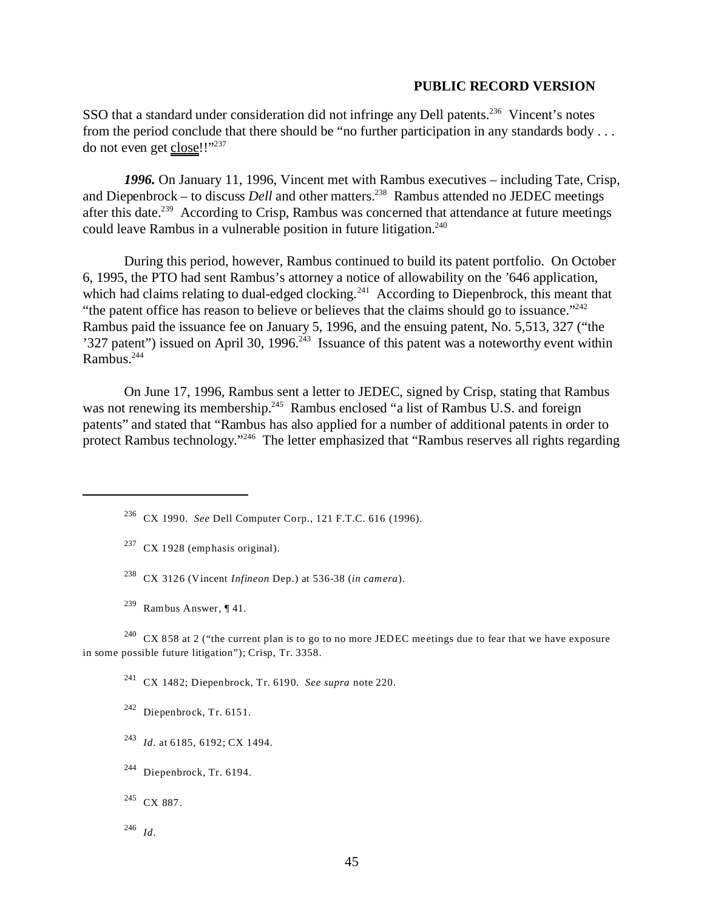**PUBLIC RECORD VERSION**

SSO that a standard under consideration did not infringe any Dell patents.[236] Vincent's notes from the period conclude that there should be "no further participation in any standards body . . . do not even get close!!"[237]

***1996.*** On January 11, 1996, Vincent met with Rambus executives – including Tate, Crisp, and Diepenbrock – to discuss *Dell* and other matters.[238] Rambus attended no JEDEC meetings after this date.[239] According to Crisp, Rambus was concerned that attendance at future meetings could leave Rambus in a vulnerable position in future litigation.[240]

During this period, however, Rambus continued to build its patent portfolio. On October 6, 1995, the PTO had sent Rambus's attorney a notice of allowability on the '646 application, which had claims relating to dual-edged clocking.[241] According to Diepenbrock, this meant that "the patent office has reason to believe or believes that the claims should go to issuance."[242] Rambus paid the issuance fee on January 5, 1996, and the ensuing patent, No. 5,513, 327 ("the '327 patent") issued on April 30, 1996.[243] Issuance of this patent was a noteworthy event within Rambus.[244]

On June 17, 1996, Rambus sent a letter to JEDEC, signed by Crisp, stating that Rambus was not renewing its membership.[245] Rambus enclosed "a list of Rambus U.S. and foreign patents" and stated that "Rambus has also applied for a number of additional patents in order to protect Rambus technology."[246] The letter emphasized that "Rambus reserves all rights regarding

---

[236] CX 1990. *See* Dell Computer Corp., 121 F.T.C. 616 (1996).

[237] CX 1928 (emphasis original).

[238] CX 3126 (Vincent *Infineon* Dep.) at 536-38 (*in camera*).

[239] Rambus Answer, ¶ 41.

[240] CX 858 at 2 ("the current plan is to go to no more JEDEC meetings due to fear that we have exposure in some possible future litigation"); Crisp, Tr. 3358.

[241] CX 1482; Diepenbrock, Tr. 6190. *See supra* note 220.

[242] Diepenbrock, Tr. 6151.

[243] *Id.* at 6185, 6192; CX 1494.

[244] Diepenbrock, Tr. 6194.

[245] CX 887.

[246] *Id.*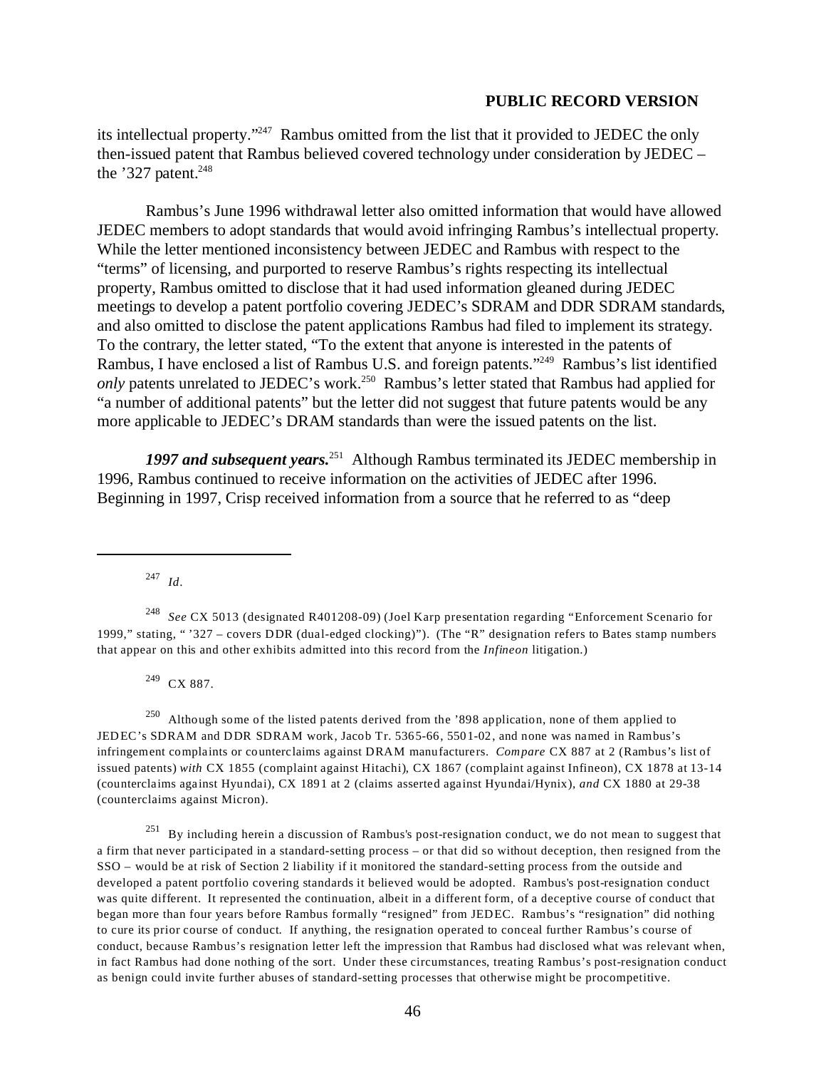its intellectual property."[247] Rambus omitted from the list that it provided to JEDEC the only then-issued patent that Rambus believed covered technology under consideration by JEDEC – the '327 patent.[248]

Rambus's June 1996 withdrawal letter also omitted information that would have allowed JEDEC members to adopt standards that would avoid infringing Rambus's intellectual property. While the letter mentioned inconsistency between JEDEC and Rambus with respect to the "terms" of licensing, and purported to reserve Rambus's rights respecting its intellectual property, Rambus omitted to disclose that it had used information gleaned during JEDEC meetings to develop a patent portfolio covering JEDEC's SDRAM and DDR SDRAM standards, and also omitted to disclose the patent applications Rambus had filed to implement its strategy. To the contrary, the letter stated, "To the extent that anyone is interested in the patents of Rambus, I have enclosed a list of Rambus U.S. and foreign patents."[249] Rambus's list identified *only* patents unrelated to JEDEC's work.[250] Rambus's letter stated that Rambus had applied for "a number of additional patents" but the letter did not suggest that future patents would be any more applicable to JEDEC's DRAM standards than were the issued patents on the list.

***1997 and subsequent years.***[251] Although Rambus terminated its JEDEC membership in 1996, Rambus continued to receive information on the activities of JEDEC after 1996. Beginning in 1997, Crisp received information from a source that he referred to as "deep

---

[247] *Id*.

[248] *See* CX 5013 (designated R401208-09) (Joel Karp presentation regarding "Enforcement Scenario for 1999," stating, " '327 – covers DDR (dual-edged clocking)"). (The "R" designation refers to Bates stamp numbers that appear on this and other exhibits admitted into this record from the *Infineon* litigation.)

[249] CX 887.

[250] Although some of the listed patents derived from the '898 application, none of them applied to JEDEC's SDRAM and DDR SDRAM work, Jacob Tr. 5365-66, 5501-02, and none was named in Rambus's infringement complaints or counterclaims against DRAM manufacturers. *Compare* CX 887 at 2 (Rambus's list of issued patents) *with* CX 1855 (complaint against Hitachi), CX 1867 (complaint against Infineon), CX 1878 at 13-14 (counterclaims against Hyundai), CX 1891 at 2 (claims asserted against Hyundai/Hynix), *and* CX 1880 at 29-38 (counterclaims against Micron).

[251] By including herein a discussion of Rambus's post-resignation conduct, we do not mean to suggest that a firm that never participated in a standard-setting process – or that did so without deception, then resigned from the SSO – would be at risk of Section 2 liability if it monitored the standard-setting process from the outside and developed a patent portfolio covering standards it believed would be adopted. Rambus's post-resignation conduct was quite different. It represented the continuation, albeit in a different form, of a deceptive course of conduct that began more than four years before Rambus formally "resigned" from JEDEC. Rambus's "resignation" did nothing to cure its prior course of conduct. If anything, the resignation operated to conceal further Rambus's course of conduct, because Rambus's resignation letter left the impression that Rambus had disclosed what was relevant when, in fact Rambus had done nothing of the sort. Under these circumstances, treating Rambus's post-resignation conduct as benign could invite further abuses of standard-setting processes that otherwise might be procompetitive.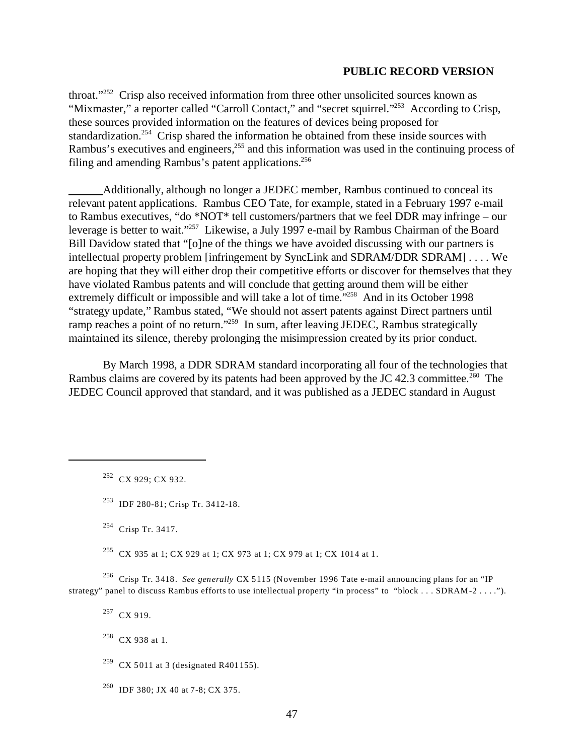throat."[252] Crisp also received information from three other unsolicited sources known as "Mixmaster," a reporter called "Carroll Contact," and "secret squirrel."[253] According to Crisp, these sources provided information on the features of devices being proposed for standardization.[254] Crisp shared the information he obtained from these inside sources with Rambus's executives and engineers,[255] and this information was used in the continuing process of filing and amending Rambus's patent applications.[256]

Additionally, although no longer a JEDEC member, Rambus continued to conceal its relevant patent applications. Rambus CEO Tate, for example, stated in a February 1997 e-mail to Rambus executives, "do *NOT* tell customers/partners that we feel DDR may infringe – our leverage is better to wait."[257] Likewise, a July 1997 e-mail by Rambus Chairman of the Board Bill Davidow stated that "[o]ne of the things we have avoided discussing with our partners is intellectual property problem [infringement by SyncLink and SDRAM/DDR SDRAM] . . . . We are hoping that they will either drop their competitive efforts or discover for themselves that they have violated Rambus patents and will conclude that getting around them will be either extremely difficult or impossible and will take a lot of time."[258] And in its October 1998 "strategy update," Rambus stated, "We should not assert patents against Direct partners until ramp reaches a point of no return."[259] In sum, after leaving JEDEC, Rambus strategically maintained its silence, thereby prolonging the misimpression created by its prior conduct.

By March 1998, a DDR SDRAM standard incorporating all four of the technologies that Rambus claims are covered by its patents had been approved by the JC 42.3 committee.[260] The JEDEC Council approved that standard, and it was published as a JEDEC standard in August

---

[252] CX 929; CX 932.

[253] IDF 280-81; Crisp Tr. 3412-18.

[254] Crisp Tr. 3417.

[255] CX 935 at 1; CX 929 at 1; CX 973 at 1; CX 979 at 1; CX 1014 at 1.

[256] Crisp Tr. 3418. *See generally* CX 5115 (November 1996 Tate e-mail announcing plans for an "IP strategy" panel to discuss Rambus efforts to use intellectual property "in process" to "block . . . SDRAM-2 . . . .").

[257] CX 919.

[258] CX 938 at 1.

[259] CX 5011 at 3 (designated R401155).

[260] IDF 380; JX 40 at 7-8; CX 375.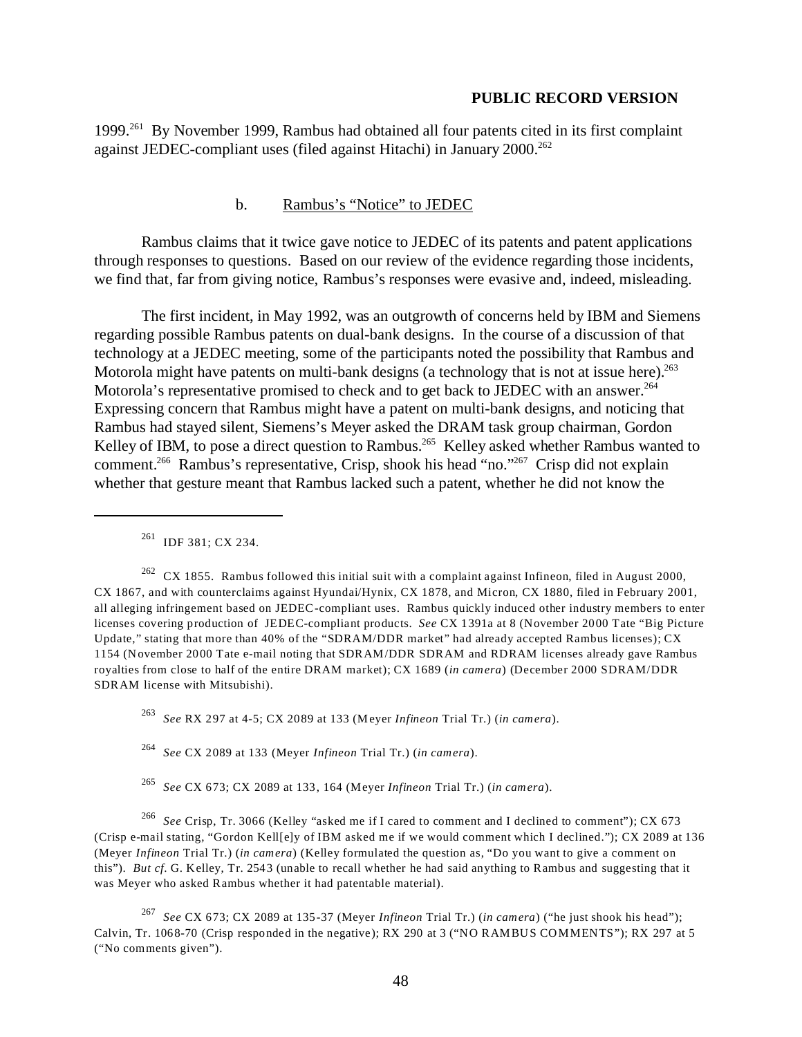**PUBLIC RECORD VERSION**

1999.[261] By November 1999, Rambus had obtained all four patents cited in its first complaint against JEDEC-compliant uses (filed against Hitachi) in January 2000.[262]

b. Rambus's "Notice" to JEDEC

Rambus claims that it twice gave notice to JEDEC of its patents and patent applications through responses to questions. Based on our review of the evidence regarding those incidents, we find that, far from giving notice, Rambus's responses were evasive and, indeed, misleading.

The first incident, in May 1992, was an outgrowth of concerns held by IBM and Siemens regarding possible Rambus patents on dual-bank designs. In the course of a discussion of that technology at a JEDEC meeting, some of the participants noted the possibility that Rambus and Motorola might have patents on multi-bank designs (a technology that is not at issue here).[263] Motorola's representative promised to check and to get back to JEDEC with an answer.[264] Expressing concern that Rambus might have a patent on multi-bank designs, and noticing that Rambus had stayed silent, Siemens's Meyer asked the DRAM task group chairman, Gordon Kelley of IBM, to pose a direct question to Rambus.[265] Kelley asked whether Rambus wanted to comment.[266] Rambus's representative, Crisp, shook his head "no."[267] Crisp did not explain whether that gesture meant that Rambus lacked such a patent, whether he did not know the

---

[261] IDF 381; CX 234.

[262] CX 1855. Rambus followed this initial suit with a complaint against Infineon, filed in August 2000, CX 1867, and with counterclaims against Hyundai/Hynix, CX 1878, and Micron, CX 1880, filed in February 2001, all alleging infringement based on JEDEC-compliant uses. Rambus quickly induced other industry members to enter licenses covering production of JEDEC-compliant products. *See* CX 1391a at 8 (November 2000 Tate "Big Picture Update," stating that more than 40% of the "SDRAM/DDR market" had already accepted Rambus licenses); CX 1154 (November 2000 Tate e-mail noting that SDRAM/DDR SDRAM and RDRAM licenses already gave Rambus royalties from close to half of the entire DRAM market); CX 1689 (*in camera*) (December 2000 SDRAM/DDR SDRAM license with Mitsubishi).

[263] *See* RX 297 at 4-5; CX 2089 at 133 (Meyer *Infineon* Trial Tr.) (*in camera*).

[264] *See* CX 2089 at 133 (Meyer *Infineon* Trial Tr.) (*in camera*).

[265] *See* CX 673; CX 2089 at 133, 164 (Meyer *Infineon* Trial Tr.) (*in camera*).

[266] *See* Crisp, Tr. 3066 (Kelley "asked me if I cared to comment and I declined to comment"); CX 673 (Crisp e-mail stating, "Gordon Kell[e]y of IBM asked me if we would comment which I declined."); CX 2089 at 136 (Meyer *Infineon* Trial Tr.) (*in camera*) (Kelley formulated the question as, "Do you want to give a comment on this"). *But cf.* G. Kelley, Tr. 2543 (unable to recall whether he had said anything to Rambus and suggesting that it was Meyer who asked Rambus whether it had patentable material).

[267] *See* CX 673; CX 2089 at 135-37 (Meyer *Infineon* Trial Tr.) (*in camera*) ("he just shook his head"); Calvin, Tr. 1068-70 (Crisp responded in the negative); RX 290 at 3 ("NO RAMBUS COMMENTS"); RX 297 at 5 ("No comments given").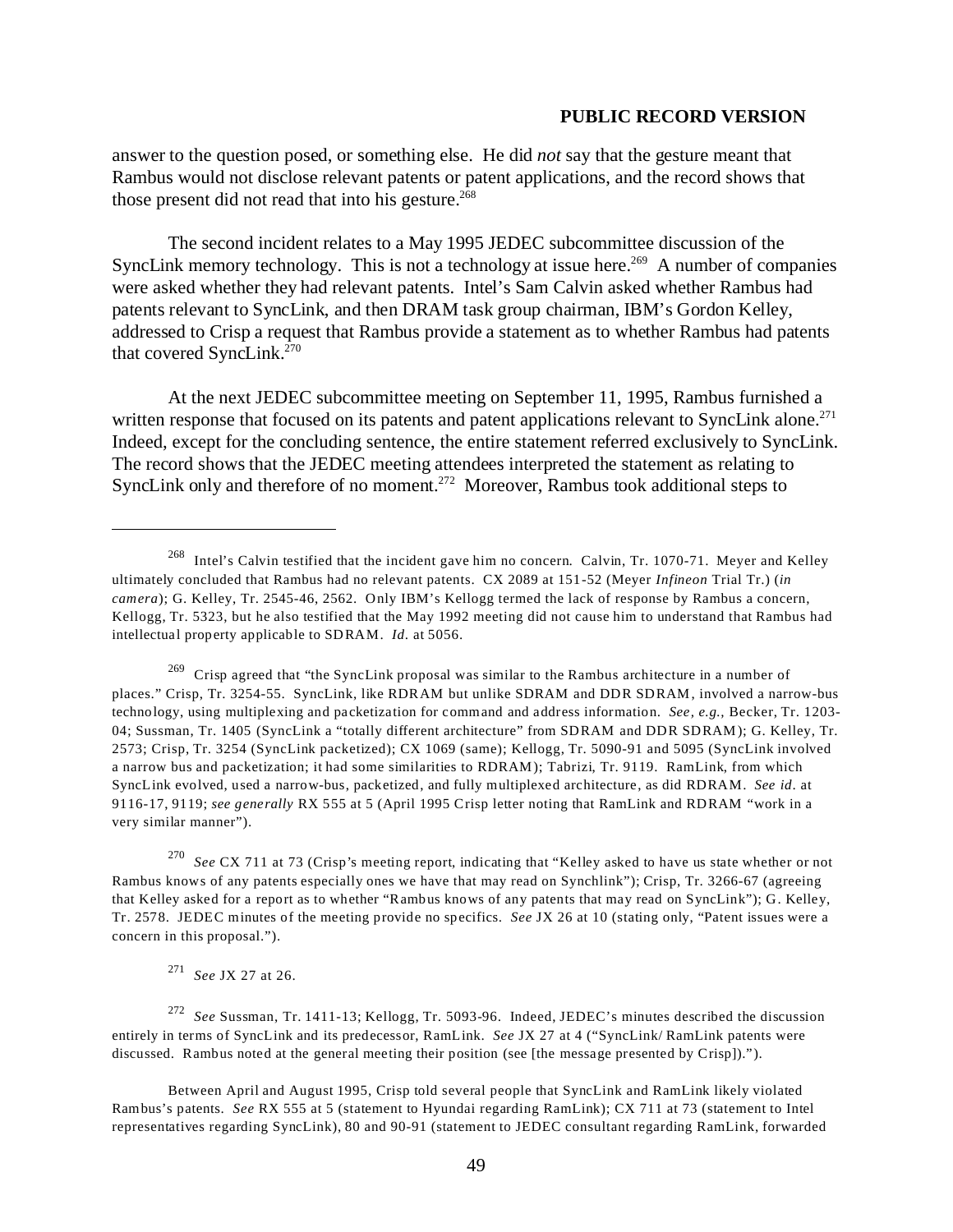answer to the question posed, or something else. He did *not* say that the gesture meant that Rambus would not disclose relevant patents or patent applications, and the record shows that those present did not read that into his gesture.[268]

The second incident relates to a May 1995 JEDEC subcommittee discussion of the SyncLink memory technology. This is not a technology at issue here.[269] A number of companies were asked whether they had relevant patents. Intel's Sam Calvin asked whether Rambus had patents relevant to SyncLink, and then DRAM task group chairman, IBM's Gordon Kelley, addressed to Crisp a request that Rambus provide a statement as to whether Rambus had patents that covered SyncLink.[270]

At the next JEDEC subcommittee meeting on September 11, 1995, Rambus furnished a written response that focused on its patents and patent applications relevant to SyncLink alone.[271] Indeed, except for the concluding sentence, the entire statement referred exclusively to SyncLink. The record shows that the JEDEC meeting attendees interpreted the statement as relating to SyncLink only and therefore of no moment.[272] Moreover, Rambus took additional steps to

---

[268] Intel's Calvin testified that the incident gave him no concern. Calvin, Tr. 1070-71. Meyer and Kelley ultimately concluded that Rambus had no relevant patents. CX 2089 at 151-52 (Meyer *Infineon* Trial Tr.) (*in camera*); G. Kelley, Tr. 2545-46, 2562. Only IBM's Kellogg termed the lack of response by Rambus a concern, Kellogg, Tr. 5323, but he also testified that the May 1992 meeting did not cause him to understand that Rambus had intellectual property applicable to SDRAM. *Id.* at 5056.

[269] Crisp agreed that "the SyncLink proposal was similar to the Rambus architecture in a number of places." Crisp, Tr. 3254-55. SyncLink, like RDRAM but unlike SDRAM and DDR SDRAM, involved a narrow-bus technology, using multiplexing and packetization for command and address information. *See, e.g.,* Becker, Tr. 1203-04; Sussman, Tr. 1405 (SyncLink a "totally different architecture" from SDRAM and DDR SDRAM); G. Kelley, Tr. 2573; Crisp, Tr. 3254 (SyncLink packetized); CX 1069 (same); Kellogg, Tr. 5090-91 and 5095 (SyncLink involved a narrow bus and packetization; it had some similarities to RDRAM); Tabrizi, Tr. 9119. RamLink, from which SyncLink evolved, used a narrow-bus, packetized, and fully multiplexed architecture, as did RDRAM. *See id.* at 9116-17, 9119; *see generally* RX 555 at 5 (April 1995 Crisp letter noting that RamLink and RDRAM "work in a very similar manner").

[270] *See* CX 711 at 73 (Crisp's meeting report, indicating that "Kelley asked to have us state whether or not Rambus knows of any patents especially ones we have that may read on Synchlink"); Crisp, Tr. 3266-67 (agreeing that Kelley asked for a report as to whether "Rambus knows of any patents that may read on SyncLink"); G. Kelley, Tr. 2578. JEDEC minutes of the meeting provide no specifics. *See* JX 26 at 10 (stating only, "Patent issues were a concern in this proposal.").

[271] *See* JX 27 at 26.

[272] *See* Sussman, Tr. 1411-13; Kellogg, Tr. 5093-96. Indeed, JEDEC's minutes described the discussion entirely in terms of SyncLink and its predecessor, RamLink. *See* JX 27 at 4 ("SyncLink/ RamLink patents were discussed. Rambus noted at the general meeting their position (see [the message presented by Crisp]).").

Between April and August 1995, Crisp told several people that SyncLink and RamLink likely violated Rambus's patents. *See* RX 555 at 5 (statement to Hyundai regarding RamLink); CX 711 at 73 (statement to Intel representatives regarding SyncLink), 80 and 90-91 (statement to JEDEC consultant regarding RamLink, forwarded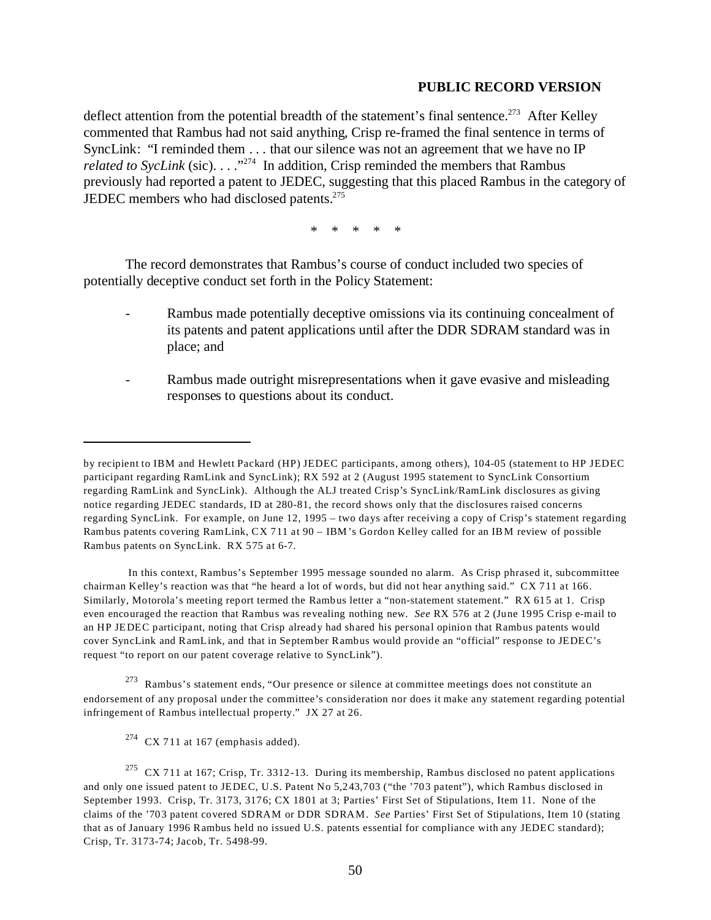**PUBLIC RECORD VERSION**

deflect attention from the potential breadth of the statement's final sentence.[273] After Kelley commented that Rambus had not said anything, Crisp re-framed the final sentence in terms of SyncLink: "I reminded them . . . that our silence was not an agreement that we have no IP *related to SycLink* (sic). . . ."[274] In addition, Crisp reminded the members that Rambus previously had reported a patent to JEDEC, suggesting that this placed Rambus in the category of JEDEC members who had disclosed patents.[275]

\* \* \* \* \*

The record demonstrates that Rambus's course of conduct included two species of potentially deceptive conduct set forth in the Policy Statement:

- Rambus made potentially deceptive omissions via its continuing concealment of its patents and patent applications until after the DDR SDRAM standard was in place; and

- Rambus made outright misrepresentations when it gave evasive and misleading responses to questions about its conduct.

---

by recipient to IBM and Hewlett Packard (HP) JEDEC participants, among others), 104-05 (statement to HP JEDEC participant regarding RamLink and SyncLink); RX 592 at 2 (August 1995 statement to SyncLink Consortium regarding RamLink and SyncLink). Although the ALJ treated Crisp's SyncLink/RamLink disclosures as giving notice regarding JEDEC standards, ID at 280-81, the record shows only that the disclosures raised concerns regarding SyncLink. For example, on June 12, 1995 – two days after receiving a copy of Crisp's statement regarding Rambus patents covering RamLink, CX 711 at 90 – IBM's Gordon Kelley called for an IBM review of possible Rambus patents on SyncLink. RX 575 at 6-7.

In this context, Rambus's September 1995 message sounded no alarm. As Crisp phrased it, subcommittee chairman Kelley's reaction was that "he heard a lot of words, but did not hear anything said." CX 711 at 166. Similarly, Motorola's meeting report termed the Rambus letter a "non-statement statement." RX 615 at 1. Crisp even encouraged the reaction that Rambus was revealing nothing new. *See* RX 576 at 2 (June 1995 Crisp e-mail to an HP JEDEC participant, noting that Crisp already had shared his personal opinion that Rambus patents would cover SyncLink and RamLink, and that in September Rambus would provide an "official" response to JEDEC's request "to report on our patent coverage relative to SyncLink").

[273] Rambus's statement ends, "Our presence or silence at committee meetings does not constitute an endorsement of any proposal under the committee's consideration nor does it make any statement regarding potential infringement of Rambus intellectual property." JX 27 at 26.

[274] CX 711 at 167 (emphasis added).

[275] CX 711 at 167; Crisp, Tr. 3312-13. During its membership, Rambus disclosed no patent applications and only one issued patent to JEDEC, U.S. Patent No 5,243,703 ("the '703 patent"), which Rambus disclosed in September 1993. Crisp, Tr. 3173, 3176; CX 1801 at 3; Parties' First Set of Stipulations, Item 11. None of the claims of the '703 patent covered SDRAM or DDR SDRAM. *See* Parties' First Set of Stipulations, Item 10 (stating that as of January 1996 Rambus held no issued U.S. patents essential for compliance with any JEDEC standard); Crisp, Tr. 3173-74; Jacob, Tr. 5498-99.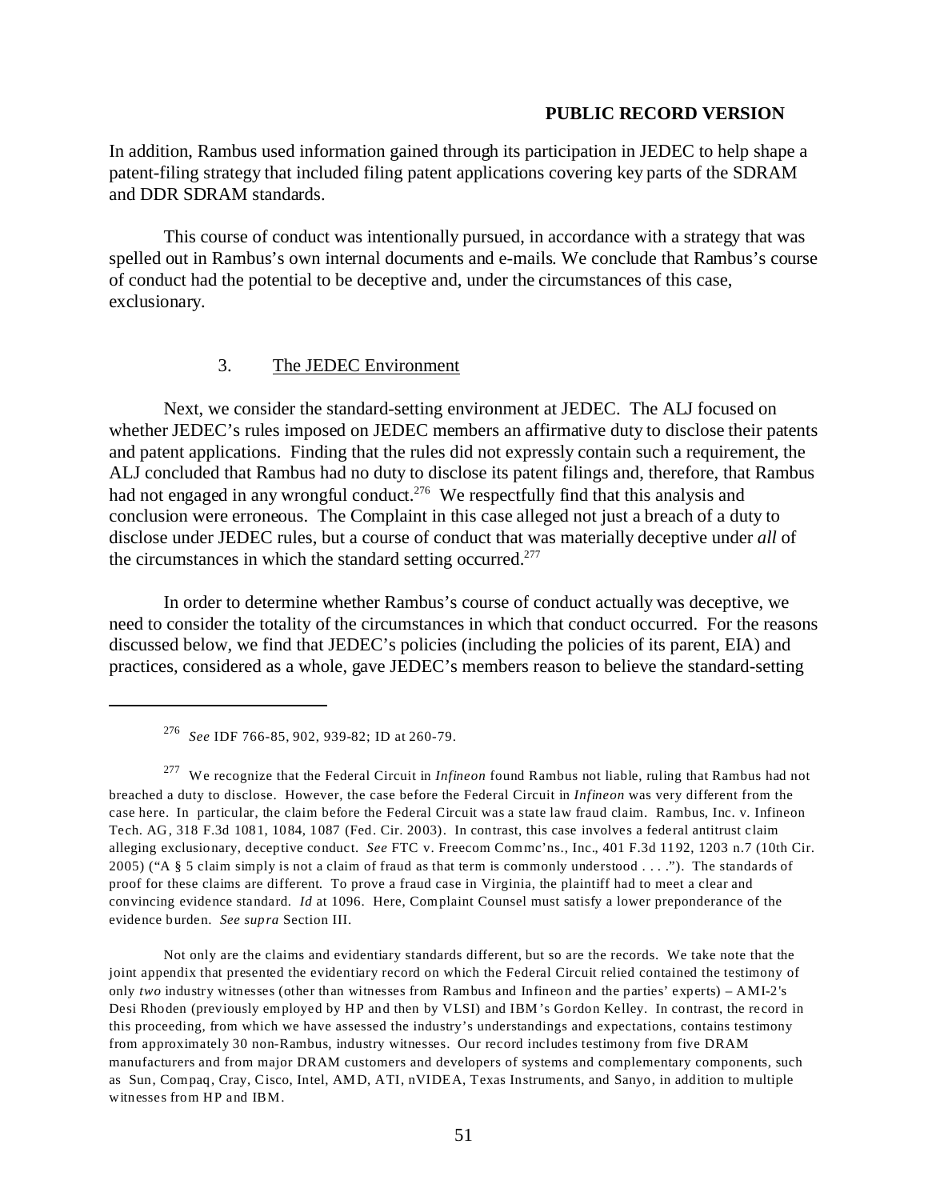In addition, Rambus used information gained through its participation in JEDEC to help shape a patent-filing strategy that included filing patent applications covering key parts of the SDRAM and DDR SDRAM standards.

This course of conduct was intentionally pursued, in accordance with a strategy that was spelled out in Rambus's own internal documents and e-mails. We conclude that Rambus's course of conduct had the potential to be deceptive and, under the circumstances of this case, exclusionary.

### 3. The JEDEC Environment

Next, we consider the standard-setting environment at JEDEC. The ALJ focused on whether JEDEC's rules imposed on JEDEC members an affirmative duty to disclose their patents and patent applications. Finding that the rules did not expressly contain such a requirement, the ALJ concluded that Rambus had no duty to disclose its patent filings and, therefore, that Rambus had not engaged in any wrongful conduct.[276] We respectfully find that this analysis and conclusion were erroneous. The Complaint in this case alleged not just a breach of a duty to disclose under JEDEC rules, but a course of conduct that was materially deceptive under *all* of the circumstances in which the standard setting occurred.[277]

In order to determine whether Rambus's course of conduct actually was deceptive, we need to consider the totality of the circumstances in which that conduct occurred. For the reasons discussed below, we find that JEDEC's policies (including the policies of its parent, EIA) and practices, considered as a whole, gave JEDEC's members reason to believe the standard-setting

---

[276] *See* IDF 766-85, 902, 939-82; ID at 260-79.

[277] We recognize that the Federal Circuit in *Infineon* found Rambus not liable, ruling that Rambus had not breached a duty to disclose. However, the case before the Federal Circuit in *Infineon* was very different from the case here. In particular, the claim before the Federal Circuit was a state law fraud claim. Rambus, Inc. v. Infineon Tech. AG, 318 F.3d 1081, 1084, 1087 (Fed. Cir. 2003). In contrast, this case involves a federal antitrust claim alleging exclusionary, deceptive conduct. *See* FTC v. Freecom Commc'ns., Inc., 401 F.3d 1192, 1203 n.7 (10th Cir. 2005) ("A § 5 claim simply is not a claim of fraud as that term is commonly understood . . . ."). The standards of proof for these claims are different. To prove a fraud case in Virginia, the plaintiff had to meet a clear and convincing evidence standard. *Id* at 1096. Here, Complaint Counsel must satisfy a lower preponderance of the evidence burden. *See supra* Section III.

Not only are the claims and evidentiary standards different, but so are the records. We take note that the joint appendix that presented the evidentiary record on which the Federal Circuit relied contained the testimony of only *two* industry witnesses (other than witnesses from Rambus and Infineon and the parties' experts) – AMI-2's Desi Rhoden (previously employed by HP and then by VLSI) and IBM's Gordon Kelley. In contrast, the record in this proceeding, from which we have assessed the industry's understandings and expectations, contains testimony from approximately 30 non-Rambus, industry witnesses. Our record includes testimony from five DRAM manufacturers and from major DRAM customers and developers of systems and complementary components, such as Sun, Compaq, Cray, Cisco, Intel, AMD, ATI, nVIDEA, Texas Instruments, and Sanyo, in addition to multiple witnesses from HP and IBM.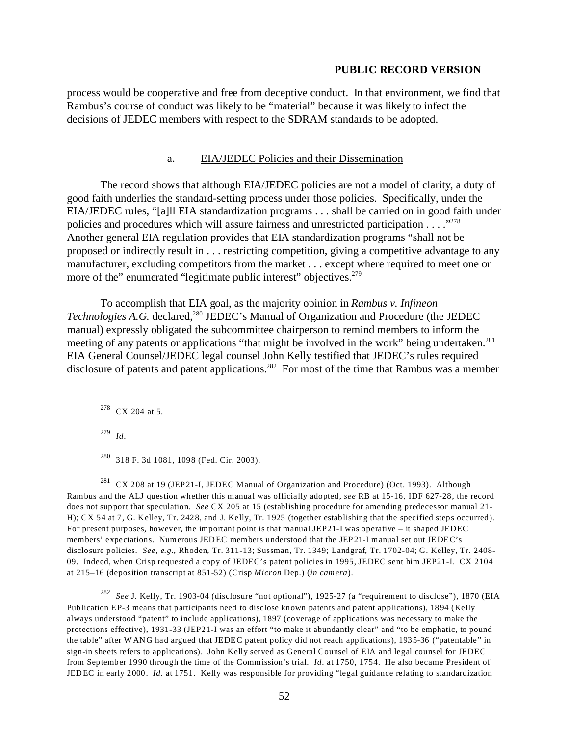process would be cooperative and free from deceptive conduct. In that environment, we find that Rambus's course of conduct was likely to be "material" because it was likely to infect the decisions of JEDEC members with respect to the SDRAM standards to be adopted.

a. EIA/JEDEC Policies and their Dissemination

The record shows that although EIA/JEDEC policies are not a model of clarity, a duty of good faith underlies the standard-setting process under those policies. Specifically, under the EIA/JEDEC rules, "[a]ll EIA standardization programs . . . shall be carried on in good faith under policies and procedures which will assure fairness and unrestricted participation . . . ."[278] Another general EIA regulation provides that EIA standardization programs "shall not be proposed or indirectly result in . . . restricting competition, giving a competitive advantage to any manufacturer, excluding competitors from the market . . . except where required to meet one or more of the" enumerated "legitimate public interest" objectives.[279]

To accomplish that EIA goal, as the majority opinion in *Rambus v. Infineon Technologies A.G.* declared,[280] JEDEC's Manual of Organization and Procedure (the JEDEC manual) expressly obligated the subcommittee chairperson to remind members to inform the meeting of any patents or applications "that might be involved in the work" being undertaken.[281] EIA General Counsel/JEDEC legal counsel John Kelly testified that JEDEC's rules required disclosure of patents and patent applications.[282] For most of the time that Rambus was a member

---

[278] CX 204 at 5.

[279] *Id*.

[280] 318 F. 3d 1081, 1098 (Fed. Cir. 2003).

[281] CX 208 at 19 (JEP21-I, JEDEC Manual of Organization and Procedure) (Oct. 1993). Although Rambus and the ALJ question whether this manual was officially adopted, *see* RB at 15-16, IDF 627-28, the record does not support that speculation. *See* CX 205 at 15 (establishing procedure for amending predecessor manual 21-H); CX 54 at 7, G. Kelley, Tr. 2428, and J. Kelly, Tr. 1925 (together establishing that the specified steps occurred). For present purposes, however, the important point is that manual JEP21-I was operative – it shaped JEDEC members' expectations. Numerous JEDEC members understood that the JEP21-I manual set out JEDEC's disclosure policies. *See, e.g*., Rhoden, Tr. 311-13; Sussman, Tr. 1349; Landgraf, Tr. 1702-04; G. Kelley, Tr. 2408-09. Indeed, when Crisp requested a copy of JEDEC's patent policies in 1995, JEDEC sent him JEP21-I. CX 2104 at 215–16 (deposition transcript at 851-52) (Crisp *Micron* Dep.) (*in camera*).

[282] *See* J. Kelly, Tr. 1903-04 (disclosure "not optional"), 1925-27 (a "requirement to disclose"), 1870 (EIA Publication EP-3 means that participants need to disclose known patents and patent applications), 1894 (Kelly always understood "patent" to include applications), 1897 (coverage of applications was necessary to make the protections effective), 1931-33 (JEP21-I was an effort "to make it abundantly clear" and "to be emphatic, to pound the table" after WANG had argued that JEDEC patent policy did not reach applications), 1935-36 ("patentable" in sign-in sheets refers to applications). John Kelly served as General Counsel of EIA and legal counsel for JEDEC from September 1990 through the time of the Commission's trial. *Id*. at 1750, 1754. He also became President of JEDEC in early 2000. *Id*. at 1751. Kelly was responsible for providing "legal guidance relating to standardization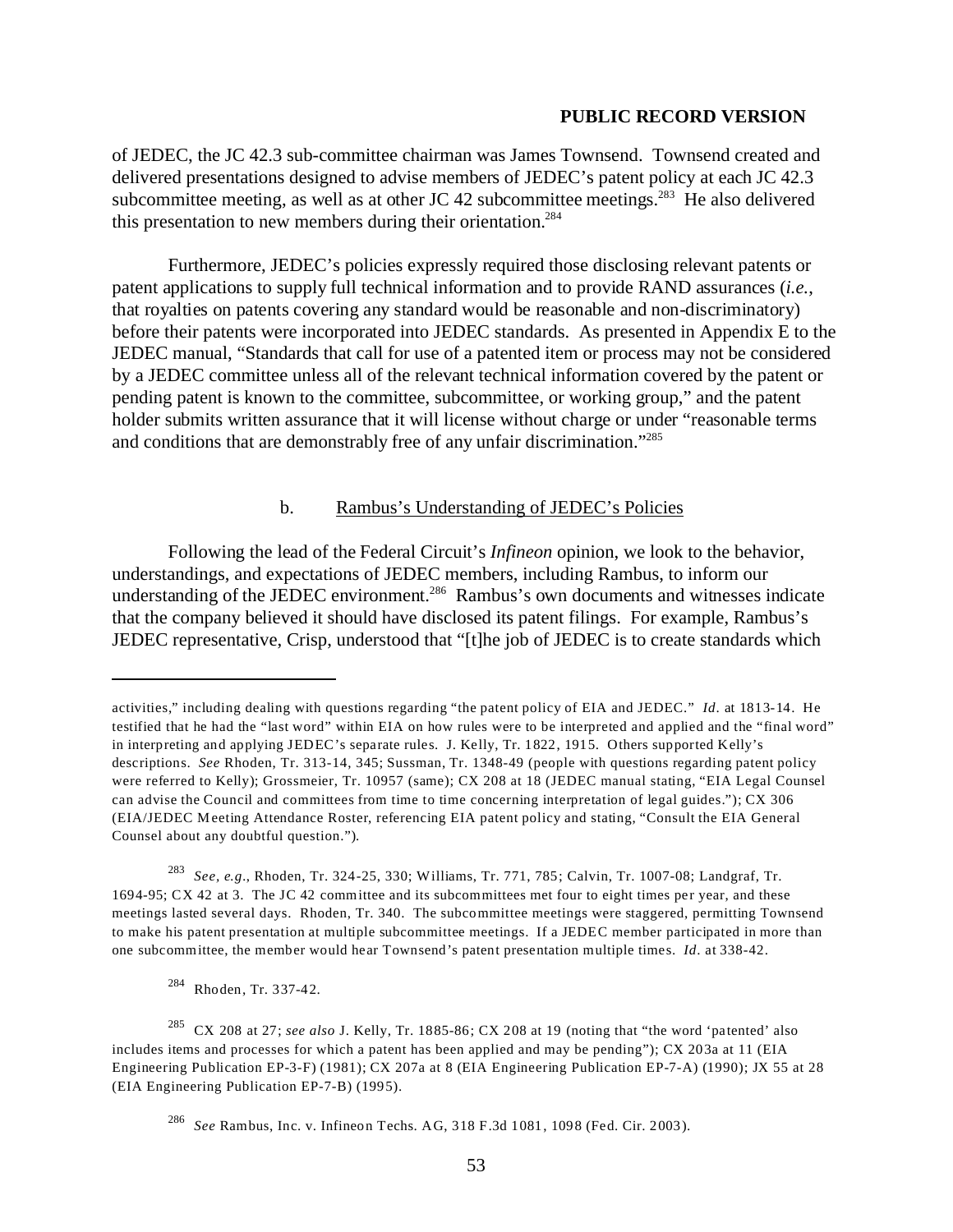of JEDEC, the JC 42.3 sub-committee chairman was James Townsend. Townsend created and delivered presentations designed to advise members of JEDEC's patent policy at each JC 42.3 subcommittee meeting, as well as at other JC 42 subcommittee meetings.[283] He also delivered this presentation to new members during their orientation.[284]

Furthermore, JEDEC's policies expressly required those disclosing relevant patents or patent applications to supply full technical information and to provide RAND assurances (*i.e.*, that royalties on patents covering any standard would be reasonable and non-discriminatory) before their patents were incorporated into JEDEC standards. As presented in Appendix E to the JEDEC manual, "Standards that call for use of a patented item or process may not be considered by a JEDEC committee unless all of the relevant technical information covered by the patent or pending patent is known to the committee, subcommittee, or working group," and the patent holder submits written assurance that it will license without charge or under "reasonable terms and conditions that are demonstrably free of any unfair discrimination."[285]

b. Rambus's Understanding of JEDEC's Policies

Following the lead of the Federal Circuit's *Infineon* opinion, we look to the behavior, understandings, and expectations of JEDEC members, including Rambus, to inform our understanding of the JEDEC environment.[286] Rambus's own documents and witnesses indicate that the company believed it should have disclosed its patent filings. For example, Rambus's JEDEC representative, Crisp, understood that "[t]he job of JEDEC is to create standards which

---

activities," including dealing with questions regarding "the patent policy of EIA and JEDEC." *Id.* at 1813-14. He testified that he had the "last word" within EIA on how rules were to be interpreted and applied and the "final word" in interpreting and applying JEDEC's separate rules. J. Kelly, Tr. 1822, 1915. Others supported Kelly's descriptions. *See* Rhoden, Tr. 313-14, 345; Sussman, Tr. 1348-49 (people with questions regarding patent policy were referred to Kelly); Grossmeier, Tr. 10957 (same); CX 208 at 18 (JEDEC manual stating, "EIA Legal Counsel can advise the Council and committees from time to time concerning interpretation of legal guides."); CX 306 (EIA/JEDEC Meeting Attendance Roster, referencing EIA patent policy and stating, "Consult the EIA General Counsel about any doubtful question.").

[283] *See, e.g.*, Rhoden, Tr. 324-25, 330; Williams, Tr. 771, 785; Calvin, Tr. 1007-08; Landgraf, Tr. 1694-95; CX 42 at 3. The JC 42 committee and its subcommittees met four to eight times per year, and these meetings lasted several days. Rhoden, Tr. 340. The subcommittee meetings were staggered, permitting Townsend to make his patent presentation at multiple subcommittee meetings. If a JEDEC member participated in more than one subcommittee, the member would hear Townsend's patent presentation multiple times. *Id.* at 338-42.

[284] Rhoden, Tr. 337-42.

[285] CX 208 at 27; *see also* J. Kelly, Tr. 1885-86; CX 208 at 19 (noting that "the word 'patented' also includes items and processes for which a patent has been applied and may be pending"); CX 203a at 11 (EIA Engineering Publication EP-3-F) (1981); CX 207a at 8 (EIA Engineering Publication EP-7-A) (1990); JX 55 at 28 (EIA Engineering Publication EP-7-B) (1995).

[286] *See* Rambus, Inc. v. Infineon Techs. AG, 318 F.3d 1081, 1098 (Fed. Cir. 2003).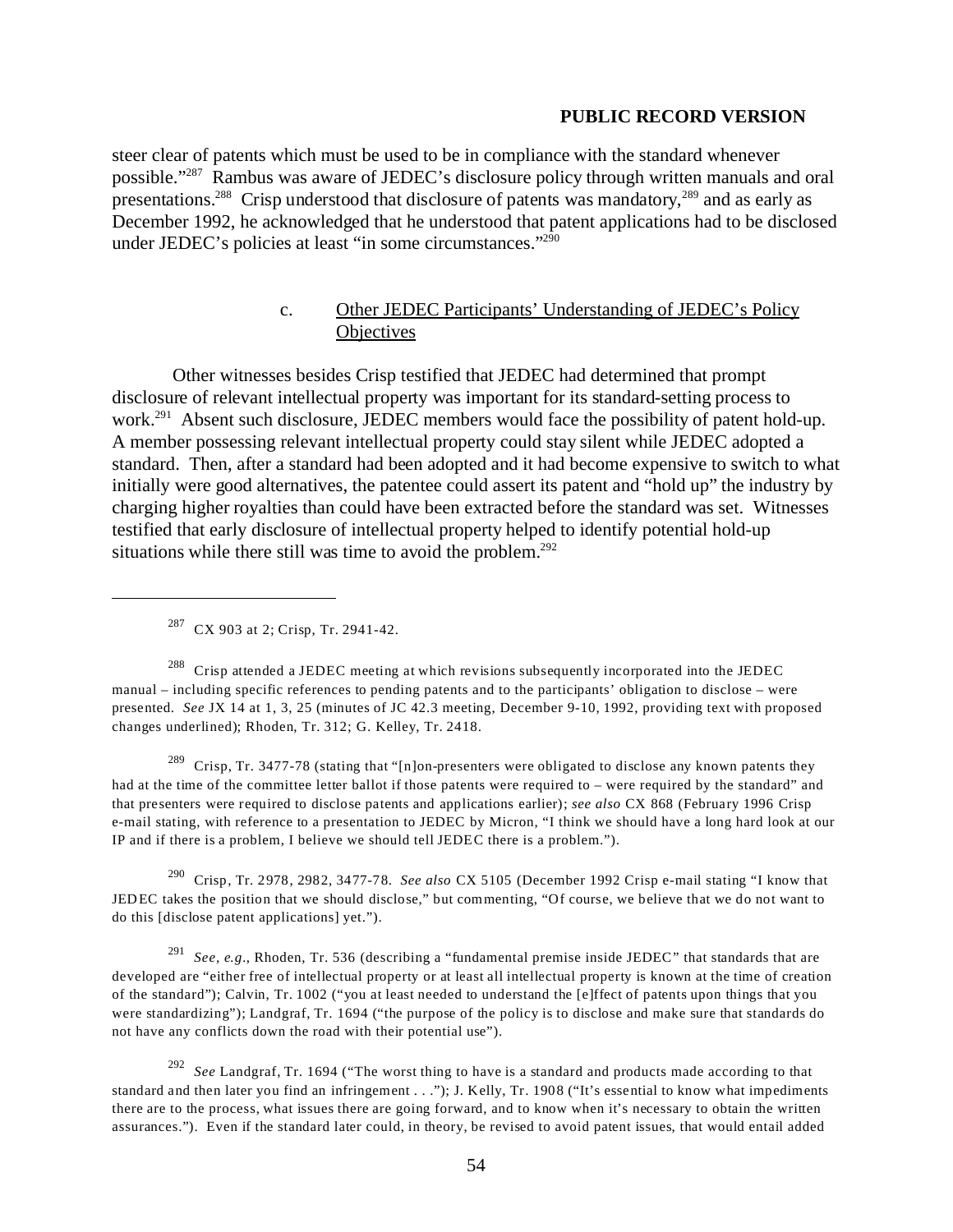steer clear of patents which must be used to be in compliance with the standard whenever possible."[287] Rambus was aware of JEDEC's disclosure policy through written manuals and oral presentations.[288] Crisp understood that disclosure of patents was mandatory,[289] and as early as December 1992, he acknowledged that he understood that patent applications had to be disclosed under JEDEC's policies at least "in some circumstances."[290]

### c. Other JEDEC Participants' Understanding of JEDEC's Policy Objectives

Other witnesses besides Crisp testified that JEDEC had determined that prompt disclosure of relevant intellectual property was important for its standard-setting process to work.[291] Absent such disclosure, JEDEC members would face the possibility of patent hold-up. A member possessing relevant intellectual property could stay silent while JEDEC adopted a standard. Then, after a standard had been adopted and it had become expensive to switch to what initially were good alternatives, the patentee could assert its patent and "hold up" the industry by charging higher royalties than could have been extracted before the standard was set. Witnesses testified that early disclosure of intellectual property helped to identify potential hold-up situations while there still was time to avoid the problem.[292]

---

[287] CX 903 at 2; Crisp, Tr. 2941-42.

[288] Crisp attended a JEDEC meeting at which revisions subsequently incorporated into the JEDEC manual – including specific references to pending patents and to the participants' obligation to disclose – were presented. *See* JX 14 at 1, 3, 25 (minutes of JC 42.3 meeting, December 9-10, 1992, providing text with proposed changes underlined); Rhoden, Tr. 312; G. Kelley, Tr. 2418.

[289] Crisp, Tr. 3477-78 (stating that "[n]on-presenters were obligated to disclose any known patents they had at the time of the committee letter ballot if those patents were required to – were required by the standard" and that presenters were required to disclose patents and applications earlier); *see also* CX 868 (February 1996 Crisp e-mail stating, with reference to a presentation to JEDEC by Micron, "I think we should have a long hard look at our IP and if there is a problem, I believe we should tell JEDEC there is a problem.").

[290] Crisp, Tr. 2978, 2982, 3477-78. *See also* CX 5105 (December 1992 Crisp e-mail stating "I know that JEDEC takes the position that we should disclose," but commenting, "Of course, we believe that we do not want to do this [disclose patent applications] yet.").

[291] *See, e.g.*, Rhoden, Tr. 536 (describing a "fundamental premise inside JEDEC" that standards that are developed are "either free of intellectual property or at least all intellectual property is known at the time of creation of the standard"); Calvin, Tr. 1002 ("you at least needed to understand the [e]ffect of patents upon things that you were standardizing"); Landgraf, Tr. 1694 ("the purpose of the policy is to disclose and make sure that standards do not have any conflicts down the road with their potential use").

[292] *See* Landgraf, Tr. 1694 ("The worst thing to have is a standard and products made according to that standard and then later you find an infringement . . ."); J. Kelly, Tr. 1908 ("It's essential to know what impediments there are to the process, what issues there are going forward, and to know when it's necessary to obtain the written assurances."). Even if the standard later could, in theory, be revised to avoid patent issues, that would entail added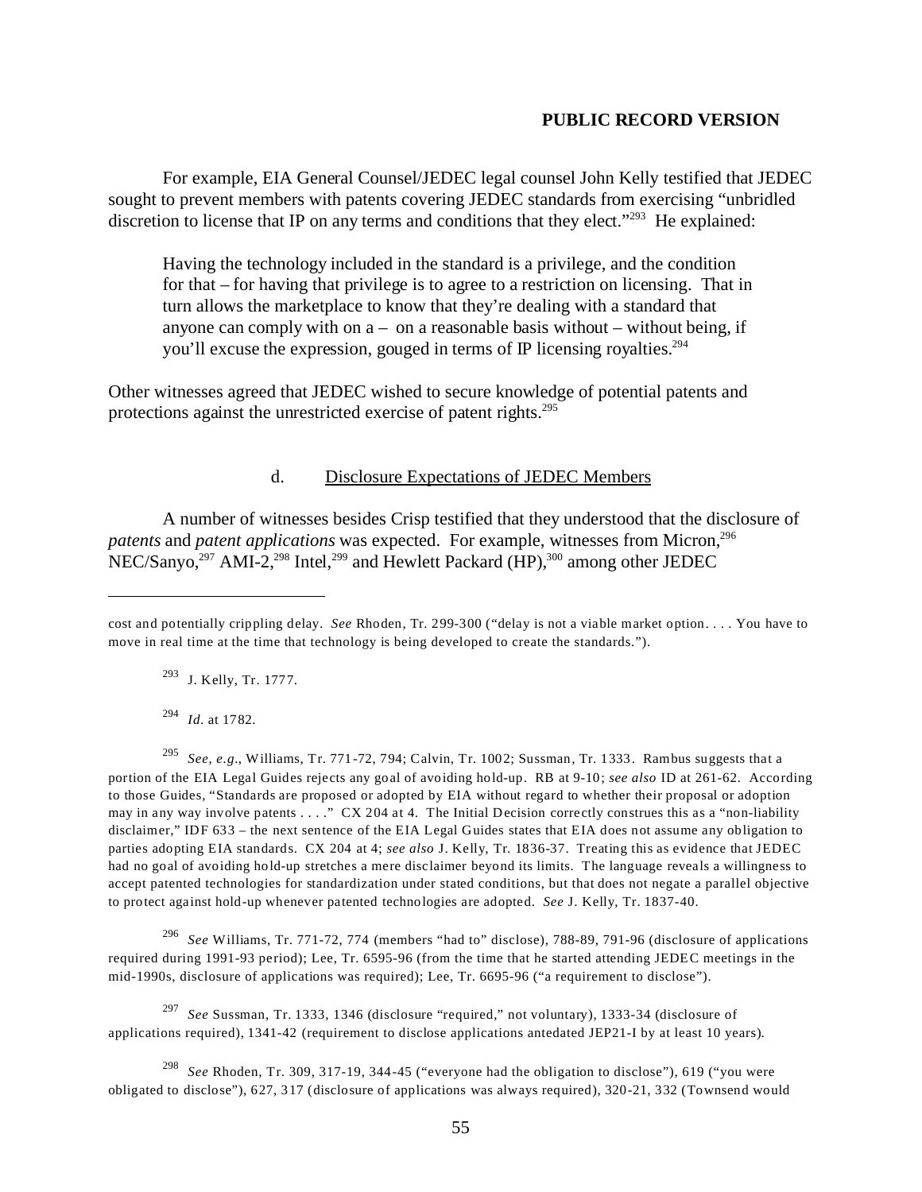**PUBLIC RECORD VERSION**

For example, EIA General Counsel/JEDEC legal counsel John Kelly testified that JEDEC sought to prevent members with patents covering JEDEC standards from exercising "unbridled discretion to license that IP on any terms and conditions that they elect."[293] He explained:

> Having the technology included in the standard is a privilege, and the condition for that – for having that privilege is to agree to a restriction on licensing. That in turn allows the marketplace to know that they're dealing with a standard that anyone can comply with on a – on a reasonable basis without – without being, if you'll excuse the expression, gouged in terms of IP licensing royalties.[294]

Other witnesses agreed that JEDEC wished to secure knowledge of potential patents and protections against the unrestricted exercise of patent rights.[295]

d. Disclosure Expectations of JEDEC Members

A number of witnesses besides Crisp testified that they understood that the disclosure of *patents* and *patent applications* was expected. For example, witnesses from Micron,[296] NEC/Sanyo,[297] AMI-2,[298] Intel,[299] and Hewlett Packard (HP),[300] among other JEDEC

---

cost and potentially crippling delay. *See* Rhoden, Tr. 299-300 ("delay is not a viable market option. . . . You have to move in real time at the time that technology is being developed to create the standards.").

[293] J. Kelly, Tr. 1777.

[294] *Id.* at 1782.

[295] *See, e.g.*, Williams, Tr. 771-72, 794; Calvin, Tr. 1002; Sussman, Tr. 1333. Rambus suggests that a portion of the EIA Legal Guides rejects any goal of avoiding hold-up. RB at 9-10; *see also* ID at 261-62. According to those Guides, "Standards are proposed or adopted by EIA without regard to whether their proposal or adoption may in any way involve patents . . . ." CX 204 at 4. The Initial Decision correctly construes this as a "non-liability disclaimer," IDF 633 – the next sentence of the EIA Legal Guides states that EIA does not assume any obligation to parties adopting EIA standards. CX 204 at 4; *see also* J. Kelly, Tr. 1836-37. Treating this as evidence that JEDEC had no goal of avoiding hold-up stretches a mere disclaimer beyond its limits. The language reveals a willingness to accept patented technologies for standardization under stated conditions, but that does not negate a parallel objective to protect against hold-up whenever patented technologies are adopted. *See* J. Kelly, Tr. 1837-40.

[296] *See* Williams, Tr. 771-72, 774 (members "had to" disclose), 788-89, 791-96 (disclosure of applications required during 1991-93 period); Lee, Tr. 6595-96 (from the time that he started attending JEDEC meetings in the mid-1990s, disclosure of applications was required); Lee, Tr. 6695-96 ("a requirement to disclose").

[297] *See* Sussman, Tr. 1333, 1346 (disclosure "required," not voluntary), 1333-34 (disclosure of applications required), 1341-42 (requirement to disclose applications antedated JEP21-I by at least 10 years).

[298] *See* Rhoden, Tr. 309, 317-19, 344-45 ("everyone had the obligation to disclose"), 619 ("you were obligated to disclose"), 627, 317 (disclosure of applications was always required), 320-21, 332 (Townsend would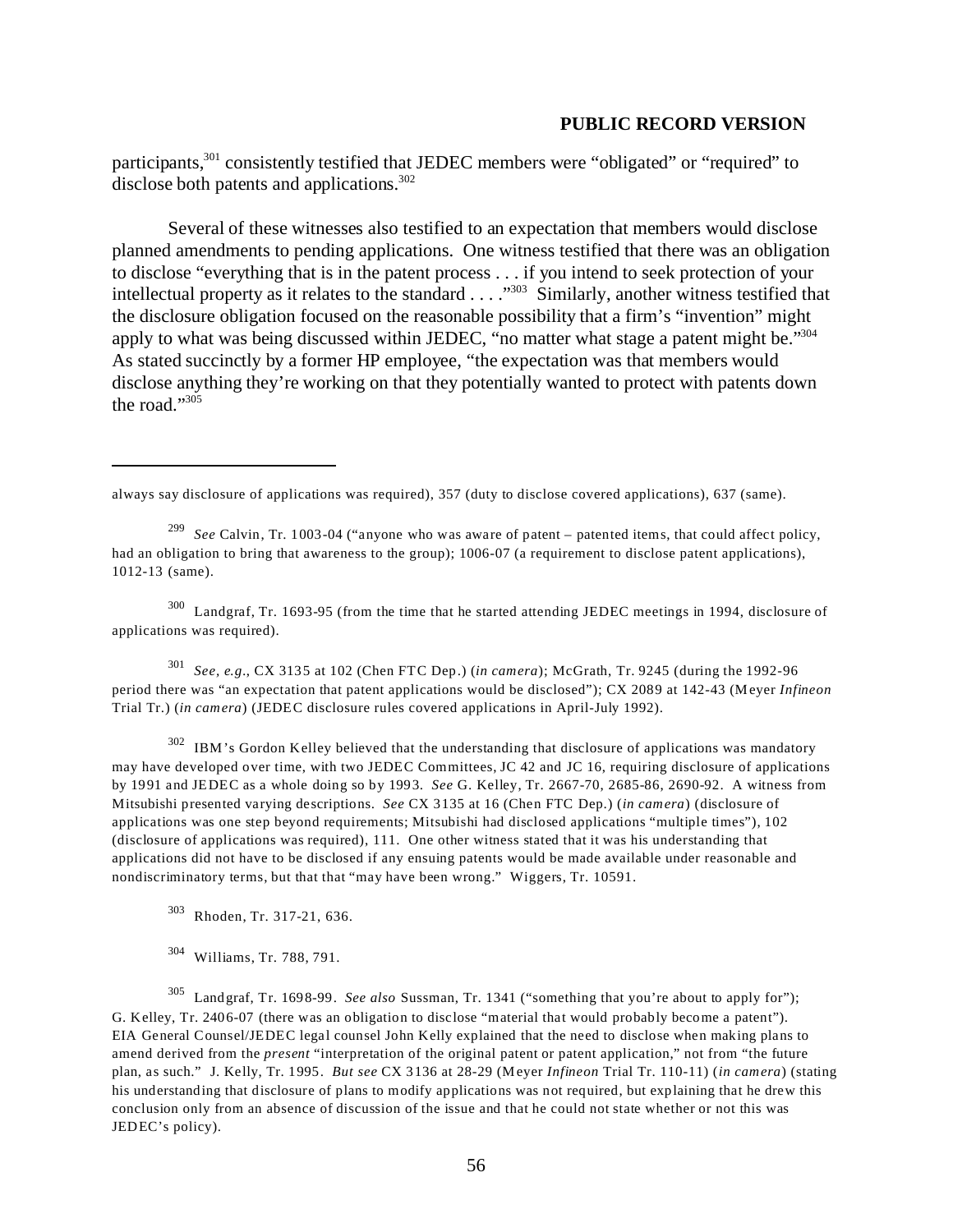participants,[301] consistently testified that JEDEC members were "obligated" or "required" to disclose both patents and applications.[302]

Several of these witnesses also testified to an expectation that members would disclose planned amendments to pending applications. One witness testified that there was an obligation to disclose "everything that is in the patent process . . . if you intend to seek protection of your intellectual property as it relates to the standard . . . ."[303] Similarly, another witness testified that the disclosure obligation focused on the reasonable possibility that a firm's "invention" might apply to what was being discussed within JEDEC, "no matter what stage a patent might be."[304] As stated succinctly by a former HP employee, "the expectation was that members would disclose anything they're working on that they potentially wanted to protect with patents down the road."[305]

---

always say disclosure of applications was required), 357 (duty to disclose covered applications), 637 (same).

[299] *See* Calvin, Tr. 1003-04 ("anyone who was aware of patent – patented items, that could affect policy, had an obligation to bring that awareness to the group); 1006-07 (a requirement to disclose patent applications), 1012-13 (same).

[300] Landgraf, Tr. 1693-95 (from the time that he started attending JEDEC meetings in 1994, disclosure of applications was required).

[301] *See, e.g.*, CX 3135 at 102 (Chen FTC Dep.) (*in camera*); McGrath, Tr. 9245 (during the 1992-96 period there was "an expectation that patent applications would be disclosed"); CX 2089 at 142-43 (Meyer *Infineon* Trial Tr.) (*in camera*) (JEDEC disclosure rules covered applications in April-July 1992).

[302] IBM's Gordon Kelley believed that the understanding that disclosure of applications was mandatory may have developed over time, with two JEDEC Committees, JC 42 and JC 16, requiring disclosure of applications by 1991 and JEDEC as a whole doing so by 1993. *See* G. Kelley, Tr. 2667-70, 2685-86, 2690-92. A witness from Mitsubishi presented varying descriptions. *See* CX 3135 at 16 (Chen FTC Dep.) (*in camera*) (disclosure of applications was one step beyond requirements; Mitsubishi had disclosed applications "multiple times"), 102 (disclosure of applications was required), 111. One other witness stated that it was his understanding that applications did not have to be disclosed if any ensuing patents would be made available under reasonable and nondiscriminatory terms, but that that "may have been wrong." Wiggers, Tr. 10591.

[303] Rhoden, Tr. 317-21, 636.

[304] Williams, Tr. 788, 791.

[305] Landgraf, Tr. 1698-99. *See also* Sussman, Tr. 1341 ("something that you're about to apply for"); G. Kelley, Tr. 2406-07 (there was an obligation to disclose "material that would probably become a patent"). EIA General Counsel/JEDEC legal counsel John Kelly explained that the need to disclose when making plans to amend derived from the *present* "interpretation of the original patent or patent application," not from "the future plan, as such." J. Kelly, Tr. 1995. *But see* CX 3136 at 28-29 (Meyer *Infineon* Trial Tr. 110-11) (*in camera*) (stating his understanding that disclosure of plans to modify applications was not required, but explaining that he drew this conclusion only from an absence of discussion of the issue and that he could not state whether or not this was JEDEC's policy).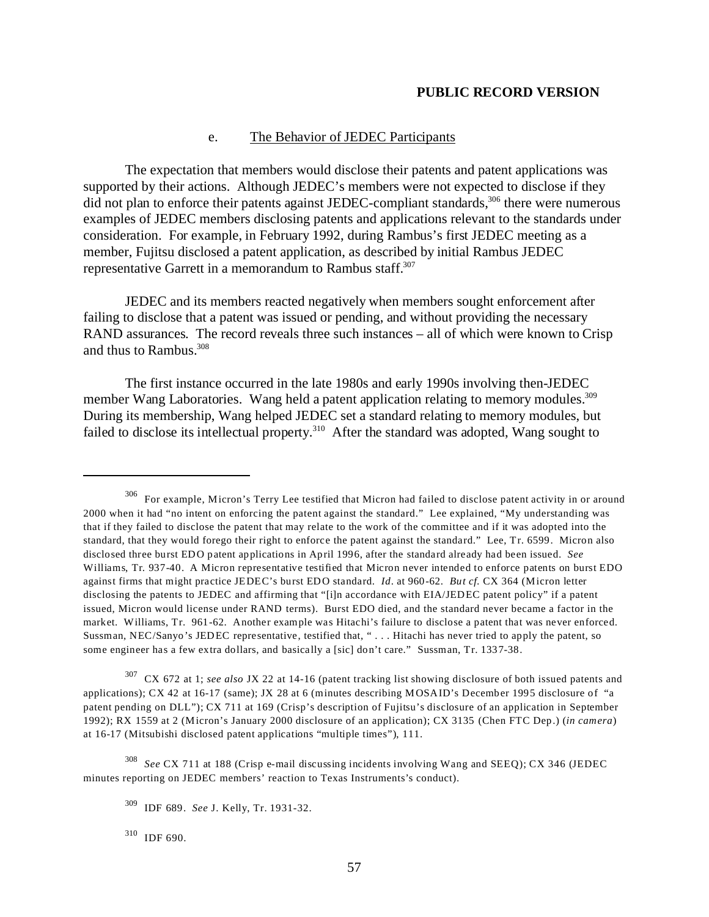**PUBLIC RECORD VERSION**

e. The Behavior of JEDEC Participants

The expectation that members would disclose their patents and patent applications was supported by their actions. Although JEDEC's members were not expected to disclose if they did not plan to enforce their patents against JEDEC-compliant standards,[306] there were numerous examples of JEDEC members disclosing patents and applications relevant to the standards under consideration. For example, in February 1992, during Rambus's first JEDEC meeting as a member, Fujitsu disclosed a patent application, as described by initial Rambus JEDEC representative Garrett in a memorandum to Rambus staff.[307]

JEDEC and its members reacted negatively when members sought enforcement after failing to disclose that a patent was issued or pending, and without providing the necessary RAND assurances. The record reveals three such instances – all of which were known to Crisp and thus to Rambus.[308]

The first instance occurred in the late 1980s and early 1990s involving then-JEDEC member Wang Laboratories. Wang held a patent application relating to memory modules.[309] During its membership, Wang helped JEDEC set a standard relating to memory modules, but failed to disclose its intellectual property.[310] After the standard was adopted, Wang sought to

---

[306] For example, Micron's Terry Lee testified that Micron had failed to disclose patent activity in or around 2000 when it had "no intent on enforcing the patent against the standard." Lee explained, "My understanding was that if they failed to disclose the patent that may relate to the work of the committee and if it was adopted into the standard, that they would forego their right to enforce the patent against the standard." Lee, Tr. 6599. Micron also disclosed three burst EDO patent applications in April 1996, after the standard already had been issued. *See* Williams, Tr. 937-40. A Micron representative testified that Micron never intended to enforce patents on burst EDO against firms that might practice JEDEC's burst EDO standard. *Id.* at 960-62. *But cf.* CX 364 (Micron letter disclosing the patents to JEDEC and affirming that "[i]n accordance with EIA/JEDEC patent policy" if a patent issued, Micron would license under RAND terms). Burst EDO died, and the standard never became a factor in the market. Williams, Tr. 961-62. Another example was Hitachi's failure to disclose a patent that was never enforced. Sussman, NEC/Sanyo's JEDEC representative, testified that, " . . . Hitachi has never tried to apply the patent, so some engineer has a few extra dollars, and basically a [sic] don't care." Sussman, Tr. 1337-38.

[307] CX 672 at 1; *see also* JX 22 at 14-16 (patent tracking list showing disclosure of both issued patents and applications); CX 42 at 16-17 (same); JX 28 at 6 (minutes describing MOSAID's December 1995 disclosure of "a patent pending on DLL"); CX 711 at 169 (Crisp's description of Fujitsu's disclosure of an application in September 1992); RX 1559 at 2 (Micron's January 2000 disclosure of an application); CX 3135 (Chen FTC Dep.) (*in camera*) at 16-17 (Mitsubishi disclosed patent applications "multiple times"), 111.

[308] *See* CX 711 at 188 (Crisp e-mail discussing incidents involving Wang and SEEQ); CX 346 (JEDEC minutes reporting on JEDEC members' reaction to Texas Instruments's conduct).

[309] IDF 689. *See* J. Kelly, Tr. 1931-32.

[310] IDF 690.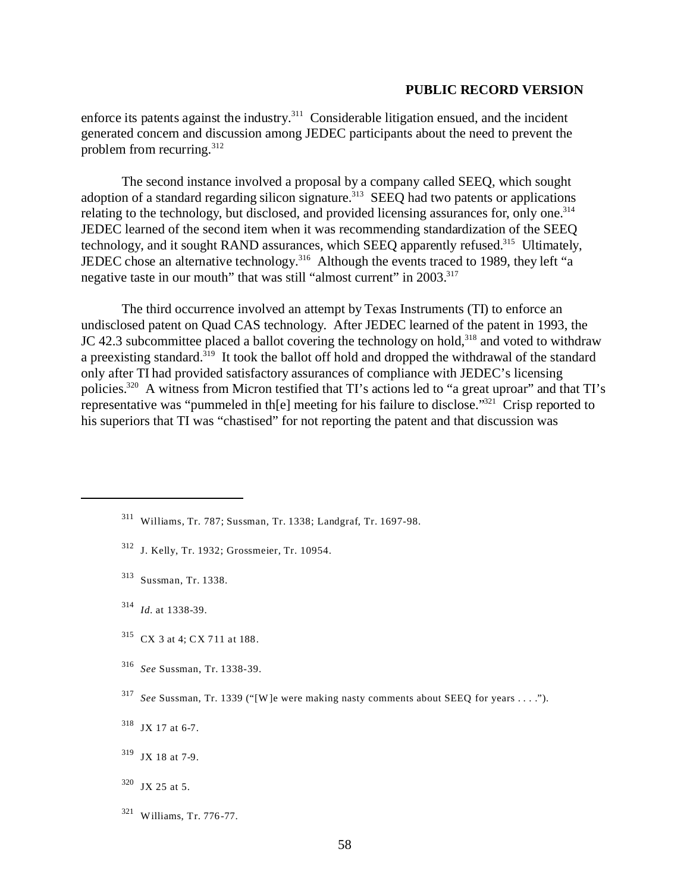enforce its patents against the industry.[311] Considerable litigation ensued, and the incident generated concern and discussion among JEDEC participants about the need to prevent the problem from recurring.[312]

The second instance involved a proposal by a company called SEEQ, which sought adoption of a standard regarding silicon signature.[313] SEEQ had two patents or applications relating to the technology, but disclosed, and provided licensing assurances for, only one.[314] JEDEC learned of the second item when it was recommending standardization of the SEEQ technology, and it sought RAND assurances, which SEEQ apparently refused.[315] Ultimately, JEDEC chose an alternative technology.[316] Although the events traced to 1989, they left "a negative taste in our mouth" that was still "almost current" in 2003.[317]

The third occurrence involved an attempt by Texas Instruments (TI) to enforce an undisclosed patent on Quad CAS technology. After JEDEC learned of the patent in 1993, the JC 42.3 subcommittee placed a ballot covering the technology on hold,[318] and voted to withdraw a preexisting standard.[319] It took the ballot off hold and dropped the withdrawal of the standard only after TI had provided satisfactory assurances of compliance with JEDEC's licensing policies.[320] A witness from Micron testified that TI's actions led to "a great uproar" and that TI's representative was "pummeled in th[e] meeting for his failure to disclose."[321] Crisp reported to his superiors that TI was "chastised" for not reporting the patent and that discussion was

---

[311] Williams, Tr. 787; Sussman, Tr. 1338; Landgraf, Tr. 1697-98.

[312] J. Kelly, Tr. 1932; Grossmeier, Tr. 10954.

[313] Sussman, Tr. 1338.

[314] *Id.* at 1338-39.

[315] CX 3 at 4; CX 711 at 188.

[316] *See* Sussman, Tr. 1338-39.

[317] *See* Sussman, Tr. 1339 ("[W]e were making nasty comments about SEEQ for years . . . .").

[318] JX 17 at 6-7.

[319] JX 18 at 7-9.

[320] JX 25 at 5.

[321] Williams, Tr. 776-77.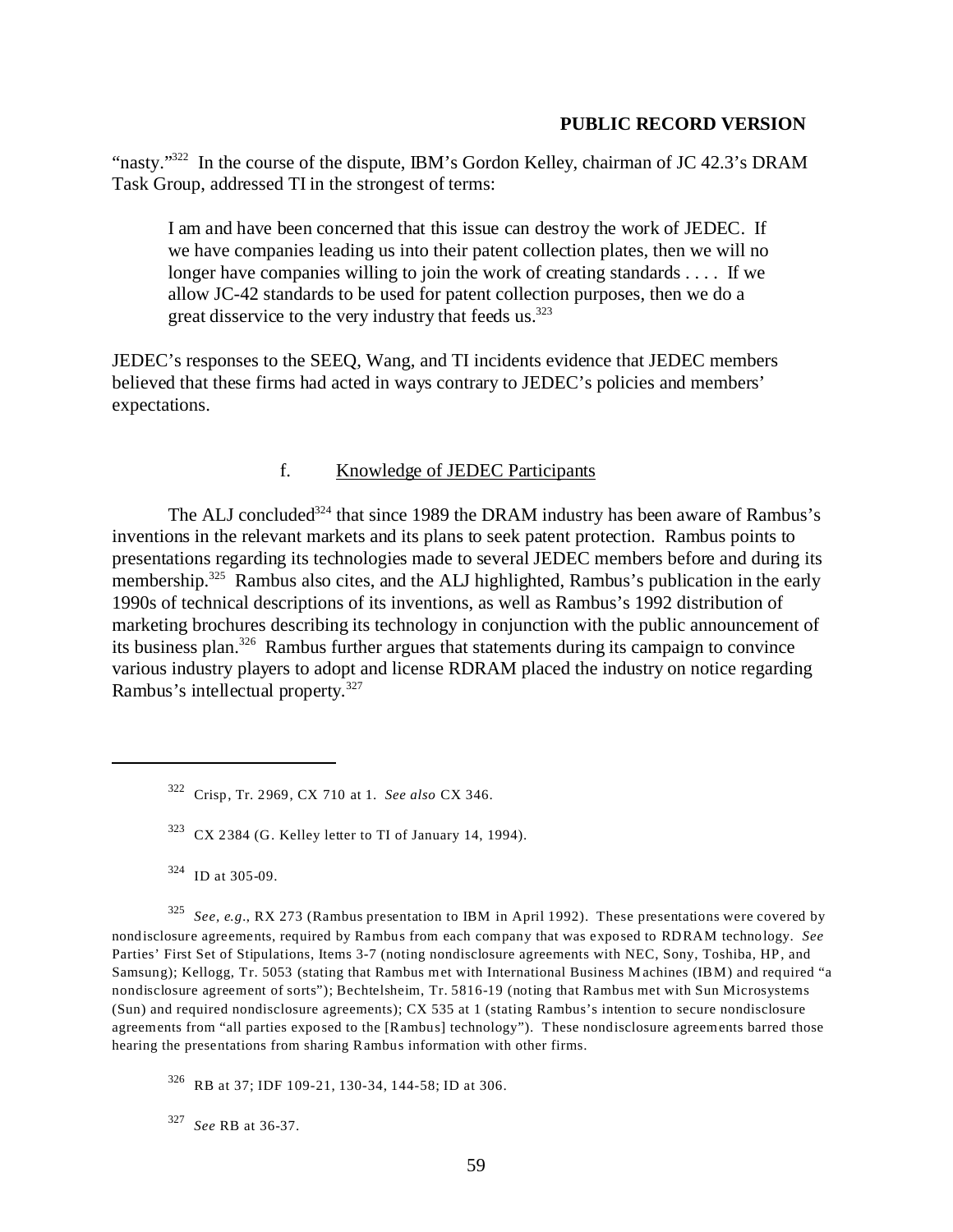"nasty."[322] In the course of the dispute, IBM's Gordon Kelley, chairman of JC 42.3's DRAM Task Group, addressed TI in the strongest of terms:

> I am and have been concerned that this issue can destroy the work of JEDEC. If we have companies leading us into their patent collection plates, then we will no longer have companies willing to join the work of creating standards . . . . If we allow JC-42 standards to be used for patent collection purposes, then we do a great disservice to the very industry that feeds us.[323]

JEDEC's responses to the SEEQ, Wang, and TI incidents evidence that JEDEC members believed that these firms had acted in ways contrary to JEDEC's policies and members' expectations.

#### f. Knowledge of JEDEC Participants

The ALJ concluded[324] that since 1989 the DRAM industry has been aware of Rambus's inventions in the relevant markets and its plans to seek patent protection. Rambus points to presentations regarding its technologies made to several JEDEC members before and during its membership.[325] Rambus also cites, and the ALJ highlighted, Rambus's publication in the early 1990s of technical descriptions of its inventions, as well as Rambus's 1992 distribution of marketing brochures describing its technology in conjunction with the public announcement of its business plan.[326] Rambus further argues that statements during its campaign to convince various industry players to adopt and license RDRAM placed the industry on notice regarding Rambus's intellectual property.[327]

---

[322] Crisp, Tr. 2969, CX 710 at 1. *See also* CX 346.

[323] CX 2384 (G. Kelley letter to TI of January 14, 1994).

[324] ID at 305-09.

[325] *See, e.g.*, RX 273 (Rambus presentation to IBM in April 1992). These presentations were covered by nondisclosure agreements, required by Rambus from each company that was exposed to RDRAM technology. *See* Parties' First Set of Stipulations, Items 3-7 (noting nondisclosure agreements with NEC, Sony, Toshiba, HP, and Samsung); Kellogg, Tr. 5053 (stating that Rambus met with International Business Machines (IBM) and required "a nondisclosure agreement of sorts"); Bechtelsheim, Tr. 5816-19 (noting that Rambus met with Sun Microsystems (Sun) and required nondisclosure agreements); CX 535 at 1 (stating Rambus's intention to secure nondisclosure agreements from "all parties exposed to the [Rambus] technology"). These nondisclosure agreements barred those hearing the presentations from sharing Rambus information with other firms.

[326] RB at 37; IDF 109-21, 130-34, 144-58; ID at 306.

[327] *See* RB at 36-37.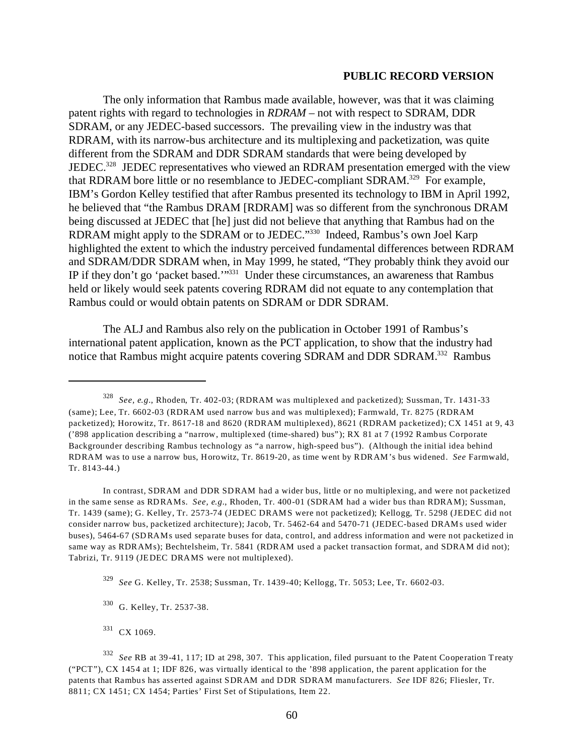**PUBLIC RECORD VERSION**

The only information that Rambus made available, however, was that it was claiming patent rights with regard to technologies in *RDRAM* – not with respect to SDRAM, DDR SDRAM, or any JEDEC-based successors. The prevailing view in the industry was that RDRAM, with its narrow-bus architecture and its multiplexing and packetization, was quite different from the SDRAM and DDR SDRAM standards that were being developed by JEDEC.[328] JEDEC representatives who viewed an RDRAM presentation emerged with the view that RDRAM bore little or no resemblance to JEDEC-compliant SDRAM.[329] For example, IBM's Gordon Kelley testified that after Rambus presented its technology to IBM in April 1992, he believed that "the Rambus DRAM [RDRAM] was so different from the synchronous DRAM being discussed at JEDEC that [he] just did not believe that anything that Rambus had on the RDRAM might apply to the SDRAM or to JEDEC."[330] Indeed, Rambus's own Joel Karp highlighted the extent to which the industry perceived fundamental differences between RDRAM and SDRAM/DDR SDRAM when, in May 1999, he stated, "They probably think they avoid our IP if they don't go 'packet based.'"[331] Under these circumstances, an awareness that Rambus held or likely would seek patents covering RDRAM did not equate to any contemplation that Rambus could or would obtain patents on SDRAM or DDR SDRAM.

The ALJ and Rambus also rely on the publication in October 1991 of Rambus's international patent application, known as the PCT application, to show that the industry had notice that Rambus might acquire patents covering SDRAM and DDR SDRAM.[332] Rambus

---

[328] *See, e.g.*, Rhoden, Tr. 402-03; (RDRAM was multiplexed and packetized); Sussman, Tr. 1431-33 (same); Lee, Tr. 6602-03 (RDRAM used narrow bus and was multiplexed); Farmwald, Tr. 8275 (RDRAM packetized); Horowitz, Tr. 8617-18 and 8620 (RDRAM multiplexed), 8621 (RDRAM packetized); CX 1451 at 9, 43 ('898 application describing a "narrow, multiplexed (time-shared) bus"); RX 81 at 7 (1992 Rambus Corporate Backgrounder describing Rambus technology as "a narrow, high-speed bus"). (Although the initial idea behind RDRAM was to use a narrow bus, Horowitz, Tr. 8619-20, as time went by RDRAM's bus widened. *See* Farmwald, Tr. 8143-44.)

In contrast, SDRAM and DDR SDRAM had a wider bus, little or no multiplexing, and were not packetized in the same sense as RDRAMs. *See, e.g.*, Rhoden, Tr. 400-01 (SDRAM had a wider bus than RDRAM); Sussman, Tr. 1439 (same); G. Kelley, Tr. 2573-74 (JEDEC DRAMS were not packetized); Kellogg, Tr. 5298 (JEDEC did not consider narrow bus, packetized architecture); Jacob, Tr. 5462-64 and 5470-71 (JEDEC-based DRAMs used wider buses), 5464-67 (SDRAMs used separate buses for data, control, and address information and were not packetized in same way as RDRAMs); Bechtelsheim, Tr. 5841 (RDRAM used a packet transaction format, and SDRAM did not); Tabrizi, Tr. 9119 (JEDEC DRAMS were not multiplexed).

[329] *See* G. Kelley, Tr. 2538; Sussman, Tr. 1439-40; Kellogg, Tr. 5053; Lee, Tr. 6602-03.

[330] G. Kelley, Tr. 2537-38.

[331] CX 1069.

[332] *See* RB at 39-41, 117; ID at 298, 307. This application, filed pursuant to the Patent Cooperation Treaty ("PCT"), CX 1454 at 1; IDF 826, was virtually identical to the '898 application, the parent application for the patents that Rambus has asserted against SDRAM and DDR SDRAM manufacturers. *See* IDF 826; Fliesler, Tr. 8811; CX 1451; CX 1454; Parties' First Set of Stipulations, Item 22.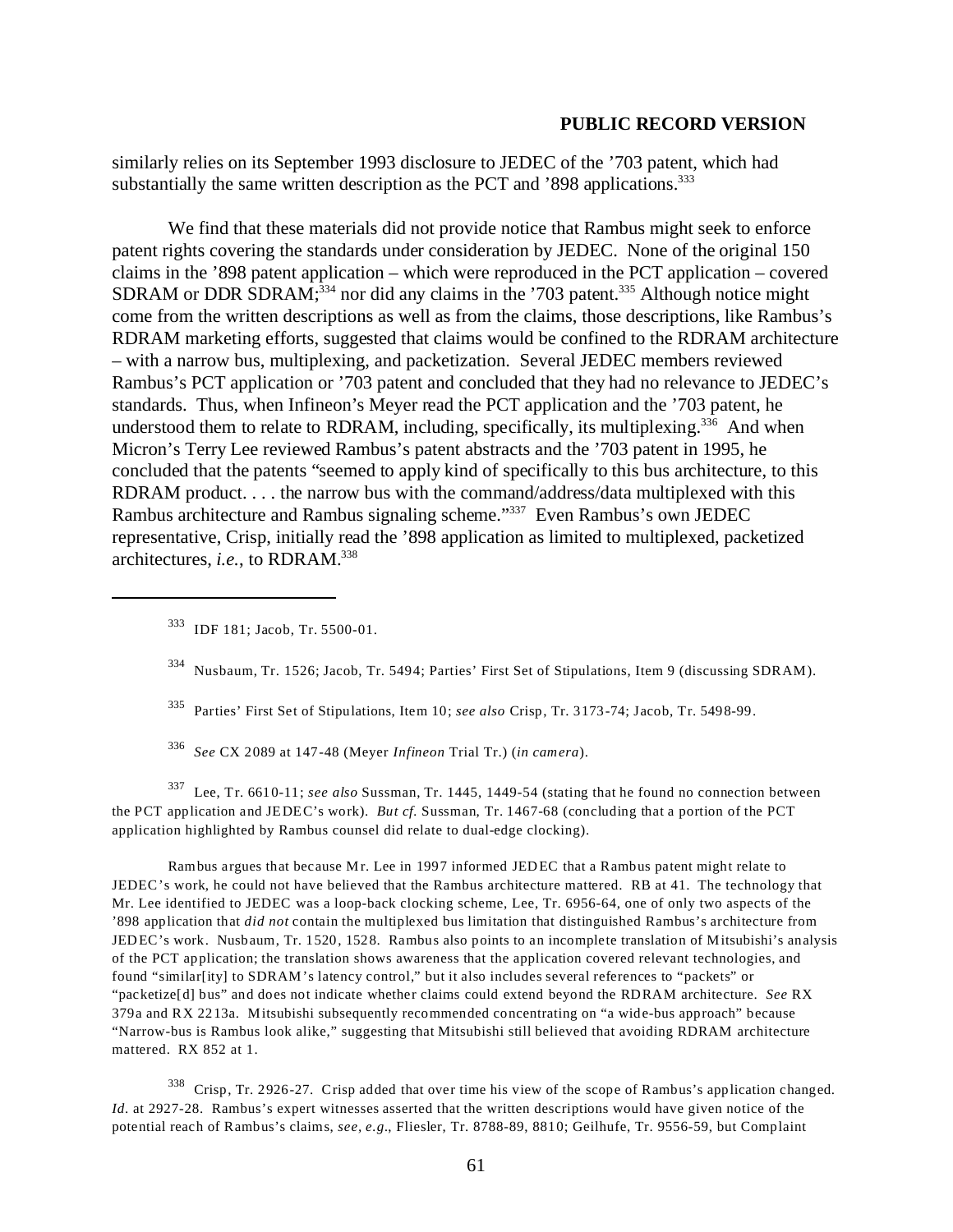similarly relies on its September 1993 disclosure to JEDEC of the '703 patent, which had substantially the same written description as the PCT and '898 applications.[333]

We find that these materials did not provide notice that Rambus might seek to enforce patent rights covering the standards under consideration by JEDEC. None of the original 150 claims in the '898 patent application – which were reproduced in the PCT application – covered SDRAM or DDR SDRAM;[334] nor did any claims in the '703 patent.[335] Although notice might come from the written descriptions as well as from the claims, those descriptions, like Rambus's RDRAM marketing efforts, suggested that claims would be confined to the RDRAM architecture – with a narrow bus, multiplexing, and packetization. Several JEDEC members reviewed Rambus's PCT application or '703 patent and concluded that they had no relevance to JEDEC's standards. Thus, when Infineon's Meyer read the PCT application and the '703 patent, he understood them to relate to RDRAM, including, specifically, its multiplexing.[336] And when Micron's Terry Lee reviewed Rambus's patent abstracts and the '703 patent in 1995, he concluded that the patents "seemed to apply kind of specifically to this bus architecture, to this RDRAM product. . . . the narrow bus with the command/address/data multiplexed with this Rambus architecture and Rambus signaling scheme."[337] Even Rambus's own JEDEC representative, Crisp, initially read the '898 application as limited to multiplexed, packetized architectures, *i.e.*, to RDRAM.[338]

---

[333] IDF 181; Jacob, Tr. 5500-01.

[334] Nusbaum, Tr. 1526; Jacob, Tr. 5494; Parties' First Set of Stipulations, Item 9 (discussing SDRAM).

[335] Parties' First Set of Stipulations, Item 10; *see also* Crisp, Tr. 3173-74; Jacob, Tr. 5498-99.

[336] *See* CX 2089 at 147-48 (Meyer *Infineon* Trial Tr.) (*in camera*).

[337] Lee, Tr. 6610-11; *see also* Sussman, Tr. 1445, 1449-54 (stating that he found no connection between the PCT application and JEDEC's work). *But cf.* Sussman, Tr. 1467-68 (concluding that a portion of the PCT application highlighted by Rambus counsel did relate to dual-edge clocking).

Rambus argues that because Mr. Lee in 1997 informed JEDEC that a Rambus patent might relate to JEDEC's work, he could not have believed that the Rambus architecture mattered. RB at 41. The technology that Mr. Lee identified to JEDEC was a loop-back clocking scheme, Lee, Tr. 6956-64, one of only two aspects of the '898 application that *did not* contain the multiplexed bus limitation that distinguished Rambus's architecture from JEDEC's work. Nusbaum, Tr. 1520, 1528. Rambus also points to an incomplete translation of Mitsubishi's analysis of the PCT application; the translation shows awareness that the application covered relevant technologies, and found "similar[ity] to SDRAM's latency control," but it also includes several references to "packets" or "packetize[d] bus" and does not indicate whether claims could extend beyond the RDRAM architecture. *See* RX 379a and RX 2213a. Mitsubishi subsequently recommended concentrating on "a wide-bus approach" because "Narrow-bus is Rambus look alike," suggesting that Mitsubishi still believed that avoiding RDRAM architecture mattered. RX 852 at 1.

[338] Crisp, Tr. 2926-27. Crisp added that over time his view of the scope of Rambus's application changed. *Id.* at 2927-28. Rambus's expert witnesses asserted that the written descriptions would have given notice of the potential reach of Rambus's claims, *see, e.g.*, Fliesler, Tr. 8788-89, 8810; Geilhufe, Tr. 9556-59, but Complaint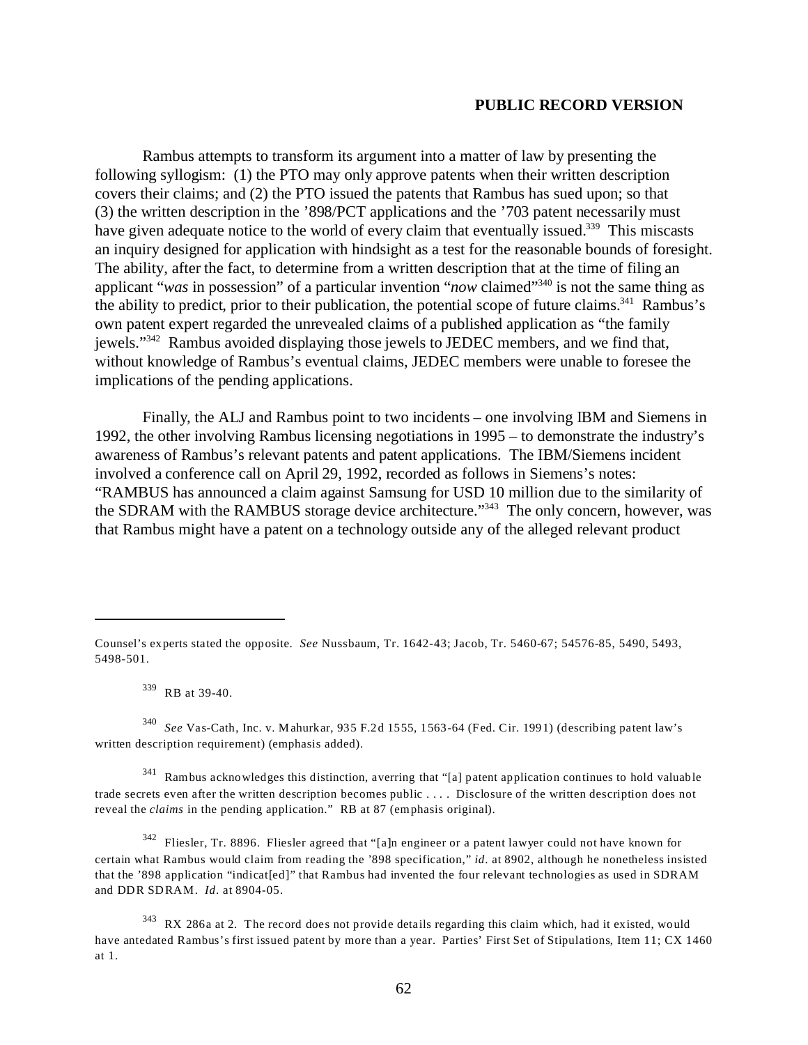**PUBLIC RECORD VERSION**

Rambus attempts to transform its argument into a matter of law by presenting the following syllogism: (1) the PTO may only approve patents when their written description covers their claims; and (2) the PTO issued the patents that Rambus has sued upon; so that (3) the written description in the '898/PCT applications and the '703 patent necessarily must have given adequate notice to the world of every claim that eventually issued.[339] This miscasts an inquiry designed for application with hindsight as a test for the reasonable bounds of foresight. The ability, after the fact, to determine from a written description that at the time of filing an applicant "*was* in possession" of a particular invention "*now* claimed"[340] is not the same thing as the ability to predict, prior to their publication, the potential scope of future claims.[341] Rambus's own patent expert regarded the unrevealed claims of a published application as "the family jewels."[342] Rambus avoided displaying those jewels to JEDEC members, and we find that, without knowledge of Rambus's eventual claims, JEDEC members were unable to foresee the implications of the pending applications.

Finally, the ALJ and Rambus point to two incidents – one involving IBM and Siemens in 1992, the other involving Rambus licensing negotiations in 1995 – to demonstrate the industry's awareness of Rambus's relevant patents and patent applications. The IBM/Siemens incident involved a conference call on April 29, 1992, recorded as follows in Siemens's notes: "RAMBUS has announced a claim against Samsung for USD 10 million due to the similarity of the SDRAM with the RAMBUS storage device architecture."[343] The only concern, however, was that Rambus might have a patent on a technology outside any of the alleged relevant product

---

Counsel's experts stated the opposite. *See* Nussbaum, Tr. 1642-43; Jacob, Tr. 5460-67; 54576-85, 5490, 5493, 5498-501.

[339] RB at 39-40.

[340] *See* Vas-Cath, Inc. v. Mahurkar, 935 F.2d 1555, 1563-64 (Fed. Cir. 1991) (describing patent law's written description requirement) (emphasis added).

[341] Rambus acknowledges this distinction, averring that "[a] patent application continues to hold valuable trade secrets even after the written description becomes public . . . . Disclosure of the written description does not reveal the *claims* in the pending application." RB at 87 (emphasis original).

[342] Fliesler, Tr. 8896. Fliesler agreed that "[a]n engineer or a patent lawyer could not have known for certain what Rambus would claim from reading the '898 specification," *id*. at 8902, although he nonetheless insisted that the '898 application "indicat[ed]" that Rambus had invented the four relevant technologies as used in SDRAM and DDR SDRAM. *Id*. at 8904-05.

[343] RX 286a at 2. The record does not provide details regarding this claim which, had it existed, would have antedated Rambus's first issued patent by more than a year. Parties' First Set of Stipulations, Item 11; CX 1460 at 1.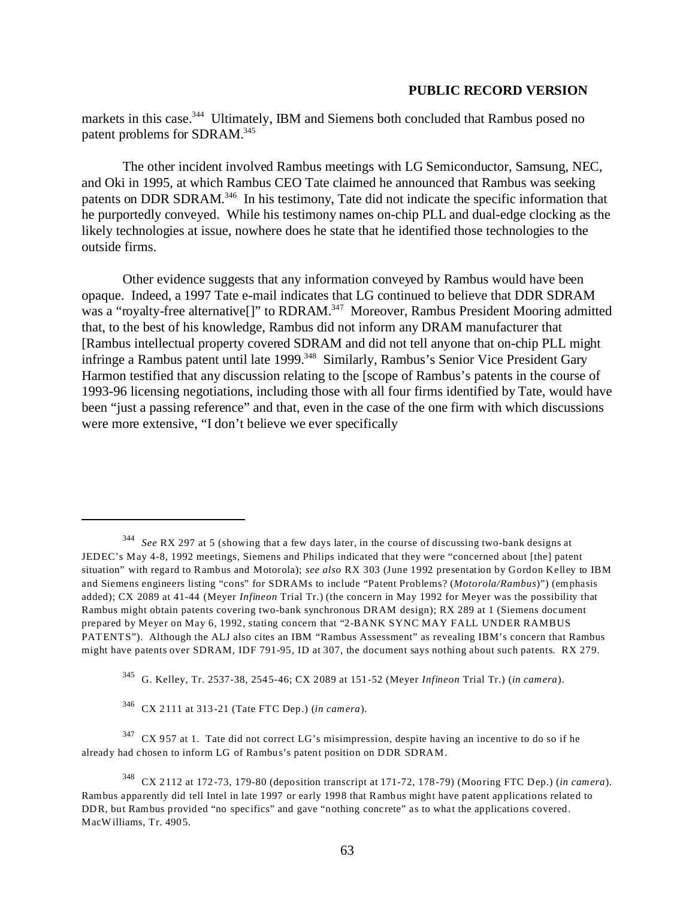markets in this case.[344] Ultimately, IBM and Siemens both concluded that Rambus posed no patent problems for SDRAM.[345]

The other incident involved Rambus meetings with LG Semiconductor, Samsung, NEC, and Oki in 1995, at which Rambus CEO Tate claimed he announced that Rambus was seeking patents on DDR SDRAM.[346] In his testimony, Tate did not indicate the specific information that he purportedly conveyed. While his testimony names on-chip PLL and dual-edge clocking as the likely technologies at issue, nowhere does he state that he identified those technologies to the outside firms.

Other evidence suggests that any information conveyed by Rambus would have been opaque. Indeed, a 1997 Tate e-mail indicates that LG continued to believe that DDR SDRAM was a "royalty-free alternative[]" to RDRAM.[347] Moreover, Rambus President Mooring admitted that, to the best of his knowledge, Rambus did not inform any DRAM manufacturer that [Rambus intellectual property covered SDRAM and did not tell anyone that on-chip PLL might infringe a Rambus patent until late 1999.[348] Similarly, Rambus's Senior Vice President Gary Harmon testified that any discussion relating to the [scope of Rambus's patents in the course of 1993-96 licensing negotiations, including those with all four firms identified by Tate, would have been "just a passing reference" and that, even in the case of the one firm with which discussions were more extensive, "I don't believe we ever specifically

---

[344] *See* RX 297 at 5 (showing that a few days later, in the course of discussing two-bank designs at JEDEC's May 4-8, 1992 meetings, Siemens and Philips indicated that they were "concerned about [the] patent situation" with regard to Rambus and Motorola); *see also* RX 303 (June 1992 presentation by Gordon Kelley to IBM and Siemens engineers listing "cons" for SDRAMs to include "Patent Problems? (*Motorola/Rambus*)") (emphasis added); CX 2089 at 41-44 (Meyer *Infineon* Trial Tr.) (the concern in May 1992 for Meyer was the possibility that Rambus might obtain patents covering two-bank synchronous DRAM design); RX 289 at 1 (Siemens document prepared by Meyer on May 6, 1992, stating concern that "2-BANK SYNC MAY FALL UNDER RAMBUS PATENTS"). Although the ALJ also cites an IBM "Rambus Assessment" as revealing IBM's concern that Rambus might have patents over SDRAM, IDF 791-95, ID at 307, the document says nothing about such patents. RX 279.

[345] G. Kelley, Tr. 2537-38, 2545-46; CX 2089 at 151-52 (Meyer *Infineon* Trial Tr.) (*in camera*).

[346] CX 2111 at 313-21 (Tate FTC Dep.) (*in camera*).

[347] CX 957 at 1. Tate did not correct LG's misimpression, despite having an incentive to do so if he already had chosen to inform LG of Rambus's patent position on DDR SDRAM.

[348] CX 2112 at 172-73, 179-80 (deposition transcript at 171-72, 178-79) (Mooring FTC Dep.) (*in camera*). Rambus apparently did tell Intel in late 1997 or early 1998 that Rambus might have patent applications related to DDR, but Rambus provided "no specifics" and gave "nothing concrete" as to what the applications covered. MacWilliams, Tr. 4905.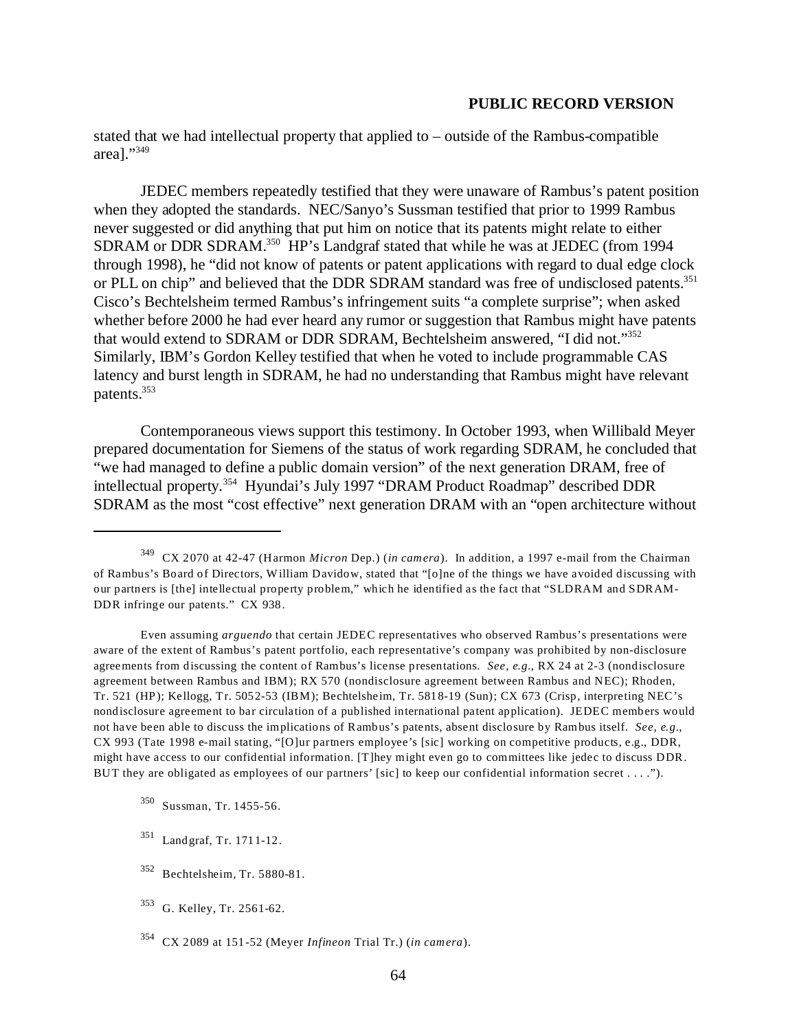stated that we had intellectual property that applied to – outside of the Rambus-compatible area]."[349]

JEDEC members repeatedly testified that they were unaware of Rambus's patent position when they adopted the standards. NEC/Sanyo's Sussman testified that prior to 1999 Rambus never suggested or did anything that put him on notice that its patents might relate to either SDRAM or DDR SDRAM.[350] HP's Landgraf stated that while he was at JEDEC (from 1994 through 1998), he "did not know of patents or patent applications with regard to dual edge clock or PLL on chip" and believed that the DDR SDRAM standard was free of undisclosed patents.[351] Cisco's Bechtelsheim termed Rambus's infringement suits "a complete surprise"; when asked whether before 2000 he had ever heard any rumor or suggestion that Rambus might have patents that would extend to SDRAM or DDR SDRAM, Bechtelsheim answered, "I did not."[352] Similarly, IBM's Gordon Kelley testified that when he voted to include programmable CAS latency and burst length in SDRAM, he had no understanding that Rambus might have relevant patents.[353]

Contemporaneous views support this testimony. In October 1993, when Willibald Meyer prepared documentation for Siemens of the status of work regarding SDRAM, he concluded that "we had managed to define a public domain version" of the next generation DRAM, free of intellectual property.[354] Hyundai's July 1997 "DRAM Product Roadmap" described DDR SDRAM as the most "cost effective" next generation DRAM with an "open architecture without

---

[349] CX 2070 at 42-47 (Harmon *Micron* Dep.) (*in camera*). In addition, a 1997 e-mail from the Chairman of Rambus's Board of Directors, William Davidow, stated that "[o]ne of the things we have avoided discussing with our partners is [the] intellectual property problem," which he identified as the fact that "SLDRAM and SDRAM-DDR infringe our patents." CX 938.

Even assuming *arguendo* that certain JEDEC representatives who observed Rambus's presentations were aware of the extent of Rambus's patent portfolio, each representative's company was prohibited by non-disclosure agreements from discussing the content of Rambus's license presentations. *See, e.g.*, RX 24 at 2-3 (nondisclosure agreement between Rambus and IBM); RX 570 (nondisclosure agreement between Rambus and NEC); Rhoden, Tr. 521 (HP); Kellogg, Tr. 5052-53 (IBM); Bechtelsheim, Tr. 5818-19 (Sun); CX 673 (Crisp, interpreting NEC's nondisclosure agreement to bar circulation of a published international patent application). JEDEC members would not have been able to discuss the implications of Rambus's patents, absent disclosure by Rambus itself. *See, e.g.*, CX 993 (Tate 1998 e-mail stating, "[O]ur partners employee's [sic] working on competitive products, e.g., DDR, might have access to our confidential information. [T]hey might even go to committees like jedec to discuss DDR. BUT they are obligated as employees of our partners' [sic] to keep our confidential information secret . . . .").

[350] Sussman, Tr. 1455-56.

[351] Landgraf, Tr. 1711-12.

[352] Bechtelsheim, Tr. 5880-81.

[353] G. Kelley, Tr. 2561-62.

[354] CX 2089 at 151-52 (Meyer *Infineon* Trial Tr.) (*in camera*).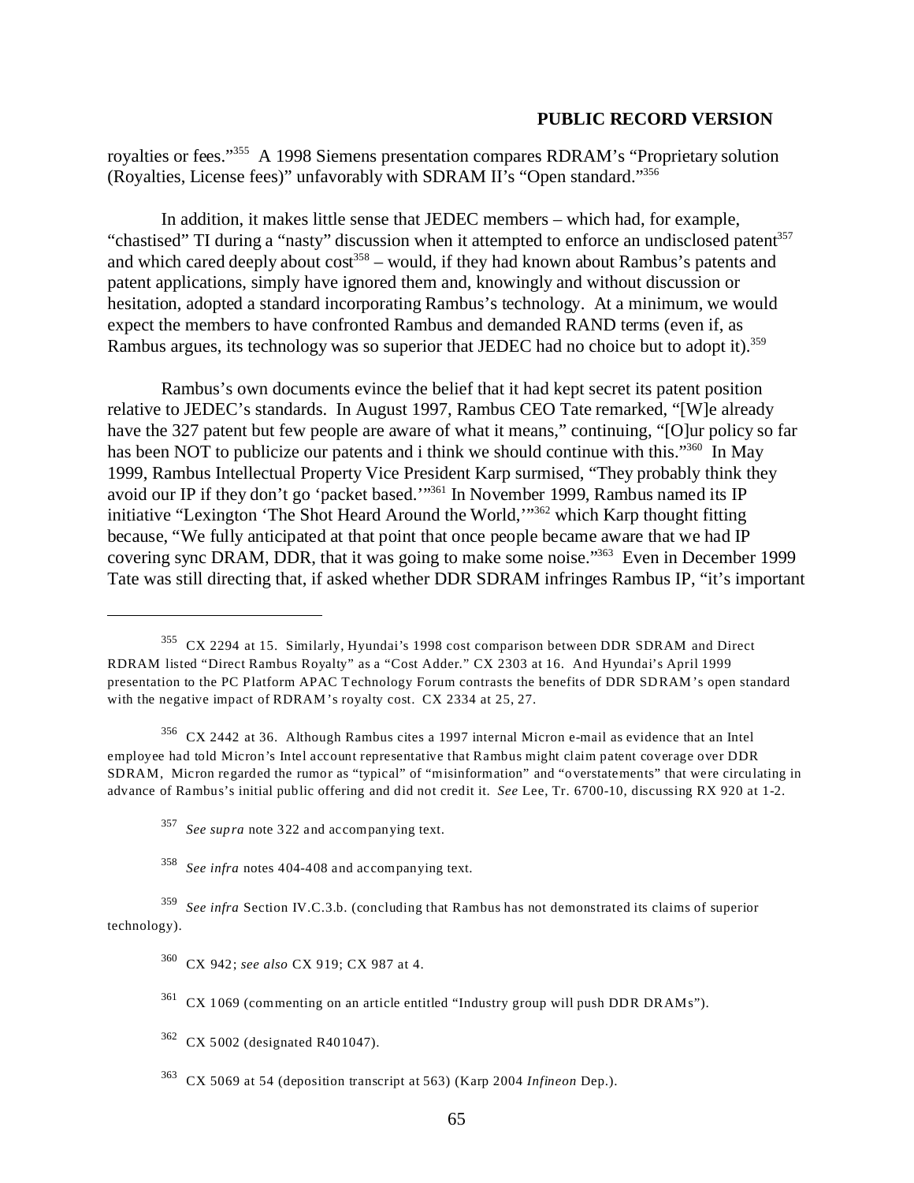royalties or fees."[355] A 1998 Siemens presentation compares RDRAM's "Proprietary solution (Royalties, License fees)" unfavorably with SDRAM II's "Open standard."[356]

In addition, it makes little sense that JEDEC members – which had, for example, "chastised" TI during a "nasty" discussion when it attempted to enforce an undisclosed patent[357] and which cared deeply about cost[358] – would, if they had known about Rambus's patents and patent applications, simply have ignored them and, knowingly and without discussion or hesitation, adopted a standard incorporating Rambus's technology. At a minimum, we would expect the members to have confronted Rambus and demanded RAND terms (even if, as Rambus argues, its technology was so superior that JEDEC had no choice but to adopt it).[359]

Rambus's own documents evince the belief that it had kept secret its patent position relative to JEDEC's standards. In August 1997, Rambus CEO Tate remarked, "[W]e already have the 327 patent but few people are aware of what it means," continuing, "[O]ur policy so far has been NOT to publicize our patents and i think we should continue with this."[360] In May 1999, Rambus Intellectual Property Vice President Karp surmised, "They probably think they avoid our IP if they don't go 'packet based.'"[361] In November 1999, Rambus named its IP initiative "Lexington 'The Shot Heard Around the World,'"[362] which Karp thought fitting because, "We fully anticipated at that point that once people became aware that we had IP covering sync DRAM, DDR, that it was going to make some noise."[363] Even in December 1999 Tate was still directing that, if asked whether DDR SDRAM infringes Rambus IP, "it's important

---

[355] CX 2294 at 15. Similarly, Hyundai's 1998 cost comparison between DDR SDRAM and Direct RDRAM listed "Direct Rambus Royalty" as a "Cost Adder." CX 2303 at 16. And Hyundai's April 1999 presentation to the PC Platform APAC Technology Forum contrasts the benefits of DDR SDRAM's open standard with the negative impact of RDRAM's royalty cost. CX 2334 at 25, 27.

[356] CX 2442 at 36. Although Rambus cites a 1997 internal Micron e-mail as evidence that an Intel employee had told Micron's Intel account representative that Rambus might claim patent coverage over DDR SDRAM, Micron regarded the rumor as "typical" of "misinformation" and "overstatements" that were circulating in advance of Rambus's initial public offering and did not credit it. *See* Lee, Tr. 6700-10, discussing RX 920 at 1-2.

[357] *See supra* note 322 and accompanying text.

[358] *See infra* notes 404-408 and accompanying text.

[359] *See infra* Section IV.C.3.b. (concluding that Rambus has not demonstrated its claims of superior technology).

[360] CX 942; *see also* CX 919; CX 987 at 4.

[361] CX 1069 (commenting on an article entitled "Industry group will push DDR DRAMs").

[362] CX 5002 (designated R401047).

[363] CX 5069 at 54 (deposition transcript at 563) (Karp 2004 *Infineon* Dep.).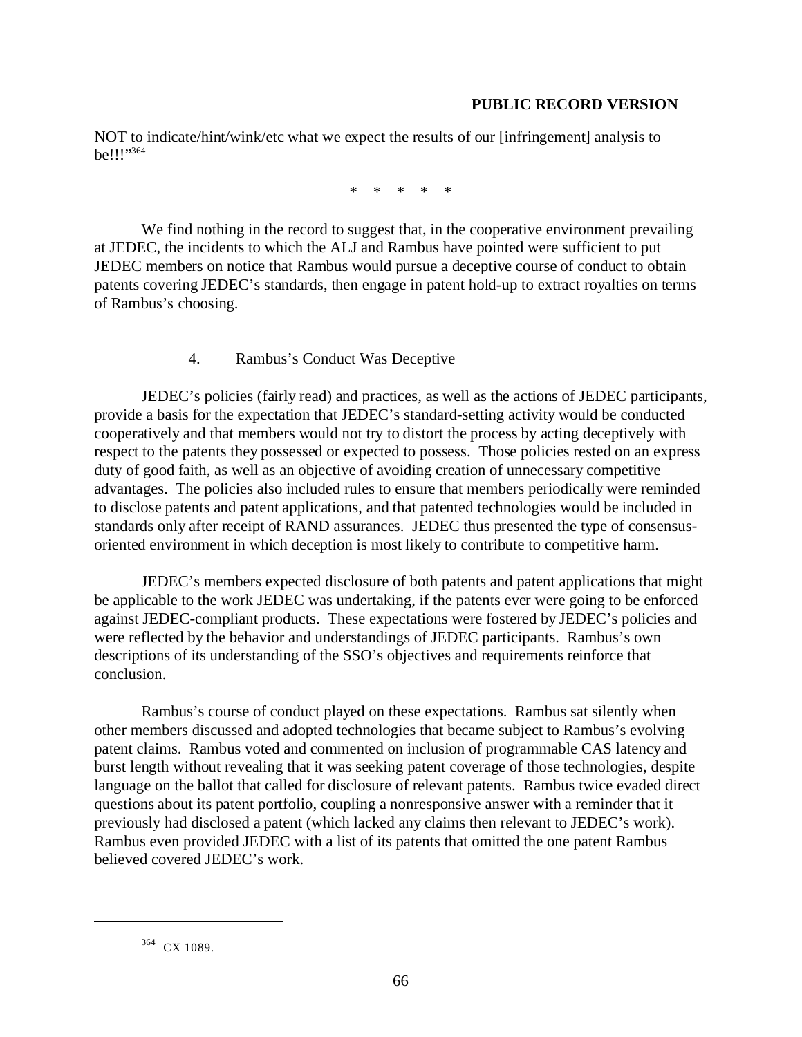NOT to indicate/hint/wink/etc what we expect the results of our [infringement] analysis to be!!!"[364]

\* \* \* \* \*

We find nothing in the record to suggest that, in the cooperative environment prevailing at JEDEC, the incidents to which the ALJ and Rambus have pointed were sufficient to put JEDEC members on notice that Rambus would pursue a deceptive course of conduct to obtain patents covering JEDEC's standards, then engage in patent hold-up to extract royalties on terms of Rambus's choosing.

### 4. Rambus's Conduct Was Deceptive

JEDEC's policies (fairly read) and practices, as well as the actions of JEDEC participants, provide a basis for the expectation that JEDEC's standard-setting activity would be conducted cooperatively and that members would not try to distort the process by acting deceptively with respect to the patents they possessed or expected to possess. Those policies rested on an express duty of good faith, as well as an objective of avoiding creation of unnecessary competitive advantages. The policies also included rules to ensure that members periodically were reminded to disclose patents and patent applications, and that patented technologies would be included in standards only after receipt of RAND assurances. JEDEC thus presented the type of consensus-oriented environment in which deception is most likely to contribute to competitive harm.

JEDEC's members expected disclosure of both patents and patent applications that might be applicable to the work JEDEC was undertaking, if the patents ever were going to be enforced against JEDEC-compliant products. These expectations were fostered by JEDEC's policies and were reflected by the behavior and understandings of JEDEC participants. Rambus's own descriptions of its understanding of the SSO's objectives and requirements reinforce that conclusion.

Rambus's course of conduct played on these expectations. Rambus sat silently when other members discussed and adopted technologies that became subject to Rambus's evolving patent claims. Rambus voted and commented on inclusion of programmable CAS latency and burst length without revealing that it was seeking patent coverage of those technologies, despite language on the ballot that called for disclosure of relevant patents. Rambus twice evaded direct questions about its patent portfolio, coupling a nonresponsive answer with a reminder that it previously had disclosed a patent (which lacked any claims then relevant to JEDEC's work). Rambus even provided JEDEC with a list of its patents that omitted the one patent Rambus believed covered JEDEC's work.

---

[364] CX 1089.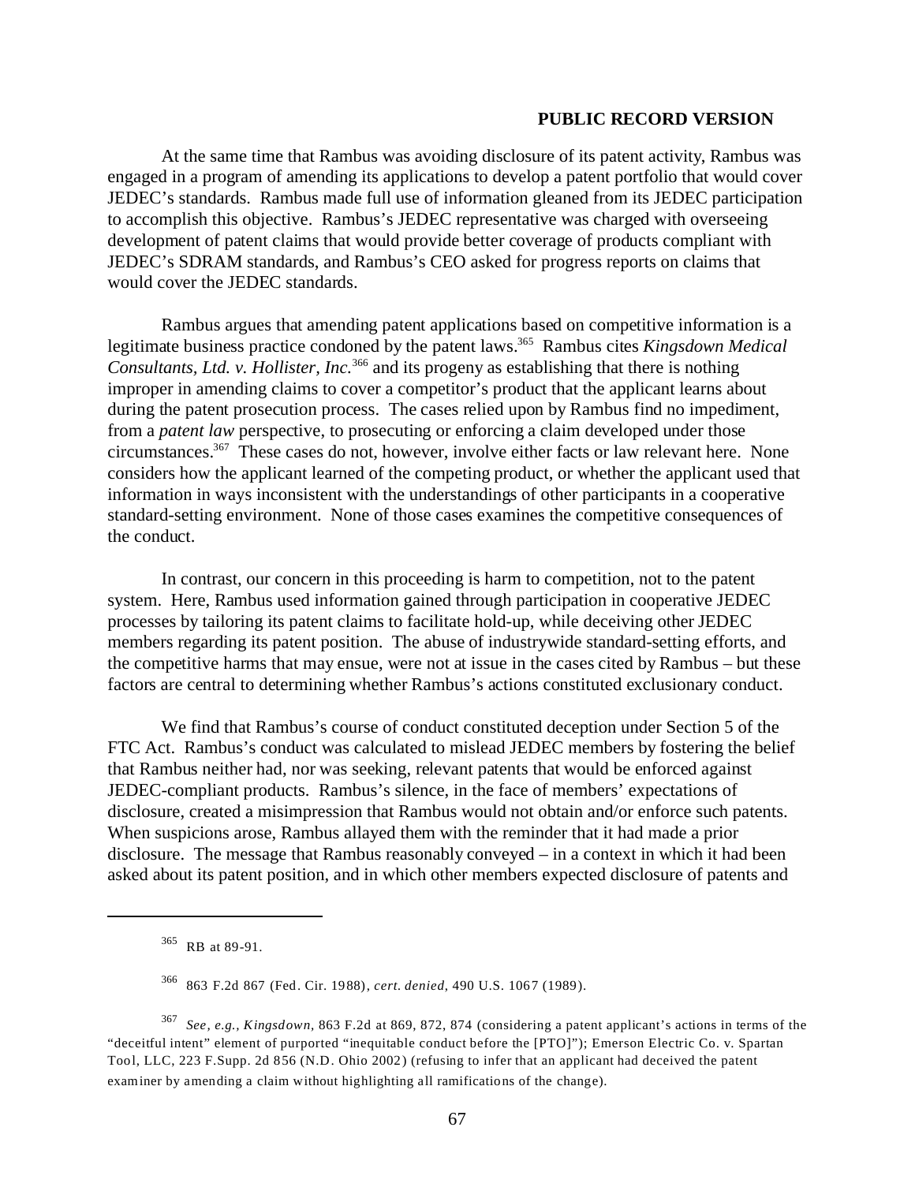**PUBLIC RECORD VERSION**

At the same time that Rambus was avoiding disclosure of its patent activity, Rambus was engaged in a program of amending its applications to develop a patent portfolio that would cover JEDEC's standards. Rambus made full use of information gleaned from its JEDEC participation to accomplish this objective. Rambus's JEDEC representative was charged with overseeing development of patent claims that would provide better coverage of products compliant with JEDEC's SDRAM standards, and Rambus's CEO asked for progress reports on claims that would cover the JEDEC standards.

Rambus argues that amending patent applications based on competitive information is a legitimate business practice condoned by the patent laws.[365] Rambus cites *Kingsdown Medical Consultants, Ltd. v. Hollister, Inc.*[366] and its progeny as establishing that there is nothing improper in amending claims to cover a competitor's product that the applicant learns about during the patent prosecution process. The cases relied upon by Rambus find no impediment, from a *patent law* perspective, to prosecuting or enforcing a claim developed under those circumstances.[367] These cases do not, however, involve either facts or law relevant here. None considers how the applicant learned of the competing product, or whether the applicant used that information in ways inconsistent with the understandings of other participants in a cooperative standard-setting environment. None of those cases examines the competitive consequences of the conduct.

In contrast, our concern in this proceeding is harm to competition, not to the patent system. Here, Rambus used information gained through participation in cooperative JEDEC processes by tailoring its patent claims to facilitate hold-up, while deceiving other JEDEC members regarding its patent position. The abuse of industrywide standard-setting efforts, and the competitive harms that may ensue, were not at issue in the cases cited by Rambus – but these factors are central to determining whether Rambus's actions constituted exclusionary conduct.

We find that Rambus's course of conduct constituted deception under Section 5 of the FTC Act. Rambus's conduct was calculated to mislead JEDEC members by fostering the belief that Rambus neither had, nor was seeking, relevant patents that would be enforced against JEDEC-compliant products. Rambus's silence, in the face of members' expectations of disclosure, created a misimpression that Rambus would not obtain and/or enforce such patents. When suspicions arose, Rambus allayed them with the reminder that it had made a prior disclosure. The message that Rambus reasonably conveyed – in a context in which it had been asked about its patent position, and in which other members expected disclosure of patents and

---

[365] RB at 89-91.

[366] 863 F.2d 867 (Fed. Cir. 1988), *cert. denied*, 490 U.S. 1067 (1989).

[367] *See, e.g., Kingsdown*, 863 F.2d at 869, 872, 874 (considering a patent applicant's actions in terms of the "deceitful intent" element of purported "inequitable conduct before the [PTO]"); Emerson Electric Co. v. Spartan Tool, LLC, 223 F.Supp. 2d 856 (N.D. Ohio 2002) (refusing to infer that an applicant had deceived the patent examiner by amending a claim without highlighting all ramifications of the change).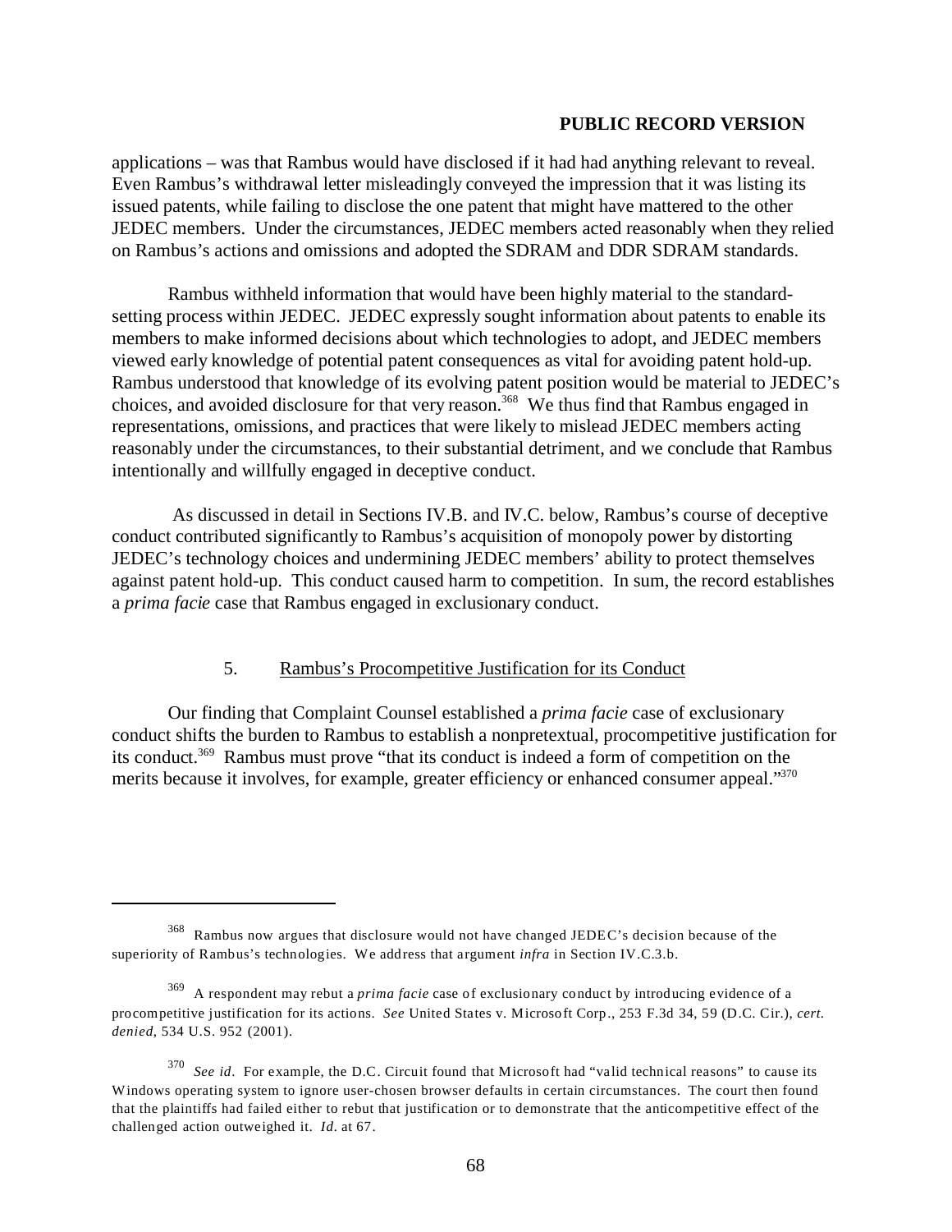applications – was that Rambus would have disclosed if it had had anything relevant to reveal. Even Rambus's withdrawal letter misleadingly conveyed the impression that it was listing its issued patents, while failing to disclose the one patent that might have mattered to the other JEDEC members. Under the circumstances, JEDEC members acted reasonably when they relied on Rambus's actions and omissions and adopted the SDRAM and DDR SDRAM standards.

Rambus withheld information that would have been highly material to the standard-setting process within JEDEC. JEDEC expressly sought information about patents to enable its members to make informed decisions about which technologies to adopt, and JEDEC members viewed early knowledge of potential patent consequences as vital for avoiding patent hold-up. Rambus understood that knowledge of its evolving patent position would be material to JEDEC's choices, and avoided disclosure for that very reason.[368] We thus find that Rambus engaged in representations, omissions, and practices that were likely to mislead JEDEC members acting reasonably under the circumstances, to their substantial detriment, and we conclude that Rambus intentionally and willfully engaged in deceptive conduct.

As discussed in detail in Sections IV.B. and IV.C. below, Rambus's course of deceptive conduct contributed significantly to Rambus's acquisition of monopoly power by distorting JEDEC's technology choices and undermining JEDEC members' ability to protect themselves against patent hold-up. This conduct caused harm to competition. In sum, the record establishes a *prima facie* case that Rambus engaged in exclusionary conduct.

5. Rambus's Procompetitive Justification for its Conduct

Our finding that Complaint Counsel established a *prima facie* case of exclusionary conduct shifts the burden to Rambus to establish a nonpretextual, procompetitive justification for its conduct.[369] Rambus must prove "that its conduct is indeed a form of competition on the merits because it involves, for example, greater efficiency or enhanced consumer appeal."[370]

---

[368] Rambus now argues that disclosure would not have changed JEDEC's decision because of the superiority of Rambus's technologies. We address that argument *infra* in Section IV.C.3.b.

[369] A respondent may rebut a *prima facie* case of exclusionary conduct by introducing evidence of a procompetitive justification for its actions. *See* United States v. Microsoft Corp., 253 F.3d 34, 59 (D.C. Cir.), *cert. denied*, 534 U.S. 952 (2001).

[370] *See id*. For example, the D.C. Circuit found that Microsoft had "valid technical reasons" to cause its Windows operating system to ignore user-chosen browser defaults in certain circumstances. The court then found that the plaintiffs had failed either to rebut that justification or to demonstrate that the anticompetitive effect of the challenged action outweighed it. *Id*. at 67.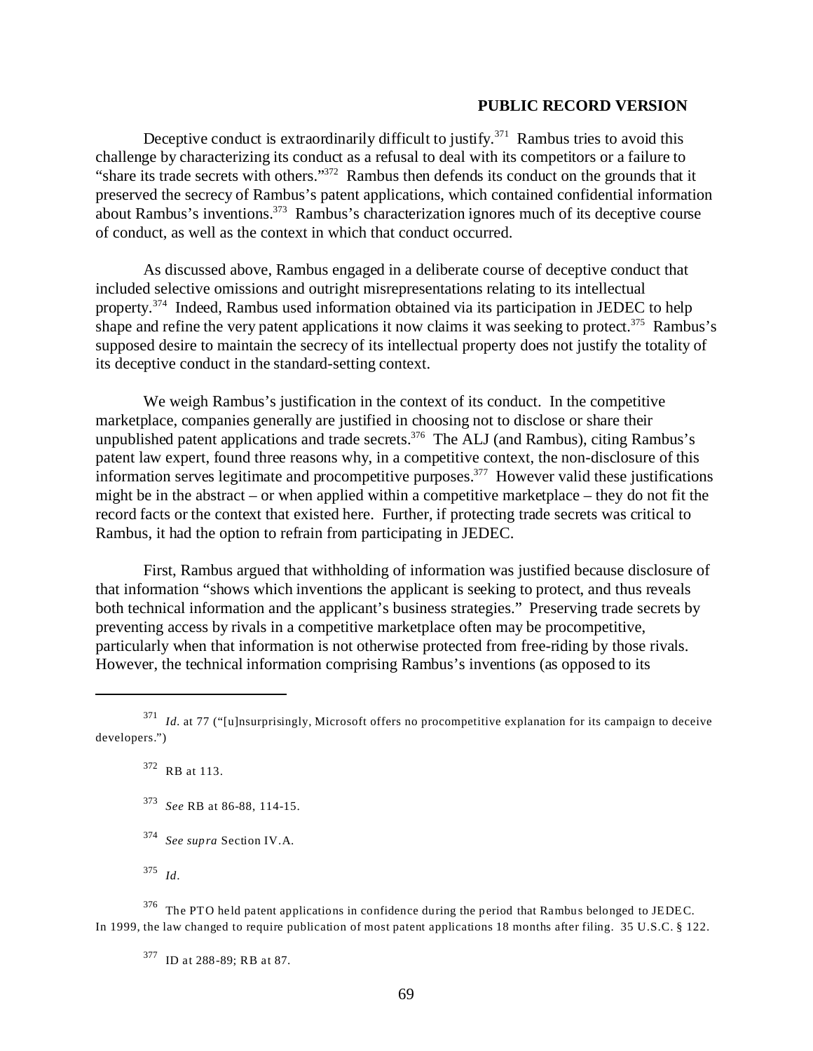**PUBLIC RECORD VERSION**

Deceptive conduct is extraordinarily difficult to justify.[371] Rambus tries to avoid this challenge by characterizing its conduct as a refusal to deal with its competitors or a failure to "share its trade secrets with others."[372] Rambus then defends its conduct on the grounds that it preserved the secrecy of Rambus's patent applications, which contained confidential information about Rambus's inventions.[373] Rambus's characterization ignores much of its deceptive course of conduct, as well as the context in which that conduct occurred.

As discussed above, Rambus engaged in a deliberate course of deceptive conduct that included selective omissions and outright misrepresentations relating to its intellectual property.[374] Indeed, Rambus used information obtained via its participation in JEDEC to help shape and refine the very patent applications it now claims it was seeking to protect.[375] Rambus's supposed desire to maintain the secrecy of its intellectual property does not justify the totality of its deceptive conduct in the standard-setting context.

We weigh Rambus's justification in the context of its conduct. In the competitive marketplace, companies generally are justified in choosing not to disclose or share their unpublished patent applications and trade secrets.[376] The ALJ (and Rambus), citing Rambus's patent law expert, found three reasons why, in a competitive context, the non-disclosure of this information serves legitimate and procompetitive purposes.[377] However valid these justifications might be in the abstract – or when applied within a competitive marketplace – they do not fit the record facts or the context that existed here. Further, if protecting trade secrets was critical to Rambus, it had the option to refrain from participating in JEDEC.

First, Rambus argued that withholding of information was justified because disclosure of that information "shows which inventions the applicant is seeking to protect, and thus reveals both technical information and the applicant's business strategies." Preserving trade secrets by preventing access by rivals in a competitive marketplace often may be procompetitive, particularly when that information is not otherwise protected from free-riding by those rivals. However, the technical information comprising Rambus's inventions (as opposed to its

---

[371] *Id.* at 77 ("[u]nsurprisingly, Microsoft offers no procompetitive explanation for its campaign to deceive developers.")

[372] RB at 113.

[373] *See* RB at 86-88, 114-15.

[374] *See supra* Section IV.A.

[375] *Id.*

[376] The PTO held patent applications in confidence during the period that Rambus belonged to JEDEC. In 1999, the law changed to require publication of most patent applications 18 months after filing. 35 U.S.C. § 122.

[377] ID at 288-89; RB at 87.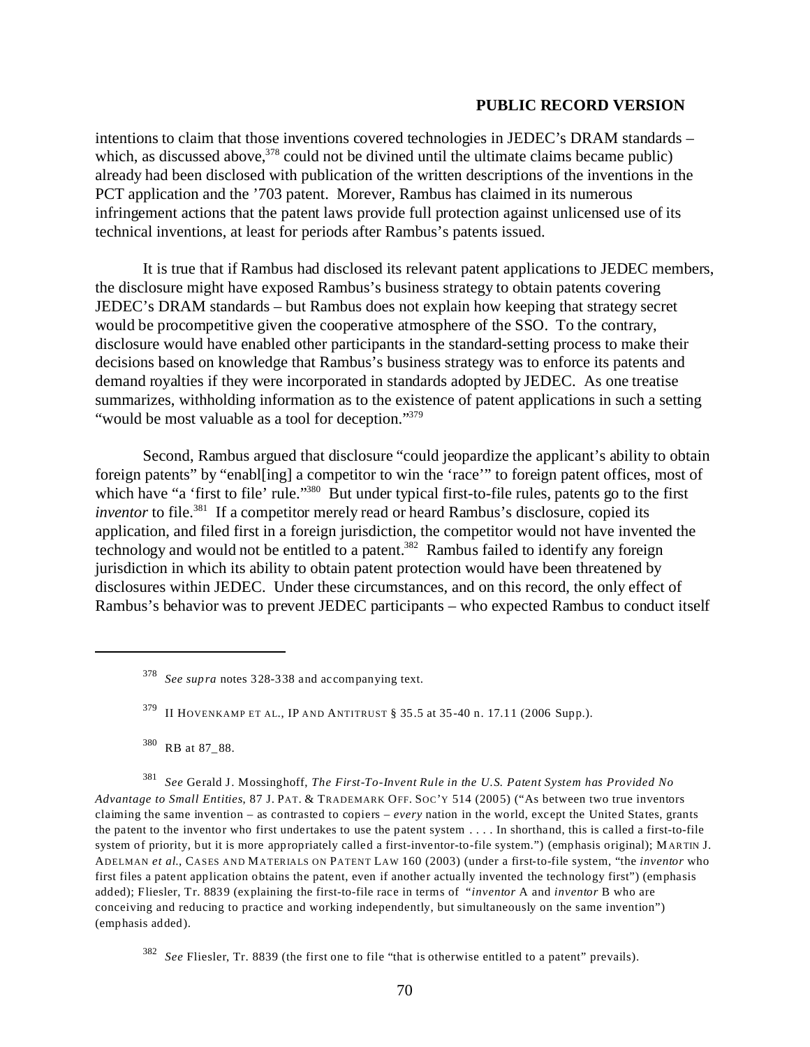intentions to claim that those inventions covered technologies in JEDEC's DRAM standards – which, as discussed above,[378] could not be divined until the ultimate claims became public) already had been disclosed with publication of the written descriptions of the inventions in the PCT application and the '703 patent. Morever, Rambus has claimed in its numerous infringement actions that the patent laws provide full protection against unlicensed use of its technical inventions, at least for periods after Rambus's patents issued.

It is true that if Rambus had disclosed its relevant patent applications to JEDEC members, the disclosure might have exposed Rambus's business strategy to obtain patents covering JEDEC's DRAM standards – but Rambus does not explain how keeping that strategy secret would be procompetitive given the cooperative atmosphere of the SSO. To the contrary, disclosure would have enabled other participants in the standard-setting process to make their decisions based on knowledge that Rambus's business strategy was to enforce its patents and demand royalties if they were incorporated in standards adopted by JEDEC. As one treatise summarizes, withholding information as to the existence of patent applications in such a setting "would be most valuable as a tool for deception."[379]

Second, Rambus argued that disclosure "could jeopardize the applicant's ability to obtain foreign patents" by "enabl[ing] a competitor to win the 'race'" to foreign patent offices, most of which have "a 'first to file' rule."[380] But under typical first-to-file rules, patents go to the first *inventor* to file.[381] If a competitor merely read or heard Rambus's disclosure, copied its application, and filed first in a foreign jurisdiction, the competitor would not have invented the technology and would not be entitled to a patent.[382] Rambus failed to identify any foreign jurisdiction in which its ability to obtain patent protection would have been threatened by disclosures within JEDEC. Under these circumstances, and on this record, the only effect of Rambus's behavior was to prevent JEDEC participants – who expected Rambus to conduct itself

---

[378] *See supra* notes 328-338 and accompanying text.

[379] II HOVENKAMP ET AL., IP AND ANTITRUST § 35.5 at 35-40 n. 17.11 (2006 Supp.).

[380] RB at 87_88.

[381] *See* Gerald J. Mossinghoff, *The First-To-Invent Rule in the U.S. Patent System has Provided No Advantage to Small Entities*, 87 J. PAT. & TRADEMARK OFF. SOC'Y 514 (2005) ("As between two true inventors claiming the same invention – as contrasted to copiers – *every* nation in the world, except the United States, grants the patent to the inventor who first undertakes to use the patent system . . . . In shorthand, this is called a first-to-file system of priority, but it is more appropriately called a first-inventor-to-file system.") (emphasis original); MARTIN J. ADELMAN *et al.*, CASES AND MATERIALS ON PATENT LAW 160 (2003) (under a first-to-file system, "the *inventor* who first files a patent application obtains the patent, even if another actually invented the technology first") (emphasis added); Fliesler, Tr. 8839 (explaining the first-to-file race in terms of "*inventor* A and *inventor* B who are conceiving and reducing to practice and working independently, but simultaneously on the same invention") (emphasis added).

[382] *See* Fliesler, Tr. 8839 (the first one to file "that is otherwise entitled to a patent" prevails).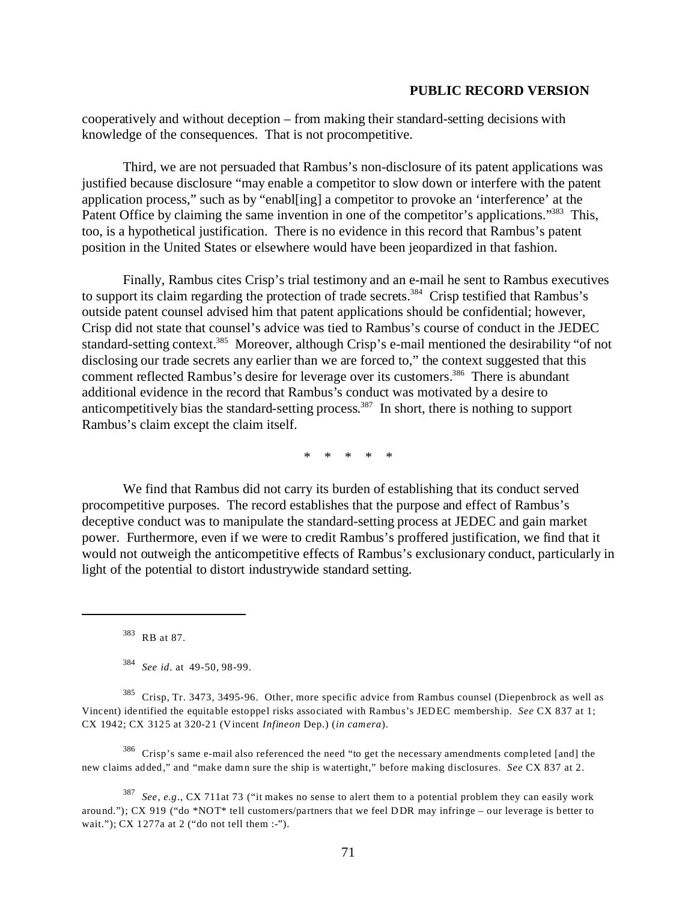cooperatively and without deception – from making their standard-setting decisions with knowledge of the consequences. That is not procompetitive.

Third, we are not persuaded that Rambus's non-disclosure of its patent applications was justified because disclosure "may enable a competitor to slow down or interfere with the patent application process," such as by "enabl[ing] a competitor to provoke an 'interference' at the Patent Office by claiming the same invention in one of the competitor's applications."[383] This, too, is a hypothetical justification. There is no evidence in this record that Rambus's patent position in the United States or elsewhere would have been jeopardized in that fashion.

Finally, Rambus cites Crisp's trial testimony and an e-mail he sent to Rambus executives to support its claim regarding the protection of trade secrets.[384] Crisp testified that Rambus's outside patent counsel advised him that patent applications should be confidential; however, Crisp did not state that counsel's advice was tied to Rambus's course of conduct in the JEDEC standard-setting context.[385] Moreover, although Crisp's e-mail mentioned the desirability "of not disclosing our trade secrets any earlier than we are forced to," the context suggested that this comment reflected Rambus's desire for leverage over its customers.[386] There is abundant additional evidence in the record that Rambus's conduct was motivated by a desire to anticompetitively bias the standard-setting process.[387] In short, there is nothing to support Rambus's claim except the claim itself.

\* \* \* \* \*

We find that Rambus did not carry its burden of establishing that its conduct served procompetitive purposes. The record establishes that the purpose and effect of Rambus's deceptive conduct was to manipulate the standard-setting process at JEDEC and gain market power. Furthermore, even if we were to credit Rambus's proffered justification, we find that it would not outweigh the anticompetitive effects of Rambus's exclusionary conduct, particularly in light of the potential to distort industrywide standard setting.

---

[383] RB at 87.

[384] *See id.* at 49-50, 98-99.

[385] Crisp, Tr. 3473, 3495-96. Other, more specific advice from Rambus counsel (Diepenbrock as well as Vincent) identified the equitable estoppel risks associated with Rambus's JEDEC membership. *See* CX 837 at 1; CX 1942; CX 3125 at 320-21 (Vincent *Infineon* Dep.) (*in camera*).

[386] Crisp's same e-mail also referenced the need "to get the necessary amendments completed [and] the new claims added," and "make damn sure the ship is watertight," before making disclosures. *See* CX 837 at 2.

[387] *See, e.g.*, CX 711at 73 ("it makes no sense to alert them to a potential problem they can easily work around."); CX 919 ("do *NOT* tell customers/partners that we feel DDR may infringe – our leverage is better to wait."); CX 1277a at 2 ("do not tell them :-").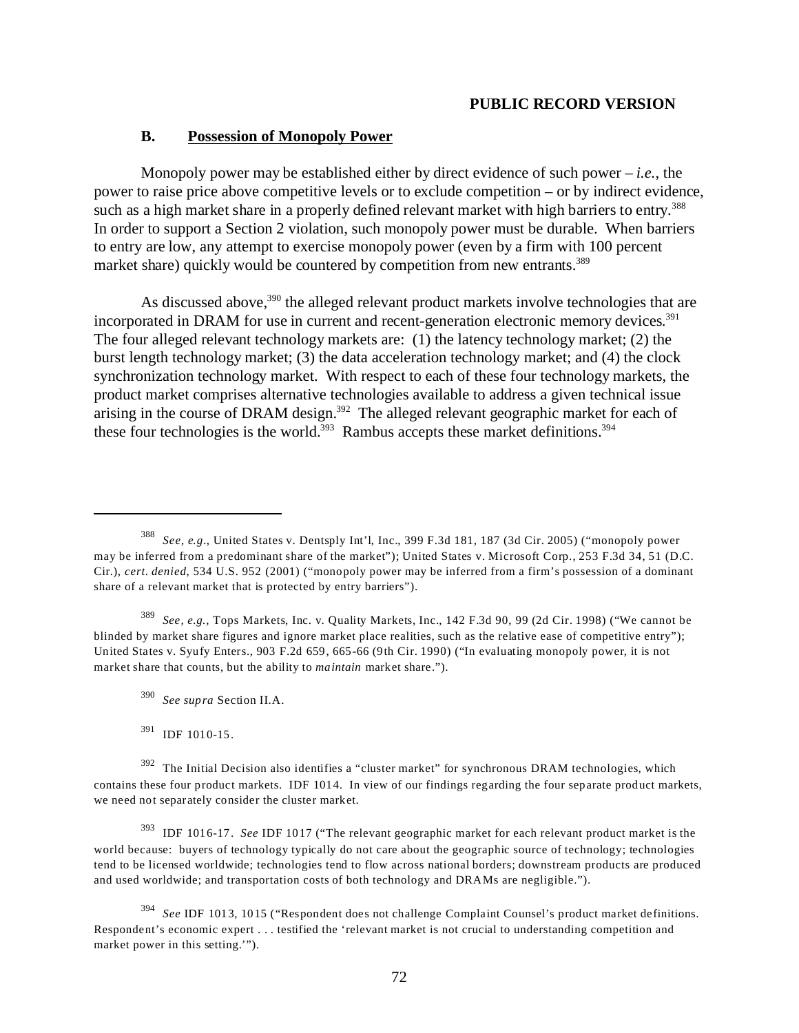**PUBLIC RECORD VERSION**

### B. Possession of Monopoly Power

Monopoly power may be established either by direct evidence of such power – *i.e.*, the power to raise price above competitive levels or to exclude competition – or by indirect evidence, such as a high market share in a properly defined relevant market with high barriers to entry.[388] In order to support a Section 2 violation, such monopoly power must be durable. When barriers to entry are low, any attempt to exercise monopoly power (even by a firm with 100 percent market share) quickly would be countered by competition from new entrants.[389]

As discussed above,[390] the alleged relevant product markets involve technologies that are incorporated in DRAM for use in current and recent-generation electronic memory devices.[391] The four alleged relevant technology markets are: (1) the latency technology market; (2) the burst length technology market; (3) the data acceleration technology market; and (4) the clock synchronization technology market. With respect to each of these four technology markets, the product market comprises alternative technologies available to address a given technical issue arising in the course of DRAM design.[392] The alleged relevant geographic market for each of these four technologies is the world.[393] Rambus accepts these market definitions.[394]

---

[388] *See, e.g.*, United States v. Dentsply Int'l, Inc., 399 F.3d 181, 187 (3d Cir. 2005) ("monopoly power may be inferred from a predominant share of the market"); United States v. Microsoft Corp., 253 F.3d 34, 51 (D.C. Cir.), *cert. denied*, 534 U.S. 952 (2001) ("monopoly power may be inferred from a firm's possession of a dominant share of a relevant market that is protected by entry barriers").

[389] *See, e.g.,* Tops Markets, Inc. v. Quality Markets, Inc., 142 F.3d 90, 99 (2d Cir. 1998) ("We cannot be blinded by market share figures and ignore market place realities, such as the relative ease of competitive entry"); United States v. Syufy Enters., 903 F.2d 659, 665-66 (9th Cir. 1990) ("In evaluating monopoly power, it is not market share that counts, but the ability to *maintain* market share.").

[390] *See supra* Section II.A.

[391] IDF 1010-15.

[392] The Initial Decision also identifies a "cluster market" for synchronous DRAM technologies, which contains these four product markets. IDF 1014. In view of our findings regarding the four separate product markets, we need not separately consider the cluster market.

[393] IDF 1016-17. *See* IDF 1017 ("The relevant geographic market for each relevant product market is the world because: buyers of technology typically do not care about the geographic source of technology; technologies tend to be licensed worldwide; technologies tend to flow across national borders; downstream products are produced and used worldwide; and transportation costs of both technology and DRAMs are negligible.").

[394] *See* IDF 1013, 1015 ("Respondent does not challenge Complaint Counsel's product market definitions. Respondent's economic expert . . . testified the 'relevant market is not crucial to understanding competition and market power in this setting.'").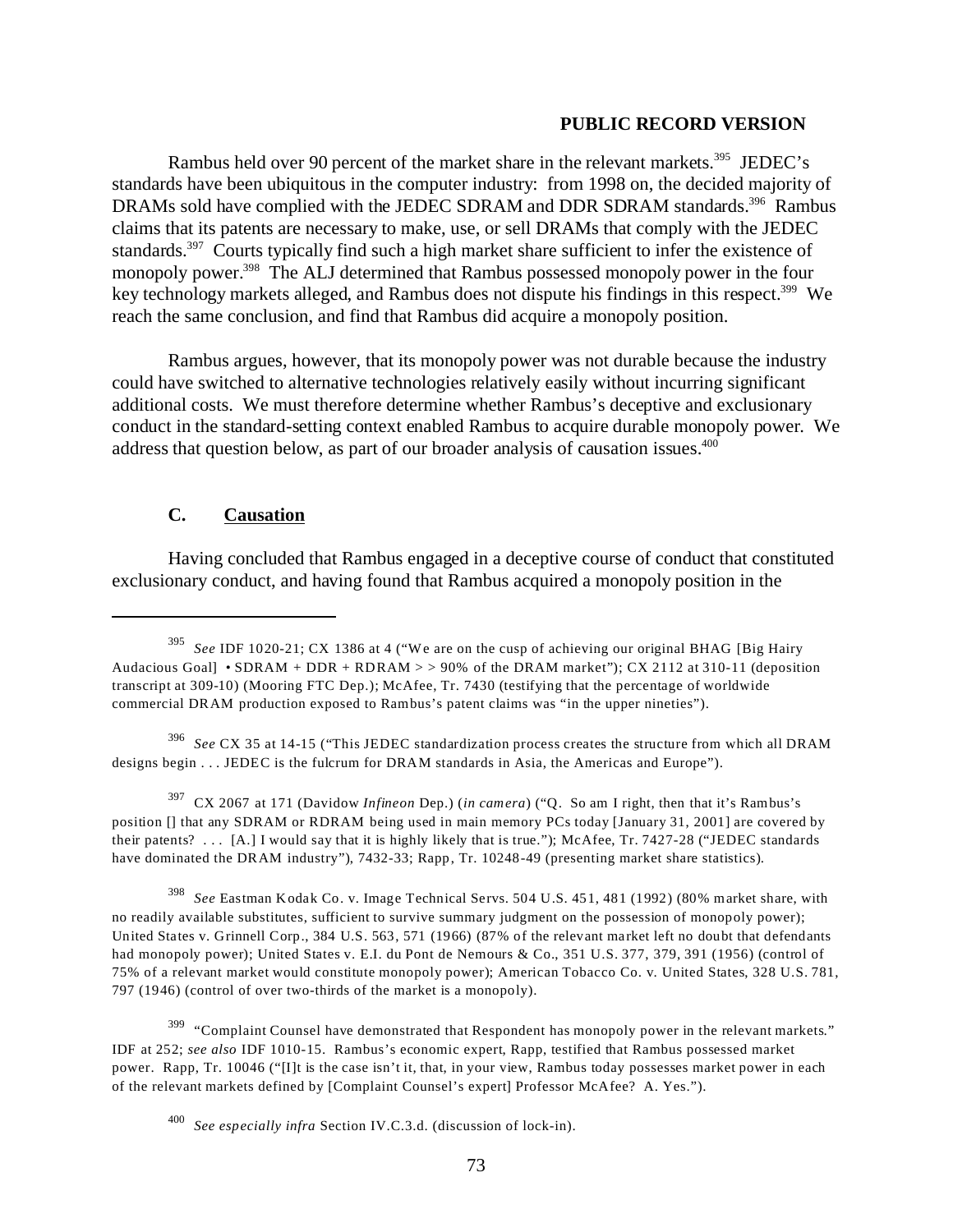**PUBLIC RECORD VERSION**

Rambus held over 90 percent of the market share in the relevant markets.[395] JEDEC's standards have been ubiquitous in the computer industry: from 1998 on, the decided majority of DRAMs sold have complied with the JEDEC SDRAM and DDR SDRAM standards.[396] Rambus claims that its patents are necessary to make, use, or sell DRAMs that comply with the JEDEC standards.[397] Courts typically find such a high market share sufficient to infer the existence of monopoly power.[398] The ALJ determined that Rambus possessed monopoly power in the four key technology markets alleged, and Rambus does not dispute his findings in this respect.[399] We reach the same conclusion, and find that Rambus did acquire a monopoly position.

Rambus argues, however, that its monopoly power was not durable because the industry could have switched to alternative technologies relatively easily without incurring significant additional costs. We must therefore determine whether Rambus's deceptive and exclusionary conduct in the standard-setting context enabled Rambus to acquire durable monopoly power. We address that question below, as part of our broader analysis of causation issues.[400]

### C. Causation

Having concluded that Rambus engaged in a deceptive course of conduct that constituted exclusionary conduct, and having found that Rambus acquired a monopoly position in the

---

[395] *See* IDF 1020-21; CX 1386 at 4 ("We are on the cusp of achieving our original BHAG [Big Hairy Audacious Goal] • SDRAM + DDR + RDRAM > > 90% of the DRAM market"); CX 2112 at 310-11 (deposition transcript at 309-10) (Mooring FTC Dep.); McAfee, Tr. 7430 (testifying that the percentage of worldwide commercial DRAM production exposed to Rambus's patent claims was "in the upper nineties").

[396] *See* CX 35 at 14-15 ("This JEDEC standardization process creates the structure from which all DRAM designs begin . . . JEDEC is the fulcrum for DRAM standards in Asia, the Americas and Europe").

[397] CX 2067 at 171 (Davidow *Infineon* Dep.) (*in camera*) ("Q. So am I right, then that it's Rambus's position [] that any SDRAM or RDRAM being used in main memory PCs today [January 31, 2001] are covered by their patents? . . . [A.] I would say that it is highly likely that is true."); McAfee, Tr. 7427-28 ("JEDEC standards have dominated the DRAM industry"), 7432-33; Rapp, Tr. 10248-49 (presenting market share statistics).

[398] *See* Eastman Kodak Co. v. Image Technical Servs. 504 U.S. 451, 481 (1992) (80% market share, with no readily available substitutes, sufficient to survive summary judgment on the possession of monopoly power); United States v. Grinnell Corp., 384 U.S. 563, 571 (1966) (87% of the relevant market left no doubt that defendants had monopoly power); United States v. E.I. du Pont de Nemours & Co., 351 U.S. 377, 379, 391 (1956) (control of 75% of a relevant market would constitute monopoly power); American Tobacco Co. v. United States, 328 U.S. 781, 797 (1946) (control of over two-thirds of the market is a monopoly).

[399] "Complaint Counsel have demonstrated that Respondent has monopoly power in the relevant markets." IDF at 252; *see also* IDF 1010-15. Rambus's economic expert, Rapp, testified that Rambus possessed market power. Rapp, Tr. 10046 ("[I]t is the case isn't it, that, in your view, Rambus today possesses market power in each of the relevant markets defined by [Complaint Counsel's expert] Professor McAfee? A. Yes.").

[400] *See especially infra* Section IV.C.3.d. (discussion of lock-in).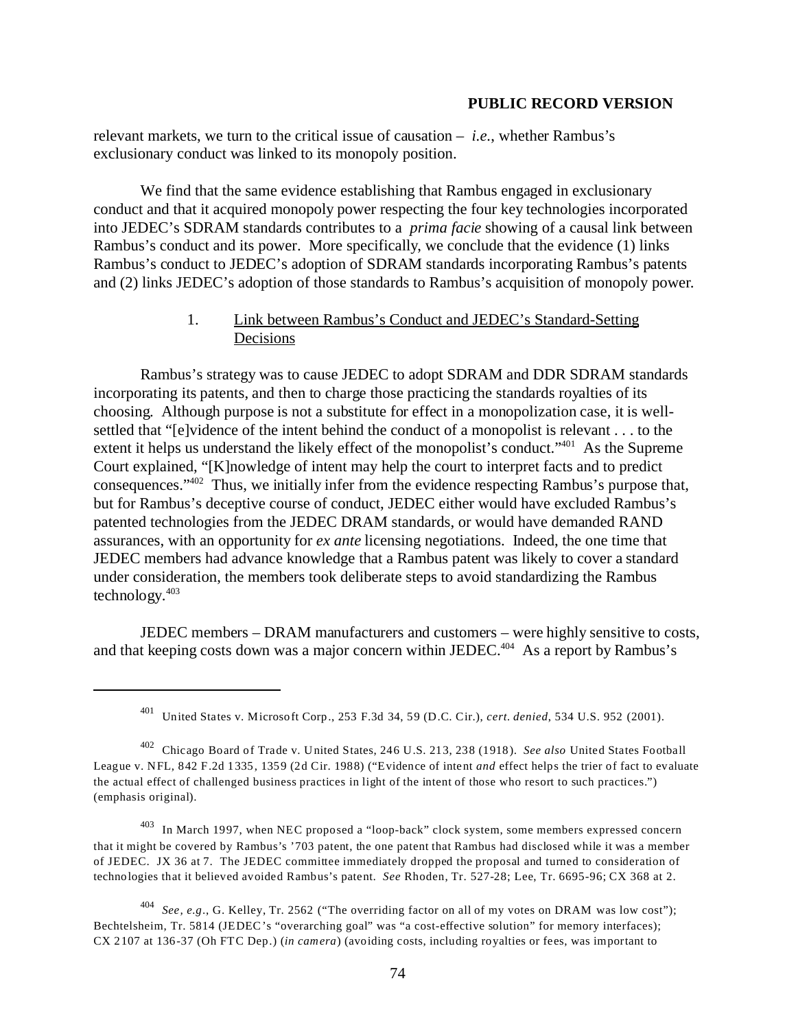relevant markets, we turn to the critical issue of causation – *i.e.*, whether Rambus's exclusionary conduct was linked to its monopoly position.

We find that the same evidence establishing that Rambus engaged in exclusionary conduct and that it acquired monopoly power respecting the four key technologies incorporated into JEDEC's SDRAM standards contributes to a *prima facie* showing of a causal link between Rambus's conduct and its power. More specifically, we conclude that the evidence (1) links Rambus's conduct to JEDEC's adoption of SDRAM standards incorporating Rambus's patents and (2) links JEDEC's adoption of those standards to Rambus's acquisition of monopoly power.

### 1. Link between Rambus's Conduct and JEDEC's Standard-Setting Decisions

Rambus's strategy was to cause JEDEC to adopt SDRAM and DDR SDRAM standards incorporating its patents, and then to charge those practicing the standards royalties of its choosing. Although purpose is not a substitute for effect in a monopolization case, it is well-settled that "[e]vidence of the intent behind the conduct of a monopolist is relevant . . . to the extent it helps us understand the likely effect of the monopolist's conduct."[401] As the Supreme Court explained, "[K]nowledge of intent may help the court to interpret facts and to predict consequences."[402] Thus, we initially infer from the evidence respecting Rambus's purpose that, but for Rambus's deceptive course of conduct, JEDEC either would have excluded Rambus's patented technologies from the JEDEC DRAM standards, or would have demanded RAND assurances, with an opportunity for *ex ante* licensing negotiations. Indeed, the one time that JEDEC members had advance knowledge that a Rambus patent was likely to cover a standard under consideration, the members took deliberate steps to avoid standardizing the Rambus technology.[403]

JEDEC members – DRAM manufacturers and customers – were highly sensitive to costs, and that keeping costs down was a major concern within JEDEC.[404] As a report by Rambus's

---

[401] United States v. Microsoft Corp., 253 F.3d 34, 59 (D.C. Cir.), *cert. denied*, 534 U.S. 952 (2001).

[402] Chicago Board of Trade v. United States, 246 U.S. 213, 238 (1918). *See also* United States Football League v. NFL, 842 F.2d 1335, 1359 (2d Cir. 1988) ("Evidence of intent *and* effect helps the trier of fact to evaluate the actual effect of challenged business practices in light of the intent of those who resort to such practices.") (emphasis original).

[403] In March 1997, when NEC proposed a "loop-back" clock system, some members expressed concern that it might be covered by Rambus's '703 patent, the one patent that Rambus had disclosed while it was a member of JEDEC. JX 36 at 7. The JEDEC committee immediately dropped the proposal and turned to consideration of technologies that it believed avoided Rambus's patent. *See* Rhoden, Tr. 527-28; Lee, Tr. 6695-96; CX 368 at 2.

[404] *See, e.g.*, G. Kelley, Tr. 2562 ("The overriding factor on all of my votes on DRAM was low cost"); Bechtelsheim, Tr. 5814 (JEDEC's "overarching goal" was "a cost-effective solution" for memory interfaces); CX 2107 at 136-37 (Oh FTC Dep.) (*in camera*) (avoiding costs, including royalties or fees, was important to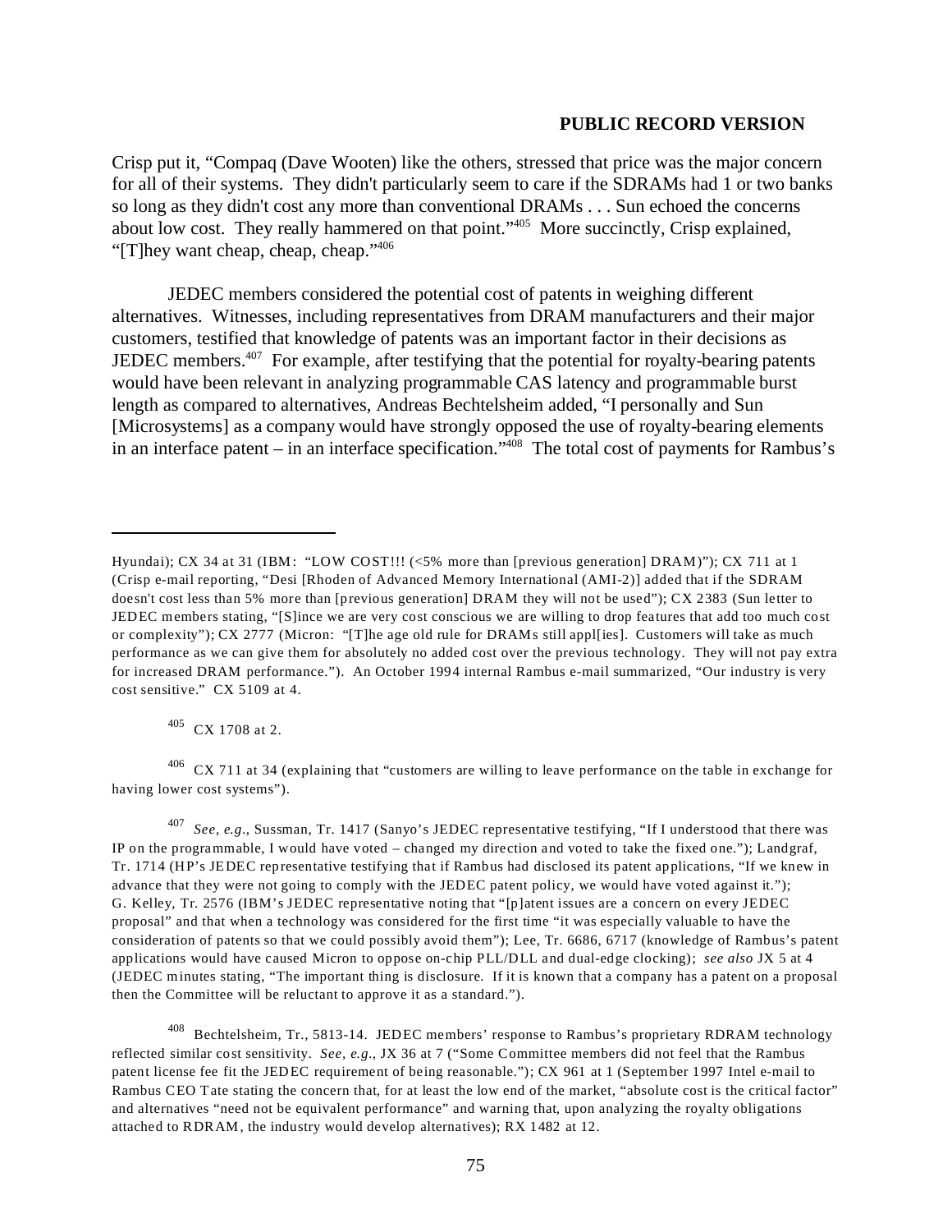Crisp put it, "Compaq (Dave Wooten) like the others, stressed that price was the major concern for all of their systems. They didn't particularly seem to care if the SDRAMs had 1 or two banks so long as they didn't cost any more than conventional DRAMs . . . Sun echoed the concerns about low cost. They really hammered on that point."[405] More succinctly, Crisp explained, "[T]hey want cheap, cheap, cheap."[406]

JEDEC members considered the potential cost of patents in weighing different alternatives. Witnesses, including representatives from DRAM manufacturers and their major customers, testified that knowledge of patents was an important factor in their decisions as JEDEC members.[407] For example, after testifying that the potential for royalty-bearing patents would have been relevant in analyzing programmable CAS latency and programmable burst length as compared to alternatives, Andreas Bechtelsheim added, "I personally and Sun [Microsystems] as a company would have strongly opposed the use of royalty-bearing elements in an interface patent – in an interface specification."[408] The total cost of payments for Rambus's

---

Hyundai); CX 34 at 31 (IBM: "LOW COST!!! (<5% more than [previous generation] DRAM)"); CX 711 at 1 (Crisp e-mail reporting, "Desi [Rhoden of Advanced Memory International (AMI-2)] added that if the SDRAM doesn't cost less than 5% more than [previous generation] DRAM they will not be used"); CX 2383 (Sun letter to JEDEC members stating, "[S]ince we are very cost conscious we are willing to drop features that add too much cost or complexity"); CX 2777 (Micron: "[T]he age old rule for DRAMs still appl[ies]. Customers will take as much performance as we can give them for absolutely no added cost over the previous technology. They will not pay extra for increased DRAM performance."). An October 1994 internal Rambus e-mail summarized, "Our industry is very cost sensitive." CX 5109 at 4.

[405] CX 1708 at 2.

[406] CX 711 at 34 (explaining that "customers are willing to leave performance on the table in exchange for having lower cost systems").

[407] *See, e.g.*, Sussman, Tr. 1417 (Sanyo's JEDEC representative testifying, "If I understood that there was IP on the programmable, I would have voted – changed my direction and voted to take the fixed one."); Landgraf, Tr. 1714 (HP's JEDEC representative testifying that if Rambus had disclosed its patent applications, "If we knew in advance that they were not going to comply with the JEDEC patent policy, we would have voted against it."); G. Kelley, Tr. 2576 (IBM's JEDEC representative noting that "[p]atent issues are a concern on every JEDEC proposal" and that when a technology was considered for the first time "it was especially valuable to have the consideration of patents so that we could possibly avoid them"); Lee, Tr. 6686, 6717 (knowledge of Rambus's patent applications would have caused Micron to oppose on-chip PLL/DLL and dual-edge clocking); *see also* JX 5 at 4 (JEDEC minutes stating, "The important thing is disclosure. If it is known that a company has a patent on a proposal then the Committee will be reluctant to approve it as a standard.").

[408] Bechtelsheim, Tr., 5813-14. JEDEC members' response to Rambus's proprietary RDRAM technology reflected similar cost sensitivity. *See, e.g.*, JX 36 at 7 ("Some Committee members did not feel that the Rambus patent license fee fit the JEDEC requirement of being reasonable."); CX 961 at 1 (September 1997 Intel e-mail to Rambus CEO Tate stating the concern that, for at least the low end of the market, "absolute cost is the critical factor" and alternatives "need not be equivalent performance" and warning that, upon analyzing the royalty obligations attached to RDRAM, the industry would develop alternatives); RX 1482 at 12.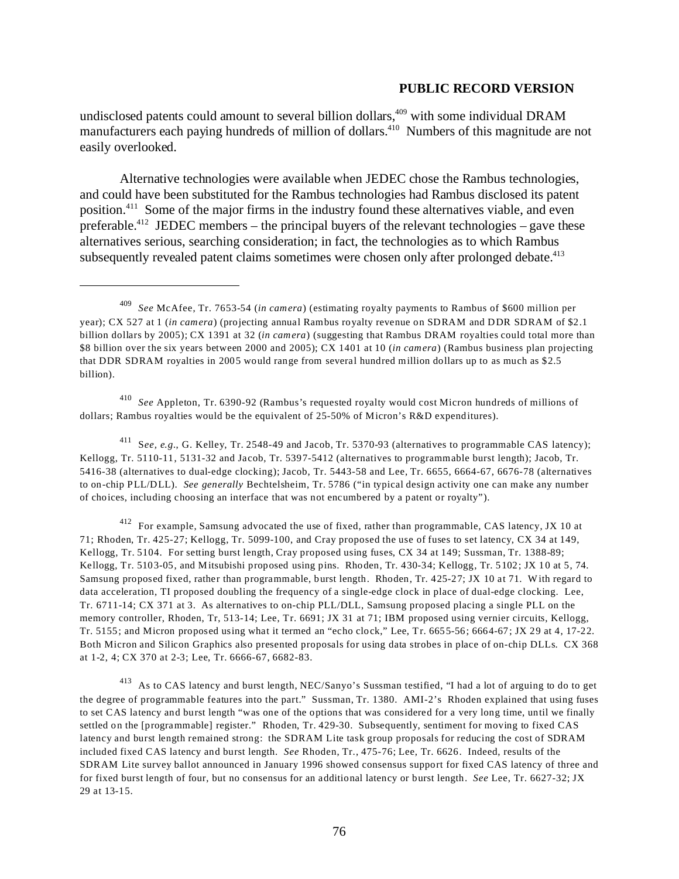undisclosed patents could amount to several billion dollars,[409] with some individual DRAM manufacturers each paying hundreds of million of dollars.[410] Numbers of this magnitude are not easily overlooked.

Alternative technologies were available when JEDEC chose the Rambus technologies, and could have been substituted for the Rambus technologies had Rambus disclosed its patent position.[411] Some of the major firms in the industry found these alternatives viable, and even preferable.[412] JEDEC members – the principal buyers of the relevant technologies – gave these alternatives serious, searching consideration; in fact, the technologies as to which Rambus subsequently revealed patent claims sometimes were chosen only after prolonged debate.[413]

---

[409] *See* McAfee, Tr. 7653-54 (*in camera*) (estimating royalty payments to Rambus of $600 million per year); CX 527 at 1 (*in camera*) (projecting annual Rambus royalty revenue on SDRAM and DDR SDRAM of $2.1 billion dollars by 2005); CX 1391 at 32 (*in camera*) (suggesting that Rambus DRAM royalties could total more than $8 billion over the six years between 2000 and 2005); CX 1401 at 10 (*in camera*) (Rambus business plan projecting that DDR SDRAM royalties in 2005 would range from several hundred million dollars up to as much as $2.5 billion).

[410] *See* Appleton, Tr. 6390-92 (Rambus's requested royalty would cost Micron hundreds of millions of dollars; Rambus royalties would be the equivalent of 25-50% of Micron's R&D expenditures).

[411] S*ee, e.g.*, G. Kelley, Tr. 2548-49 and Jacob, Tr. 5370-93 (alternatives to programmable CAS latency); Kellogg, Tr. 5110-11, 5131-32 and Jacob, Tr. 5397-5412 (alternatives to programmable burst length); Jacob, Tr. 5416-38 (alternatives to dual-edge clocking); Jacob, Tr. 5443-58 and Lee, Tr. 6655, 6664-67, 6676-78 (alternatives to on-chip PLL/DLL). *See generally* Bechtelsheim, Tr. 5786 ("in typical design activity one can make any number of choices, including choosing an interface that was not encumbered by a patent or royalty").

[412] For example, Samsung advocated the use of fixed, rather than programmable, CAS latency, JX 10 at 71; Rhoden, Tr. 425-27; Kellogg, Tr. 5099-100, and Cray proposed the use of fuses to set latency, CX 34 at 149, Kellogg, Tr. 5104. For setting burst length, Cray proposed using fuses, CX 34 at 149; Sussman, Tr. 1388-89; Kellogg, Tr. 5103-05, and Mitsubishi proposed using pins. Rhoden, Tr. 430-34; Kellogg, Tr. 5102; JX 10 at 5, 74. Samsung proposed fixed, rather than programmable, burst length. Rhoden, Tr. 425-27; JX 10 at 71. With regard to data acceleration, TI proposed doubling the frequency of a single-edge clock in place of dual-edge clocking. Lee, Tr. 6711-14; CX 371 at 3. As alternatives to on-chip PLL/DLL, Samsung proposed placing a single PLL on the memory controller, Rhoden, Tr, 513-14; Lee, Tr. 6691; JX 31 at 71; IBM proposed using vernier circuits, Kellogg, Tr. 5155; and Micron proposed using what it termed an "echo clock," Lee, Tr. 6655-56; 6664-67; JX 29 at 4, 17-22. Both Micron and Silicon Graphics also presented proposals for using data strobes in place of on-chip DLLs. CX 368 at 1-2, 4; CX 370 at 2-3; Lee, Tr. 6666-67, 6682-83.

[413] As to CAS latency and burst length, NEC/Sanyo's Sussman testified, "I had a lot of arguing to do to get the degree of programmable features into the part." Sussman, Tr. 1380. AMI-2's Rhoden explained that using fuses to set CAS latency and burst length "was one of the options that was considered for a very long time, until we finally settled on the [programmable] register." Rhoden, Tr. 429-30. Subsequently, sentiment for moving to fixed CAS latency and burst length remained strong: the SDRAM Lite task group proposals for reducing the cost of SDRAM included fixed CAS latency and burst length. *See* Rhoden, Tr., 475-76; Lee, Tr. 6626. Indeed, results of the SDRAM Lite survey ballot announced in January 1996 showed consensus support for fixed CAS latency of three and for fixed burst length of four, but no consensus for an additional latency or burst length. *See* Lee, Tr. 6627-32; JX 29 at 13-15.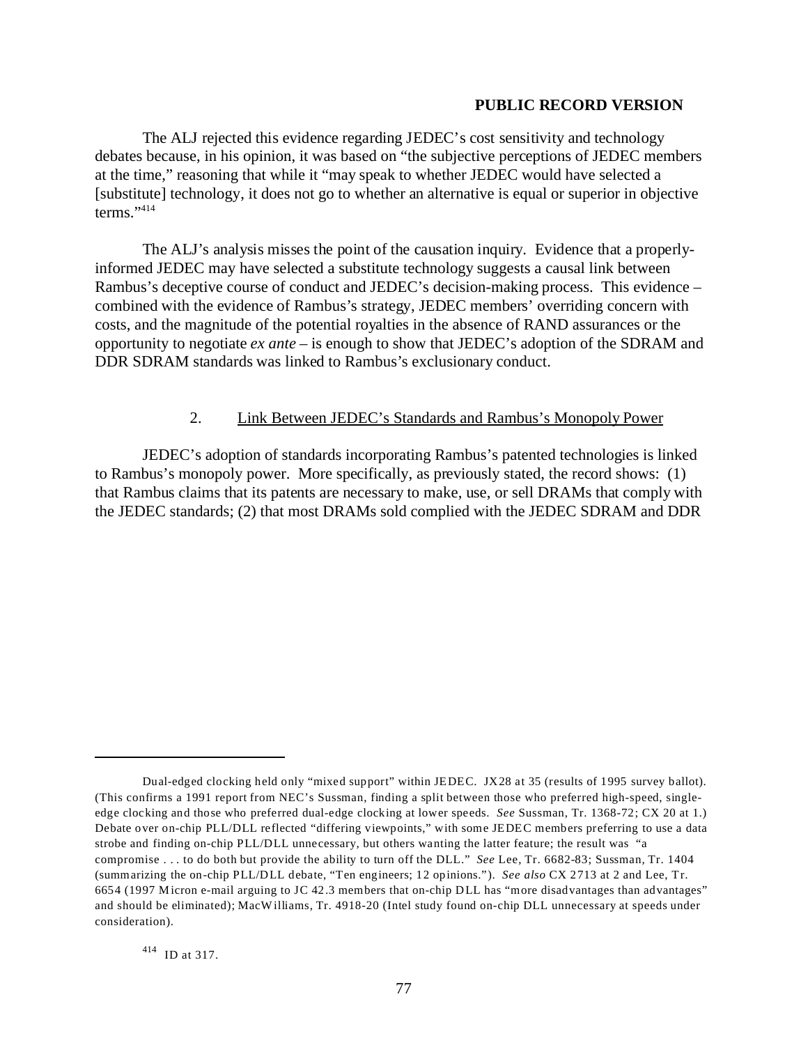**PUBLIC RECORD VERSION**

The ALJ rejected this evidence regarding JEDEC's cost sensitivity and technology debates because, in his opinion, it was based on "the subjective perceptions of JEDEC members at the time," reasoning that while it "may speak to whether JEDEC would have selected a [substitute] technology, it does not go to whether an alternative is equal or superior in objective terms."[414]

The ALJ's analysis misses the point of the causation inquiry. Evidence that a properly-informed JEDEC may have selected a substitute technology suggests a causal link between Rambus's deceptive course of conduct and JEDEC's decision-making process. This evidence – combined with the evidence of Rambus's strategy, JEDEC members' overriding concern with costs, and the magnitude of the potential royalties in the absence of RAND assurances or the opportunity to negotiate *ex ante* – is enough to show that JEDEC's adoption of the SDRAM and DDR SDRAM standards was linked to Rambus's exclusionary conduct.

### 2. Link Between JEDEC's Standards and Rambus's Monopoly Power

JEDEC's adoption of standards incorporating Rambus's patented technologies is linked to Rambus's monopoly power. More specifically, as previously stated, the record shows: (1) that Rambus claims that its patents are necessary to make, use, or sell DRAMs that comply with the JEDEC standards; (2) that most DRAMs sold complied with the JEDEC SDRAM and DDR

---

Dual-edged clocking held only "mixed support" within JEDEC. JX28 at 35 (results of 1995 survey ballot). (This confirms a 1991 report from NEC's Sussman, finding a split between those who preferred high-speed, single-edge clocking and those who preferred dual-edge clocking at lower speeds. *See* Sussman, Tr. 1368-72; CX 20 at 1.) Debate over on-chip PLL/DLL reflected "differing viewpoints," with some JEDEC members preferring to use a data strobe and finding on-chip PLL/DLL unnecessary, but others wanting the latter feature; the result was "a compromise . . . to do both but provide the ability to turn off the DLL." *See* Lee, Tr. 6682-83; Sussman, Tr. 1404 (summarizing the on-chip PLL/DLL debate, "Ten engineers; 12 opinions."). *See also* CX 2713 at 2 and Lee, Tr. 6654 (1997 Micron e-mail arguing to JC 42.3 members that on-chip DLL has "more disadvantages than advantages" and should be eliminated); MacWilliams, Tr. 4918-20 (Intel study found on-chip DLL unnecessary at speeds under consideration).

[414] ID at 317.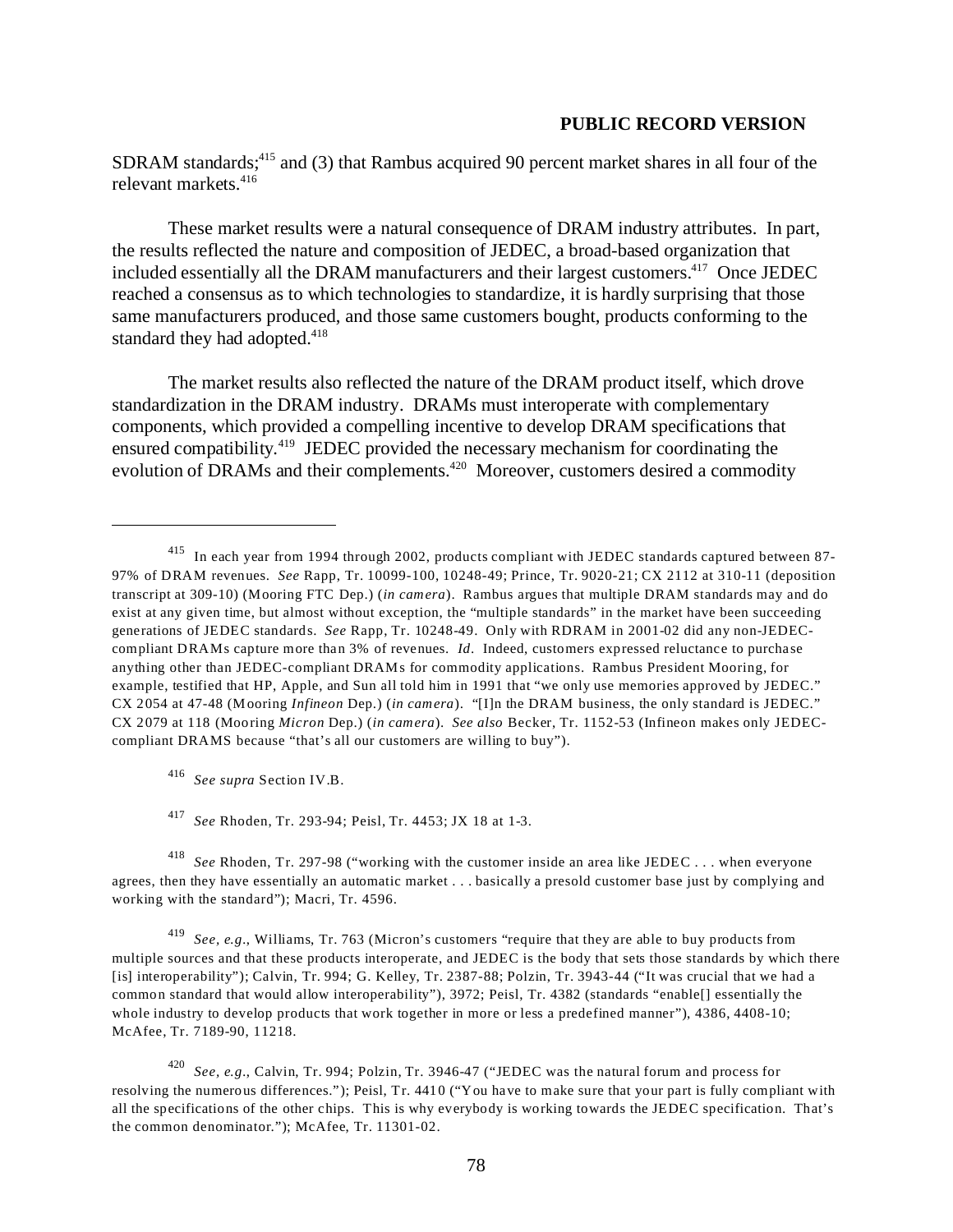SDRAM standards;[415] and (3) that Rambus acquired 90 percent market shares in all four of the relevant markets.[416]

These market results were a natural consequence of DRAM industry attributes. In part, the results reflected the nature and composition of JEDEC, a broad-based organization that included essentially all the DRAM manufacturers and their largest customers.[417] Once JEDEC reached a consensus as to which technologies to standardize, it is hardly surprising that those same manufacturers produced, and those same customers bought, products conforming to the standard they had adopted.[418]

The market results also reflected the nature of the DRAM product itself, which drove standardization in the DRAM industry. DRAMs must interoperate with complementary components, which provided a compelling incentive to develop DRAM specifications that ensured compatibility.[419] JEDEC provided the necessary mechanism for coordinating the evolution of DRAMs and their complements.[420] Moreover, customers desired a commodity

---

[415] In each year from 1994 through 2002, products compliant with JEDEC standards captured between 87-97% of DRAM revenues. *See* Rapp, Tr. 10099-100, 10248-49; Prince, Tr. 9020-21; CX 2112 at 310-11 (deposition transcript at 309-10) (Mooring FTC Dep.) (*in camera*). Rambus argues that multiple DRAM standards may and do exist at any given time, but almost without exception, the "multiple standards" in the market have been succeeding generations of JEDEC standards. *See* Rapp, Tr. 10248-49. Only with RDRAM in 2001-02 did any non-JEDEC-compliant DRAMs capture more than 3% of revenues. *Id.* Indeed, customers expressed reluctance to purchase anything other than JEDEC-compliant DRAMs for commodity applications. Rambus President Mooring, for example, testified that HP, Apple, and Sun all told him in 1991 that "we only use memories approved by JEDEC." CX 2054 at 47-48 (Mooring *Infineon* Dep.) (*in camera*). "[I]n the DRAM business, the only standard is JEDEC." CX 2079 at 118 (Mooring *Micron* Dep.) (*in camera*). *See also* Becker, Tr. 1152-53 (Infineon makes only JEDEC-compliant DRAMS because "that's all our customers are willing to buy").

[416] *See supra* Section IV.B.

[417] *See* Rhoden, Tr. 293-94; Peisl, Tr. 4453; JX 18 at 1-3.

[418] *See* Rhoden, Tr. 297-98 ("working with the customer inside an area like JEDEC . . . when everyone agrees, then they have essentially an automatic market . . . basically a presold customer base just by complying and working with the standard"); Macri, Tr. 4596.

[419] *See, e.g.*, Williams, Tr. 763 (Micron's customers "require that they are able to buy products from multiple sources and that these products interoperate, and JEDEC is the body that sets those standards by which there [is] interoperability"); Calvin, Tr. 994; G. Kelley, Tr. 2387-88; Polzin, Tr. 3943-44 ("It was crucial that we had a common standard that would allow interoperability"), 3972; Peisl, Tr. 4382 (standards "enable[] essentially the whole industry to develop products that work together in more or less a predefined manner"), 4386, 4408-10; McAfee, Tr. 7189-90, 11218.

[420] *See, e.g.*, Calvin, Tr. 994; Polzin, Tr. 3946-47 ("JEDEC was the natural forum and process for resolving the numerous differences."); Peisl, Tr. 4410 ("You have to make sure that your part is fully compliant with all the specifications of the other chips. This is why everybody is working towards the JEDEC specification. That's the common denominator."); McAfee, Tr. 11301-02.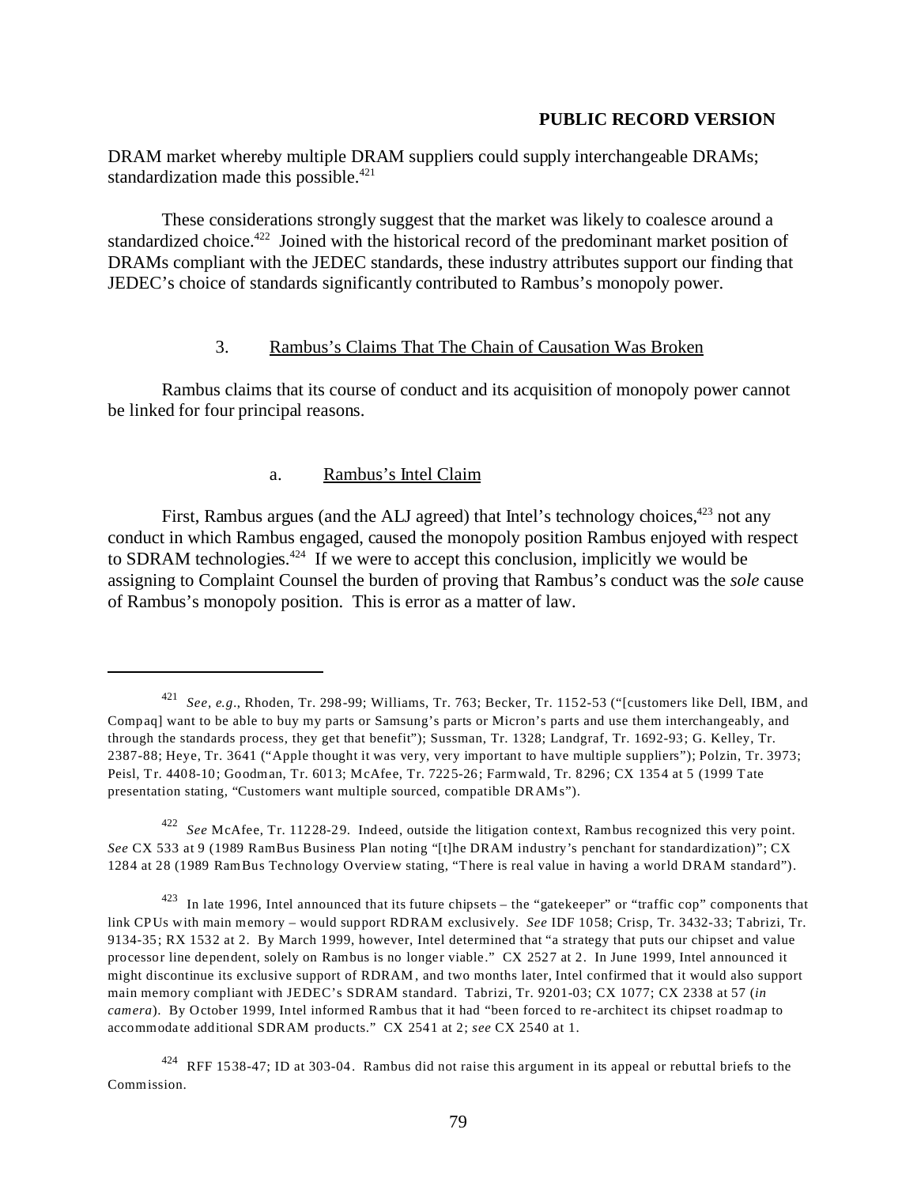DRAM market whereby multiple DRAM suppliers could supply interchangeable DRAMs; standardization made this possible.[421]

These considerations strongly suggest that the market was likely to coalesce around a standardized choice.[422] Joined with the historical record of the predominant market position of DRAMs compliant with the JEDEC standards, these industry attributes support our finding that JEDEC's choice of standards significantly contributed to Rambus's monopoly power.

### 3. Rambus's Claims That The Chain of Causation Was Broken

Rambus claims that its course of conduct and its acquisition of monopoly power cannot be linked for four principal reasons.

#### a. Rambus's Intel Claim

First, Rambus argues (and the ALJ agreed) that Intel's technology choices,[423] not any conduct in which Rambus engaged, caused the monopoly position Rambus enjoyed with respect to SDRAM technologies.[424] If we were to accept this conclusion, implicitly we would be assigning to Complaint Counsel the burden of proving that Rambus's conduct was the *sole* cause of Rambus's monopoly position. This is error as a matter of law.

---

[421] *See, e.g.*, Rhoden, Tr. 298-99; Williams, Tr. 763; Becker, Tr. 1152-53 ("[customers like Dell, IBM, and Compaq] want to be able to buy my parts or Samsung's parts or Micron's parts and use them interchangeably, and through the standards process, they get that benefit"); Sussman, Tr. 1328; Landgraf, Tr. 1692-93; G. Kelley, Tr. 2387-88; Heye, Tr. 3641 ("Apple thought it was very, very important to have multiple suppliers"); Polzin, Tr. 3973; Peisl, Tr. 4408-10; Goodman, Tr. 6013; McAfee, Tr. 7225-26; Farmwald, Tr. 8296; CX 1354 at 5 (1999 Tate presentation stating, "Customers want multiple sourced, compatible DRAMs").

[422] *See* McAfee, Tr. 11228-29. Indeed, outside the litigation context, Rambus recognized this very point. *See* CX 533 at 9 (1989 RamBus Business Plan noting "[t]he DRAM industry's penchant for standardization)"; CX 1284 at 28 (1989 RamBus Technology Overview stating, "There is real value in having a world DRAM standard").

[423] In late 1996, Intel announced that its future chipsets – the "gatekeeper" or "traffic cop" components that link CPUs with main memory – would support RDRAM exclusively. *See* IDF 1058; Crisp, Tr. 3432-33; Tabrizi, Tr. 9134-35; RX 1532 at 2. By March 1999, however, Intel determined that "a strategy that puts our chipset and value processor line dependent, solely on Rambus is no longer viable." CX 2527 at 2. In June 1999, Intel announced it might discontinue its exclusive support of RDRAM, and two months later, Intel confirmed that it would also support main memory compliant with JEDEC's SDRAM standard. Tabrizi, Tr. 9201-03; CX 1077; CX 2338 at 57 (*in camera*). By October 1999, Intel informed Rambus that it had "been forced to re-architect its chipset roadmap to accommodate additional SDRAM products." CX 2541 at 2; *see* CX 2540 at 1.

[424] RFF 1538-47; ID at 303-04. Rambus did not raise this argument in its appeal or rebuttal briefs to the Commission.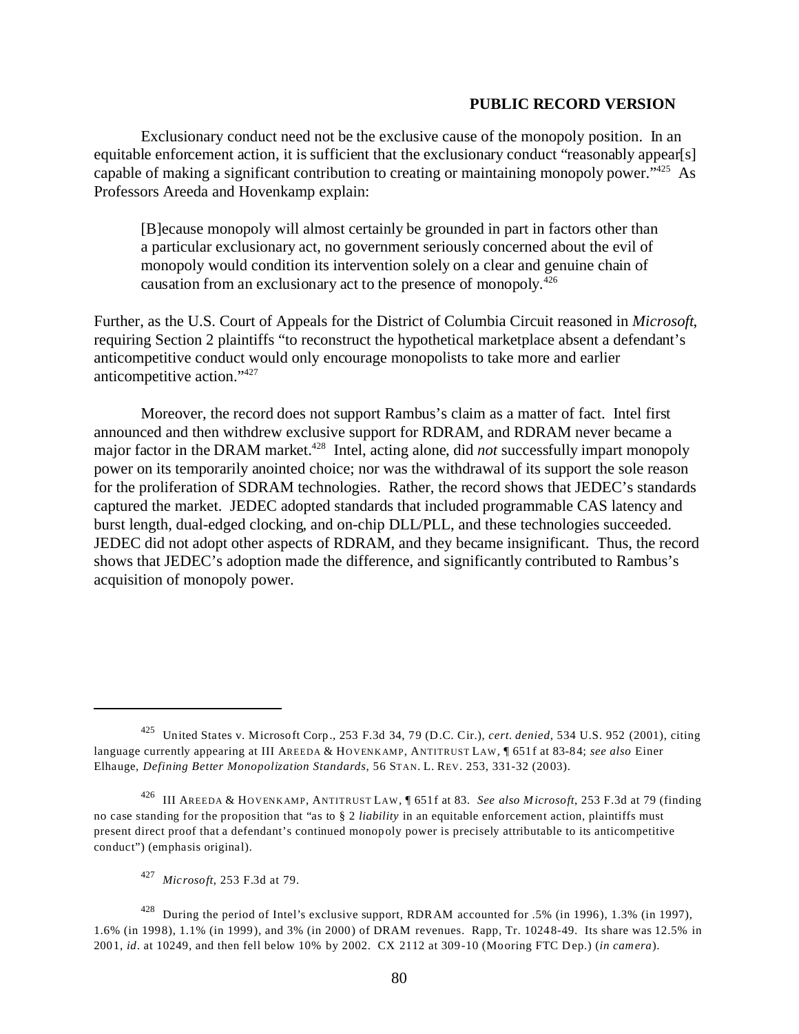**PUBLIC RECORD VERSION**

Exclusionary conduct need not be the exclusive cause of the monopoly position. In an equitable enforcement action, it is sufficient that the exclusionary conduct "reasonably appear[s] capable of making a significant contribution to creating or maintaining monopoly power."[425] As Professors Areeda and Hovenkamp explain:

> [B]ecause monopoly will almost certainly be grounded in part in factors other than a particular exclusionary act, no government seriously concerned about the evil of monopoly would condition its intervention solely on a clear and genuine chain of causation from an exclusionary act to the presence of monopoly.[426]

Further, as the U.S. Court of Appeals for the District of Columbia Circuit reasoned in *Microsoft*, requiring Section 2 plaintiffs "to reconstruct the hypothetical marketplace absent a defendant's anticompetitive conduct would only encourage monopolists to take more and earlier anticompetitive action."[427]

Moreover, the record does not support Rambus's claim as a matter of fact. Intel first announced and then withdrew exclusive support for RDRAM, and RDRAM never became a major factor in the DRAM market.[428] Intel, acting alone, did *not* successfully impart monopoly power on its temporarily anointed choice; nor was the withdrawal of its support the sole reason for the proliferation of SDRAM technologies. Rather, the record shows that JEDEC's standards captured the market. JEDEC adopted standards that included programmable CAS latency and burst length, dual-edged clocking, and on-chip DLL/PLL, and these technologies succeeded. JEDEC did not adopt other aspects of RDRAM, and they became insignificant. Thus, the record shows that JEDEC's adoption made the difference, and significantly contributed to Rambus's acquisition of monopoly power.

---

[425] United States v. Microsoft Corp., 253 F.3d 34, 79 (D.C. Cir.), *cert. denied*, 534 U.S. 952 (2001), citing language currently appearing at III AREEDA & HOVENKAMP, ANTITRUST LAW, ¶ 651f at 83-84; *see also* Einer Elhauge, *Defining Better Monopolization Standards*, 56 STAN. L. REV. 253, 331-32 (2003).

[426] III AREEDA & HOVENKAMP, ANTITRUST LAW, ¶ 651f at 83. *See also Microsoft*, 253 F.3d at 79 (finding no case standing for the proposition that "as to § 2 *liability* in an equitable enforcement action, plaintiffs must present direct proof that a defendant's continued monopoly power is precisely attributable to its anticompetitive conduct") (emphasis original).

[427] *Microsoft*, 253 F.3d at 79.

[428] During the period of Intel's exclusive support, RDRAM accounted for .5% (in 1996), 1.3% (in 1997), 1.6% (in 1998), 1.1% (in 1999), and 3% (in 2000) of DRAM revenues. Rapp, Tr. 10248-49. Its share was 12.5% in 2001, *id*. at 10249, and then fell below 10% by 2002. CX 2112 at 309-10 (Mooring FTC Dep.) (*in camera*).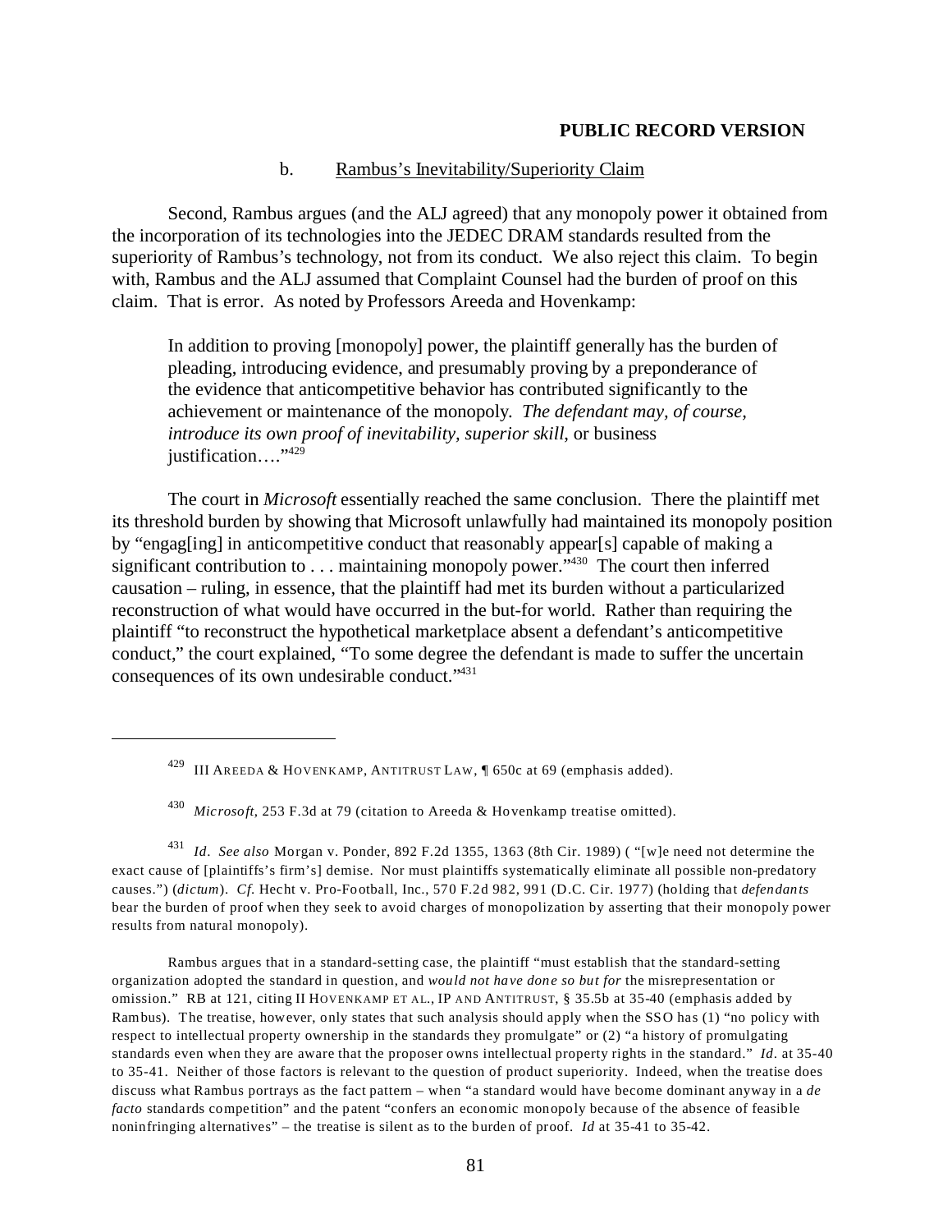**PUBLIC RECORD VERSION**

b. Rambus's Inevitability/Superiority Claim

Second, Rambus argues (and the ALJ agreed) that any monopoly power it obtained from the incorporation of its technologies into the JEDEC DRAM standards resulted from the superiority of Rambus's technology, not from its conduct. We also reject this claim. To begin with, Rambus and the ALJ assumed that Complaint Counsel had the burden of proof on this claim. That is error. As noted by Professors Areeda and Hovenkamp:

> In addition to proving [monopoly] power, the plaintiff generally has the burden of pleading, introducing evidence, and presumably proving by a preponderance of the evidence that anticompetitive behavior has contributed significantly to the achievement or maintenance of the monopoly. *The defendant may, of course, introduce its own proof of inevitability, superior skill*, or business justification…."[429]

The court in *Microsoft* essentially reached the same conclusion. There the plaintiff met its threshold burden by showing that Microsoft unlawfully had maintained its monopoly position by "engag[ing] in anticompetitive conduct that reasonably appear[s] capable of making a significant contribution to . . . maintaining monopoly power."[430] The court then inferred causation – ruling, in essence, that the plaintiff had met its burden without a particularized reconstruction of what would have occurred in the but-for world. Rather than requiring the plaintiff "to reconstruct the hypothetical marketplace absent a defendant's anticompetitive conduct," the court explained, "To some degree the defendant is made to suffer the uncertain consequences of its own undesirable conduct."[431]

---

[429] III AREEDA & HOVENKAMP, ANTITRUST LAW, ¶ 650c at 69 (emphasis added).

[430] *Microsoft*, 253 F.3d at 79 (citation to Areeda & Hovenkamp treatise omitted).

[431] *Id*. *See also* Morgan v. Ponder, 892 F.2d 1355, 1363 (8th Cir. 1989) ( "[w]e need not determine the exact cause of [plaintiffs's firm's] demise. Nor must plaintiffs systematically eliminate all possible non-predatory causes.") (*dictum*). *Cf.* Hecht v. Pro-Football, Inc., 570 F.2d 982, 991 (D.C. Cir. 1977) (holding that *defendants* bear the burden of proof when they seek to avoid charges of monopolization by asserting that their monopoly power results from natural monopoly).

Rambus argues that in a standard-setting case, the plaintiff "must establish that the standard-setting organization adopted the standard in question, and *would not have done so but for* the misrepresentation or omission." RB at 121, citing II HOVENKAMP ET AL., IP AND ANTITRUST, § 35.5b at 35-40 (emphasis added by Rambus). The treatise, however, only states that such analysis should apply when the SSO has (1) "no policy with respect to intellectual property ownership in the standards they promulgate" or (2) "a history of promulgating standards even when they are aware that the proposer owns intellectual property rights in the standard." *Id*. at 35-40 to 35-41. Neither of those factors is relevant to the question of product superiority. Indeed, when the treatise does discuss what Rambus portrays as the fact pattern – when "a standard would have become dominant anyway in a *de facto* standards competition" and the patent "confers an economic monopoly because of the absence of feasible noninfringing alternatives" – the treatise is silent as to the burden of proof. *Id* at 35-41 to 35-42.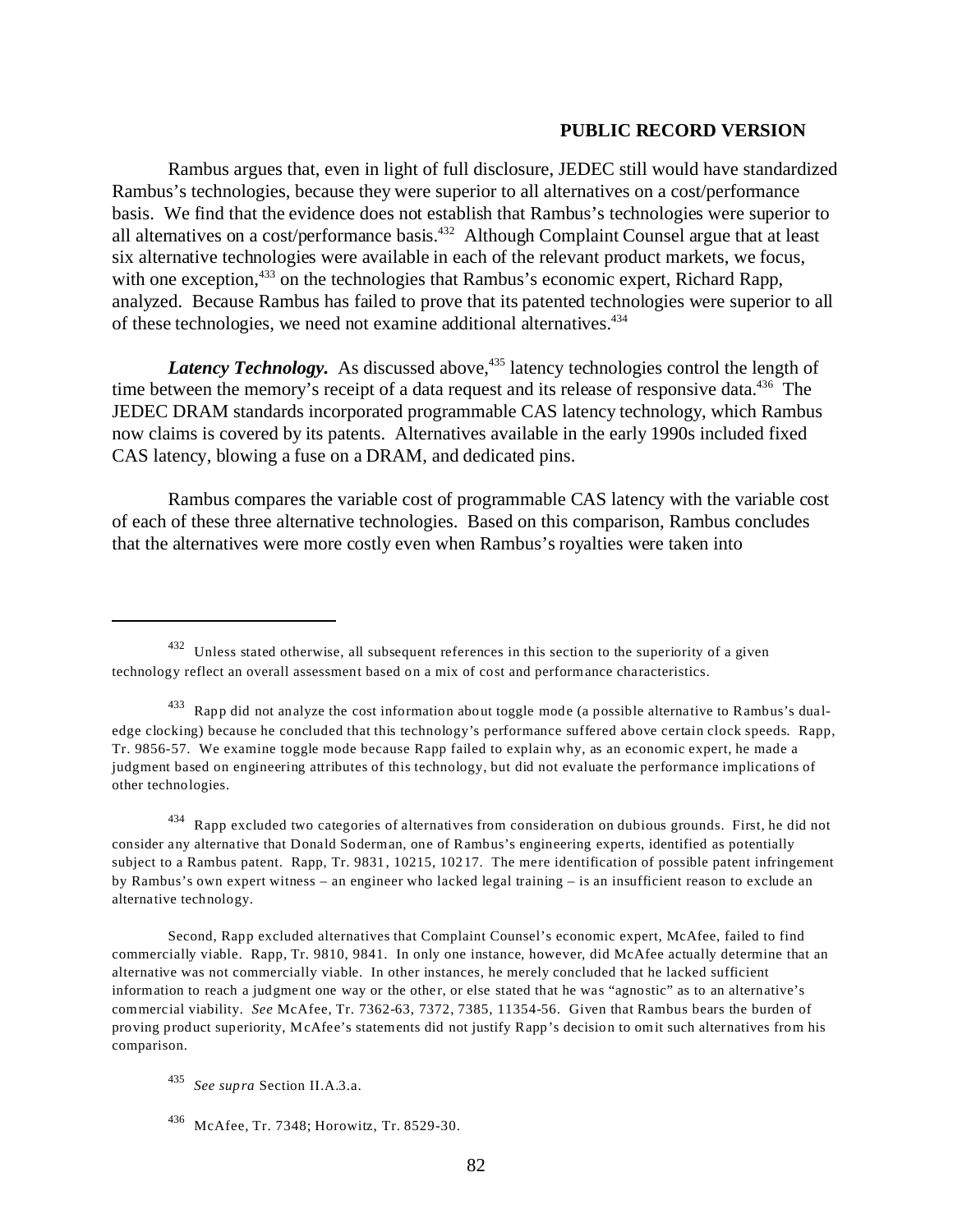**PUBLIC RECORD VERSION**

Rambus argues that, even in light of full disclosure, JEDEC still would have standardized Rambus's technologies, because they were superior to all alternatives on a cost/performance basis. We find that the evidence does not establish that Rambus's technologies were superior to all alternatives on a cost/performance basis.[432] Although Complaint Counsel argue that at least six alternative technologies were available in each of the relevant product markets, we focus, with one exception,[433] on the technologies that Rambus's economic expert, Richard Rapp, analyzed. Because Rambus has failed to prove that its patented technologies were superior to all of these technologies, we need not examine additional alternatives.[434]

***Latency Technology.*** As discussed above,[435] latency technologies control the length of time between the memory's receipt of a data request and its release of responsive data.[436] The JEDEC DRAM standards incorporated programmable CAS latency technology, which Rambus now claims is covered by its patents. Alternatives available in the early 1990s included fixed CAS latency, blowing a fuse on a DRAM, and dedicated pins.

Rambus compares the variable cost of programmable CAS latency with the variable cost of each of these three alternative technologies. Based on this comparison, Rambus concludes that the alternatives were more costly even when Rambus's royalties were taken into

---

[432] Unless stated otherwise, all subsequent references in this section to the superiority of a given technology reflect an overall assessment based on a mix of cost and performance characteristics.

[433] Rapp did not analyze the cost information about toggle mode (a possible alternative to Rambus's dual-edge clocking) because he concluded that this technology's performance suffered above certain clock speeds. Rapp, Tr. 9856-57. We examine toggle mode because Rapp failed to explain why, as an economic expert, he made a judgment based on engineering attributes of this technology, but did not evaluate the performance implications of other technologies.

[434] Rapp excluded two categories of alternatives from consideration on dubious grounds. First, he did not consider any alternative that Donald Soderman, one of Rambus's engineering experts, identified as potentially subject to a Rambus patent. Rapp, Tr. 9831, 10215, 10217. The mere identification of possible patent infringement by Rambus's own expert witness – an engineer who lacked legal training – is an insufficient reason to exclude an alternative technology.

Second, Rapp excluded alternatives that Complaint Counsel's economic expert, McAfee, failed to find commercially viable. Rapp, Tr. 9810, 9841. In only one instance, however, did McAfee actually determine that an alternative was not commercially viable. In other instances, he merely concluded that he lacked sufficient information to reach a judgment one way or the other, or else stated that he was "agnostic" as to an alternative's commercial viability. *See* McAfee, Tr. 7362-63, 7372, 7385, 11354-56. Given that Rambus bears the burden of proving product superiority, McAfee's statements did not justify Rapp's decision to omit such alternatives from his comparison.

[435] *See supra* Section II.A.3.a.

[436] McAfee, Tr. 7348; Horowitz, Tr. 8529-30.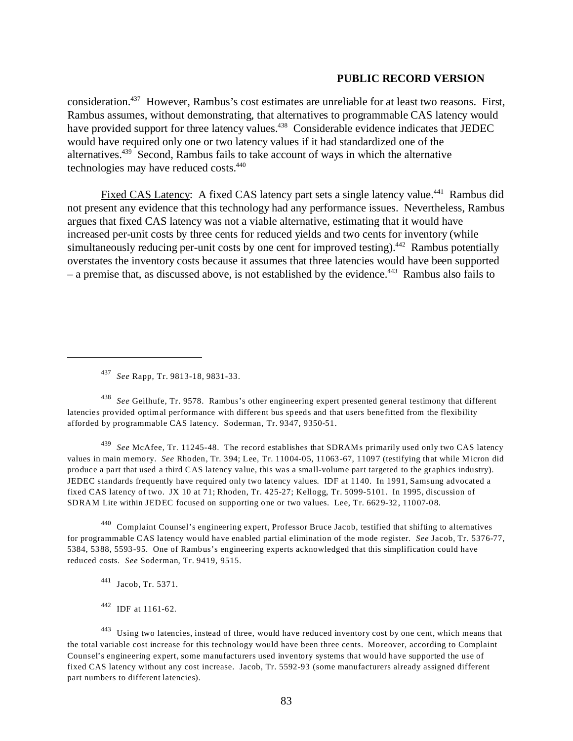consideration.[437] However, Rambus's cost estimates are unreliable for at least two reasons. First, Rambus assumes, without demonstrating, that alternatives to programmable CAS latency would have provided support for three latency values.[438] Considerable evidence indicates that JEDEC would have required only one or two latency values if it had standardized one of the alternatives.[439] Second, Rambus fails to take account of ways in which the alternative technologies may have reduced costs.[440]

Fixed CAS Latency: A fixed CAS latency part sets a single latency value.[441] Rambus did not present any evidence that this technology had any performance issues. Nevertheless, Rambus argues that fixed CAS latency was not a viable alternative, estimating that it would have increased per-unit costs by three cents for reduced yields and two cents for inventory (while simultaneously reducing per-unit costs by one cent for improved testing).[442] Rambus potentially overstates the inventory costs because it assumes that three latencies would have been supported – a premise that, as discussed above, is not established by the evidence.[443] Rambus also fails to

---

[437] *See* Rapp, Tr. 9813-18, 9831-33.

[438] *See* Geilhufe, Tr. 9578. Rambus's other engineering expert presented general testimony that different latencies provided optimal performance with different bus speeds and that users benefitted from the flexibility afforded by programmable CAS latency. Soderman, Tr. 9347, 9350-51.

[439] *See* McAfee, Tr. 11245-48. The record establishes that SDRAMs primarily used only two CAS latency values in main memory. *See* Rhoden, Tr. 394; Lee, Tr. 11004-05, 11063-67, 11097 (testifying that while Micron did produce a part that used a third CAS latency value, this was a small-volume part targeted to the graphics industry). JEDEC standards frequently have required only two latency values. IDF at 1140. In 1991, Samsung advocated a fixed CAS latency of two. JX 10 at 71; Rhoden, Tr. 425-27; Kellogg, Tr. 5099-5101. In 1995, discussion of SDRAM Lite within JEDEC focused on supporting one or two values. Lee, Tr. 6629-32, 11007-08.

[440] Complaint Counsel's engineering expert, Professor Bruce Jacob, testified that shifting to alternatives for programmable CAS latency would have enabled partial elimination of the mode register. *See* Jacob, Tr. 5376-77, 5384, 5388, 5593-95. One of Rambus's engineering experts acknowledged that this simplification could have reduced costs. *See* Soderman, Tr. 9419, 9515.

[441] Jacob, Tr. 5371.

[442] IDF at 1161-62.

[443] Using two latencies, instead of three, would have reduced inventory cost by one cent, which means that the total variable cost increase for this technology would have been three cents. Moreover, according to Complaint Counsel's engineering expert, some manufacturers used inventory systems that would have supported the use of fixed CAS latency without any cost increase. Jacob, Tr. 5592-93 (some manufacturers already assigned different part numbers to different latencies).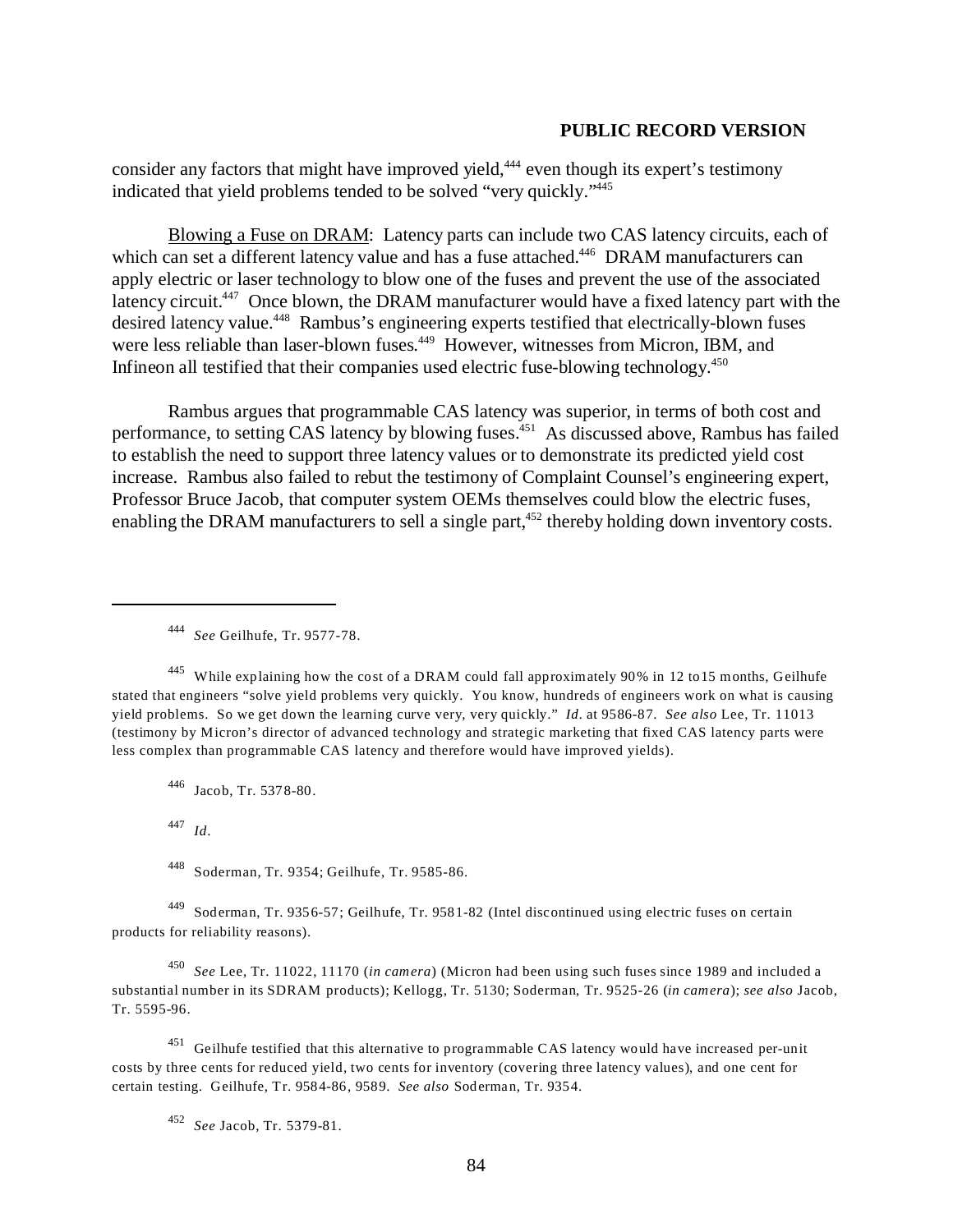consider any factors that might have improved yield,[444] even though its expert's testimony indicated that yield problems tended to be solved "very quickly."[445]

Blowing a Fuse on DRAM: Latency parts can include two CAS latency circuits, each of which can set a different latency value and has a fuse attached.[446] DRAM manufacturers can apply electric or laser technology to blow one of the fuses and prevent the use of the associated latency circuit.[447] Once blown, the DRAM manufacturer would have a fixed latency part with the desired latency value.[448] Rambus's engineering experts testified that electrically-blown fuses were less reliable than laser-blown fuses.[449] However, witnesses from Micron, IBM, and Infineon all testified that their companies used electric fuse-blowing technology.[450]

Rambus argues that programmable CAS latency was superior, in terms of both cost and performance, to setting CAS latency by blowing fuses.[451] As discussed above, Rambus has failed to establish the need to support three latency values or to demonstrate its predicted yield cost increase. Rambus also failed to rebut the testimony of Complaint Counsel's engineering expert, Professor Bruce Jacob, that computer system OEMs themselves could blow the electric fuses, enabling the DRAM manufacturers to sell a single part,[452] thereby holding down inventory costs.

---

[444] *See* Geilhufe, Tr. 9577-78.

[445] While explaining how the cost of a DRAM could fall approximately 90% in 12 to15 months, Geilhufe stated that engineers "solve yield problems very quickly. You know, hundreds of engineers work on what is causing yield problems. So we get down the learning curve very, very quickly." *Id*. at 9586-87. *See also* Lee, Tr. 11013 (testimony by Micron's director of advanced technology and strategic marketing that fixed CAS latency parts were less complex than programmable CAS latency and therefore would have improved yields).

[446] Jacob, Tr. 5378-80.

[447] *Id*.

[448] Soderman, Tr. 9354; Geilhufe, Tr. 9585-86.

[449] Soderman, Tr. 9356-57; Geilhufe, Tr. 9581-82 (Intel discontinued using electric fuses on certain products for reliability reasons).

[450] *See* Lee, Tr. 11022, 11170 (*in camera*) (Micron had been using such fuses since 1989 and included a substantial number in its SDRAM products); Kellogg, Tr. 5130; Soderman, Tr. 9525-26 (*in camera*); *see also* Jacob, Tr. 5595-96.

[451] Geilhufe testified that this alternative to programmable CAS latency would have increased per-unit costs by three cents for reduced yield, two cents for inventory (covering three latency values), and one cent for certain testing. Geilhufe, Tr. 9584-86, 9589. *See also* Soderman, Tr. 9354.

[452] *See* Jacob, Tr. 5379-81.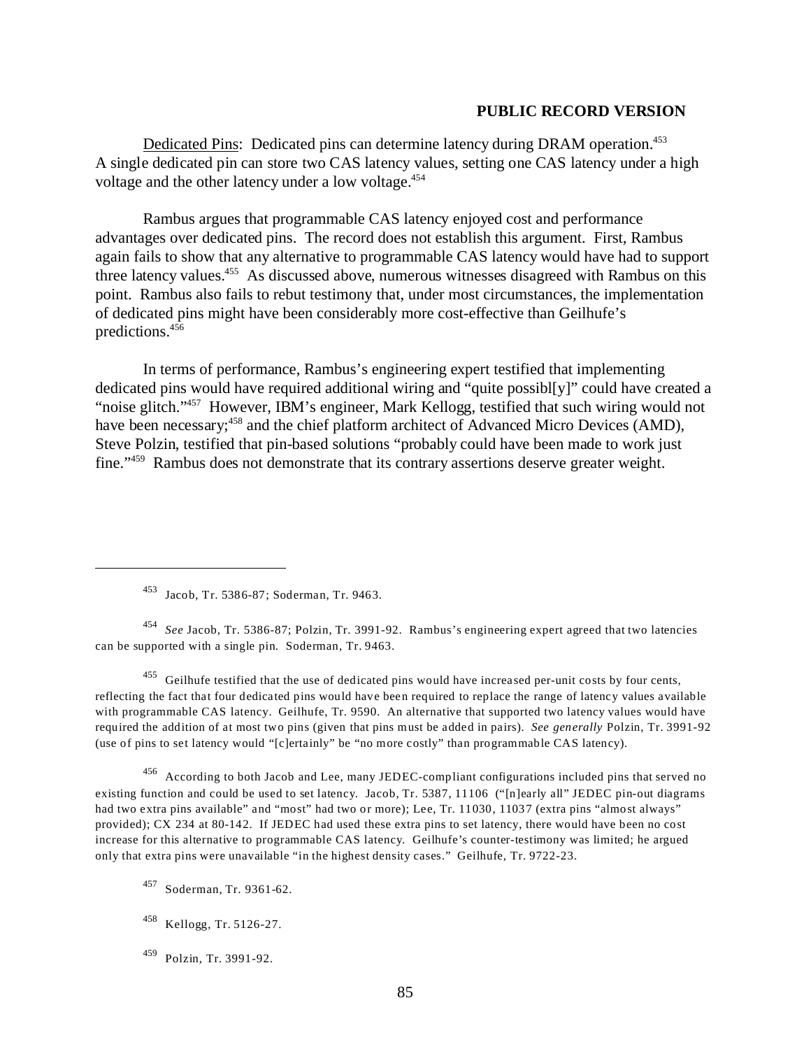Dedicated Pins: Dedicated pins can determine latency during DRAM operation.[453] A single dedicated pin can store two CAS latency values, setting one CAS latency under a high voltage and the other latency under a low voltage.[454]

Rambus argues that programmable CAS latency enjoyed cost and performance advantages over dedicated pins. The record does not establish this argument. First, Rambus again fails to show that any alternative to programmable CAS latency would have had to support three latency values.[455] As discussed above, numerous witnesses disagreed with Rambus on this point. Rambus also fails to rebut testimony that, under most circumstances, the implementation of dedicated pins might have been considerably more cost-effective than Geilhufe's predictions.[456]

In terms of performance, Rambus's engineering expert testified that implementing dedicated pins would have required additional wiring and "quite possibl[y]" could have created a "noise glitch."[457] However, IBM's engineer, Mark Kellogg, testified that such wiring would not have been necessary;[458] and the chief platform architect of Advanced Micro Devices (AMD), Steve Polzin, testified that pin-based solutions "probably could have been made to work just fine."[459] Rambus does not demonstrate that its contrary assertions deserve greater weight.

---

[453] Jacob, Tr. 5386-87; Soderman, Tr. 9463.

[454] *See* Jacob, Tr. 5386-87; Polzin, Tr. 3991-92. Rambus's engineering expert agreed that two latencies can be supported with a single pin. Soderman, Tr. 9463.

[455] Geilhufe testified that the use of dedicated pins would have increased per-unit costs by four cents, reflecting the fact that four dedicated pins would have been required to replace the range of latency values available with programmable CAS latency. Geilhufe, Tr. 9590. An alternative that supported two latency values would have required the addition of at most two pins (given that pins must be added in pairs). *See generally* Polzin, Tr. 3991-92 (use of pins to set latency would "[c]ertainly" be "no more costly" than programmable CAS latency).

[456] According to both Jacob and Lee, many JEDEC-compliant configurations included pins that served no existing function and could be used to set latency. Jacob, Tr. 5387, 11106 ("[n]early all" JEDEC pin-out diagrams had two extra pins available" and "most" had two or more); Lee, Tr. 11030, 11037 (extra pins "almost always" provided); CX 234 at 80-142. If JEDEC had used these extra pins to set latency, there would have been no cost increase for this alternative to programmable CAS latency. Geilhufe's counter-testimony was limited; he argued only that extra pins were unavailable "in the highest density cases." Geilhufe, Tr. 9722-23.

[457] Soderman, Tr. 9361-62.

[458] Kellogg, Tr. 5126-27.

[459] Polzin, Tr. 3991-92.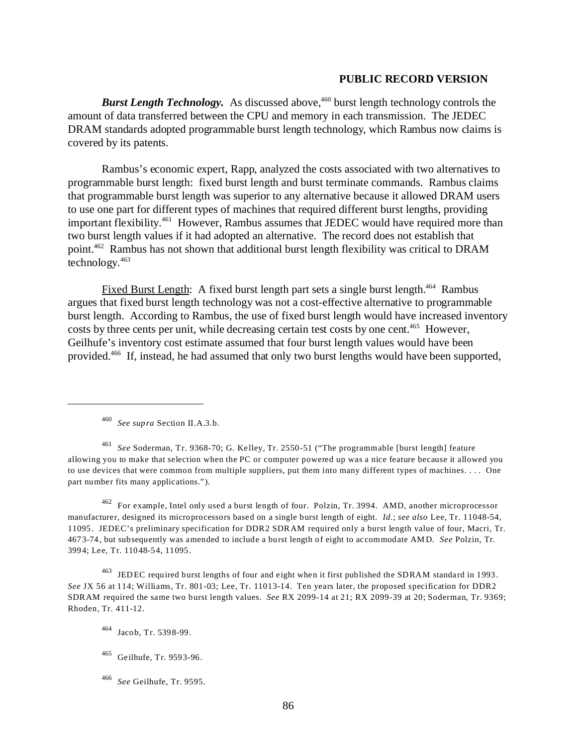***Burst Length Technology.*** As discussed above,[460] burst length technology controls the amount of data transferred between the CPU and memory in each transmission. The JEDEC DRAM standards adopted programmable burst length technology, which Rambus now claims is covered by its patents.

Rambus's economic expert, Rapp, analyzed the costs associated with two alternatives to programmable burst length: fixed burst length and burst terminate commands. Rambus claims that programmable burst length was superior to any alternative because it allowed DRAM users to use one part for different types of machines that required different burst lengths, providing important flexibility.[461] However, Rambus assumes that JEDEC would have required more than two burst length values if it had adopted an alternative. The record does not establish that point.[462] Rambus has not shown that additional burst length flexibility was critical to DRAM technology.[463]

Fixed Burst Length: A fixed burst length part sets a single burst length.[464] Rambus argues that fixed burst length technology was not a cost-effective alternative to programmable burst length. According to Rambus, the use of fixed burst length would have increased inventory costs by three cents per unit, while decreasing certain test costs by one cent.[465] However, Geilhufe's inventory cost estimate assumed that four burst length values would have been provided.[466] If, instead, he had assumed that only two burst lengths would have been supported,

---

[460] *See supra* Section II.A.3.b.

[461] *See* Soderman, Tr. 9368-70; G. Kelley, Tr. 2550-51 ("The programmable [burst length] feature allowing you to make that selection when the PC or computer powered up was a nice feature because it allowed you to use devices that were common from multiple suppliers, put them into many different types of machines. . . . One part number fits many applications.").

[462] For example, Intel only used a burst length of four. Polzin, Tr. 3994. AMD, another microprocessor manufacturer, designed its microprocessors based on a single burst length of eight. *Id.*; *see also* Lee, Tr. 11048-54, 11095. JEDEC's preliminary specification for DDR2 SDRAM required only a burst length value of four, Macri, Tr. 4673-74, but subsequently was amended to include a burst length of eight to accommodate AMD. *See* Polzin, Tr. 3994; Lee, Tr. 11048-54, 11095.

[463] JEDEC required burst lengths of four and eight when it first published the SDRAM standard in 1993. *See* JX 56 at 114; Williams, Tr. 801-03; Lee, Tr. 11013-14. Ten years later, the proposed specification for DDR2 SDRAM required the same two burst length values. *See* RX 2099-14 at 21; RX 2099-39 at 20; Soderman, Tr. 9369; Rhoden, Tr. 411-12.

[464] Jacob, Tr. 5398-99.

[465] Geilhufe, Tr. 9593-96.

[466] *See* Geilhufe, Tr. 9595.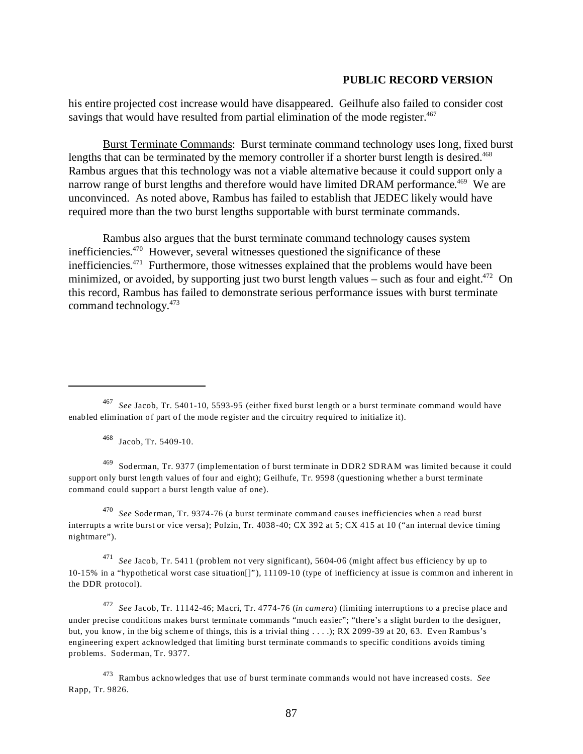his entire projected cost increase would have disappeared. Geilhufe also failed to consider cost savings that would have resulted from partial elimination of the mode register.[467]

Burst Terminate Commands: Burst terminate command technology uses long, fixed burst lengths that can be terminated by the memory controller if a shorter burst length is desired.[468] Rambus argues that this technology was not a viable alternative because it could support only a narrow range of burst lengths and therefore would have limited DRAM performance.[469] We are unconvinced. As noted above, Rambus has failed to establish that JEDEC likely would have required more than the two burst lengths supportable with burst terminate commands.

Rambus also argues that the burst terminate command technology causes system inefficiencies.[470] However, several witnesses questioned the significance of these inefficiencies.[471] Furthermore, those witnesses explained that the problems would have been minimized, or avoided, by supporting just two burst length values – such as four and eight.[472] On this record, Rambus has failed to demonstrate serious performance issues with burst terminate command technology.[473]

---

[467] *See* Jacob, Tr. 5401-10, 5593-95 (either fixed burst length or a burst terminate command would have enabled elimination of part of the mode register and the circuitry required to initialize it).

[468] Jacob, Tr. 5409-10.

[469] Soderman, Tr. 9377 (implementation of burst terminate in DDR2 SDRAM was limited because it could support only burst length values of four and eight); Geilhufe, Tr. 9598 (questioning whether a burst terminate command could support a burst length value of one).

[470] *See* Soderman, Tr. 9374-76 (a burst terminate command causes inefficiencies when a read burst interrupts a write burst or vice versa); Polzin, Tr. 4038-40; CX 392 at 5; CX 415 at 10 ("an internal device timing nightmare").

[471] *See* Jacob, Tr. 5411 (problem not very significant), 5604-06 (might affect bus efficiency by up to 10-15% in a "hypothetical worst case situation[]"), 11109-10 (type of inefficiency at issue is common and inherent in the DDR protocol).

[472] *See* Jacob, Tr. 11142-46; Macri, Tr. 4774-76 (*in camera*) (limiting interruptions to a precise place and under precise conditions makes burst terminate commands "much easier"; "there's a slight burden to the designer, but, you know, in the big scheme of things, this is a trivial thing . . . .); RX 2099-39 at 20, 63. Even Rambus's engineering expert acknowledged that limiting burst terminate commands to specific conditions avoids timing problems. Soderman, Tr. 9377.

[473] Rambus acknowledges that use of burst terminate commands would not have increased costs. *See* Rapp, Tr. 9826.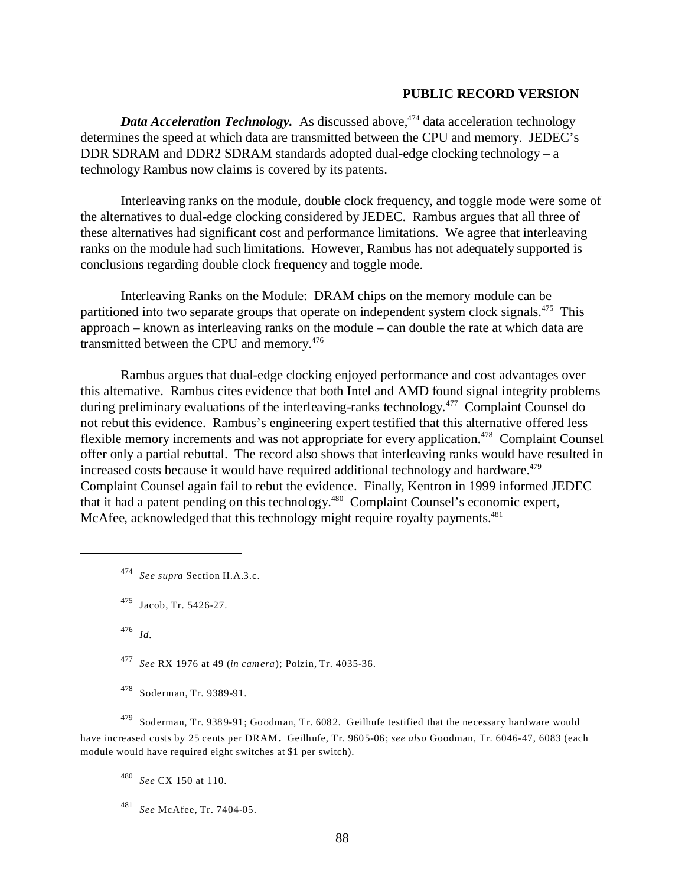**PUBLIC RECORD VERSION**

***Data Acceleration Technology.*** As discussed above,[474] data acceleration technology determines the speed at which data are transmitted between the CPU and memory. JEDEC's DDR SDRAM and DDR2 SDRAM standards adopted dual-edge clocking technology – a technology Rambus now claims is covered by its patents.

Interleaving ranks on the module, double clock frequency, and toggle mode were some of the alternatives to dual-edge clocking considered by JEDEC. Rambus argues that all three of these alternatives had significant cost and performance limitations. We agree that interleaving ranks on the module had such limitations. However, Rambus has not adequately supported is conclusions regarding double clock frequency and toggle mode.

<u>Interleaving Ranks on the Module</u>: DRAM chips on the memory module can be partitioned into two separate groups that operate on independent system clock signals.[475] This approach – known as interleaving ranks on the module – can double the rate at which data are transmitted between the CPU and memory.[476]

Rambus argues that dual-edge clocking enjoyed performance and cost advantages over this alternative. Rambus cites evidence that both Intel and AMD found signal integrity problems during preliminary evaluations of the interleaving-ranks technology.[477] Complaint Counsel do not rebut this evidence. Rambus's engineering expert testified that this alternative offered less flexible memory increments and was not appropriate for every application.[478] Complaint Counsel offer only a partial rebuttal. The record also shows that interleaving ranks would have resulted in increased costs because it would have required additional technology and hardware.[479] Complaint Counsel again fail to rebut the evidence. Finally, Kentron in 1999 informed JEDEC that it had a patent pending on this technology.[480] Complaint Counsel's economic expert, McAfee, acknowledged that this technology might require royalty payments.[481]

---

[474] *See supra* Section II.A.3.c.

[475] Jacob, Tr. 5426-27.

[476] *Id.*

[477] *See* RX 1976 at 49 (*in camera*); Polzin, Tr. 4035-36.

[478] Soderman, Tr. 9389-91.

[479] Soderman, Tr. 9389-91; Goodman, Tr. 6082. Geilhufe testified that the necessary hardware would have increased costs by 25 cents per DRAM. Geilhufe, Tr. 9605-06; *see also* Goodman, Tr. 6046-47, 6083 (each module would have required eight switches at $1 per switch).

[480] *See* CX 150 at 110.

[481] *See* McAfee, Tr. 7404-05.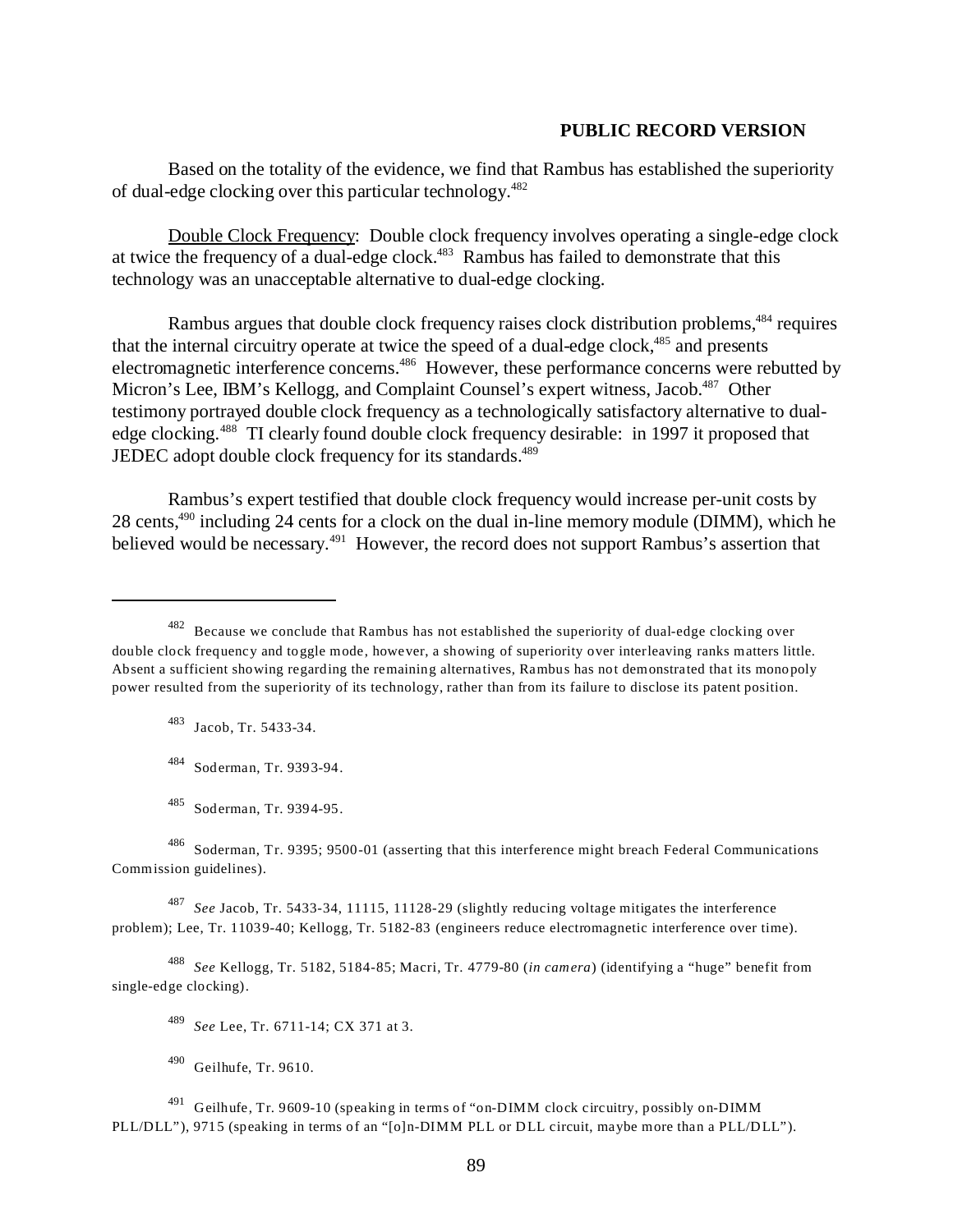**PUBLIC RECORD VERSION**

Based on the totality of the evidence, we find that Rambus has established the superiority of dual-edge clocking over this particular technology.[482]

Double Clock Frequency: Double clock frequency involves operating a single-edge clock at twice the frequency of a dual-edge clock.[483] Rambus has failed to demonstrate that this technology was an unacceptable alternative to dual-edge clocking.

Rambus argues that double clock frequency raises clock distribution problems,[484] requires that the internal circuitry operate at twice the speed of a dual-edge clock,[485] and presents electromagnetic interference concerns.[486] However, these performance concerns were rebutted by Micron's Lee, IBM's Kellogg, and Complaint Counsel's expert witness, Jacob.[487] Other testimony portrayed double clock frequency as a technologically satisfactory alternative to dual-edge clocking.[488] TI clearly found double clock frequency desirable: in 1997 it proposed that JEDEC adopt double clock frequency for its standards.[489]

Rambus's expert testified that double clock frequency would increase per-unit costs by 28 cents,[490] including 24 cents for a clock on the dual in-line memory module (DIMM), which he believed would be necessary.[491] However, the record does not support Rambus's assertion that

---

[482] Because we conclude that Rambus has not established the superiority of dual-edge clocking over double clock frequency and toggle mode, however, a showing of superiority over interleaving ranks matters little. Absent a sufficient showing regarding the remaining alternatives, Rambus has not demonstrated that its monopoly power resulted from the superiority of its technology, rather than from its failure to disclose its patent position.

[483] Jacob, Tr. 5433-34.

[484] Soderman, Tr. 9393-94.

[485] Soderman, Tr. 9394-95.

[486] Soderman, Tr. 9395; 9500-01 (asserting that this interference might breach Federal Communications Commission guidelines).

[487] *See* Jacob, Tr. 5433-34, 11115, 11128-29 (slightly reducing voltage mitigates the interference problem); Lee, Tr. 11039-40; Kellogg, Tr. 5182-83 (engineers reduce electromagnetic interference over time).

[488] *See* Kellogg, Tr. 5182, 5184-85; Macri, Tr. 4779-80 (*in camera*) (identifying a "huge" benefit from single-edge clocking).

[489] *See* Lee, Tr. 6711-14; CX 371 at 3.

[490] Geilhufe, Tr. 9610.

[491] Geilhufe, Tr. 9609-10 (speaking in terms of "on-DIMM clock circuitry, possibly on-DIMM PLL/DLL"), 9715 (speaking in terms of an "[o]n-DIMM PLL or DLL circuit, maybe more than a PLL/DLL").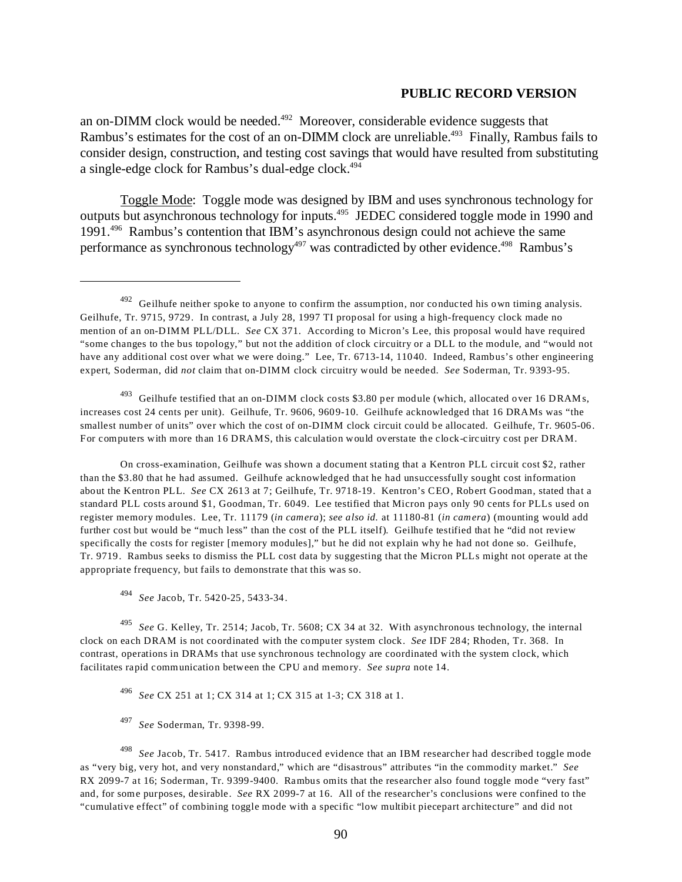an on-DIMM clock would be needed.[492] Moreover, considerable evidence suggests that Rambus's estimates for the cost of an on-DIMM clock are unreliable.[493] Finally, Rambus fails to consider design, construction, and testing cost savings that would have resulted from substituting a single-edge clock for Rambus's dual-edge clock.[494]

Toggle Mode: Toggle mode was designed by IBM and uses synchronous technology for outputs but asynchronous technology for inputs.[495] JEDEC considered toggle mode in 1990 and 1991.[496] Rambus's contention that IBM's asynchronous design could not achieve the same performance as synchronous technology[497] was contradicted by other evidence.[498] Rambus's

---

[492] Geilhufe neither spoke to anyone to confirm the assumption, nor conducted his own timing analysis. Geilhufe, Tr. 9715, 9729. In contrast, a July 28, 1997 TI proposal for using a high-frequency clock made no mention of an on-DIMM PLL/DLL. *See* CX 371. According to Micron's Lee, this proposal would have required "some changes to the bus topology," but not the addition of clock circuitry or a DLL to the module, and "would not have any additional cost over what we were doing." Lee, Tr. 6713-14, 11040. Indeed, Rambus's other engineering expert, Soderman, did *not* claim that on-DIMM clock circuitry would be needed. *See* Soderman, Tr. 9393-95.

[493] Geilhufe testified that an on-DIMM clock costs $3.80 per module (which, allocated over 16 DRAMs, increases cost 24 cents per unit). Geilhufe, Tr. 9606, 9609-10. Geilhufe acknowledged that 16 DRAMs was "the smallest number of units" over which the cost of on-DIMM clock circuit could be allocated. Geilhufe, Tr. 9605-06. For computers with more than 16 DRAMS, this calculation would overstate the clock-circuitry cost per DRAM.

On cross-examination, Geilhufe was shown a document stating that a Kentron PLL circuit cost $2, rather than the $3.80 that he had assumed. Geilhufe acknowledged that he had unsuccessfully sought cost information about the Kentron PLL. *See* CX 2613 at 7; Geilhufe, Tr. 9718-19. Kentron's CEO, Robert Goodman, stated that a standard PLL costs around $1, Goodman, Tr. 6049. Lee testified that Micron pays only 90 cents for PLLs used on register memory modules. Lee, Tr. 11179 (*in camera*); *see also id.* at 11180-81 (*in camera*) (mounting would add further cost but would be "much less" than the cost of the PLL itself). Geilhufe testified that he "did not review specifically the costs for register [memory modules]," but he did not explain why he had not done so. Geilhufe, Tr. 9719. Rambus seeks to dismiss the PLL cost data by suggesting that the Micron PLLs might not operate at the appropriate frequency, but fails to demonstrate that this was so.

[494] *See* Jacob, Tr. 5420-25, 5433-34.

[495] *See* G. Kelley, Tr. 2514; Jacob, Tr. 5608; CX 34 at 32. With asynchronous technology, the internal clock on each DRAM is not coordinated with the computer system clock. *See* IDF 284; Rhoden, Tr. 368. In contrast, operations in DRAMs that use synchronous technology are coordinated with the system clock, which facilitates rapid communication between the CPU and memory. *See supra* note 14.

[496] *See* CX 251 at 1; CX 314 at 1; CX 315 at 1-3; CX 318 at 1.

[497] *See* Soderman, Tr. 9398-99.

[498] *See* Jacob, Tr. 5417. Rambus introduced evidence that an IBM researcher had described toggle mode as "very big, very hot, and very nonstandard," which are "disastrous" attributes "in the commodity market." *See* RX 2099-7 at 16; Soderman, Tr. 9399-9400. Rambus omits that the researcher also found toggle mode "very fast" and, for some purposes, desirable. *See* RX 2099-7 at 16. All of the researcher's conclusions were confined to the "cumulative effect" of combining toggle mode with a specific "low multibit piecepart architecture" and did not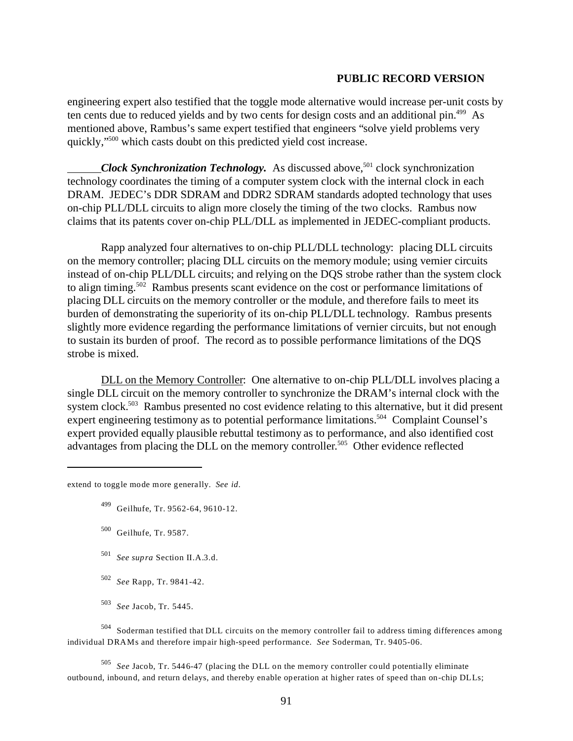engineering expert also testified that the toggle mode alternative would increase per-unit costs by ten cents due to reduced yields and by two cents for design costs and an additional pin.[499] As mentioned above, Rambus's same expert testified that engineers "solve yield problems very quickly,"[500] which casts doubt on this predicted yield cost increase.

***Clock Synchronization Technology.*** As discussed above,[501] clock synchronization technology coordinates the timing of a computer system clock with the internal clock in each DRAM. JEDEC's DDR SDRAM and DDR2 SDRAM standards adopted technology that uses on-chip PLL/DLL circuits to align more closely the timing of the two clocks. Rambus now claims that its patents cover on-chip PLL/DLL as implemented in JEDEC-compliant products.

Rapp analyzed four alternatives to on-chip PLL/DLL technology: placing DLL circuits on the memory controller; placing DLL circuits on the memory module; using vernier circuits instead of on-chip PLL/DLL circuits; and relying on the DQS strobe rather than the system clock to align timing.[502] Rambus presents scant evidence on the cost or performance limitations of placing DLL circuits on the memory controller or the module, and therefore fails to meet its burden of demonstrating the superiority of its on-chip PLL/DLL technology. Rambus presents slightly more evidence regarding the performance limitations of vernier circuits, but not enough to sustain its burden of proof. The record as to possible performance limitations of the DQS strobe is mixed.

DLL on the Memory Controller: One alternative to on-chip PLL/DLL involves placing a single DLL circuit on the memory controller to synchronize the DRAM's internal clock with the system clock.[503] Rambus presented no cost evidence relating to this alternative, but it did present expert engineering testimony as to potential performance limitations.[504] Complaint Counsel's expert provided equally plausible rebuttal testimony as to performance, and also identified cost advantages from placing the DLL on the memory controller.[505] Other evidence reflected

---

extend to toggle mode more generally. *See id.*

[499] Geilhufe, Tr. 9562-64, 9610-12.

[500] Geilhufe, Tr. 9587.

[501] *See supra* Section II.A.3.d.

[502] *See* Rapp, Tr. 9841-42.

[503] *See* Jacob, Tr. 5445.

[504] Soderman testified that DLL circuits on the memory controller fail to address timing differences among individual DRAMs and therefore impair high-speed performance. *See* Soderman, Tr. 9405-06.

[505] *See* Jacob, Tr. 5446-47 (placing the DLL on the memory controller could potentially eliminate outbound, inbound, and return delays, and thereby enable operation at higher rates of speed than on-chip DLLs;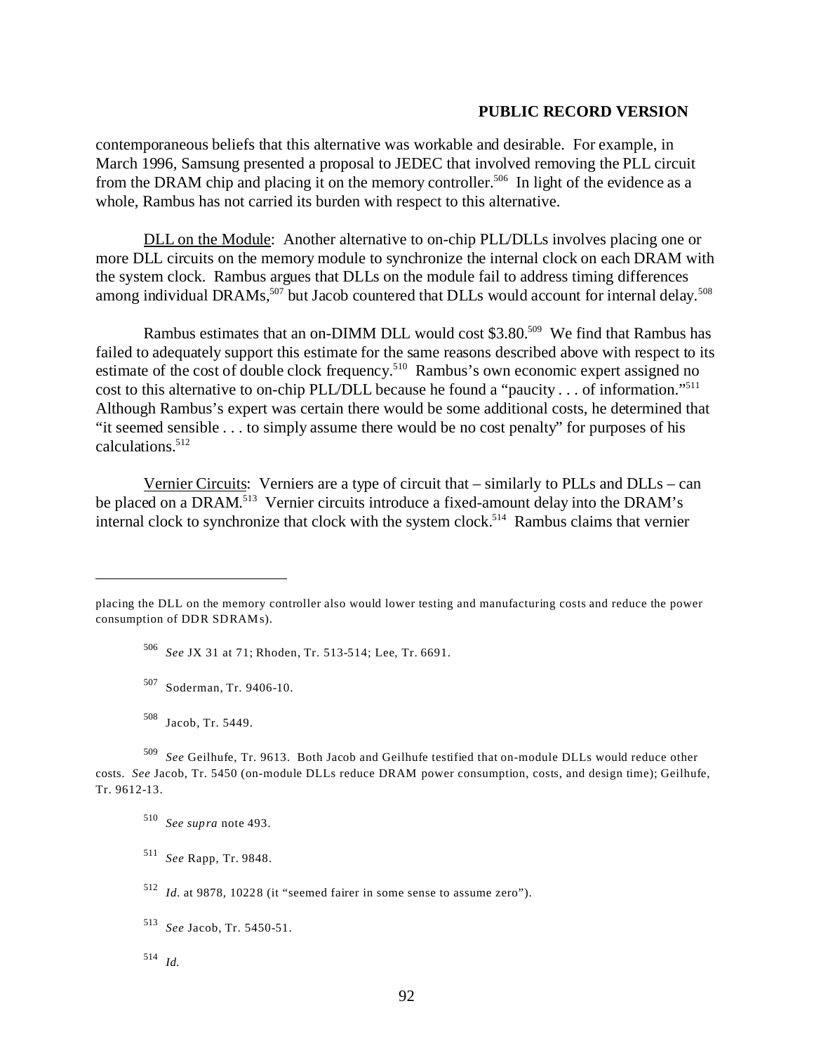contemporaneous beliefs that this alternative was workable and desirable. For example, in March 1996, Samsung presented a proposal to JEDEC that involved removing the PLL circuit from the DRAM chip and placing it on the memory controller.[506] In light of the evidence as a whole, Rambus has not carried its burden with respect to this alternative.

DLL on the Module: Another alternative to on-chip PLL/DLLs involves placing one or more DLL circuits on the memory module to synchronize the internal clock on each DRAM with the system clock. Rambus argues that DLLs on the module fail to address timing differences among individual DRAMs,[507] but Jacob countered that DLLs would account for internal delay.[508]

Rambus estimates that an on-DIMM DLL would cost $3.80.[509] We find that Rambus has failed to adequately support this estimate for the same reasons described above with respect to its estimate of the cost of double clock frequency.[510] Rambus's own economic expert assigned no cost to this alternative to on-chip PLL/DLL because he found a "paucity . . . of information."[511] Although Rambus's expert was certain there would be some additional costs, he determined that "it seemed sensible . . . to simply assume there would be no cost penalty" for purposes of his calculations.[512]

Vernier Circuits: Verniers are a type of circuit that – similarly to PLLs and DLLs – can be placed on a DRAM.[513] Vernier circuits introduce a fixed-amount delay into the DRAM's internal clock to synchronize that clock with the system clock.[514] Rambus claims that vernier

---

placing the DLL on the memory controller also would lower testing and manufacturing costs and reduce the power consumption of DDR SDRAMs).

[506] *See* JX 31 at 71; Rhoden, Tr. 513-514; Lee, Tr. 6691.

[507] Soderman, Tr. 9406-10.

[508] Jacob, Tr. 5449.

[509] *See* Geilhufe, Tr. 9613. Both Jacob and Geilhufe testified that on-module DLLs would reduce other costs. *See* Jacob, Tr. 5450 (on-module DLLs reduce DRAM power consumption, costs, and design time); Geilhufe, Tr. 9612-13.

[510] *See supra* note 493.

[511] *See* Rapp, Tr. 9848.

[512] *Id.* at 9878, 10228 (it "seemed fairer in some sense to assume zero").

[513] *See* Jacob, Tr. 5450-51.

[514] *Id.*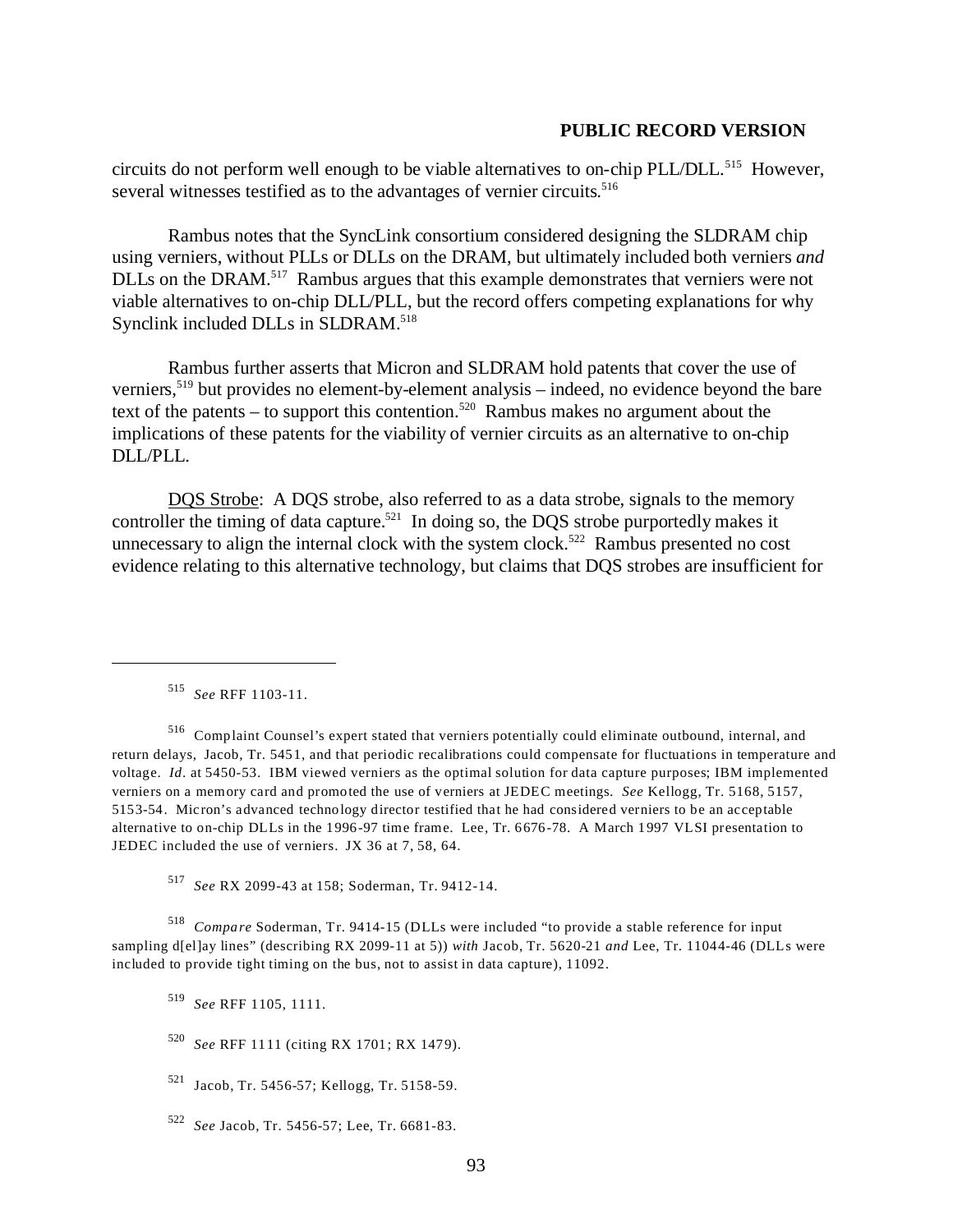circuits do not perform well enough to be viable alternatives to on-chip PLL/DLL.[515] However, several witnesses testified as to the advantages of vernier circuits.[516]

Rambus notes that the SyncLink consortium considered designing the SLDRAM chip using verniers, without PLLs or DLLs on the DRAM, but ultimately included both verniers *and* DLLs on the DRAM.[517] Rambus argues that this example demonstrates that verniers were not viable alternatives to on-chip DLL/PLL, but the record offers competing explanations for why Synclink included DLLs in SLDRAM.[518]

Rambus further asserts that Micron and SLDRAM hold patents that cover the use of verniers,[519] but provides no element-by-element analysis – indeed, no evidence beyond the bare text of the patents – to support this contention.[520] Rambus makes no argument about the implications of these patents for the viability of vernier circuits as an alternative to on-chip DLL/PLL.

<u>DQS Strobe</u>: A DQS strobe, also referred to as a data strobe, signals to the memory controller the timing of data capture.[521] In doing so, the DQS strobe purportedly makes it unnecessary to align the internal clock with the system clock.[522] Rambus presented no cost evidence relating to this alternative technology, but claims that DQS strobes are insufficient for

---

[515] *See* RFF 1103-11.

[516] Complaint Counsel's expert stated that verniers potentially could eliminate outbound, internal, and return delays, Jacob, Tr. 5451, and that periodic recalibrations could compensate for fluctuations in temperature and voltage. *Id*. at 5450-53. IBM viewed verniers as the optimal solution for data capture purposes; IBM implemented verniers on a memory card and promoted the use of verniers at JEDEC meetings. *See* Kellogg, Tr. 5168, 5157, 5153-54. Micron's advanced technology director testified that he had considered verniers to be an acceptable alternative to on-chip DLLs in the 1996-97 time frame. Lee, Tr. 6676-78. A March 1997 VLSI presentation to JEDEC included the use of verniers. JX 36 at 7, 58, 64.

[517] *See* RX 2099-43 at 158; Soderman, Tr. 9412-14.

[518] *Compare* Soderman, Tr. 9414-15 (DLLs were included "to provide a stable reference for input sampling d[el]ay lines" (describing RX 2099-11 at 5)) *with* Jacob, Tr. 5620-21 *and* Lee, Tr. 11044-46 (DLLs were included to provide tight timing on the bus, not to assist in data capture), 11092.

[519] *See* RFF 1105, 1111.

[520] *See* RFF 1111 (citing RX 1701; RX 1479).

[521] Jacob, Tr. 5456-57; Kellogg, Tr. 5158-59.

[522] *See* Jacob, Tr. 5456-57; Lee, Tr. 6681-83.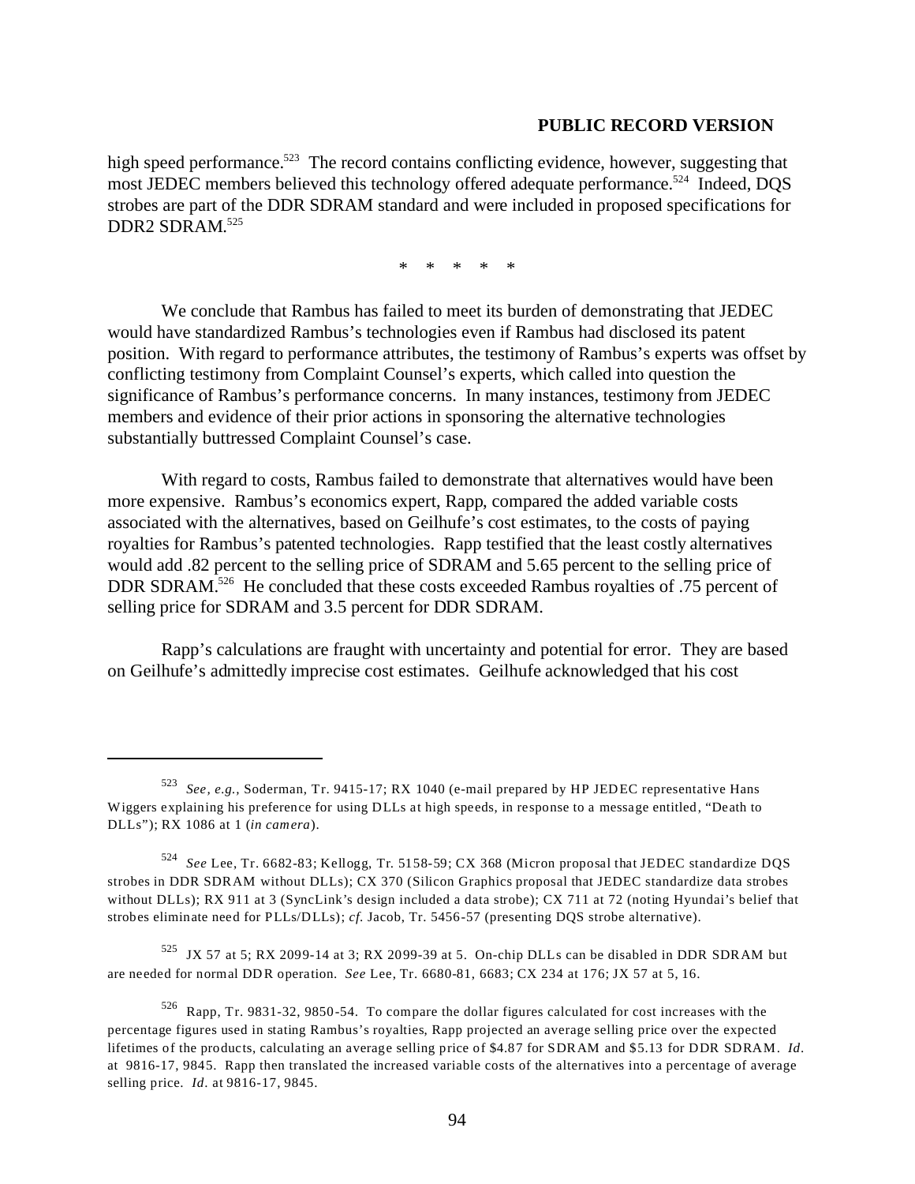high speed performance.[523] The record contains conflicting evidence, however, suggesting that most JEDEC members believed this technology offered adequate performance.[524] Indeed, DQS strobes are part of the DDR SDRAM standard and were included in proposed specifications for DDR2 SDRAM.[525]

\* \* \* \* \*

We conclude that Rambus has failed to meet its burden of demonstrating that JEDEC would have standardized Rambus's technologies even if Rambus had disclosed its patent position. With regard to performance attributes, the testimony of Rambus's experts was offset by conflicting testimony from Complaint Counsel's experts, which called into question the significance of Rambus's performance concerns. In many instances, testimony from JEDEC members and evidence of their prior actions in sponsoring the alternative technologies substantially buttressed Complaint Counsel's case.

With regard to costs, Rambus failed to demonstrate that alternatives would have been more expensive. Rambus's economics expert, Rapp, compared the added variable costs associated with the alternatives, based on Geilhufe's cost estimates, to the costs of paying royalties for Rambus's patented technologies. Rapp testified that the least costly alternatives would add .82 percent to the selling price of SDRAM and 5.65 percent to the selling price of DDR SDRAM.[526] He concluded that these costs exceeded Rambus royalties of .75 percent of selling price for SDRAM and 3.5 percent for DDR SDRAM.

Rapp's calculations are fraught with uncertainty and potential for error. They are based on Geilhufe's admittedly imprecise cost estimates. Geilhufe acknowledged that his cost

---

[523] *See, e.g.,* Soderman, Tr. 9415-17; RX 1040 (e-mail prepared by HP JEDEC representative Hans Wiggers explaining his preference for using DLLs at high speeds, in response to a message entitled, "Death to DLLs"); RX 1086 at 1 (*in camera*).

[524] *See* Lee, Tr. 6682-83; Kellogg, Tr. 5158-59; CX 368 (Micron proposal that JEDEC standardize DQS strobes in DDR SDRAM without DLLs); CX 370 (Silicon Graphics proposal that JEDEC standardize data strobes without DLLs); RX 911 at 3 (SyncLink's design included a data strobe); CX 711 at 72 (noting Hyundai's belief that strobes eliminate need for PLLs/DLLs); *cf.* Jacob, Tr. 5456-57 (presenting DQS strobe alternative).

[525] JX 57 at 5; RX 2099-14 at 3; RX 2099-39 at 5. On-chip DLLs can be disabled in DDR SDRAM but are needed for normal DDR operation. *See* Lee, Tr. 6680-81, 6683; CX 234 at 176; JX 57 at 5, 16.

[526] Rapp, Tr. 9831-32, 9850-54. To compare the dollar figures calculated for cost increases with the percentage figures used in stating Rambus's royalties, Rapp projected an average selling price over the expected lifetimes of the products, calculating an average selling price of $4.87 for SDRAM and $5.13 for DDR SDRAM. *Id.* at 9816-17, 9845. Rapp then translated the increased variable costs of the alternatives into a percentage of average selling price. *Id.* at 9816-17, 9845.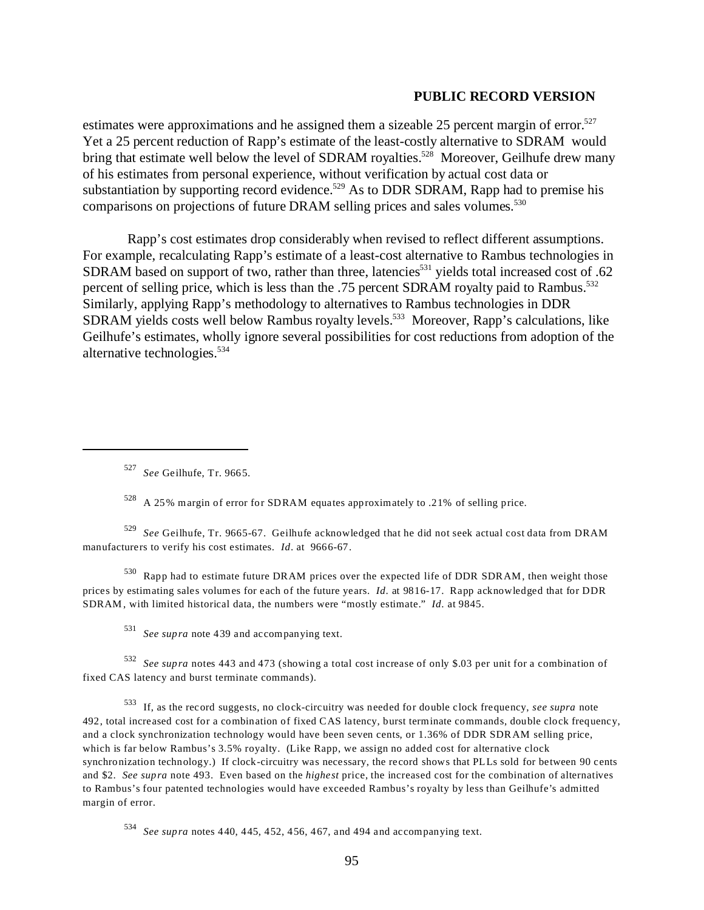estimates were approximations and he assigned them a sizeable 25 percent margin of error.[527] Yet a 25 percent reduction of Rapp's estimate of the least-costly alternative to SDRAM would bring that estimate well below the level of SDRAM royalties.[528] Moreover, Geilhufe drew many of his estimates from personal experience, without verification by actual cost data or substantiation by supporting record evidence.[529] As to DDR SDRAM, Rapp had to premise his comparisons on projections of future DRAM selling prices and sales volumes.[530]

Rapp's cost estimates drop considerably when revised to reflect different assumptions. For example, recalculating Rapp's estimate of a least-cost alternative to Rambus technologies in SDRAM based on support of two, rather than three, latencies[531] yields total increased cost of .62 percent of selling price, which is less than the .75 percent SDRAM royalty paid to Rambus.[532] Similarly, applying Rapp's methodology to alternatives to Rambus technologies in DDR SDRAM yields costs well below Rambus royalty levels.[533] Moreover, Rapp's calculations, like Geilhufe's estimates, wholly ignore several possibilities for cost reductions from adoption of the alternative technologies.[534]

---

[527] *See* Geilhufe, Tr. 9665.

[528] A 25% margin of error for SDRAM equates approximately to .21% of selling price.

[529] *See* Geilhufe, Tr. 9665-67. Geilhufe acknowledged that he did not seek actual cost data from DRAM manufacturers to verify his cost estimates. *Id.* at 9666-67.

[530] Rapp had to estimate future DRAM prices over the expected life of DDR SDRAM, then weight those prices by estimating sales volumes for each of the future years. *Id.* at 9816-17. Rapp acknowledged that for DDR SDRAM, with limited historical data, the numbers were "mostly estimate." *Id.* at 9845.

[531] *See supra* note 439 and accompanying text.

[532] *See supra* notes 443 and 473 (showing a total cost increase of only $.03 per unit for a combination of fixed CAS latency and burst terminate commands).

[533] If, as the record suggests, no clock-circuitry was needed for double clock frequency, *see supra* note 492, total increased cost for a combination of fixed CAS latency, burst terminate commands, double clock frequency, and a clock synchronization technology would have been seven cents, or 1.36% of DDR SDRAM selling price, which is far below Rambus's 3.5% royalty. (Like Rapp, we assign no added cost for alternative clock synchronization technology.) If clock-circuitry was necessary, the record shows that PLLs sold for between 90 cents and $2. *See supra* note 493. Even based on the *highest* price, the increased cost for the combination of alternatives to Rambus's four patented technologies would have exceeded Rambus's royalty by less than Geilhufe's admitted margin of error.

[534] *See supra* notes 440, 445, 452, 456, 467, and 494 and accompanying text.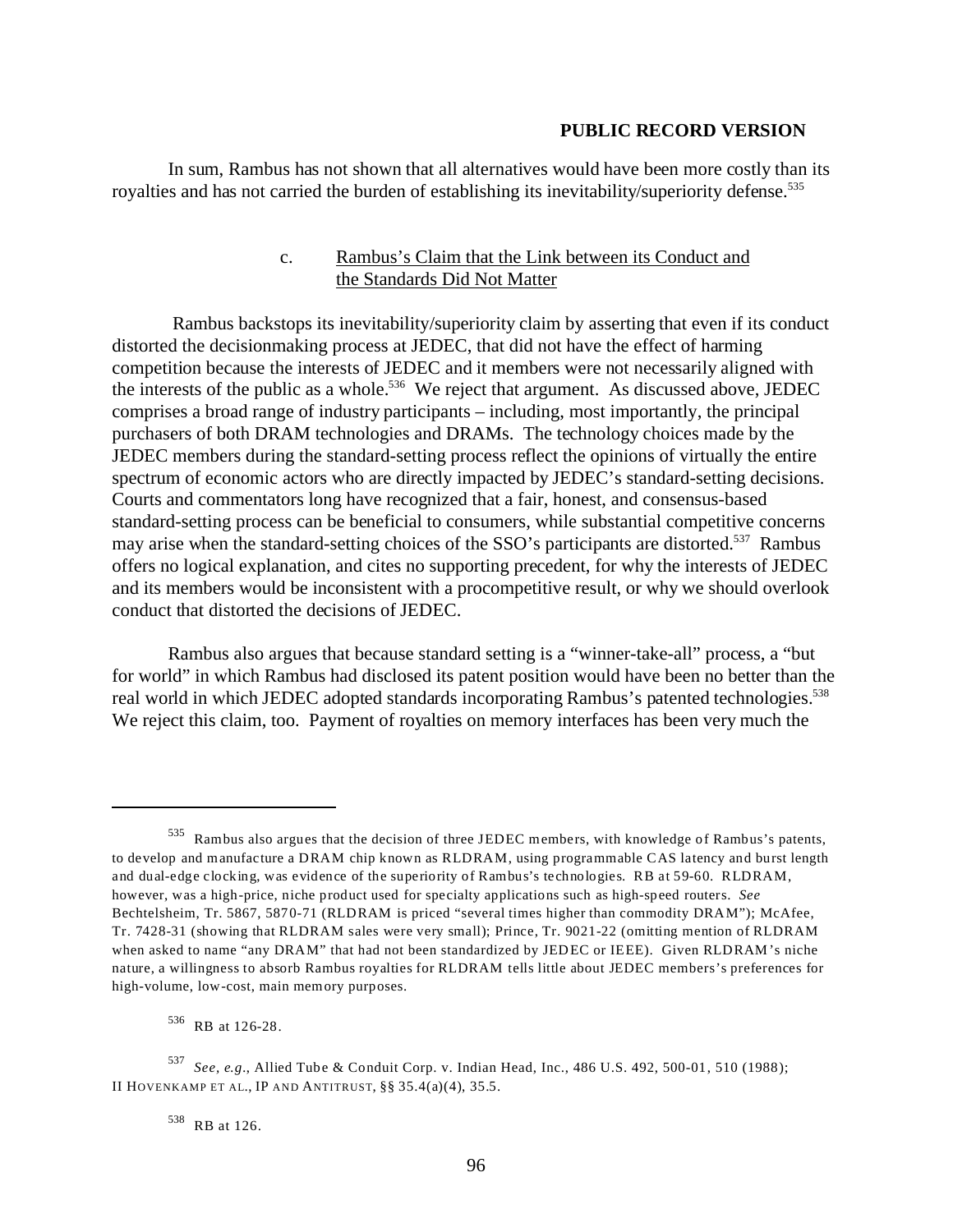In sum, Rambus has not shown that all alternatives would have been more costly than its royalties and has not carried the burden of establishing its inevitability/superiority defense.[535]

#### c. Rambus's Claim that the Link between its Conduct and the Standards Did Not Matter

Rambus backstops its inevitability/superiority claim by asserting that even if its conduct distorted the decisionmaking process at JEDEC, that did not have the effect of harming competition because the interests of JEDEC and it members were not necessarily aligned with the interests of the public as a whole.[536] We reject that argument. As discussed above, JEDEC comprises a broad range of industry participants – including, most importantly, the principal purchasers of both DRAM technologies and DRAMs. The technology choices made by the JEDEC members during the standard-setting process reflect the opinions of virtually the entire spectrum of economic actors who are directly impacted by JEDEC's standard-setting decisions. Courts and commentators long have recognized that a fair, honest, and consensus-based standard-setting process can be beneficial to consumers, while substantial competitive concerns may arise when the standard-setting choices of the SSO's participants are distorted.[537] Rambus offers no logical explanation, and cites no supporting precedent, for why the interests of JEDEC and its members would be inconsistent with a procompetitive result, or why we should overlook conduct that distorted the decisions of JEDEC.

Rambus also argues that because standard setting is a "winner-take-all" process, a "but for world" in which Rambus had disclosed its patent position would have been no better than the real world in which JEDEC adopted standards incorporating Rambus's patented technologies.[538] We reject this claim, too. Payment of royalties on memory interfaces has been very much the

---

[535] Rambus also argues that the decision of three JEDEC members, with knowledge of Rambus's patents, to develop and manufacture a DRAM chip known as RLDRAM, using programmable CAS latency and burst length and dual-edge clocking, was evidence of the superiority of Rambus's technologies. RB at 59-60. RLDRAM, however, was a high-price, niche product used for specialty applications such as high-speed routers. *See* Bechtelsheim, Tr. 5867, 5870-71 (RLDRAM is priced "several times higher than commodity DRAM"); McAfee, Tr. 7428-31 (showing that RLDRAM sales were very small); Prince, Tr. 9021-22 (omitting mention of RLDRAM when asked to name "any DRAM" that had not been standardized by JEDEC or IEEE). Given RLDRAM's niche nature, a willingness to absorb Rambus royalties for RLDRAM tells little about JEDEC members's preferences for high-volume, low-cost, main memory purposes.

[536] RB at 126-28.

[537] *See, e.g.*, Allied Tube & Conduit Corp. v. Indian Head, Inc., 486 U.S. 492, 500-01, 510 (1988); II HOVENKAMP ET AL., IP AND ANTITRUST, §§ 35.4(a)(4), 35.5.

[538] RB at 126.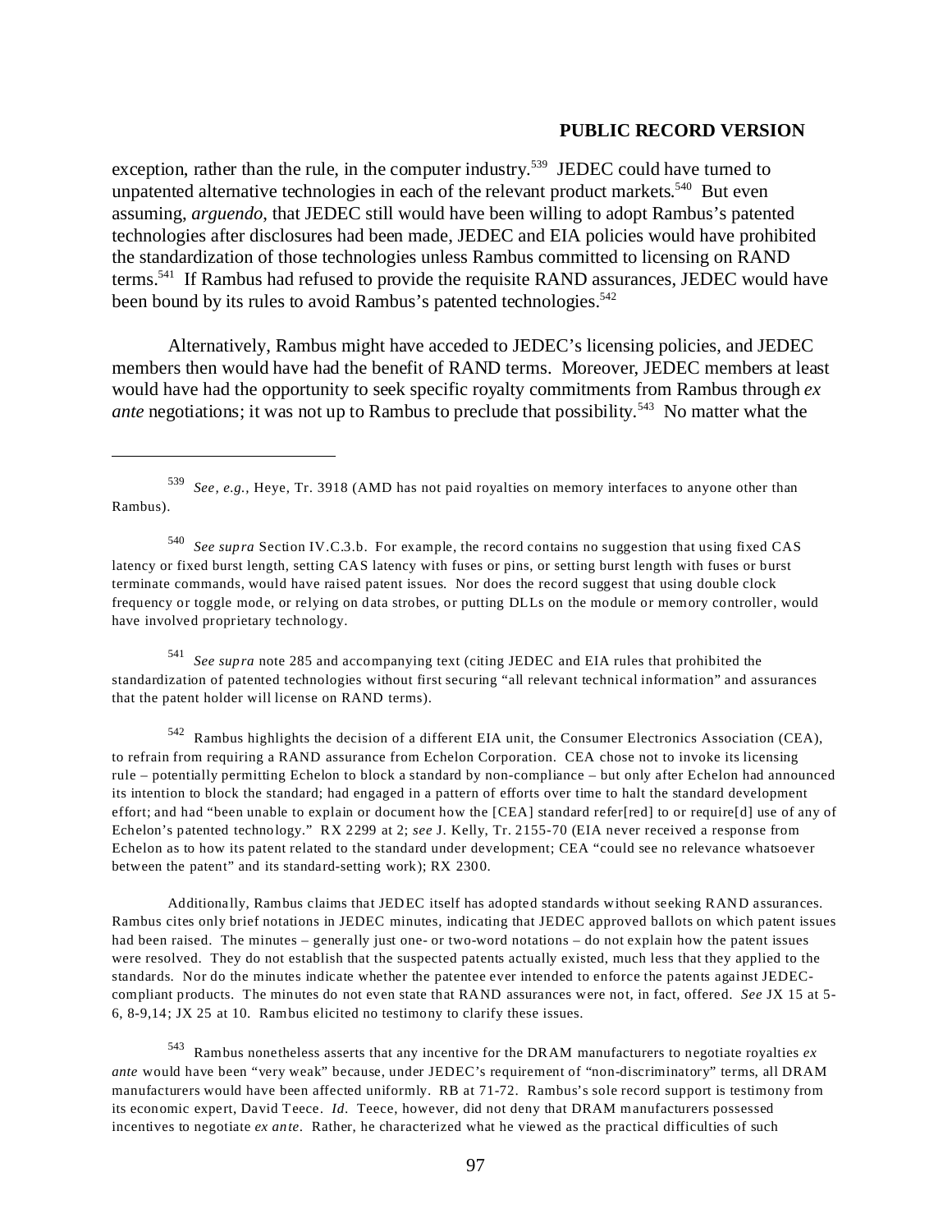exception, rather than the rule, in the computer industry.[539] JEDEC could have turned to unpatented alternative technologies in each of the relevant product markets.[540] But even assuming, *arguendo*, that JEDEC still would have been willing to adopt Rambus's patented technologies after disclosures had been made, JEDEC and EIA policies would have prohibited the standardization of those technologies unless Rambus committed to licensing on RAND terms.[541] If Rambus had refused to provide the requisite RAND assurances, JEDEC would have been bound by its rules to avoid Rambus's patented technologies.[542]

Alternatively, Rambus might have acceded to JEDEC's licensing policies, and JEDEC members then would have had the benefit of RAND terms. Moreover, JEDEC members at least would have had the opportunity to seek specific royalty commitments from Rambus through *ex ante* negotiations; it was not up to Rambus to preclude that possibility.[543] No matter what the

---

[539] *See, e.g.*, Heye, Tr. 3918 (AMD has not paid royalties on memory interfaces to anyone other than Rambus).

[540] *See supra* Section IV.C.3.b. For example, the record contains no suggestion that using fixed CAS latency or fixed burst length, setting CAS latency with fuses or pins, or setting burst length with fuses or burst terminate commands, would have raised patent issues. Nor does the record suggest that using double clock frequency or toggle mode, or relying on data strobes, or putting DLLs on the module or memory controller, would have involved proprietary technology.

[541] *See supra* note 285 and accompanying text (citing JEDEC and EIA rules that prohibited the standardization of patented technologies without first securing "all relevant technical information" and assurances that the patent holder will license on RAND terms).

[542] Rambus highlights the decision of a different EIA unit, the Consumer Electronics Association (CEA), to refrain from requiring a RAND assurance from Echelon Corporation. CEA chose not to invoke its licensing rule – potentially permitting Echelon to block a standard by non-compliance – but only after Echelon had announced its intention to block the standard; had engaged in a pattern of efforts over time to halt the standard development effort; and had "been unable to explain or document how the [CEA] standard refer[red] to or require[d] use of any of Echelon's patented technology." RX 2299 at 2; *see* J. Kelly, Tr. 2155-70 (EIA never received a response from Echelon as to how its patent related to the standard under development; CEA "could see no relevance whatsoever between the patent" and its standard-setting work); RX 2300.

Additionally, Rambus claims that JEDEC itself has adopted standards without seeking RAND assurances. Rambus cites only brief notations in JEDEC minutes, indicating that JEDEC approved ballots on which patent issues had been raised. The minutes – generally just one- or two-word notations – do not explain how the patent issues were resolved. They do not establish that the suspected patents actually existed, much less that they applied to the standards. Nor do the minutes indicate whether the patentee ever intended to enforce the patents against JEDEC-compliant products. The minutes do not even state that RAND assurances were not, in fact, offered. *See* JX 15 at 5-6, 8-9,14; JX 25 at 10. Rambus elicited no testimony to clarify these issues.

[543] Rambus nonetheless asserts that any incentive for the DRAM manufacturers to negotiate royalties *ex ante* would have been "very weak" because, under JEDEC's requirement of "non-discriminatory" terms, all DRAM manufacturers would have been affected uniformly. RB at 71-72. Rambus's sole record support is testimony from its economic expert, David Teece. *Id*. Teece, however, did not deny that DRAM manufacturers possessed incentives to negotiate *ex ante*. Rather, he characterized what he viewed as the practical difficulties of such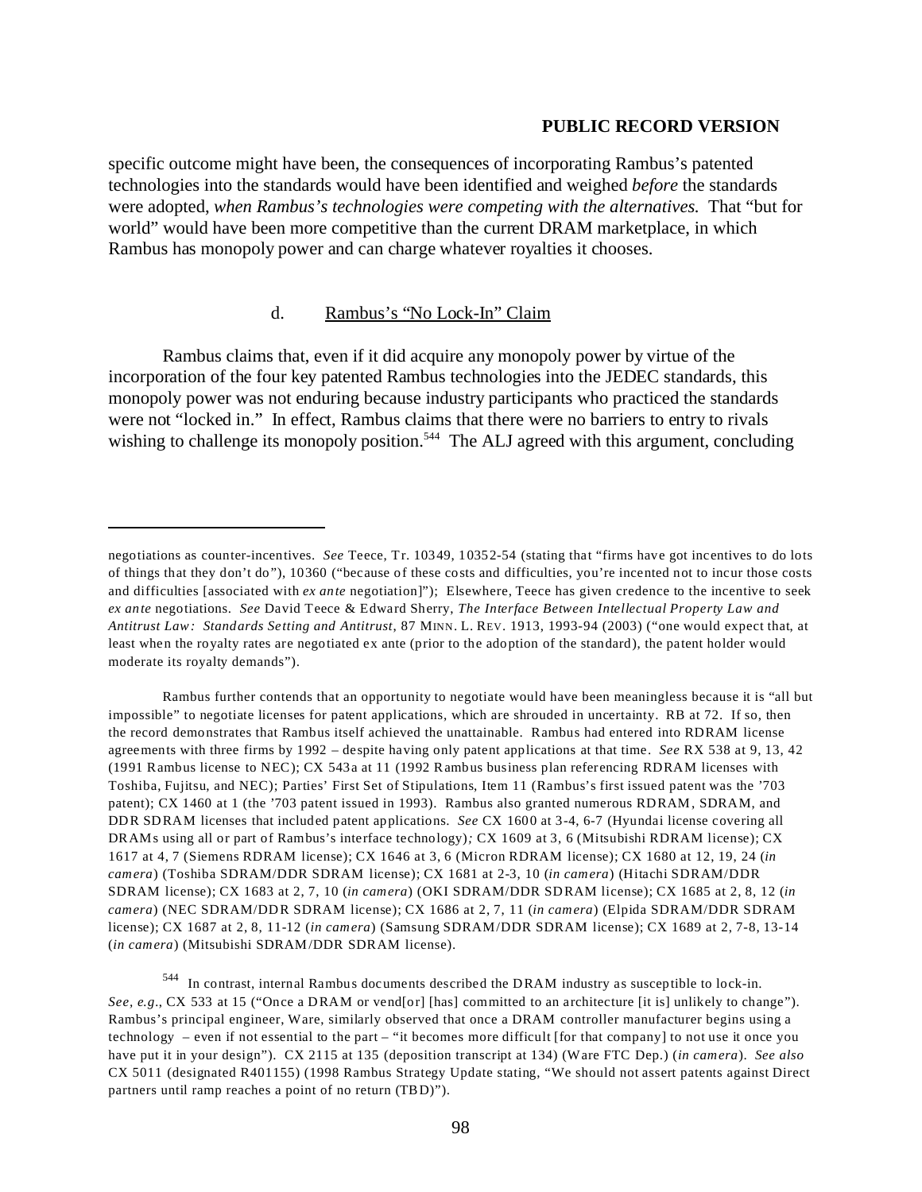specific outcome might have been, the consequences of incorporating Rambus's patented technologies into the standards would have been identified and weighed *before* the standards were adopted, *when Rambus's technologies were competing with the alternatives.* That "but for world" would have been more competitive than the current DRAM marketplace, in which Rambus has monopoly power and can charge whatever royalties it chooses.

d. Rambus's "No Lock-In" Claim

Rambus claims that, even if it did acquire any monopoly power by virtue of the incorporation of the four key patented Rambus technologies into the JEDEC standards, this monopoly power was not enduring because industry participants who practiced the standards were not "locked in." In effect, Rambus claims that there were no barriers to entry to rivals wishing to challenge its monopoly position.[544] The ALJ agreed with this argument, concluding

---

negotiations as counter-incentives. *See* Teece, Tr. 10349, 10352-54 (stating that "firms have got incentives to do lots of things that they don't do"), 10360 ("because of these costs and difficulties, you're incented not to incur those costs and difficulties [associated with *ex ante* negotiation]"); Elsewhere, Teece has given credence to the incentive to seek *ex ante* negotiations. *See* David Teece & Edward Sherry, *The Interface Between Intellectual Property Law and Antitrust Law: Standards Setting and Antitrust*, 87 MINN. L. REV. 1913, 1993-94 (2003) ("one would expect that, at least when the royalty rates are negotiated ex ante (prior to the adoption of the standard), the patent holder would moderate its royalty demands").

Rambus further contends that an opportunity to negotiate would have been meaningless because it is "all but impossible" to negotiate licenses for patent applications, which are shrouded in uncertainty. RB at 72. If so, then the record demonstrates that Rambus itself achieved the unattainable. Rambus had entered into RDRAM license agreements with three firms by 1992 – despite having only patent applications at that time. *See* RX 538 at 9, 13, 42 (1991 Rambus license to NEC); CX 543a at 11 (1992 Rambus business plan referencing RDRAM licenses with Toshiba, Fujitsu, and NEC); Parties' First Set of Stipulations, Item 11 (Rambus's first issued patent was the '703 patent); CX 1460 at 1 (the '703 patent issued in 1993). Rambus also granted numerous RDRAM, SDRAM, and DDR SDRAM licenses that included patent applications. *See* CX 1600 at 3-4, 6-7 (Hyundai license covering all DRAMs using all or part of Rambus's interface technology)*;* CX 1609 at 3, 6 (Mitsubishi RDRAM license); CX 1617 at 4, 7 (Siemens RDRAM license); CX 1646 at 3, 6 (Micron RDRAM license); CX 1680 at 12, 19, 24 (*in camera*) (Toshiba SDRAM/DDR SDRAM license); CX 1681 at 2-3, 10 (*in camera*) (Hitachi SDRAM/DDR SDRAM license); CX 1683 at 2, 7, 10 (*in camera*) (OKI SDRAM/DDR SDRAM license); CX 1685 at 2, 8, 12 (*in camera*) (NEC SDRAM/DDR SDRAM license); CX 1686 at 2, 7, 11 (*in camera*) (Elpida SDRAM/DDR SDRAM license); CX 1687 at 2, 8, 11-12 (*in camera*) (Samsung SDRAM/DDR SDRAM license); CX 1689 at 2, 7-8, 13-14 (*in camera*) (Mitsubishi SDRAM/DDR SDRAM license).

[544] In contrast, internal Rambus documents described the DRAM industry as susceptible to lock-in. *See, e.g.*, CX 533 at 15 ("Once a DRAM or vend[or] [has] committed to an architecture [it is] unlikely to change"). Rambus's principal engineer, Ware, similarly observed that once a DRAM controller manufacturer begins using a technology – even if not essential to the part – "it becomes more difficult [for that company] to not use it once you have put it in your design"). CX 2115 at 135 (deposition transcript at 134) (Ware FTC Dep.) (*in camera*). *See also* CX 5011 (designated R401155) (1998 Rambus Strategy Update stating, "We should not assert patents against Direct partners until ramp reaches a point of no return (TBD)").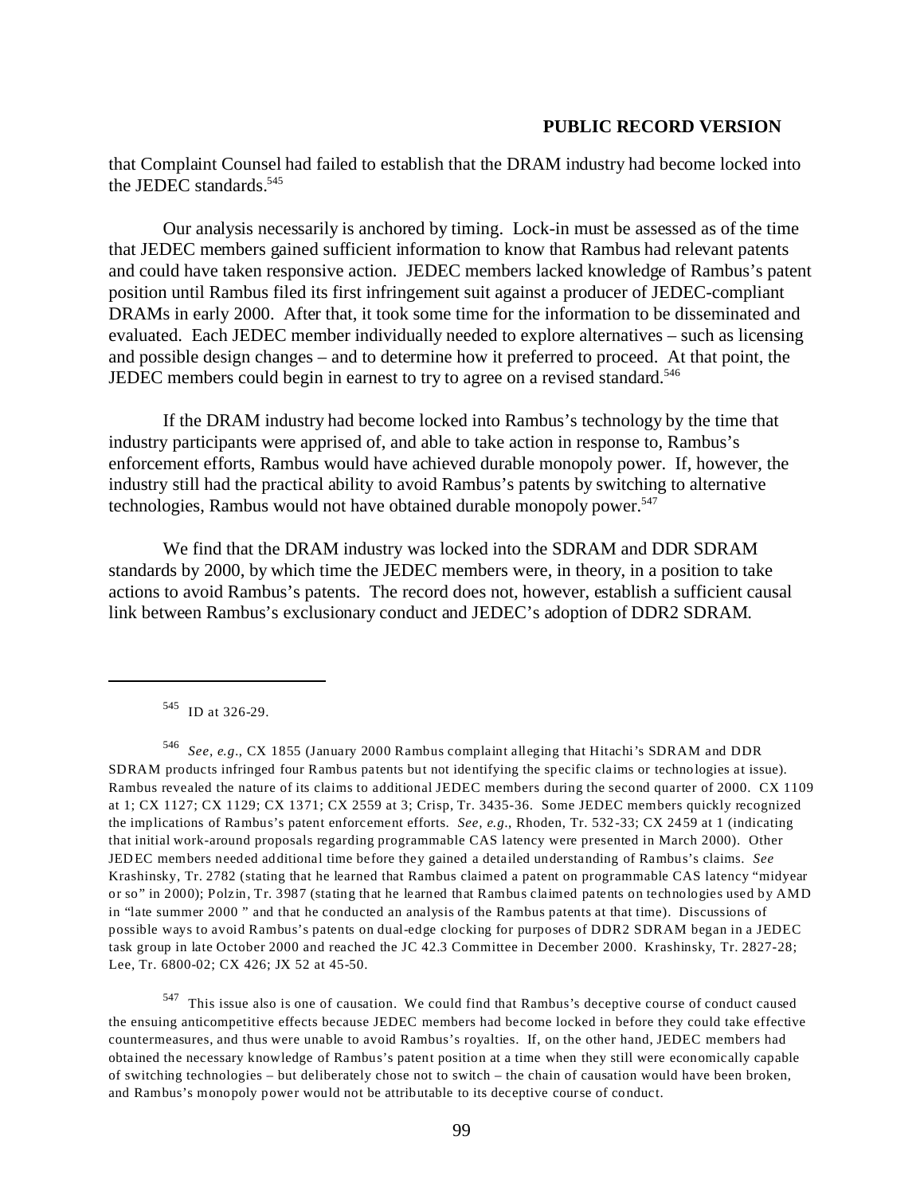that Complaint Counsel had failed to establish that the DRAM industry had become locked into the JEDEC standards.[545]

Our analysis necessarily is anchored by timing. Lock-in must be assessed as of the time that JEDEC members gained sufficient information to know that Rambus had relevant patents and could have taken responsive action. JEDEC members lacked knowledge of Rambus's patent position until Rambus filed its first infringement suit against a producer of JEDEC-compliant DRAMs in early 2000. After that, it took some time for the information to be disseminated and evaluated. Each JEDEC member individually needed to explore alternatives – such as licensing and possible design changes – and to determine how it preferred to proceed. At that point, the JEDEC members could begin in earnest to try to agree on a revised standard.[546]

If the DRAM industry had become locked into Rambus's technology by the time that industry participants were apprised of, and able to take action in response to, Rambus's enforcement efforts, Rambus would have achieved durable monopoly power. If, however, the industry still had the practical ability to avoid Rambus's patents by switching to alternative technologies, Rambus would not have obtained durable monopoly power.[547]

We find that the DRAM industry was locked into the SDRAM and DDR SDRAM standards by 2000, by which time the JEDEC members were, in theory, in a position to take actions to avoid Rambus's patents. The record does not, however, establish a sufficient causal link between Rambus's exclusionary conduct and JEDEC's adoption of DDR2 SDRAM.

---

[545] ID at 326-29.

[546] *See, e.g.*, CX 1855 (January 2000 Rambus complaint alleging that Hitachi's SDRAM and DDR SDRAM products infringed four Rambus patents but not identifying the specific claims or technologies at issue). Rambus revealed the nature of its claims to additional JEDEC members during the second quarter of 2000. CX 1109 at 1; CX 1127; CX 1129; CX 1371; CX 2559 at 3; Crisp, Tr. 3435-36. Some JEDEC members quickly recognized the implications of Rambus's patent enforcement efforts. *See, e.g.*, Rhoden, Tr. 532-33; CX 2459 at 1 (indicating that initial work-around proposals regarding programmable CAS latency were presented in March 2000). Other JEDEC members needed additional time before they gained a detailed understanding of Rambus's claims. *See* Krashinsky, Tr. 2782 (stating that he learned that Rambus claimed a patent on programmable CAS latency "midyear or so" in 2000); Polzin, Tr. 3987 (stating that he learned that Rambus claimed patents on technologies used by AMD in "late summer 2000 " and that he conducted an analysis of the Rambus patents at that time). Discussions of possible ways to avoid Rambus's patents on dual-edge clocking for purposes of DDR2 SDRAM began in a JEDEC task group in late October 2000 and reached the JC 42.3 Committee in December 2000. Krashinsky, Tr. 2827-28; Lee, Tr. 6800-02; CX 426; JX 52 at 45-50.

[547] This issue also is one of causation. We could find that Rambus's deceptive course of conduct caused the ensuing anticompetitive effects because JEDEC members had become locked in before they could take effective countermeasures, and thus were unable to avoid Rambus's royalties. If, on the other hand, JEDEC members had obtained the necessary knowledge of Rambus's patent position at a time when they still were economically capable of switching technologies – but deliberately chose not to switch – the chain of causation would have been broken, and Rambus's monopoly power would not be attributable to its deceptive course of conduct.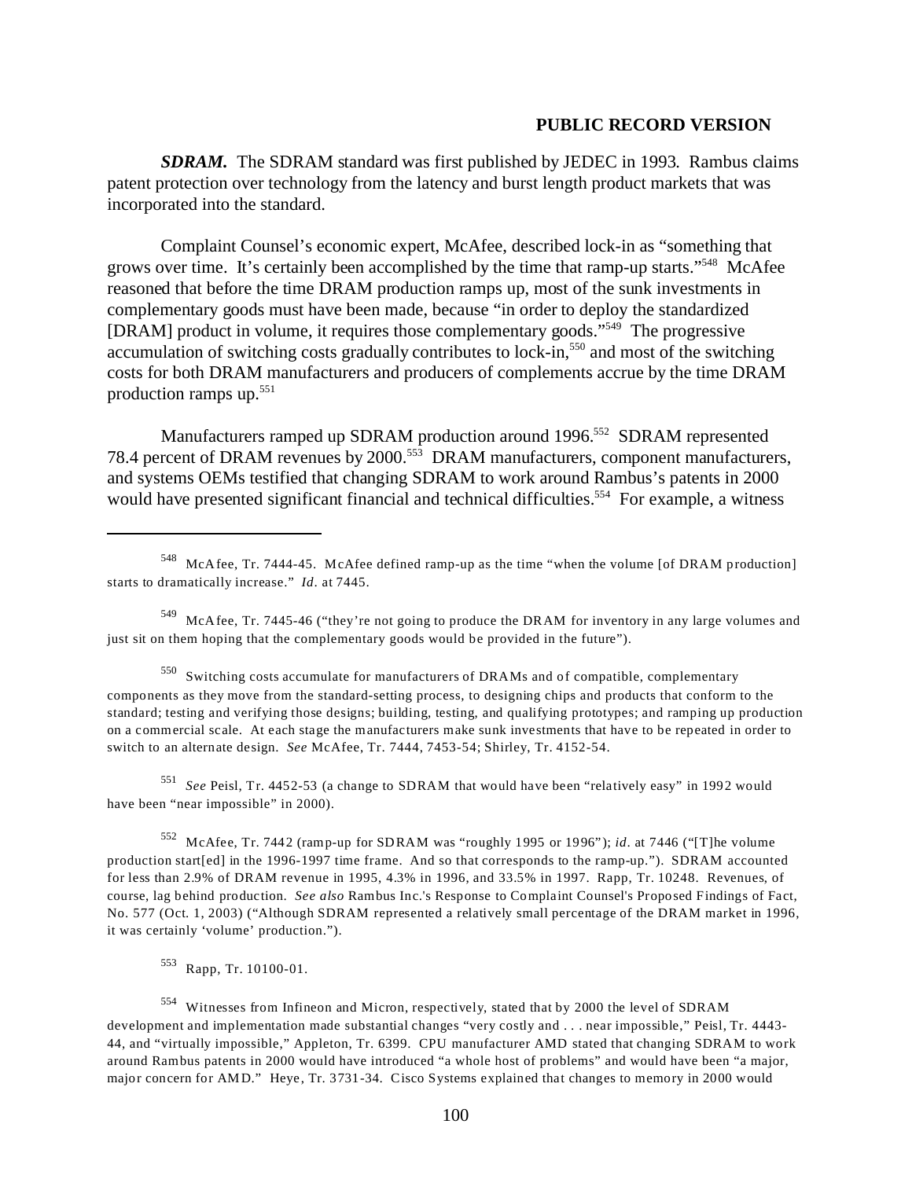***SDRAM.*** The SDRAM standard was first published by JEDEC in 1993. Rambus claims patent protection over technology from the latency and burst length product markets that was incorporated into the standard.

Complaint Counsel's economic expert, McAfee, described lock-in as "something that grows over time. It's certainly been accomplished by the time that ramp-up starts."[548] McAfee reasoned that before the time DRAM production ramps up, most of the sunk investments in complementary goods must have been made, because "in order to deploy the standardized [DRAM] product in volume, it requires those complementary goods."[549] The progressive accumulation of switching costs gradually contributes to lock-in,[550] and most of the switching costs for both DRAM manufacturers and producers of complements accrue by the time DRAM production ramps up.[551]

Manufacturers ramped up SDRAM production around 1996.[552] SDRAM represented 78.4 percent of DRAM revenues by 2000.[553] DRAM manufacturers, component manufacturers, and systems OEMs testified that changing SDRAM to work around Rambus's patents in 2000 would have presented significant financial and technical difficulties.[554] For example, a witness

---

[548] McAfee, Tr. 7444-45. McAfee defined ramp-up as the time "when the volume [of DRAM production] starts to dramatically increase." *Id.* at 7445.

[549] McAfee, Tr. 7445-46 ("they're not going to produce the DRAM for inventory in any large volumes and just sit on them hoping that the complementary goods would be provided in the future").

[550] Switching costs accumulate for manufacturers of DRAMs and of compatible, complementary components as they move from the standard-setting process, to designing chips and products that conform to the standard; testing and verifying those designs; building, testing, and qualifying prototypes; and ramping up production on a commercial scale. At each stage the manufacturers make sunk investments that have to be repeated in order to switch to an alternate design. *See* McAfee, Tr. 7444, 7453-54; Shirley, Tr. 4152-54.

[551] *See* Peisl, Tr. 4452-53 (a change to SDRAM that would have been "relatively easy" in 1992 would have been "near impossible" in 2000).

[552] McAfee, Tr. 7442 (ramp-up for SDRAM was "roughly 1995 or 1996"); *id.* at 7446 ("[T]he volume production start[ed] in the 1996-1997 time frame. And so that corresponds to the ramp-up."). SDRAM accounted for less than 2.9% of DRAM revenue in 1995, 4.3% in 1996, and 33.5% in 1997. Rapp, Tr. 10248. Revenues, of course, lag behind production. *See also* Rambus Inc.'s Response to Complaint Counsel's Proposed Findings of Fact, No. 577 (Oct. 1, 2003) ("Although SDRAM represented a relatively small percentage of the DRAM market in 1996, it was certainly 'volume' production.").

[553] Rapp, Tr. 10100-01.

[554] Witnesses from Infineon and Micron, respectively, stated that by 2000 the level of SDRAM development and implementation made substantial changes "very costly and . . . near impossible," Peisl, Tr. 4443-44, and "virtually impossible," Appleton, Tr. 6399. CPU manufacturer AMD stated that changing SDRAM to work around Rambus patents in 2000 would have introduced "a whole host of problems" and would have been "a major, major concern for AMD." Heye, Tr. 3731-34. Cisco Systems explained that changes to memory in 2000 would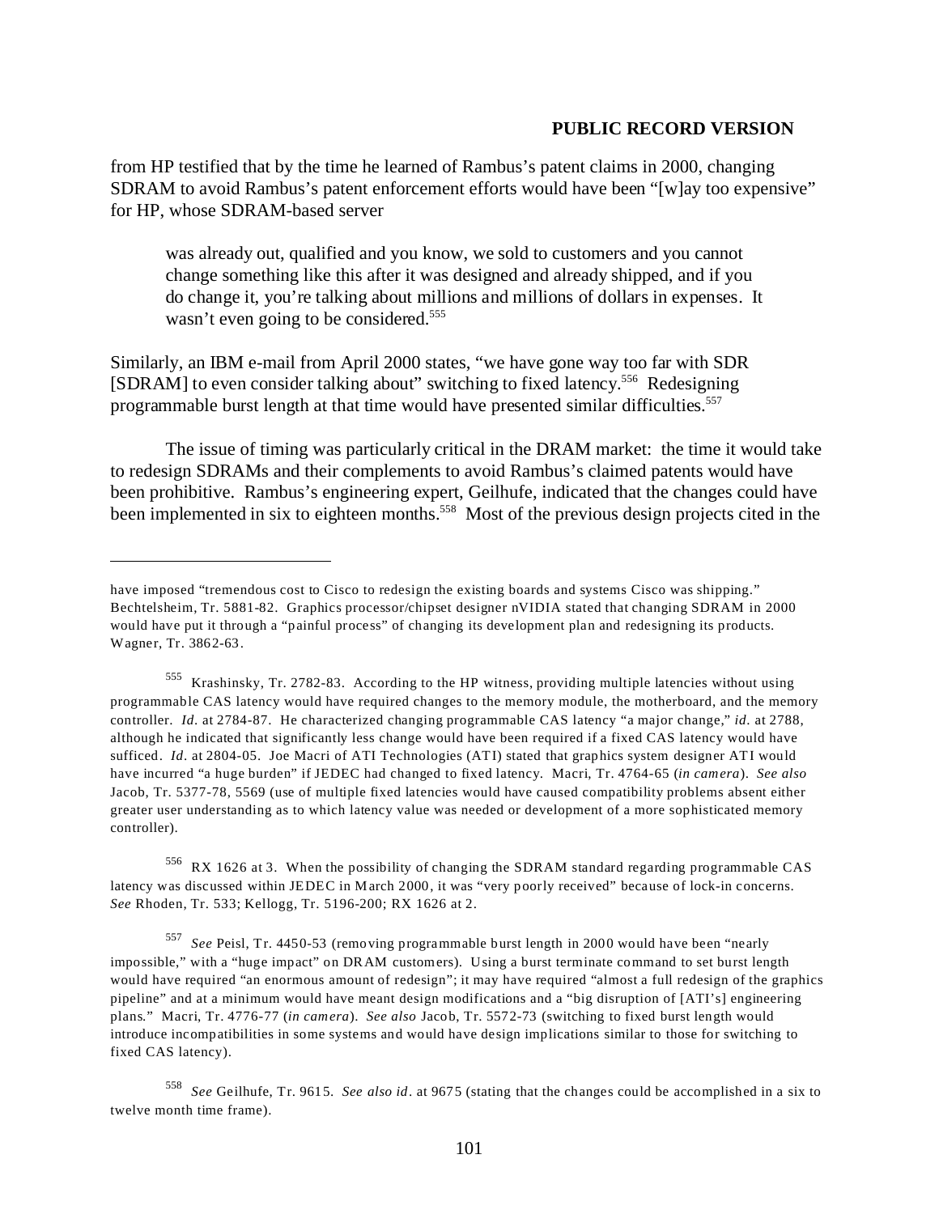from HP testified that by the time he learned of Rambus's patent claims in 2000, changing SDRAM to avoid Rambus's patent enforcement efforts would have been "[w]ay too expensive" for HP, whose SDRAM-based server

> was already out, qualified and you know, we sold to customers and you cannot change something like this after it was designed and already shipped, and if you do change it, you're talking about millions and millions of dollars in expenses. It wasn't even going to be considered.[555]

Similarly, an IBM e-mail from April 2000 states, "we have gone way too far with SDR [SDRAM] to even consider talking about" switching to fixed latency.[556] Redesigning programmable burst length at that time would have presented similar difficulties.[557]

The issue of timing was particularly critical in the DRAM market: the time it would take to redesign SDRAMs and their complements to avoid Rambus's claimed patents would have been prohibitive. Rambus's engineering expert, Geilhufe, indicated that the changes could have been implemented in six to eighteen months.[558] Most of the previous design projects cited in the

---

have imposed "tremendous cost to Cisco to redesign the existing boards and systems Cisco was shipping." Bechtelsheim, Tr. 5881-82. Graphics processor/chipset designer nVIDIA stated that changing SDRAM in 2000 would have put it through a "painful process" of changing its development plan and redesigning its products. Wagner, Tr. 3862-63.

[555] Krashinsky, Tr. 2782-83. According to the HP witness, providing multiple latencies without using programmable CAS latency would have required changes to the memory module, the motherboard, and the memory controller. *Id.* at 2784-87. He characterized changing programmable CAS latency "a major change," *id.* at 2788, although he indicated that significantly less change would have been required if a fixed CAS latency would have sufficed. *Id.* at 2804-05. Joe Macri of ATI Technologies (ATI) stated that graphics system designer ATI would have incurred "a huge burden" if JEDEC had changed to fixed latency. Macri, Tr. 4764-65 (*in camera*). *See also* Jacob, Tr. 5377-78, 5569 (use of multiple fixed latencies would have caused compatibility problems absent either greater user understanding as to which latency value was needed or development of a more sophisticated memory controller).

[556] RX 1626 at 3. When the possibility of changing the SDRAM standard regarding programmable CAS latency was discussed within JEDEC in March 2000, it was "very poorly received" because of lock-in concerns. *See* Rhoden, Tr. 533; Kellogg, Tr. 5196-200; RX 1626 at 2.

[557] *See* Peisl, Tr. 4450-53 (removing programmable burst length in 2000 would have been "nearly impossible," with a "huge impact" on DRAM customers). Using a burst terminate command to set burst length would have required "an enormous amount of redesign"; it may have required "almost a full redesign of the graphics pipeline" and at a minimum would have meant design modifications and a "big disruption of [ATI's] engineering plans." Macri, Tr. 4776-77 (*in camera*). *See also* Jacob, Tr. 5572-73 (switching to fixed burst length would introduce incompatibilities in some systems and would have design implications similar to those for switching to fixed CAS latency).

[558] *See* Geilhufe, Tr. 9615. *See also id.* at 9675 (stating that the changes could be accomplished in a six to twelve month time frame).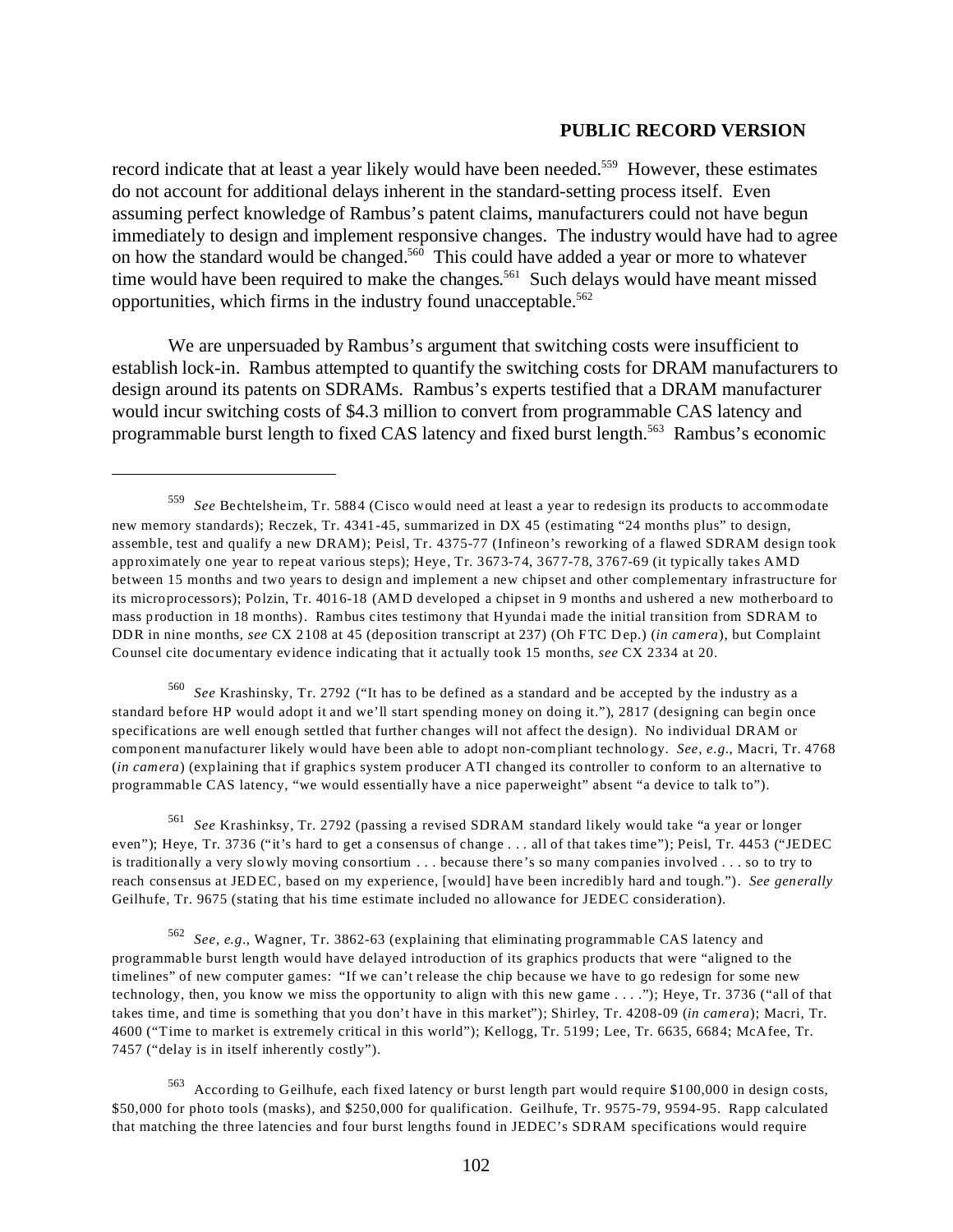record indicate that at least a year likely would have been needed.[559] However, these estimates do not account for additional delays inherent in the standard-setting process itself. Even assuming perfect knowledge of Rambus's patent claims, manufacturers could not have begun immediately to design and implement responsive changes. The industry would have had to agree on how the standard would be changed.[560] This could have added a year or more to whatever time would have been required to make the changes.[561] Such delays would have meant missed opportunities, which firms in the industry found unacceptable.[562]

We are unpersuaded by Rambus's argument that switching costs were insufficient to establish lock-in. Rambus attempted to quantify the switching costs for DRAM manufacturers to design around its patents on SDRAMs. Rambus's experts testified that a DRAM manufacturer would incur switching costs of $4.3 million to convert from programmable CAS latency and programmable burst length to fixed CAS latency and fixed burst length.[563] Rambus's economic

---

[559] *See* Bechtelsheim, Tr. 5884 (Cisco would need at least a year to redesign its products to accommodate new memory standards); Reczek, Tr. 4341-45, summarized in DX 45 (estimating "24 months plus" to design, assemble, test and qualify a new DRAM); Peisl, Tr. 4375-77 (Infineon's reworking of a flawed SDRAM design took approximately one year to repeat various steps); Heye, Tr. 3673-74, 3677-78, 3767-69 (it typically takes AMD between 15 months and two years to design and implement a new chipset and other complementary infrastructure for its microprocessors); Polzin, Tr. 4016-18 (AMD developed a chipset in 9 months and ushered a new motherboard to mass production in 18 months). Rambus cites testimony that Hyundai made the initial transition from SDRAM to DDR in nine months, *see* CX 2108 at 45 (deposition transcript at 237) (Oh FTC Dep.) (*in camera*), but Complaint Counsel cite documentary evidence indicating that it actually took 15 months, *see* CX 2334 at 20.

[560] *See* Krashinsky, Tr. 2792 ("It has to be defined as a standard and be accepted by the industry as a standard before HP would adopt it and we'll start spending money on doing it."), 2817 (designing can begin once specifications are well enough settled that further changes will not affect the design). No individual DRAM or component manufacturer likely would have been able to adopt non-compliant technology. *See, e.g.*, Macri, Tr. 4768 (*in camera*) (explaining that if graphics system producer ATI changed its controller to conform to an alternative to programmable CAS latency, "we would essentially have a nice paperweight" absent "a device to talk to").

[561] *See* Krashinksy, Tr. 2792 (passing a revised SDRAM standard likely would take "a year or longer even"); Heye, Tr. 3736 ("it's hard to get a consensus of change . . . all of that takes time"); Peisl, Tr. 4453 ("JEDEC is traditionally a very slowly moving consortium . . . because there's so many companies involved . . . so to try to reach consensus at JEDEC, based on my experience, [would] have been incredibly hard and tough."). *See generally* Geilhufe, Tr. 9675 (stating that his time estimate included no allowance for JEDEC consideration).

[562] *See, e.g.*, Wagner, Tr. 3862-63 (explaining that eliminating programmable CAS latency and programmable burst length would have delayed introduction of its graphics products that were "aligned to the timelines" of new computer games: "If we can't release the chip because we have to go redesign for some new technology, then, you know we miss the opportunity to align with this new game . . . ."); Heye, Tr. 3736 ("all of that takes time, and time is something that you don't have in this market"); Shirley, Tr. 4208-09 (*in camera*); Macri, Tr. 4600 ("Time to market is extremely critical in this world"); Kellogg, Tr. 5199; Lee, Tr. 6635, 6684; McAfee, Tr. 7457 ("delay is in itself inherently costly").

[563] According to Geilhufe, each fixed latency or burst length part would require $100,000 in design costs, $50,000 for photo tools (masks), and $250,000 for qualification. Geilhufe, Tr. 9575-79, 9594-95. Rapp calculated that matching the three latencies and four burst lengths found in JEDEC's SDRAM specifications would require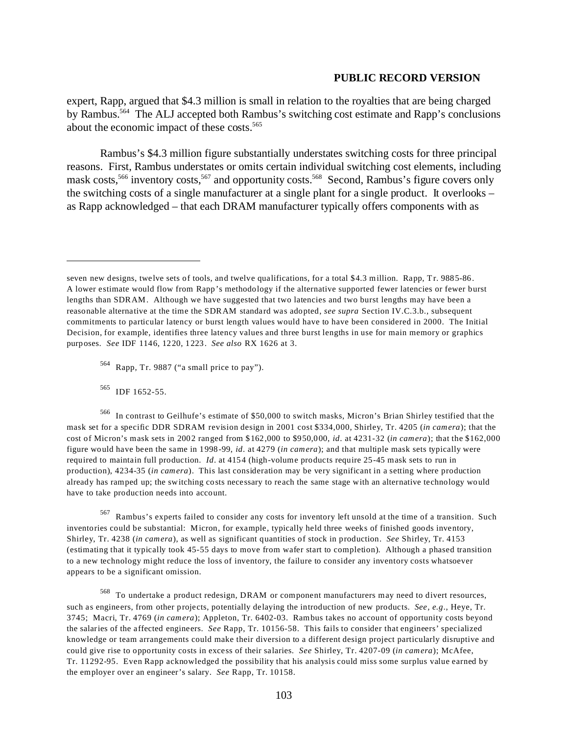expert, Rapp, argued that $4.3 million is small in relation to the royalties that are being charged by Rambus.[564] The ALJ accepted both Rambus's switching cost estimate and Rapp's conclusions about the economic impact of these costs.[565]

Rambus's $4.3 million figure substantially understates switching costs for three principal reasons. First, Rambus understates or omits certain individual switching cost elements, including mask costs,[566] inventory costs,[567] and opportunity costs.[568] Second, Rambus's figure covers only the switching costs of a single manufacturer at a single plant for a single product. It overlooks – as Rapp acknowledged – that each DRAM manufacturer typically offers components with as

---

seven new designs, twelve sets of tools, and twelve qualifications, for a total $4.3 million. Rapp, Tr. 9885-86. A lower estimate would flow from Rapp's methodology if the alternative supported fewer latencies or fewer burst lengths than SDRAM. Although we have suggested that two latencies and two burst lengths may have been a reasonable alternative at the time the SDRAM standard was adopted, *see supra* Section IV.C.3.b., subsequent commitments to particular latency or burst length values would have to have been considered in 2000. The Initial Decision, for example, identifies three latency values and three burst lengths in use for main memory or graphics purposes. *See* IDF 1146, 1220, 1223. *See also* RX 1626 at 3.

[564] Rapp, Tr. 9887 ("a small price to pay").

[565] IDF 1652-55.

[566] In contrast to Geilhufe's estimate of $50,000 to switch masks, Micron's Brian Shirley testified that the mask set for a specific DDR SDRAM revision design in 2001 cost $334,000, Shirley, Tr. 4205 (*in camera*); that the cost of Micron's mask sets in 2002 ranged from $162,000 to $950,000, *id.* at 4231-32 (*in camera*); that the $162,000 figure would have been the same in 1998-99, *id.* at 4279 (*in camera*); and that multiple mask sets typically were required to maintain full production. *Id.* at 4154 (high-volume products require 25-45 mask sets to run in production), 4234-35 (*in camera*). This last consideration may be very significant in a setting where production already has ramped up; the switching costs necessary to reach the same stage with an alternative technology would have to take production needs into account.

[567] Rambus's experts failed to consider any costs for inventory left unsold at the time of a transition. Such inventories could be substantial: Micron, for example, typically held three weeks of finished goods inventory, Shirley, Tr. 4238 (*in camera*), as well as significant quantities of stock in production. *See* Shirley, Tr. 4153 (estimating that it typically took 45-55 days to move from wafer start to completion). Although a phased transition to a new technology might reduce the loss of inventory, the failure to consider any inventory costs whatsoever appears to be a significant omission.

[568] To undertake a product redesign, DRAM or component manufacturers may need to divert resources, such as engineers, from other projects, potentially delaying the introduction of new products. *See, e.g.*, Heye, Tr. 3745; Macri, Tr. 4769 (*in camera*); Appleton, Tr. 6402-03. Rambus takes no account of opportunity costs beyond the salaries of the affected engineers. *See* Rapp, Tr. 10156-58. This fails to consider that engineers' specialized knowledge or team arrangements could make their diversion to a different design project particularly disruptive and could give rise to opportunity costs in excess of their salaries. *See* Shirley, Tr. 4207-09 (*in camera*); McAfee, Tr. 11292-95. Even Rapp acknowledged the possibility that his analysis could miss some surplus value earned by the employer over an engineer's salary. *See* Rapp, Tr. 10158.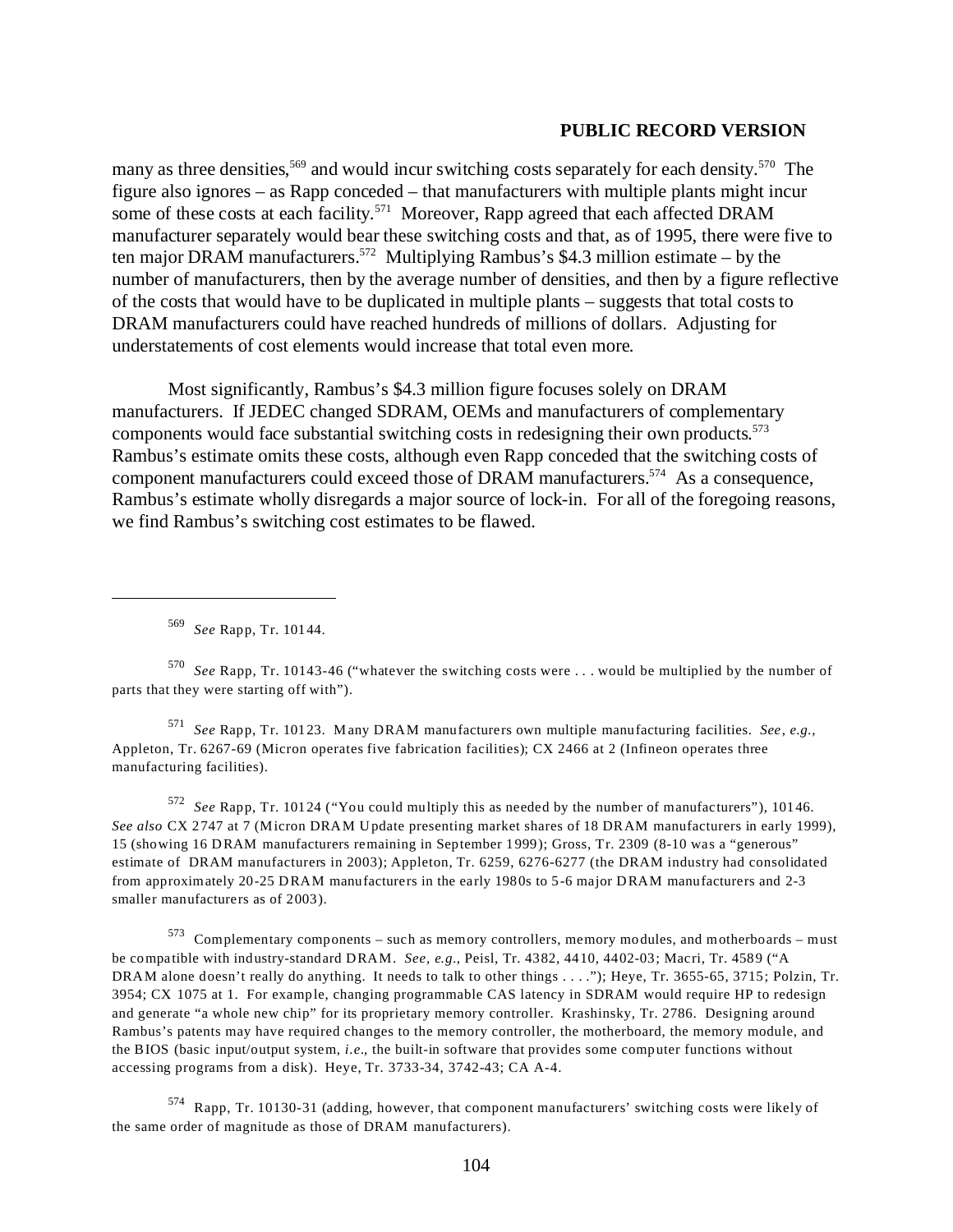many as three densities,[569] and would incur switching costs separately for each density.[570] The figure also ignores – as Rapp conceded – that manufacturers with multiple plants might incur some of these costs at each facility.[571] Moreover, Rapp agreed that each affected DRAM manufacturer separately would bear these switching costs and that, as of 1995, there were five to ten major DRAM manufacturers.[572] Multiplying Rambus's $4.3 million estimate – by the number of manufacturers, then by the average number of densities, and then by a figure reflective of the costs that would have to be duplicated in multiple plants – suggests that total costs to DRAM manufacturers could have reached hundreds of millions of dollars. Adjusting for understatements of cost elements would increase that total even more.

Most significantly, Rambus's $4.3 million figure focuses solely on DRAM manufacturers. If JEDEC changed SDRAM, OEMs and manufacturers of complementary components would face substantial switching costs in redesigning their own products.[573] Rambus's estimate omits these costs, although even Rapp conceded that the switching costs of component manufacturers could exceed those of DRAM manufacturers.[574] As a consequence, Rambus's estimate wholly disregards a major source of lock-in. For all of the foregoing reasons, we find Rambus's switching cost estimates to be flawed.

---

[569] *See* Rapp, Tr. 10144.

[570] *See* Rapp, Tr. 10143-46 ("whatever the switching costs were . . . would be multiplied by the number of parts that they were starting off with").

[571] *See* Rapp, Tr. 10123. Many DRAM manufacturers own multiple manufacturing facilities. *See, e.g.*, Appleton, Tr. 6267-69 (Micron operates five fabrication facilities); CX 2466 at 2 (Infineon operates three manufacturing facilities).

[572] *See* Rapp, Tr. 10124 ("You could multiply this as needed by the number of manufacturers"), 10146. *See also* CX 2747 at 7 (Micron DRAM Update presenting market shares of 18 DRAM manufacturers in early 1999), 15 (showing 16 DRAM manufacturers remaining in September 1999); Gross, Tr. 2309 (8-10 was a "generous" estimate of DRAM manufacturers in 2003); Appleton, Tr. 6259, 6276-6277 (the DRAM industry had consolidated from approximately 20-25 DRAM manufacturers in the early 1980s to 5-6 major DRAM manufacturers and 2-3 smaller manufacturers as of 2003).

[573] Complementary components – such as memory controllers, memory modules, and motherboards – must be compatible with industry-standard DRAM. *See, e.g.*, Peisl, Tr. 4382, 4410, 4402-03; Macri, Tr. 4589 ("A DRAM alone doesn't really do anything. It needs to talk to other things . . . ."); Heye, Tr. 3655-65, 3715; Polzin, Tr. 3954; CX 1075 at 1. For example, changing programmable CAS latency in SDRAM would require HP to redesign and generate "a whole new chip" for its proprietary memory controller. Krashinsky, Tr. 2786. Designing around Rambus's patents may have required changes to the memory controller, the motherboard, the memory module, and the BIOS (basic input/output system, *i.e.*, the built-in software that provides some computer functions without accessing programs from a disk). Heye, Tr. 3733-34, 3742-43; CA A-4.

[574] Rapp, Tr. 10130-31 (adding, however, that component manufacturers' switching costs were likely of the same order of magnitude as those of DRAM manufacturers).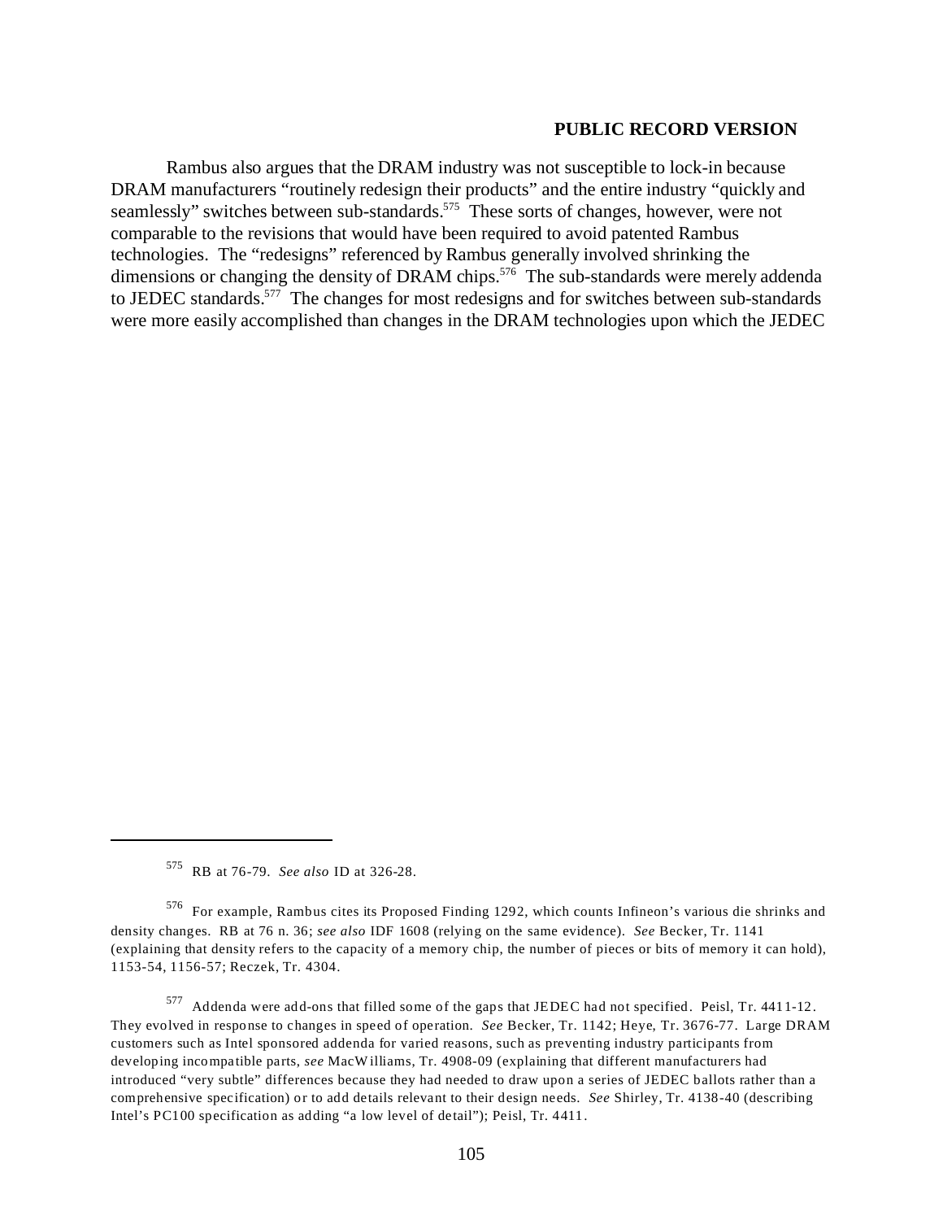**PUBLIC RECORD VERSION**

Rambus also argues that the DRAM industry was not susceptible to lock-in because DRAM manufacturers "routinely redesign their products" and the entire industry "quickly and seamlessly" switches between sub-standards.[575] These sorts of changes, however, were not comparable to the revisions that would have been required to avoid patented Rambus technologies. The "redesigns" referenced by Rambus generally involved shrinking the dimensions or changing the density of DRAM chips.[576] The sub-standards were merely addenda to JEDEC standards.[577] The changes for most redesigns and for switches between sub-standards were more easily accomplished than changes in the DRAM technologies upon which the JEDEC

---

[575] RB at 76-79. *See also* ID at 326-28.

[576] For example, Rambus cites its Proposed Finding 1292, which counts Infineon's various die shrinks and density changes. RB at 76 n. 36; *see also* IDF 1608 (relying on the same evidence). *See* Becker, Tr. 1141 (explaining that density refers to the capacity of a memory chip, the number of pieces or bits of memory it can hold), 1153-54, 1156-57; Reczek, Tr. 4304.

[577] Addenda were add-ons that filled some of the gaps that JEDEC had not specified. Peisl, Tr. 4411-12. They evolved in response to changes in speed of operation. *See* Becker, Tr. 1142; Heye, Tr. 3676-77. Large DRAM customers such as Intel sponsored addenda for varied reasons, such as preventing industry participants from developing incompatible parts, *see* MacWilliams, Tr. 4908-09 (explaining that different manufacturers had introduced "very subtle" differences because they had needed to draw upon a series of JEDEC ballots rather than a comprehensive specification) or to add details relevant to their design needs. *See* Shirley, Tr. 4138-40 (describing Intel's PC100 specification as adding "a low level of detail"); Peisl, Tr. 4411.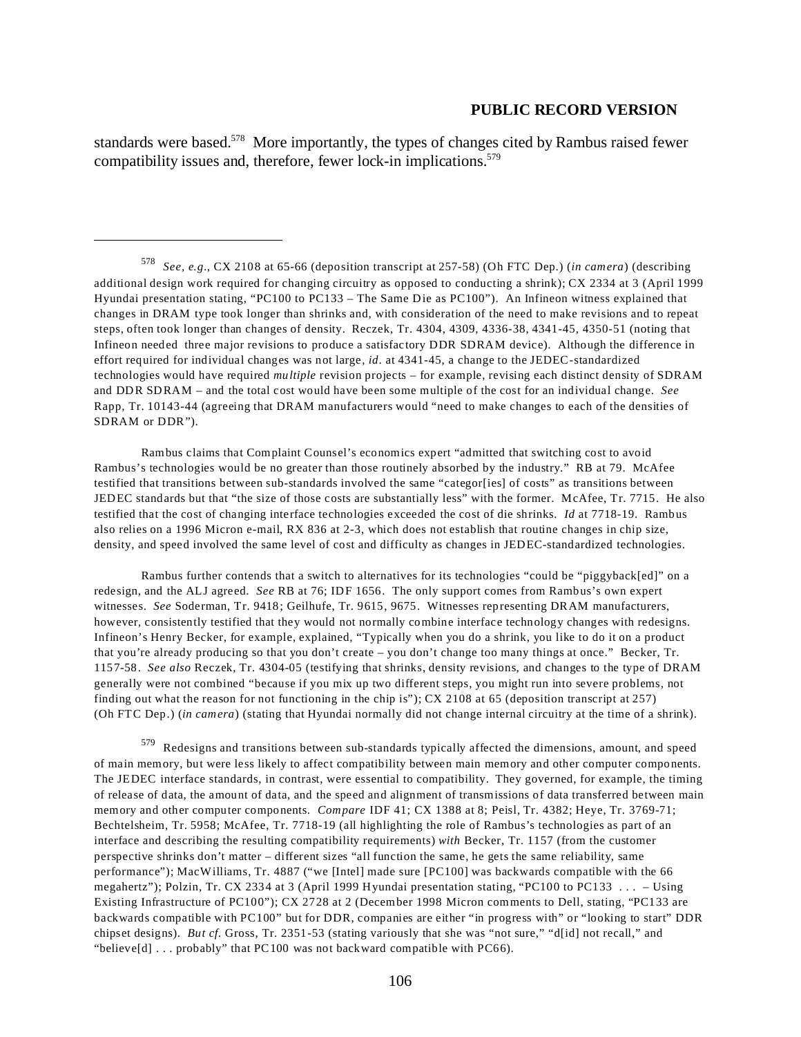standards were based.[578] More importantly, the types of changes cited by Rambus raised fewer compatibility issues and, therefore, fewer lock-in implications.[579]

---

[578] *See, e.g.*, CX 2108 at 65-66 (deposition transcript at 257-58) (Oh FTC Dep.) (*in camera*) (describing additional design work required for changing circuitry as opposed to conducting a shrink); CX 2334 at 3 (April 1999 Hyundai presentation stating, "PC100 to PC133 – The Same Die as PC100"). An Infineon witness explained that changes in DRAM type took longer than shrinks and, with consideration of the need to make revisions and to repeat steps, often took longer than changes of density. Reczek, Tr. 4304, 4309, 4336-38, 4341-45, 4350-51 (noting that Infineon needed three major revisions to produce a satisfactory DDR SDRAM device). Although the difference in effort required for individual changes was not large, *id.* at 4341-45, a change to the JEDEC-standardized technologies would have required *multiple* revision projects – for example, revising each distinct density of SDRAM and DDR SDRAM – and the total cost would have been some multiple of the cost for an individual change. *See* Rapp, Tr. 10143-44 (agreeing that DRAM manufacturers would "need to make changes to each of the densities of SDRAM or DDR").

Rambus claims that Complaint Counsel's economics expert "admitted that switching cost to avoid Rambus's technologies would be no greater than those routinely absorbed by the industry." RB at 79. McAfee testified that transitions between sub-standards involved the same "categor[ies] of costs" as transitions between JEDEC standards but that "the size of those costs are substantially less" with the former. McAfee, Tr. 7715. He also testified that the cost of changing interface technologies exceeded the cost of die shrinks. *Id* at 7718-19. Rambus also relies on a 1996 Micron e-mail, RX 836 at 2-3, which does not establish that routine changes in chip size, density, and speed involved the same level of cost and difficulty as changes in JEDEC-standardized technologies.

Rambus further contends that a switch to alternatives for its technologies "could be "piggyback[ed]" on a redesign, and the ALJ agreed. *See* RB at 76; IDF 1656. The only support comes from Rambus's own expert witnesses. *See* Soderman, Tr. 9418; Geilhufe, Tr. 9615, 9675. Witnesses representing DRAM manufacturers, however, consistently testified that they would not normally combine interface technology changes with redesigns. Infineon's Henry Becker, for example, explained, "Typically when you do a shrink, you like to do it on a product that you're already producing so that you don't create – you don't change too many things at once." Becker, Tr. 1157-58. *See also* Reczek, Tr. 4304-05 (testifying that shrinks, density revisions, and changes to the type of DRAM generally were not combined "because if you mix up two different steps, you might run into severe problems, not finding out what the reason for not functioning in the chip is"); CX 2108 at 65 (deposition transcript at 257) (Oh FTC Dep.) (*in camera*) (stating that Hyundai normally did not change internal circuitry at the time of a shrink).

[579] Redesigns and transitions between sub-standards typically affected the dimensions, amount, and speed of main memory, but were less likely to affect compatibility between main memory and other computer components. The JEDEC interface standards, in contrast, were essential to compatibility. They governed, for example, the timing of release of data, the amount of data, and the speed and alignment of transmissions of data transferred between main memory and other computer components. *Compare* IDF 41; CX 1388 at 8; Peisl, Tr. 4382; Heye, Tr. 3769-71; Bechtelsheim, Tr. 5958; McAfee, Tr. 7718-19 (all highlighting the role of Rambus's technologies as part of an interface and describing the resulting compatibility requirements) *with* Becker, Tr. 1157 (from the customer perspective shrinks don't matter – different sizes "all function the same, he gets the same reliability, same performance"); MacWilliams, Tr. 4887 ("we [Intel] made sure [PC100] was backwards compatible with the 66 megahertz"); Polzin, Tr. CX 2334 at 3 (April 1999 Hyundai presentation stating, "PC100 to PC133 . . . – Using Existing Infrastructure of PC100"); CX 2728 at 2 (December 1998 Micron comments to Dell, stating, "PC133 are backwards compatible with PC100" but for DDR, companies are either "in progress with" or "looking to start" DDR chipset designs). *But cf.* Gross, Tr. 2351-53 (stating variously that she was "not sure," "d[id] not recall," and "believe[d] . . . probably" that PC100 was not backward compatible with PC66).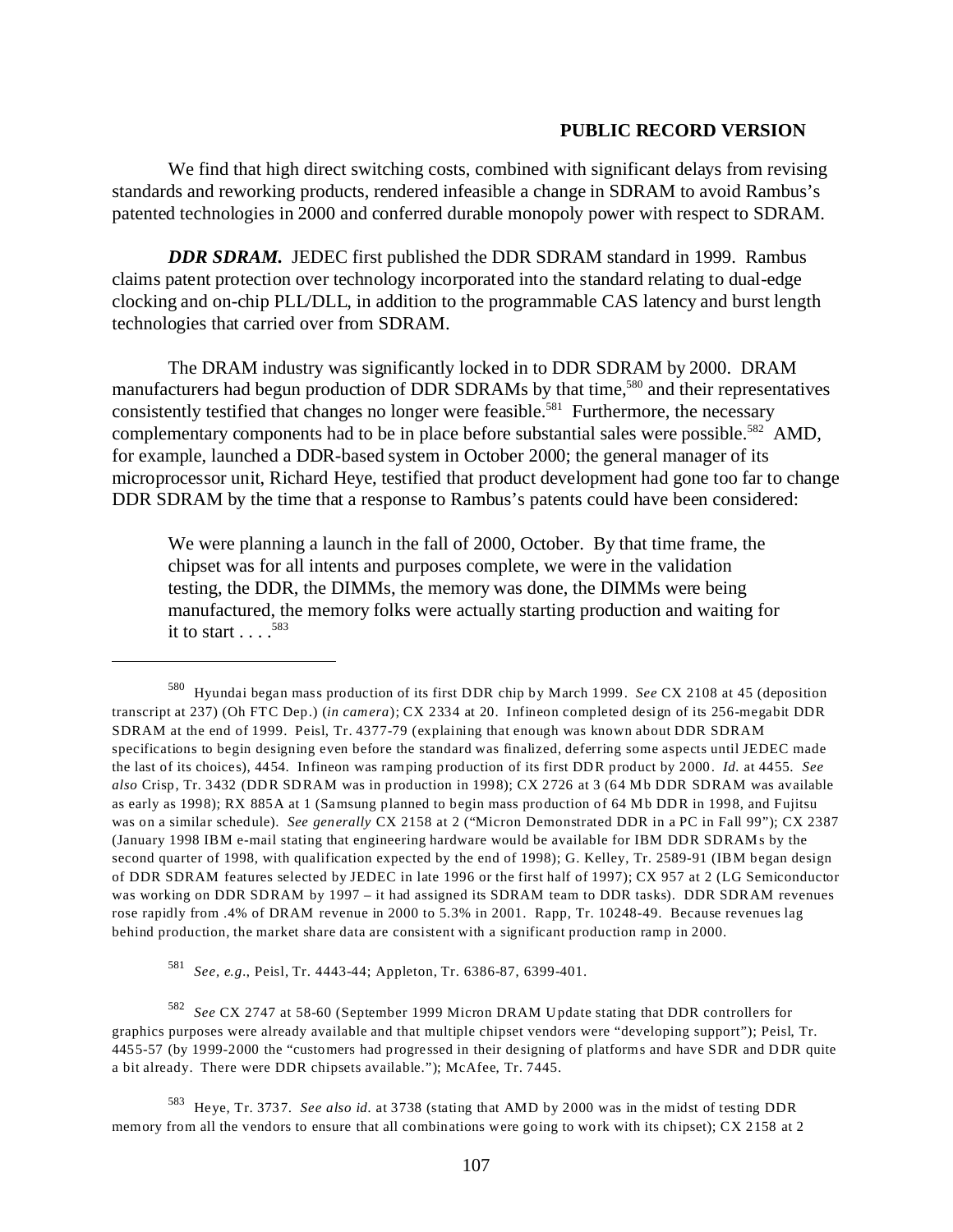PUBLIC RECORD VERSION

We find that high direct switching costs, combined with significant delays from revising standards and reworking products, rendered infeasible a change in SDRAM to avoid Rambus's patented technologies in 2000 and conferred durable monopoly power with respect to SDRAM.

***DDR SDRAM.*** JEDEC first published the DDR SDRAM standard in 1999. Rambus claims patent protection over technology incorporated into the standard relating to dual-edge clocking and on-chip PLL/DLL, in addition to the programmable CAS latency and burst length technologies that carried over from SDRAM.

The DRAM industry was significantly locked in to DDR SDRAM by 2000. DRAM manufacturers had begun production of DDR SDRAMs by that time,[580] and their representatives consistently testified that changes no longer were feasible.[581] Furthermore, the necessary complementary components had to be in place before substantial sales were possible.[582] AMD, for example, launched a DDR-based system in October 2000; the general manager of its microprocessor unit, Richard Heye, testified that product development had gone too far to change DDR SDRAM by the time that a response to Rambus's patents could have been considered:

> We were planning a launch in the fall of 2000, October. By that time frame, the chipset was for all intents and purposes complete, we were in the validation testing, the DDR, the DIMMs, the memory was done, the DIMMs were being manufactured, the memory folks were actually starting production and waiting for it to start . . . .[583]

---

[580] Hyundai began mass production of its first DDR chip by March 1999. *See* CX 2108 at 45 (deposition transcript at 237) (Oh FTC Dep.) (*in camera*); CX 2334 at 20. Infineon completed design of its 256-megabit DDR SDRAM at the end of 1999. Peisl, Tr. 4377-79 (explaining that enough was known about DDR SDRAM specifications to begin designing even before the standard was finalized, deferring some aspects until JEDEC made the last of its choices), 4454. Infineon was ramping production of its first DDR product by 2000. *Id.* at 4455. *See also* Crisp, Tr. 3432 (DDR SDRAM was in production in 1998); CX 2726 at 3 (64 Mb DDR SDRAM was available as early as 1998); RX 885A at 1 (Samsung planned to begin mass production of 64 Mb DDR in 1998, and Fujitsu was on a similar schedule). *See generally* CX 2158 at 2 ("Micron Demonstrated DDR in a PC in Fall 99"); CX 2387 (January 1998 IBM e-mail stating that engineering hardware would be available for IBM DDR SDRAMs by the second quarter of 1998, with qualification expected by the end of 1998); G. Kelley, Tr. 2589-91 (IBM began design of DDR SDRAM features selected by JEDEC in late 1996 or the first half of 1997); CX 957 at 2 (LG Semiconductor was working on DDR SDRAM by 1997 – it had assigned its SDRAM team to DDR tasks). DDR SDRAM revenues rose rapidly from .4% of DRAM revenue in 2000 to 5.3% in 2001. Rapp, Tr. 10248-49. Because revenues lag behind production, the market share data are consistent with a significant production ramp in 2000.

[581] *See, e.g.*, Peisl, Tr. 4443-44; Appleton, Tr. 6386-87, 6399-401.

[582] *See* CX 2747 at 58-60 (September 1999 Micron DRAM Update stating that DDR controllers for graphics purposes were already available and that multiple chipset vendors were "developing support"); Peisl, Tr. 4455-57 (by 1999-2000 the "customers had progressed in their designing of platforms and have SDR and DDR quite a bit already. There were DDR chipsets available."); McAfee, Tr. 7445.

[583] Heye, Tr. 3737. *See also id.* at 3738 (stating that AMD by 2000 was in the midst of testing DDR memory from all the vendors to ensure that all combinations were going to work with its chipset); CX 2158 at 2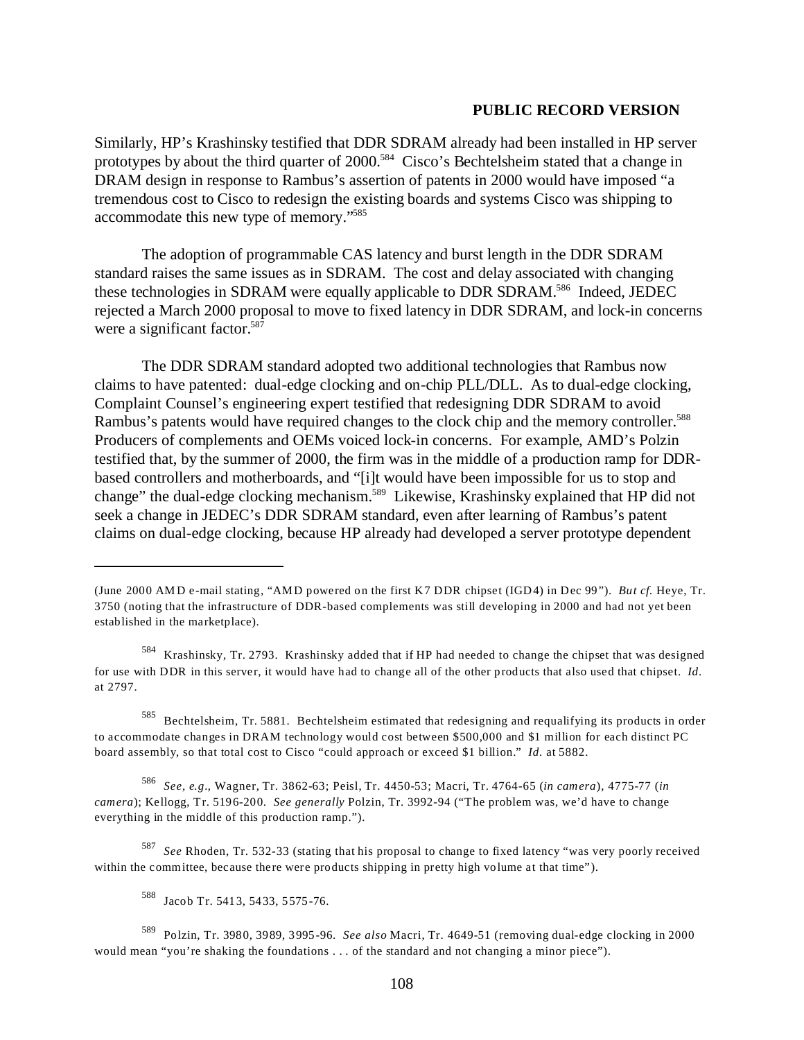**PUBLIC RECORD VERSION**

Similarly, HP's Krashinsky testified that DDR SDRAM already had been installed in HP server prototypes by about the third quarter of 2000.[584] Cisco's Bechtelsheim stated that a change in DRAM design in response to Rambus's assertion of patents in 2000 would have imposed "a tremendous cost to Cisco to redesign the existing boards and systems Cisco was shipping to accommodate this new type of memory."[585]

The adoption of programmable CAS latency and burst length in the DDR SDRAM standard raises the same issues as in SDRAM. The cost and delay associated with changing these technologies in SDRAM were equally applicable to DDR SDRAM.[586] Indeed, JEDEC rejected a March 2000 proposal to move to fixed latency in DDR SDRAM, and lock-in concerns were a significant factor.[587]

The DDR SDRAM standard adopted two additional technologies that Rambus now claims to have patented: dual-edge clocking and on-chip PLL/DLL. As to dual-edge clocking, Complaint Counsel's engineering expert testified that redesigning DDR SDRAM to avoid Rambus's patents would have required changes to the clock chip and the memory controller.[588] Producers of complements and OEMs voiced lock-in concerns. For example, AMD's Polzin testified that, by the summer of 2000, the firm was in the middle of a production ramp for DDR-based controllers and motherboards, and "[i]t would have been impossible for us to stop and change" the dual-edge clocking mechanism.[589] Likewise, Krashinsky explained that HP did not seek a change in JEDEC's DDR SDRAM standard, even after learning of Rambus's patent claims on dual-edge clocking, because HP already had developed a server prototype dependent

---

(June 2000 AMD e-mail stating, "AMD powered on the first K7 DDR chipset (IGD4) in Dec 99"). *But cf.* Heye, Tr. 3750 (noting that the infrastructure of DDR-based complements was still developing in 2000 and had not yet been established in the marketplace).

[584] Krashinsky, Tr. 2793. Krashinsky added that if HP had needed to change the chipset that was designed for use with DDR in this server, it would have had to change all of the other products that also used that chipset. *Id.* at 2797.

[585] Bechtelsheim, Tr. 5881. Bechtelsheim estimated that redesigning and requalifying its products in order to accommodate changes in DRAM technology would cost between $500,000 and $1 million for each distinct PC board assembly, so that total cost to Cisco "could approach or exceed $1 billion." *Id.* at 5882.

[586] *See, e.g.*, Wagner, Tr. 3862-63; Peisl, Tr. 4450-53; Macri, Tr. 4764-65 (*in camera*), 4775-77 (*in camera*); Kellogg, Tr. 5196-200. *See generally* Polzin, Tr. 3992-94 ("The problem was, we'd have to change everything in the middle of this production ramp.").

[587] *See* Rhoden, Tr. 532-33 (stating that his proposal to change to fixed latency "was very poorly received within the committee, because there were products shipping in pretty high volume at that time").

[588] Jacob Tr. 5413, 5433, 5575-76.

[589] Polzin, Tr. 3980, 3989, 3995-96. *See also* Macri, Tr. 4649-51 (removing dual-edge clocking in 2000 would mean "you're shaking the foundations . . . of the standard and not changing a minor piece").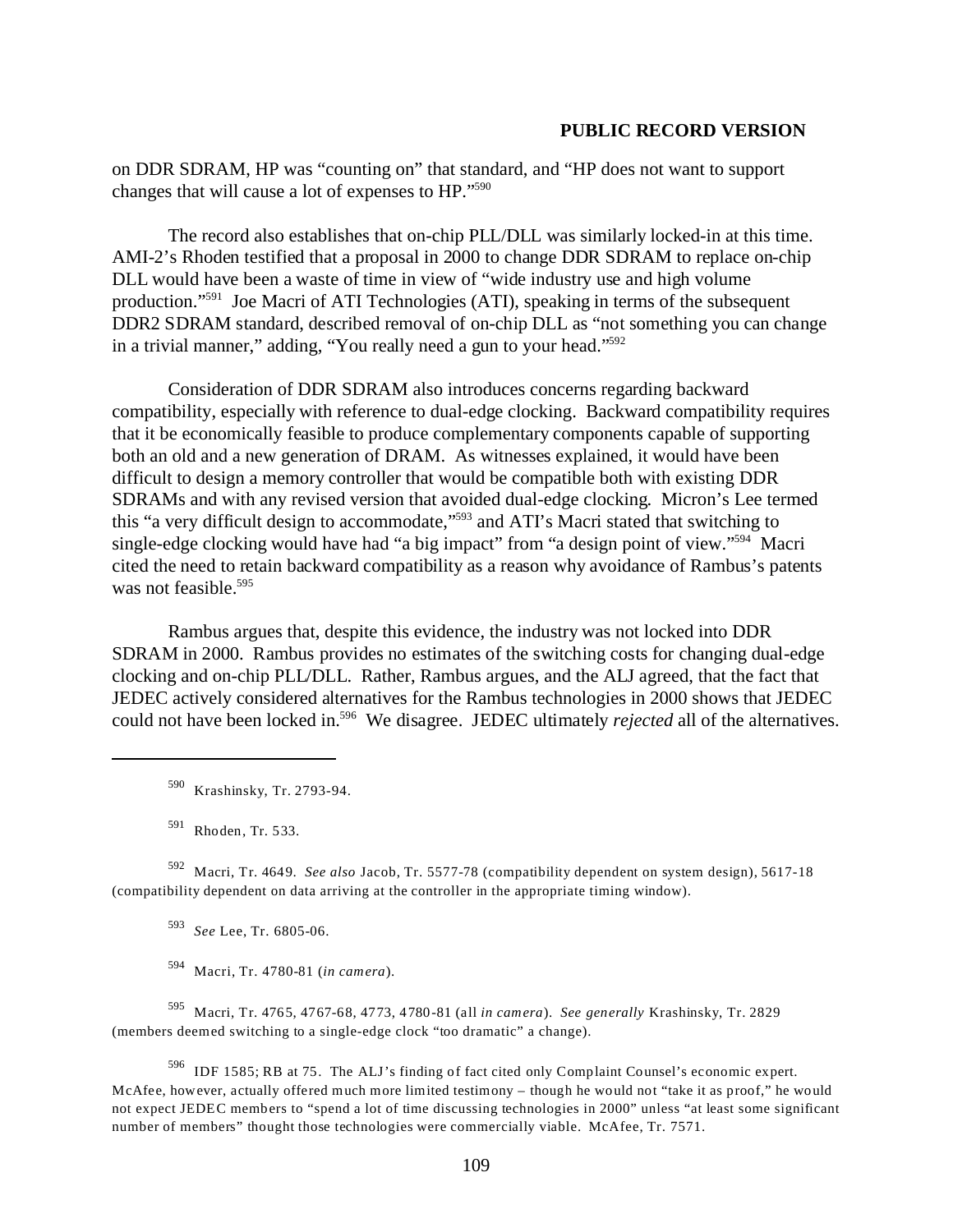on DDR SDRAM, HP was "counting on" that standard, and "HP does not want to support changes that will cause a lot of expenses to HP."[590]

The record also establishes that on-chip PLL/DLL was similarly locked-in at this time. AMI-2's Rhoden testified that a proposal in 2000 to change DDR SDRAM to replace on-chip DLL would have been a waste of time in view of "wide industry use and high volume production."[591] Joe Macri of ATI Technologies (ATI), speaking in terms of the subsequent DDR2 SDRAM standard, described removal of on-chip DLL as "not something you can change in a trivial manner," adding, "You really need a gun to your head."[592]

Consideration of DDR SDRAM also introduces concerns regarding backward compatibility, especially with reference to dual-edge clocking. Backward compatibility requires that it be economically feasible to produce complementary components capable of supporting both an old and a new generation of DRAM. As witnesses explained, it would have been difficult to design a memory controller that would be compatible both with existing DDR SDRAMs and with any revised version that avoided dual-edge clocking. Micron's Lee termed this "a very difficult design to accommodate,"[593] and ATI's Macri stated that switching to single-edge clocking would have had "a big impact" from "a design point of view."[594] Macri cited the need to retain backward compatibility as a reason why avoidance of Rambus's patents was not feasible.[595]

Rambus argues that, despite this evidence, the industry was not locked into DDR SDRAM in 2000. Rambus provides no estimates of the switching costs for changing dual-edge clocking and on-chip PLL/DLL. Rather, Rambus argues, and the ALJ agreed, that the fact that JEDEC actively considered alternatives for the Rambus technologies in 2000 shows that JEDEC could not have been locked in.[596] We disagree. JEDEC ultimately *rejected* all of the alternatives.

---

[590] Krashinsky, Tr. 2793-94.

[591] Rhoden, Tr. 533.

[592] Macri, Tr. 4649. *See also* Jacob, Tr. 5577-78 (compatibility dependent on system design), 5617-18 (compatibility dependent on data arriving at the controller in the appropriate timing window).

[593] *See* Lee, Tr. 6805-06.

[594] Macri, Tr. 4780-81 (*in camera*).

[595] Macri, Tr. 4765, 4767-68, 4773, 4780-81 (all *in camera*). *See generally* Krashinsky, Tr. 2829 (members deemed switching to a single-edge clock "too dramatic" a change).

[596] IDF 1585; RB at 75. The ALJ's finding of fact cited only Complaint Counsel's economic expert. McAfee, however, actually offered much more limited testimony – though he would not "take it as proof," he would not expect JEDEC members to "spend a lot of time discussing technologies in 2000" unless "at least some significant number of members" thought those technologies were commercially viable. McAfee, Tr. 7571.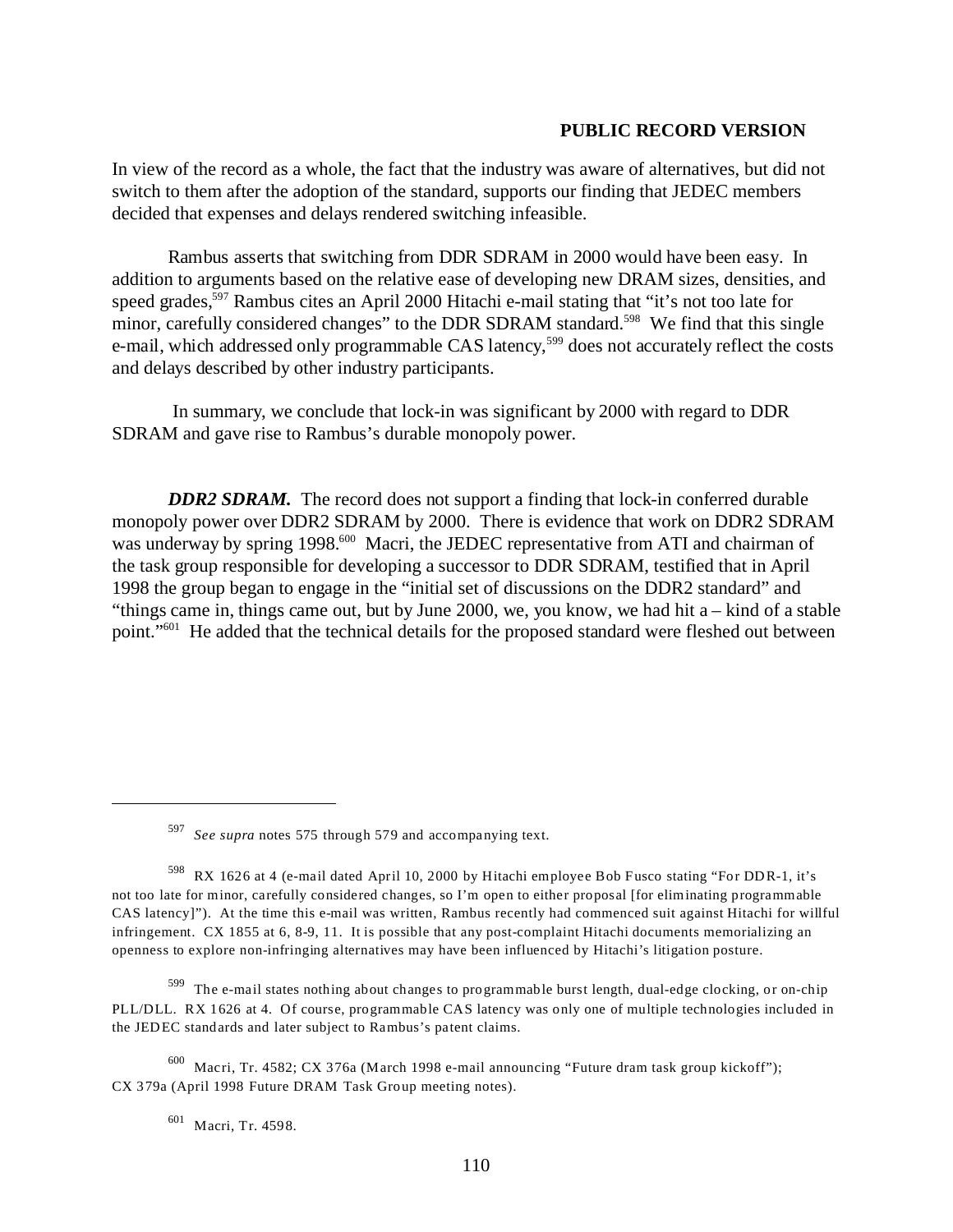In view of the record as a whole, the fact that the industry was aware of alternatives, but did not switch to them after the adoption of the standard, supports our finding that JEDEC members decided that expenses and delays rendered switching infeasible.

Rambus asserts that switching from DDR SDRAM in 2000 would have been easy. In addition to arguments based on the relative ease of developing new DRAM sizes, densities, and speed grades,[597] Rambus cites an April 2000 Hitachi e-mail stating that "it's not too late for minor, carefully considered changes" to the DDR SDRAM standard.[598] We find that this single e-mail, which addressed only programmable CAS latency,[599] does not accurately reflect the costs and delays described by other industry participants.

In summary, we conclude that lock-in was significant by 2000 with regard to DDR SDRAM and gave rise to Rambus's durable monopoly power.

***DDR2 SDRAM.*** The record does not support a finding that lock-in conferred durable monopoly power over DDR2 SDRAM by 2000. There is evidence that work on DDR2 SDRAM was underway by spring 1998.[600] Macri, the JEDEC representative from ATI and chairman of the task group responsible for developing a successor to DDR SDRAM, testified that in April 1998 the group began to engage in the "initial set of discussions on the DDR2 standard" and "things came in, things came out, but by June 2000, we, you know, we had hit a – kind of a stable point."[601] He added that the technical details for the proposed standard were fleshed out between

---

[597] *See supra* notes 575 through 579 and accompanying text.

[598] RX 1626 at 4 (e-mail dated April 10, 2000 by Hitachi employee Bob Fusco stating "For DDR-1, it's not too late for minor, carefully considered changes, so I'm open to either proposal [for eliminating programmable CAS latency]"). At the time this e-mail was written, Rambus recently had commenced suit against Hitachi for willful infringement. CX 1855 at 6, 8-9, 11. It is possible that any post-complaint Hitachi documents memorializing an openness to explore non-infringing alternatives may have been influenced by Hitachi's litigation posture.

[599] The e-mail states nothing about changes to programmable burst length, dual-edge clocking, or on-chip PLL/DLL. RX 1626 at 4. Of course, programmable CAS latency was only one of multiple technologies included in the JEDEC standards and later subject to Rambus's patent claims.

[600] Macri, Tr. 4582; CX 376a (March 1998 e-mail announcing "Future dram task group kickoff"); CX 379a (April 1998 Future DRAM Task Group meeting notes).

[601] Macri, Tr. 4598.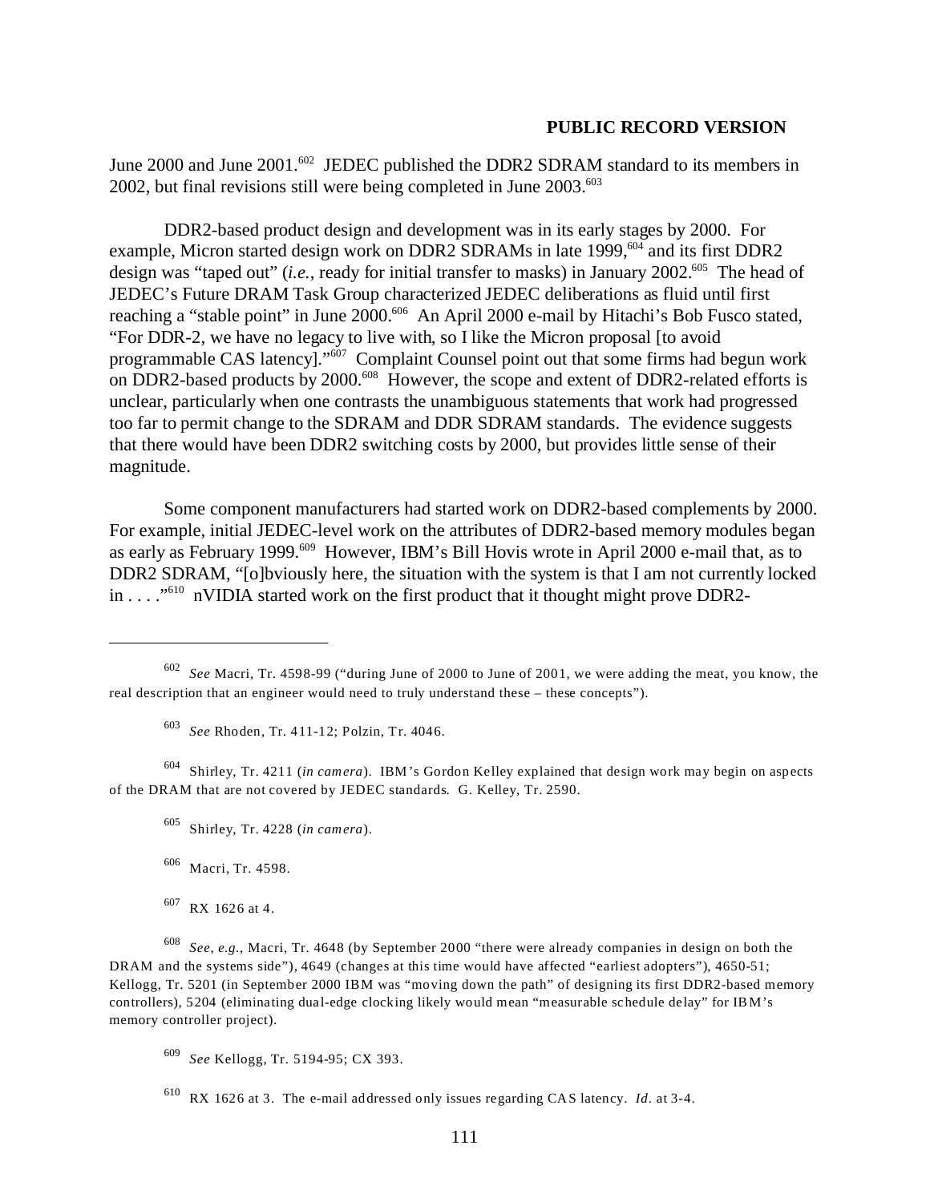June 2000 and June 2001.[602] JEDEC published the DDR2 SDRAM standard to its members in 2002, but final revisions still were being completed in June 2003.[603]

DDR2-based product design and development was in its early stages by 2000. For example, Micron started design work on DDR2 SDRAMs in late 1999,[604] and its first DDR2 design was "taped out" (*i.e.*, ready for initial transfer to masks) in January 2002.[605] The head of JEDEC's Future DRAM Task Group characterized JEDEC deliberations as fluid until first reaching a "stable point" in June 2000.[606] An April 2000 e-mail by Hitachi's Bob Fusco stated, "For DDR-2, we have no legacy to live with, so I like the Micron proposal [to avoid programmable CAS latency]."[607] Complaint Counsel point out that some firms had begun work on DDR2-based products by 2000.[608] However, the scope and extent of DDR2-related efforts is unclear, particularly when one contrasts the unambiguous statements that work had progressed too far to permit change to the SDRAM and DDR SDRAM standards. The evidence suggests that there would have been DDR2 switching costs by 2000, but provides little sense of their magnitude.

Some component manufacturers had started work on DDR2-based complements by 2000. For example, initial JEDEC-level work on the attributes of DDR2-based memory modules began as early as February 1999.[609] However, IBM's Bill Hovis wrote in April 2000 e-mail that, as to DDR2 SDRAM, "[o]bviously here, the situation with the system is that I am not currently locked in . . . ."[610] nVIDIA started work on the first product that it thought might prove DDR2-

---

[602] *See* Macri, Tr. 4598-99 ("during June of 2000 to June of 2001, we were adding the meat, you know, the real description that an engineer would need to truly understand these – these concepts").

[603] *See* Rhoden, Tr. 411-12; Polzin, Tr. 4046.

[604] Shirley, Tr. 4211 (*in camera*). IBM's Gordon Kelley explained that design work may begin on aspects of the DRAM that are not covered by JEDEC standards. G. Kelley, Tr. 2590.

[605] Shirley, Tr. 4228 (*in camera*).

[606] Macri, Tr. 4598.

[607] RX 1626 at 4.

[608] *See, e.g.,* Macri, Tr. 4648 (by September 2000 "there were already companies in design on both the DRAM and the systems side"), 4649 (changes at this time would have affected "earliest adopters"), 4650-51; Kellogg, Tr. 5201 (in September 2000 IBM was "moving down the path" of designing its first DDR2-based memory controllers), 5204 (eliminating dual-edge clocking likely would mean "measurable schedule delay" for IBM's memory controller project).

[609] *See* Kellogg, Tr. 5194-95; CX 393.

[610] RX 1626 at 3. The e-mail addressed only issues regarding CAS latency. *Id.* at 3-4.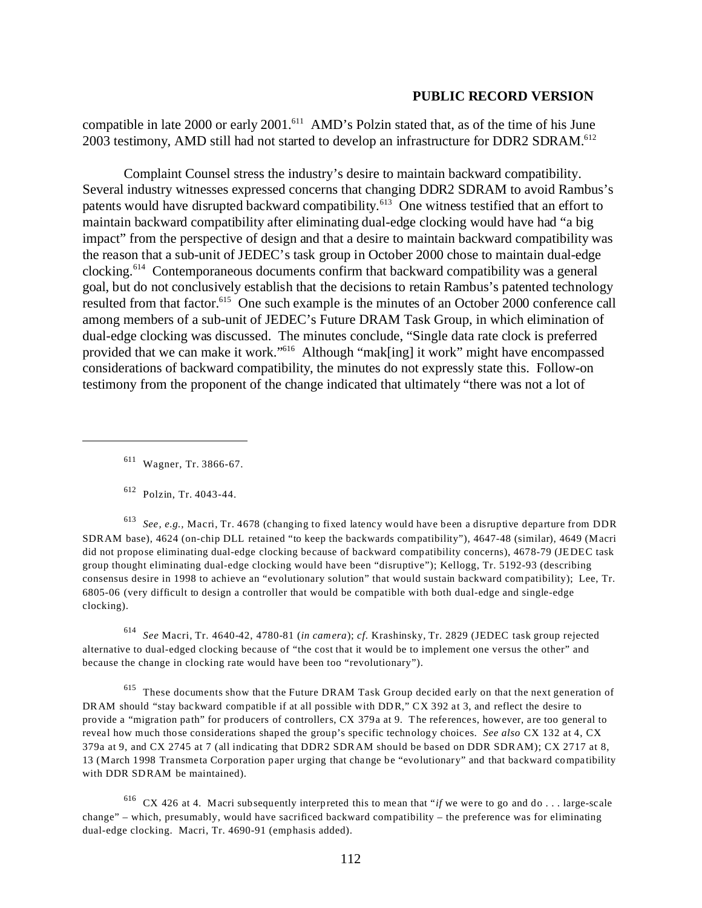compatible in late 2000 or early 2001.[611] AMD's Polzin stated that, as of the time of his June 2003 testimony, AMD still had not started to develop an infrastructure for DDR2 SDRAM.[612]

Complaint Counsel stress the industry's desire to maintain backward compatibility. Several industry witnesses expressed concerns that changing DDR2 SDRAM to avoid Rambus's patents would have disrupted backward compatibility.[613] One witness testified that an effort to maintain backward compatibility after eliminating dual-edge clocking would have had "a big impact" from the perspective of design and that a desire to maintain backward compatibility was the reason that a sub-unit of JEDEC's task group in October 2000 chose to maintain dual-edge clocking.[614] Contemporaneous documents confirm that backward compatibility was a general goal, but do not conclusively establish that the decisions to retain Rambus's patented technology resulted from that factor.[615] One such example is the minutes of an October 2000 conference call among members of a sub-unit of JEDEC's Future DRAM Task Group, in which elimination of dual-edge clocking was discussed. The minutes conclude, "Single data rate clock is preferred provided that we can make it work."[616] Although "mak[ing] it work" might have encompassed considerations of backward compatibility, the minutes do not expressly state this. Follow-on testimony from the proponent of the change indicated that ultimately "there was not a lot of

---

[611] Wagner, Tr. 3866-67.

[612] Polzin, Tr. 4043-44.

[613] *See, e.g.*, Macri, Tr. 4678 (changing to fixed latency would have been a disruptive departure from DDR SDRAM base), 4624 (on-chip DLL retained "to keep the backwards compatibility"), 4647-48 (similar), 4649 (Macri did not propose eliminating dual-edge clocking because of backward compatibility concerns), 4678-79 (JEDEC task group thought eliminating dual-edge clocking would have been "disruptive"); Kellogg, Tr. 5192-93 (describing consensus desire in 1998 to achieve an "evolutionary solution" that would sustain backward compatibility); Lee, Tr. 6805-06 (very difficult to design a controller that would be compatible with both dual-edge and single-edge clocking).

[614] *See* Macri, Tr. 4640-42, 4780-81 (*in camera*); *cf.* Krashinsky, Tr. 2829 (JEDEC task group rejected alternative to dual-edged clocking because of "the cost that it would be to implement one versus the other" and because the change in clocking rate would have been too "revolutionary").

[615] These documents show that the Future DRAM Task Group decided early on that the next generation of DRAM should "stay backward compatible if at all possible with DDR," CX 392 at 3, and reflect the desire to provide a "migration path" for producers of controllers, CX 379a at 9. The references, however, are too general to reveal how much those considerations shaped the group's specific technology choices. *See also* CX 132 at 4, CX 379a at 9, and CX 2745 at 7 (all indicating that DDR2 SDRAM should be based on DDR SDRAM); CX 2717 at 8, 13 (March 1998 Transmeta Corporation paper urging that change be "evolutionary" and that backward compatibility with DDR SDRAM be maintained).

[616] CX 426 at 4. Macri subsequently interpreted this to mean that "*if* we were to go and do . . . large-scale change" – which, presumably, would have sacrificed backward compatibility – the preference was for eliminating dual-edge clocking. Macri, Tr. 4690-91 (emphasis added).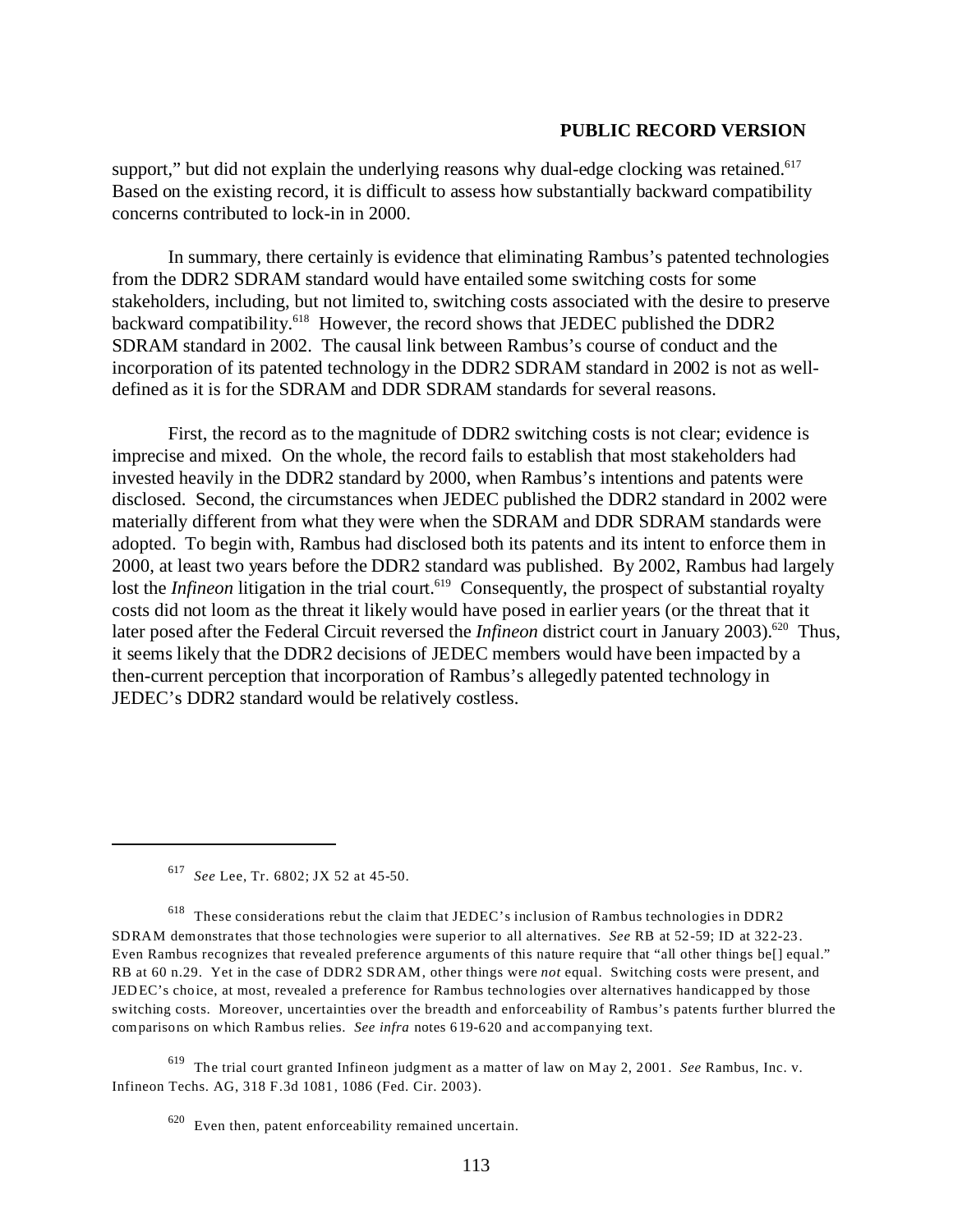support," but did not explain the underlying reasons why dual-edge clocking was retained.[617] Based on the existing record, it is difficult to assess how substantially backward compatibility concerns contributed to lock-in in 2000.

In summary, there certainly is evidence that eliminating Rambus's patented technologies from the DDR2 SDRAM standard would have entailed some switching costs for some stakeholders, including, but not limited to, switching costs associated with the desire to preserve backward compatibility.[618] However, the record shows that JEDEC published the DDR2 SDRAM standard in 2002. The causal link between Rambus's course of conduct and the incorporation of its patented technology in the DDR2 SDRAM standard in 2002 is not as well-defined as it is for the SDRAM and DDR SDRAM standards for several reasons.

First, the record as to the magnitude of DDR2 switching costs is not clear; evidence is imprecise and mixed. On the whole, the record fails to establish that most stakeholders had invested heavily in the DDR2 standard by 2000, when Rambus's intentions and patents were disclosed. Second, the circumstances when JEDEC published the DDR2 standard in 2002 were materially different from what they were when the SDRAM and DDR SDRAM standards were adopted. To begin with, Rambus had disclosed both its patents and its intent to enforce them in 2000, at least two years before the DDR2 standard was published. By 2002, Rambus had largely lost the *Infineon* litigation in the trial court.[619] Consequently, the prospect of substantial royalty costs did not loom as the threat it likely would have posed in earlier years (or the threat that it later posed after the Federal Circuit reversed the *Infineon* district court in January 2003).[620] Thus, it seems likely that the DDR2 decisions of JEDEC members would have been impacted by a then-current perception that incorporation of Rambus's allegedly patented technology in JEDEC's DDR2 standard would be relatively costless.

---

[617] *See* Lee, Tr. 6802; JX 52 at 45-50.

[618] These considerations rebut the claim that JEDEC's inclusion of Rambus technologies in DDR2 SDRAM demonstrates that those technologies were superior to all alternatives. *See* RB at 52-59; ID at 322-23. Even Rambus recognizes that revealed preference arguments of this nature require that "all other things be[] equal." RB at 60 n.29. Yet in the case of DDR2 SDRAM, other things were *not* equal. Switching costs were present, and JEDEC's choice, at most, revealed a preference for Rambus technologies over alternatives handicapped by those switching costs. Moreover, uncertainties over the breadth and enforceability of Rambus's patents further blurred the comparisons on which Rambus relies. *See infra* notes 619-620 and accompanying text.

[619] The trial court granted Infineon judgment as a matter of law on May 2, 2001. *See* Rambus, Inc. v. Infineon Techs. AG, 318 F.3d 1081, 1086 (Fed. Cir. 2003).

[620] Even then, patent enforceability remained uncertain.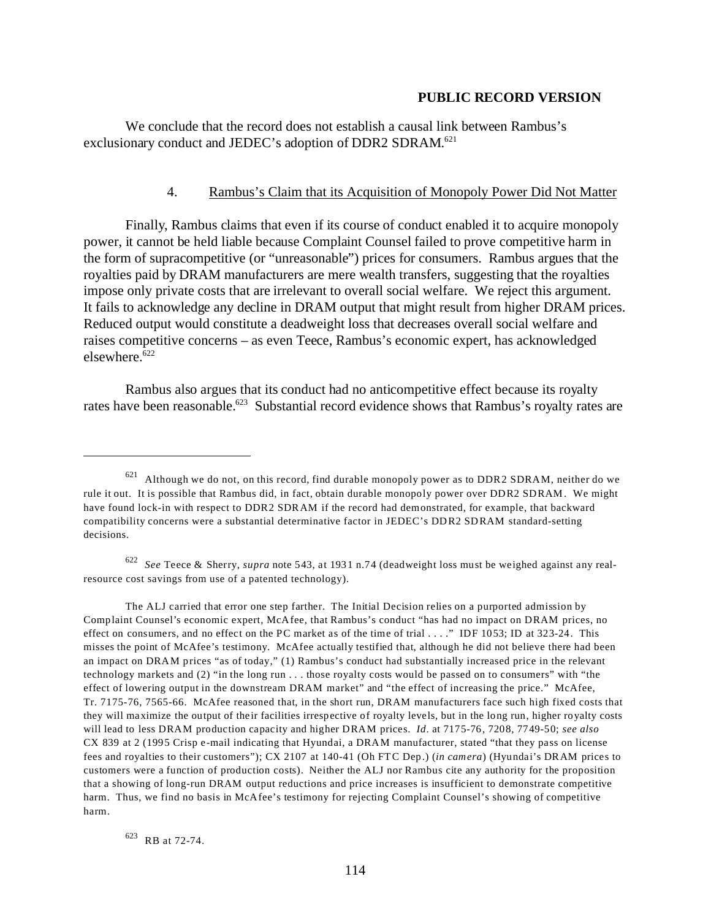**PUBLIC RECORD VERSION**

We conclude that the record does not establish a causal link between Rambus's exclusionary conduct and JEDEC's adoption of DDR2 SDRAM.[621]

4. Rambus's Claim that its Acquisition of Monopoly Power Did Not Matter

Finally, Rambus claims that even if its course of conduct enabled it to acquire monopoly power, it cannot be held liable because Complaint Counsel failed to prove competitive harm in the form of supracompetitive (or "unreasonable") prices for consumers. Rambus argues that the royalties paid by DRAM manufacturers are mere wealth transfers, suggesting that the royalties impose only private costs that are irrelevant to overall social welfare. We reject this argument. It fails to acknowledge any decline in DRAM output that might result from higher DRAM prices. Reduced output would constitute a deadweight loss that decreases overall social welfare and raises competitive concerns – as even Teece, Rambus's economic expert, has acknowledged elsewhere.[622]

Rambus also argues that its conduct had no anticompetitive effect because its royalty rates have been reasonable.[623] Substantial record evidence shows that Rambus's royalty rates are

---

[621] Although we do not, on this record, find durable monopoly power as to DDR2 SDRAM, neither do we rule it out. It is possible that Rambus did, in fact, obtain durable monopoly power over DDR2 SDRAM. We might have found lock-in with respect to DDR2 SDRAM if the record had demonstrated, for example, that backward compatibility concerns were a substantial determinative factor in JEDEC's DDR2 SDRAM standard-setting decisions.

[622] *See* Teece & Sherry, *supra* note 543, at 1931 n.74 (deadweight loss must be weighed against any real-resource cost savings from use of a patented technology).

The ALJ carried that error one step farther. The Initial Decision relies on a purported admission by Complaint Counsel's economic expert, McAfee, that Rambus's conduct "has had no impact on DRAM prices, no effect on consumers, and no effect on the PC market as of the time of trial . . . ." IDF 1053; ID at 323-24. This misses the point of McAfee's testimony. McAfee actually testified that, although he did not believe there had been an impact on DRAM prices "as of today," (1) Rambus's conduct had substantially increased price in the relevant technology markets and (2) "in the long run . . . those royalty costs would be passed on to consumers" with "the effect of lowering output in the downstream DRAM market" and "the effect of increasing the price." McAfee, Tr. 7175-76, 7565-66. McAfee reasoned that, in the short run, DRAM manufacturers face such high fixed costs that they will maximize the output of their facilities irrespective of royalty levels, but in the long run, higher royalty costs will lead to less DRAM production capacity and higher DRAM prices. *Id.* at 7175-76, 7208, 7749-50; *see also* CX 839 at 2 (1995 Crisp e-mail indicating that Hyundai, a DRAM manufacturer, stated "that they pass on license fees and royalties to their customers"); CX 2107 at 140-41 (Oh FTC Dep.) (*in camera*) (Hyundai's DRAM prices to customers were a function of production costs). Neither the ALJ nor Rambus cite any authority for the proposition that a showing of long-run DRAM output reductions and price increases is insufficient to demonstrate competitive harm. Thus, we find no basis in McAfee's testimony for rejecting Complaint Counsel's showing of competitive harm.

[623] RB at 72-74.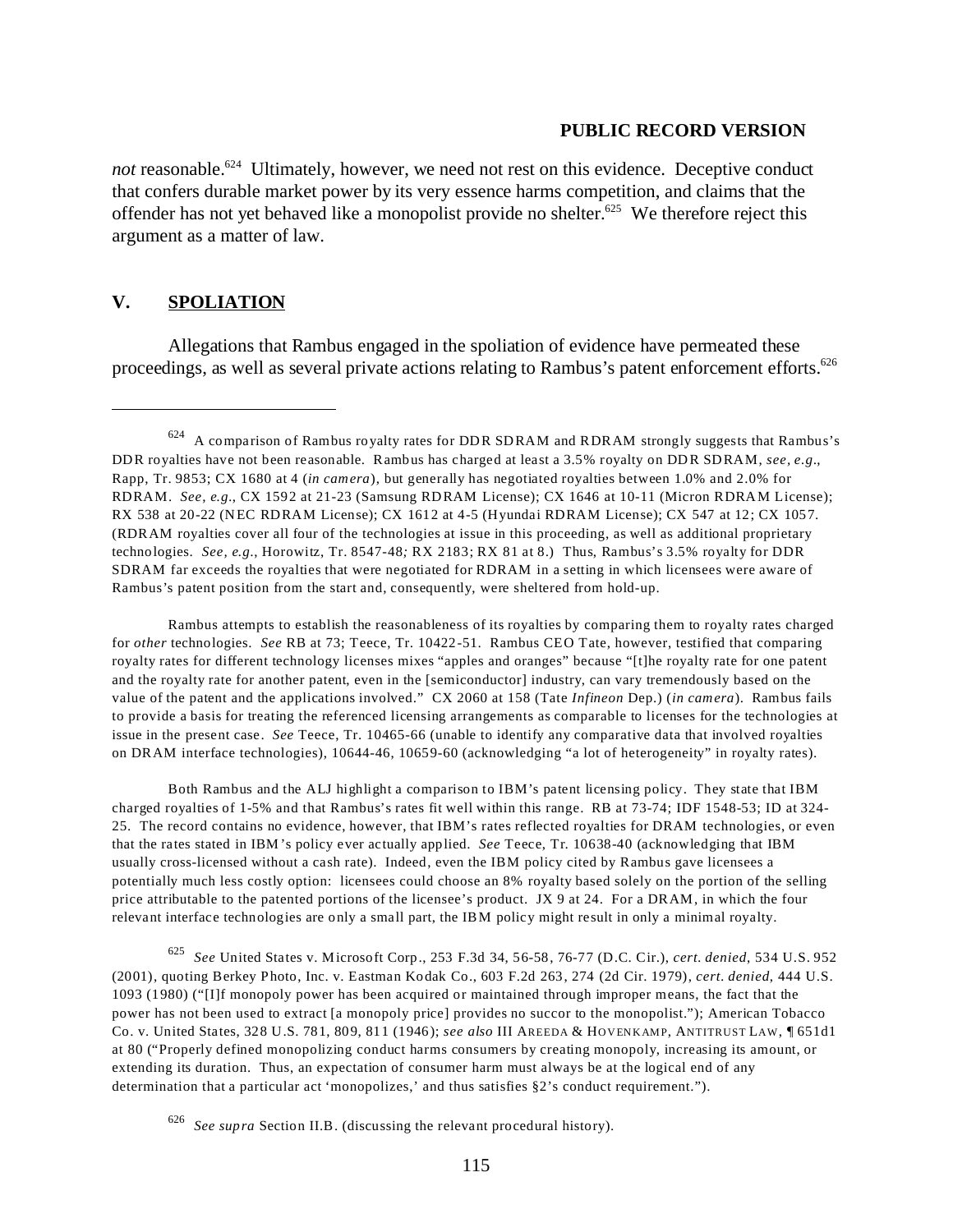*not* reasonable.[624] Ultimately, however, we need not rest on this evidence. Deceptive conduct that confers durable market power by its very essence harms competition, and claims that the offender has not yet behaved like a monopolist provide no shelter.[625] We therefore reject this argument as a matter of law.

## V. SPOLIATION

Allegations that Rambus engaged in the spoliation of evidence have permeated these proceedings, as well as several private actions relating to Rambus's patent enforcement efforts.[626]

---

[624] A comparison of Rambus royalty rates for DDR SDRAM and RDRAM strongly suggests that Rambus's DDR royalties have not been reasonable. Rambus has charged at least a 3.5% royalty on DDR SDRAM, *see, e.g.*, Rapp, Tr. 9853; CX 1680 at 4 (*in camera*), but generally has negotiated royalties between 1.0% and 2.0% for RDRAM. *See, e.g.*, CX 1592 at 21-23 (Samsung RDRAM License); CX 1646 at 10-11 (Micron RDRAM License); RX 538 at 20-22 (NEC RDRAM License); CX 1612 at 4-5 (Hyundai RDRAM License); CX 547 at 12; CX 1057. (RDRAM royalties cover all four of the technologies at issue in this proceeding, as well as additional proprietary technologies. *See, e.g.*, Horowitz, Tr. 8547-48*;* RX 2183; RX 81 at 8.) Thus, Rambus's 3.5% royalty for DDR SDRAM far exceeds the royalties that were negotiated for RDRAM in a setting in which licensees were aware of Rambus's patent position from the start and, consequently, were sheltered from hold-up.

Rambus attempts to establish the reasonableness of its royalties by comparing them to royalty rates charged for *other* technologies. *See* RB at 73; Teece, Tr. 10422-51. Rambus CEO Tate, however, testified that comparing royalty rates for different technology licenses mixes "apples and oranges" because "[t]he royalty rate for one patent and the royalty rate for another patent, even in the [semiconductor] industry, can vary tremendously based on the value of the patent and the applications involved." CX 2060 at 158 (Tate *Infineon* Dep.) (*in camera*). Rambus fails to provide a basis for treating the referenced licensing arrangements as comparable to licenses for the technologies at issue in the present case. *See* Teece, Tr. 10465-66 (unable to identify any comparative data that involved royalties on DRAM interface technologies), 10644-46, 10659-60 (acknowledging "a lot of heterogeneity" in royalty rates).

Both Rambus and the ALJ highlight a comparison to IBM's patent licensing policy. They state that IBM charged royalties of 1-5% and that Rambus's rates fit well within this range. RB at 73-74; IDF 1548-53; ID at 324-25. The record contains no evidence, however, that IBM's rates reflected royalties for DRAM technologies, or even that the rates stated in IBM's policy ever actually applied. *See* Teece, Tr. 10638-40 (acknowledging that IBM usually cross-licensed without a cash rate). Indeed, even the IBM policy cited by Rambus gave licensees a potentially much less costly option: licensees could choose an 8% royalty based solely on the portion of the selling price attributable to the patented portions of the licensee's product. JX 9 at 24. For a DRAM, in which the four relevant interface technologies are only a small part, the IBM policy might result in only a minimal royalty.

[625] *See* United States v. Microsoft Corp., 253 F.3d 34, 56-58, 76-77 (D.C. Cir.), *cert. denied*, 534 U.S. 952 (2001), quoting Berkey Photo, Inc. v. Eastman Kodak Co., 603 F.2d 263, 274 (2d Cir. 1979), *cert. denied*, 444 U.S. 1093 (1980) ("[I]f monopoly power has been acquired or maintained through improper means, the fact that the power has not been used to extract [a monopoly price] provides no succor to the monopolist."); American Tobacco Co. v. United States, 328 U.S. 781, 809, 811 (1946); *see also* III AREEDA & HOVENKAMP, ANTITRUST LAW, ¶ 651d1 at 80 ("Properly defined monopolizing conduct harms consumers by creating monopoly, increasing its amount, or extending its duration. Thus, an expectation of consumer harm must always be at the logical end of any determination that a particular act 'monopolizes,' and thus satisfies §2's conduct requirement.").

[626] *See supra* Section II.B. (discussing the relevant procedural history).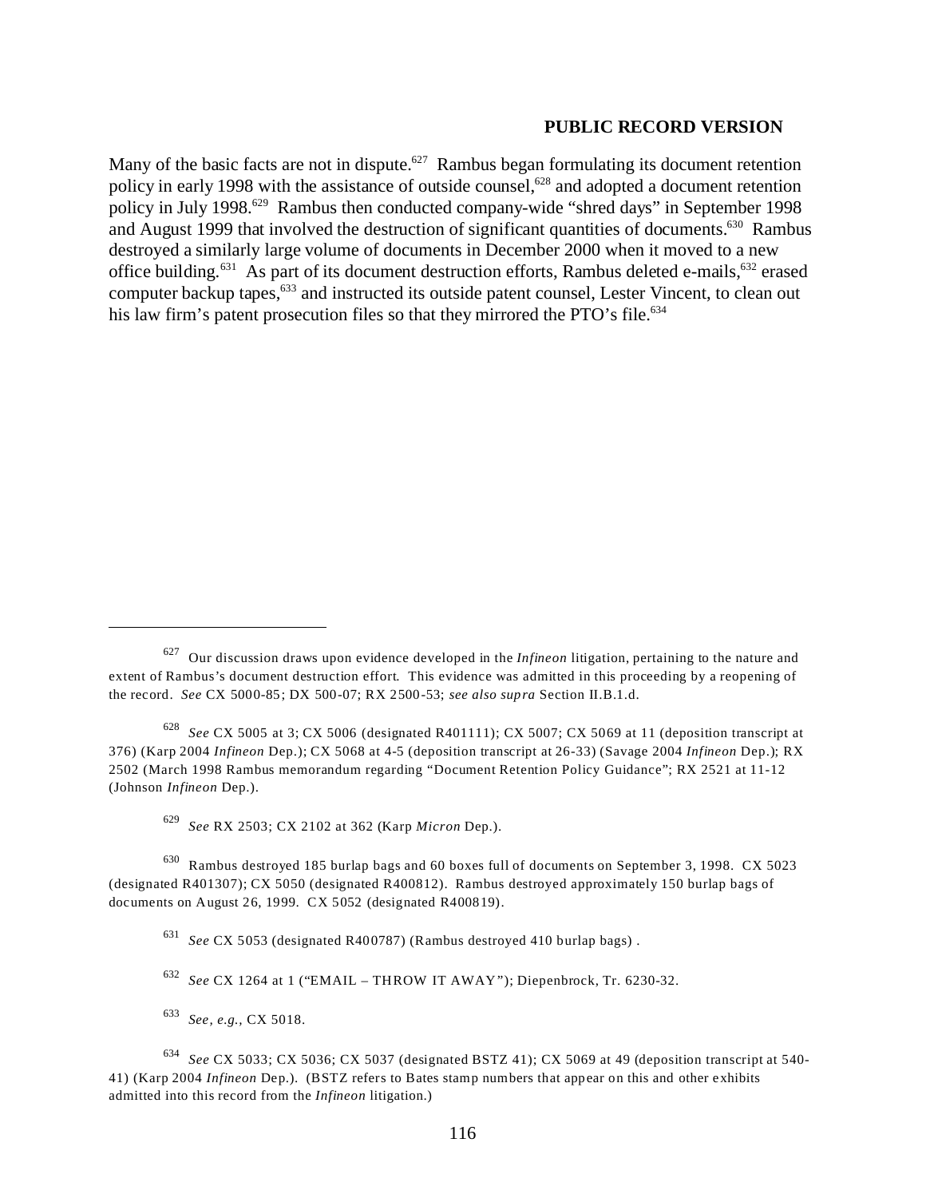**PUBLIC RECORD VERSION**

Many of the basic facts are not in dispute.[627] Rambus began formulating its document retention policy in early 1998 with the assistance of outside counsel,[628] and adopted a document retention policy in July 1998.[629] Rambus then conducted company-wide "shred days" in September 1998 and August 1999 that involved the destruction of significant quantities of documents.[630] Rambus destroyed a similarly large volume of documents in December 2000 when it moved to a new office building.[631] As part of its document destruction efforts, Rambus deleted e-mails,[632] erased computer backup tapes,[633] and instructed its outside patent counsel, Lester Vincent, to clean out his law firm's patent prosecution files so that they mirrored the PTO's file.[634]

---

[627] Our discussion draws upon evidence developed in the *Infineon* litigation, pertaining to the nature and extent of Rambus's document destruction effort. This evidence was admitted in this proceeding by a reopening of the record. *See* CX 5000-85; DX 500-07; RX 2500-53; *see also supra* Section II.B.1.d.

[628] *See* CX 5005 at 3; CX 5006 (designated R401111); CX 5007; CX 5069 at 11 (deposition transcript at 376) (Karp 2004 *Infineon* Dep.); CX 5068 at 4-5 (deposition transcript at 26-33) (Savage 2004 *Infineon* Dep.); RX 2502 (March 1998 Rambus memorandum regarding "Document Retention Policy Guidance"; RX 2521 at 11-12 (Johnson *Infineon* Dep.).

[629] *See* RX 2503; CX 2102 at 362 (Karp *Micron* Dep.).

[630] Rambus destroyed 185 burlap bags and 60 boxes full of documents on September 3, 1998. CX 5023 (designated R401307); CX 5050 (designated R400812). Rambus destroyed approximately 150 burlap bags of documents on August 26, 1999. CX 5052 (designated R400819).

[631] *See* CX 5053 (designated R400787) (Rambus destroyed 410 burlap bags) .

[632] *See* CX 1264 at 1 ("EMAIL – THROW IT AWAY"); Diepenbrock, Tr. 6230-32.

[633] *See, e.g.,* CX 5018.

[634] *See* CX 5033; CX 5036; CX 5037 (designated BSTZ 41); CX 5069 at 49 (deposition transcript at 540-41) (Karp 2004 *Infineon* Dep.). (BSTZ refers to Bates stamp numbers that appear on this and other exhibits admitted into this record from the *Infineon* litigation.)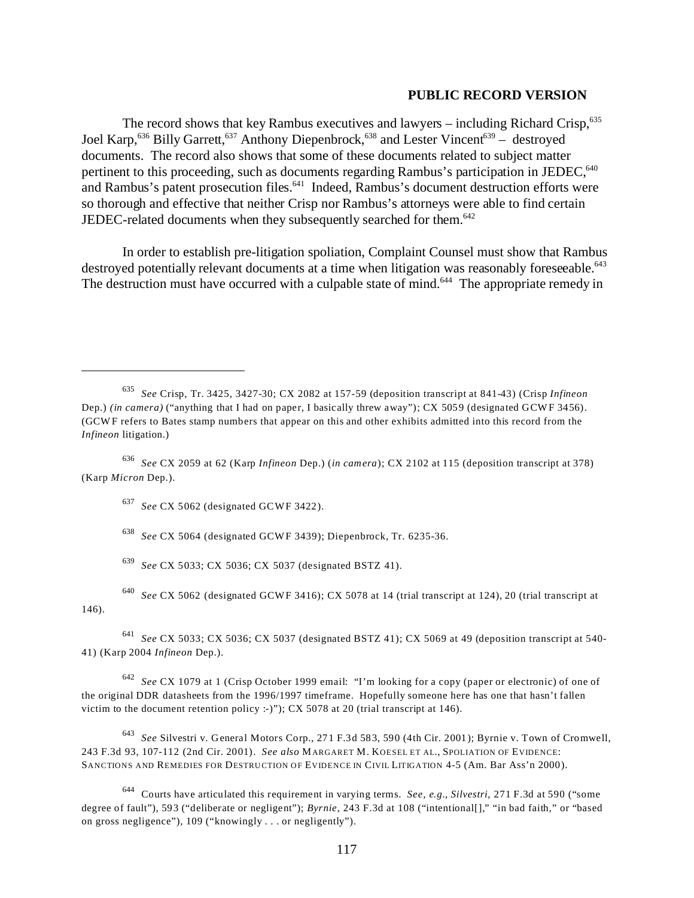**PUBLIC RECORD VERSION**

The record shows that key Rambus executives and lawyers – including Richard Crisp,[635] Joel Karp,[636] Billy Garrett,[637] Anthony Diepenbrock,[638] and Lester Vincent[639] – destroyed documents. The record also shows that some of these documents related to subject matter pertinent to this proceeding, such as documents regarding Rambus's participation in JEDEC,[640] and Rambus's patent prosecution files.[641] Indeed, Rambus's document destruction efforts were so thorough and effective that neither Crisp nor Rambus's attorneys were able to find certain JEDEC-related documents when they subsequently searched for them.[642]

In order to establish pre-litigation spoliation, Complaint Counsel must show that Rambus destroyed potentially relevant documents at a time when litigation was reasonably foreseeable.[643] The destruction must have occurred with a culpable state of mind.[644] The appropriate remedy in

---

[635] *See* Crisp, Tr. 3425, 3427-30; CX 2082 at 157-59 (deposition transcript at 841-43) (Crisp *Infineon* Dep.) *(in camera)* ("anything that I had on paper, I basically threw away"); CX 5059 (designated GCWF 3456). (GCWF refers to Bates stamp numbers that appear on this and other exhibits admitted into this record from the *Infineon* litigation.)

[636] *See* CX 2059 at 62 (Karp *Infineon* Dep.) (*in camera*); CX 2102 at 115 (deposition transcript at 378) (Karp *Micron* Dep.).

[637] *See* CX 5062 (designated GCWF 3422).

[638] *See* CX 5064 (designated GCWF 3439); Diepenbrock, Tr. 6235-36.

[639] *See* CX 5033; CX 5036; CX 5037 (designated BSTZ 41).

[640] *See* CX 5062 (designated GCWF 3416); CX 5078 at 14 (trial transcript at 124), 20 (trial transcript at 146).

[641] *See* CX 5033; CX 5036; CX 5037 (designated BSTZ 41); CX 5069 at 49 (deposition transcript at 540-41) (Karp 2004 *Infineon* Dep.).

[642] *See* CX 1079 at 1 (Crisp October 1999 email: "I'm looking for a copy (paper or electronic) of one of the original DDR datasheets from the 1996/1997 timeframe. Hopefully someone here has one that hasn't fallen victim to the document retention policy :-)"); CX 5078 at 20 (trial transcript at 146).

[643] *See* Silvestri v. General Motors Corp., 271 F.3d 583, 590 (4th Cir. 2001); Byrnie v. Town of Cromwell, 243 F.3d 93, 107-112 (2nd Cir. 2001). *See also* MARGARET M. KOESEL ET AL., SPOLIATION OF EVIDENCE: SANCTIONS AND REMEDIES FOR DESTRUCTION OF EVIDENCE IN CIVIL LITIGATION 4-5 (Am. Bar Ass'n 2000).

[644] Courts have articulated this requirement in varying terms. *See, e.g.*, *Silvestri*, 271 F.3d at 590 ("some degree of fault"), 593 ("deliberate or negligent"); *Byrnie*, 243 F.3d at 108 ("intentional[]," "in bad faith," or "based on gross negligence"), 109 ("knowingly . . . or negligently").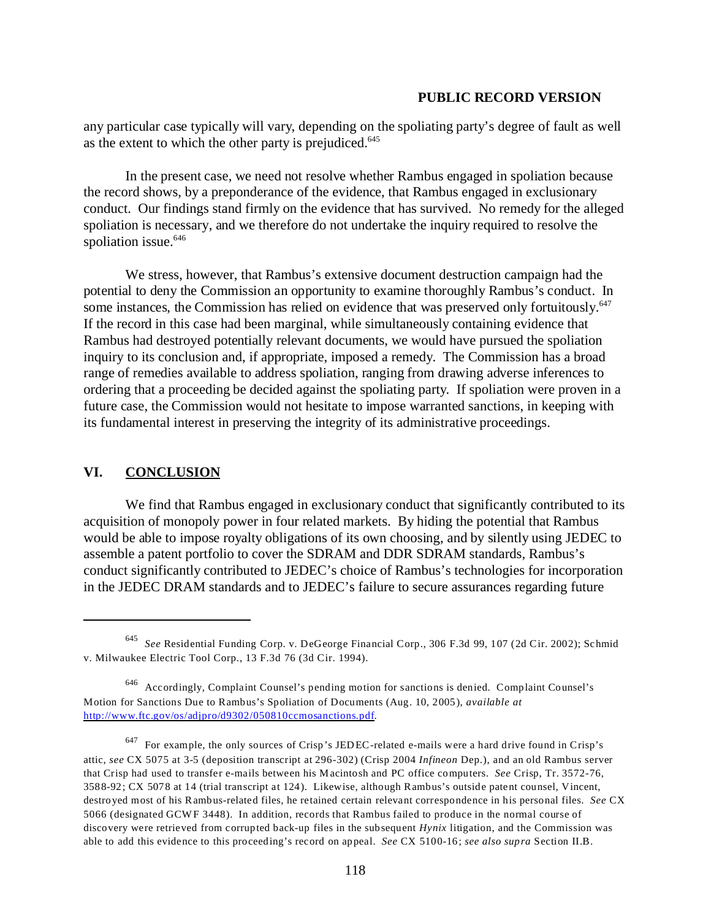any particular case typically will vary, depending on the spoliating party's degree of fault as well as the extent to which the other party is prejudiced.[645]

In the present case, we need not resolve whether Rambus engaged in spoliation because the record shows, by a preponderance of the evidence, that Rambus engaged in exclusionary conduct. Our findings stand firmly on the evidence that has survived. No remedy for the alleged spoliation is necessary, and we therefore do not undertake the inquiry required to resolve the spoliation issue.[646]

We stress, however, that Rambus's extensive document destruction campaign had the potential to deny the Commission an opportunity to examine thoroughly Rambus's conduct. In some instances, the Commission has relied on evidence that was preserved only fortuitously.[647] If the record in this case had been marginal, while simultaneously containing evidence that Rambus had destroyed potentially relevant documents, we would have pursued the spoliation inquiry to its conclusion and, if appropriate, imposed a remedy. The Commission has a broad range of remedies available to address spoliation, ranging from drawing adverse inferences to ordering that a proceeding be decided against the spoliating party. If spoliation were proven in a future case, the Commission would not hesitate to impose warranted sanctions, in keeping with its fundamental interest in preserving the integrity of its administrative proceedings.

## VI. CONCLUSION

We find that Rambus engaged in exclusionary conduct that significantly contributed to its acquisition of monopoly power in four related markets. By hiding the potential that Rambus would be able to impose royalty obligations of its own choosing, and by silently using JEDEC to assemble a patent portfolio to cover the SDRAM and DDR SDRAM standards, Rambus's conduct significantly contributed to JEDEC's choice of Rambus's technologies for incorporation in the JEDEC DRAM standards and to JEDEC's failure to secure assurances regarding future

---

[645] *See* Residential Funding Corp. v. DeGeorge Financial Corp., 306 F.3d 99, 107 (2d Cir. 2002); Schmid v. Milwaukee Electric Tool Corp., 13 F.3d 76 (3d Cir. 1994).

[646] Accordingly, Complaint Counsel's pending motion for sanctions is denied. Complaint Counsel's Motion for Sanctions Due to Rambus's Spoliation of Documents (Aug. 10, 2005), *available at* http://www.ftc.gov/os/adjpro/d9302/050810ccmosanctions.pdf.

[647] For example, the only sources of Crisp's JEDEC-related e-mails were a hard drive found in Crisp's attic, *see* CX 5075 at 3-5 (deposition transcript at 296-302) (Crisp 2004 *Infineon* Dep.), and an old Rambus server that Crisp had used to transfer e-mails between his Macintosh and PC office computers. *See* Crisp, Tr. 3572-76, 3588-92; CX 5078 at 14 (trial transcript at 124). Likewise, although Rambus's outside patent counsel, Vincent, destroyed most of his Rambus-related files, he retained certain relevant correspondence in his personal files. *See* CX 5066 (designated GCWF 3448). In addition, records that Rambus failed to produce in the normal course of discovery were retrieved from corrupted back-up files in the subsequent *Hynix* litigation, and the Commission was able to add this evidence to this proceeding's record on appeal. *See* CX 5100-16; *see also supra* Section II.B.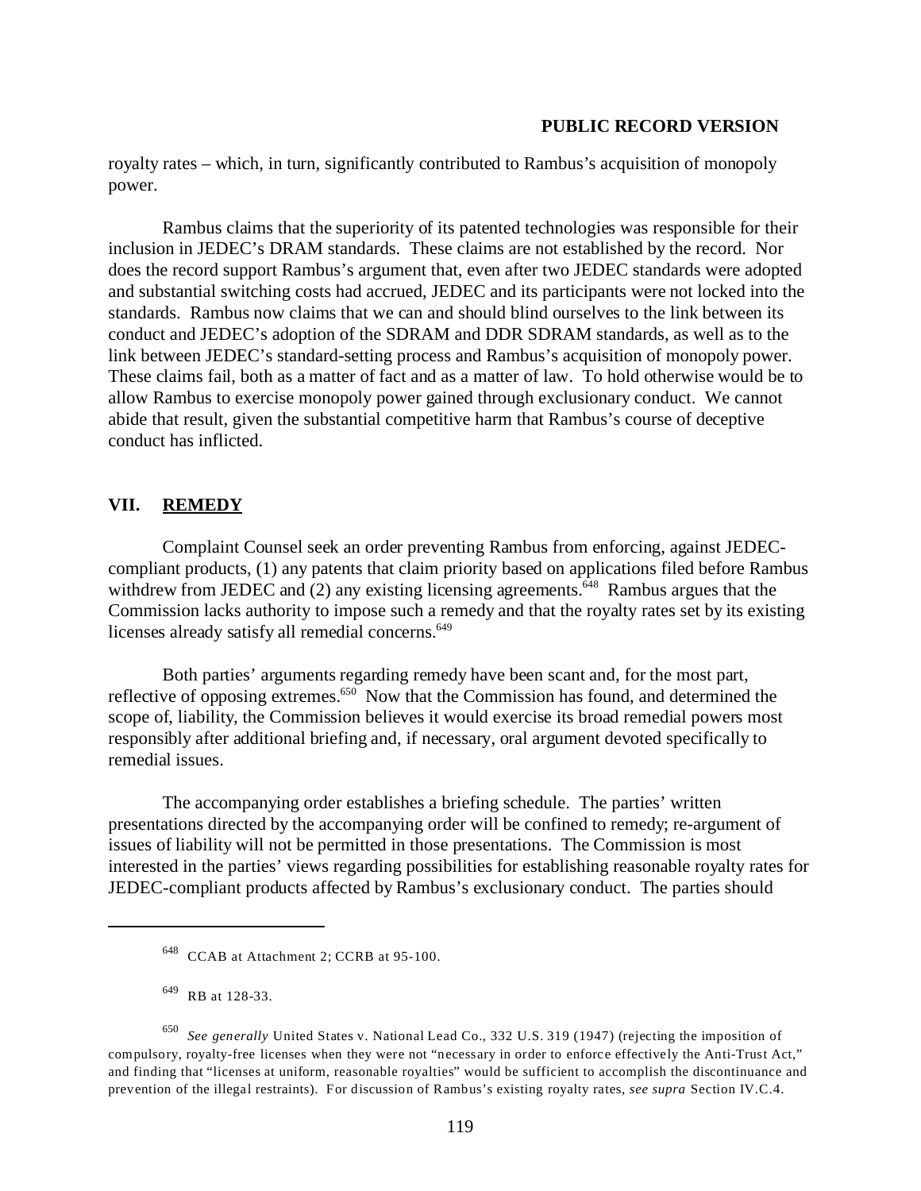royalty rates – which, in turn, significantly contributed to Rambus's acquisition of monopoly power.

Rambus claims that the superiority of its patented technologies was responsible for their inclusion in JEDEC's DRAM standards. These claims are not established by the record. Nor does the record support Rambus's argument that, even after two JEDEC standards were adopted and substantial switching costs had accrued, JEDEC and its participants were not locked into the standards. Rambus now claims that we can and should blind ourselves to the link between its conduct and JEDEC's adoption of the SDRAM and DDR SDRAM standards, as well as to the link between JEDEC's standard-setting process and Rambus's acquisition of monopoly power. These claims fail, both as a matter of fact and as a matter of law. To hold otherwise would be to allow Rambus to exercise monopoly power gained through exclusionary conduct. We cannot abide that result, given the substantial competitive harm that Rambus's course of deceptive conduct has inflicted.

## VII. REMEDY

Complaint Counsel seek an order preventing Rambus from enforcing, against JEDEC-compliant products, (1) any patents that claim priority based on applications filed before Rambus withdrew from JEDEC and (2) any existing licensing agreements.[648] Rambus argues that the Commission lacks authority to impose such a remedy and that the royalty rates set by its existing licenses already satisfy all remedial concerns.[649]

Both parties' arguments regarding remedy have been scant and, for the most part, reflective of opposing extremes.[650] Now that the Commission has found, and determined the scope of, liability, the Commission believes it would exercise its broad remedial powers most responsibly after additional briefing and, if necessary, oral argument devoted specifically to remedial issues.

The accompanying order establishes a briefing schedule. The parties' written presentations directed by the accompanying order will be confined to remedy; re-argument of issues of liability will not be permitted in those presentations. The Commission is most interested in the parties' views regarding possibilities for establishing reasonable royalty rates for JEDEC-compliant products affected by Rambus's exclusionary conduct. The parties should

---

[648] CCAB at Attachment 2; CCRB at 95-100.

[649] RB at 128-33.

[650] *See generally* United States v. National Lead Co., 332 U.S. 319 (1947) (rejecting the imposition of compulsory, royalty-free licenses when they were not "necessary in order to enforce effectively the Anti-Trust Act," and finding that "licenses at uniform, reasonable royalties" would be sufficient to accomplish the discontinuance and prevention of the illegal restraints). For discussion of Rambus's existing royalty rates, *see supra* Section IV.C.4.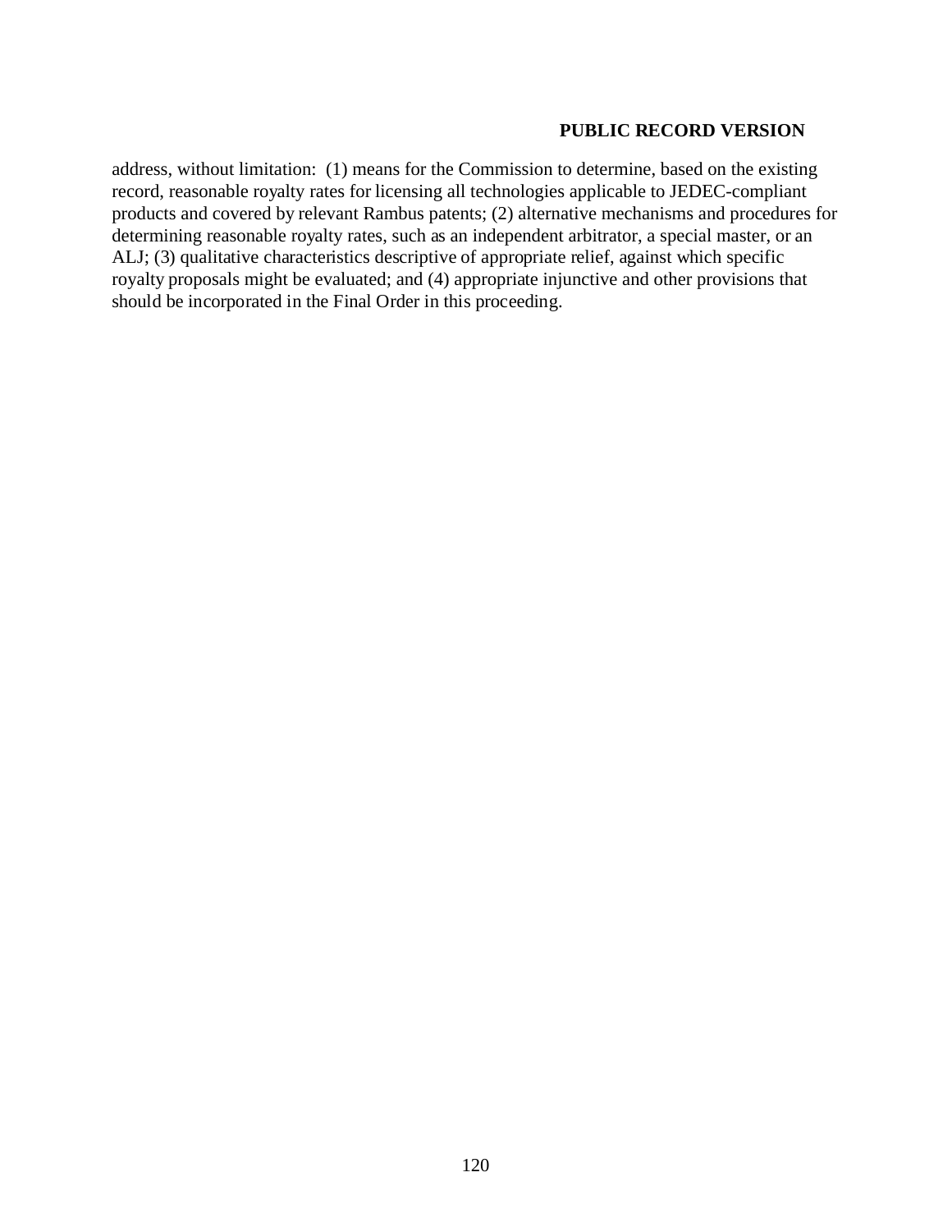address, without limitation: (1) means for the Commission to determine, based on the existing record, reasonable royalty rates for licensing all technologies applicable to JEDEC-compliant products and covered by relevant Rambus patents; (2) alternative mechanisms and procedures for determining reasonable royalty rates, such as an independent arbitrator, a special master, or an ALJ; (3) qualitative characteristics descriptive of appropriate relief, against which specific royalty proposals might be evaluated; and (4) appropriate injunctive and other provisions that should be incorporated in the Final Order in this proceeding.